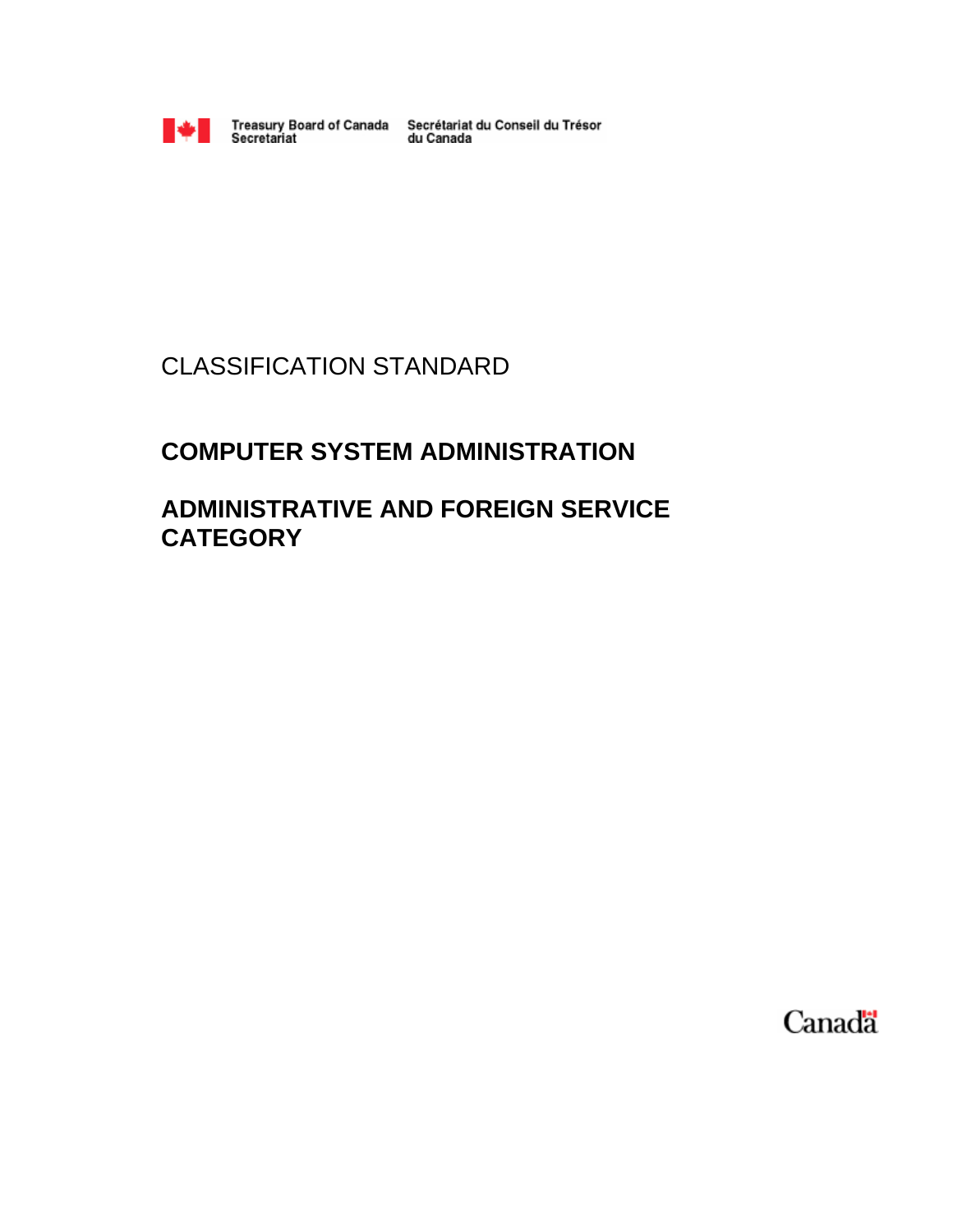Treasury Board of Canada Secretariat | Secrétariat du Conseil du Trésor du Canada

CLASSIFICATION STANDARD

# COMPUTER SYSTEM ADMINISTRATION

# ADMINISTRATIVE AND FOREIGN SERVICE CATEGORY

Canada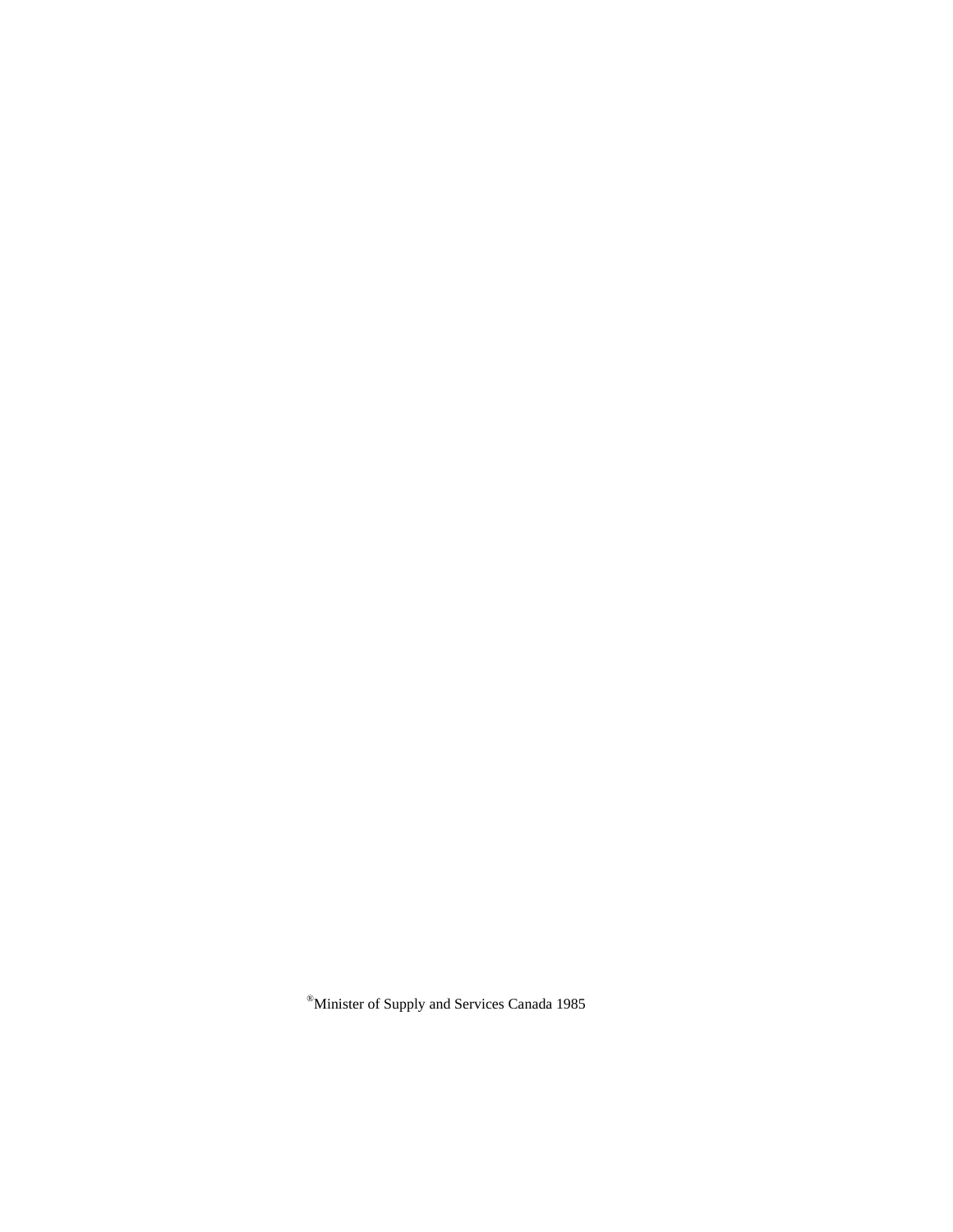®Minister of Supply and Services Canada 1985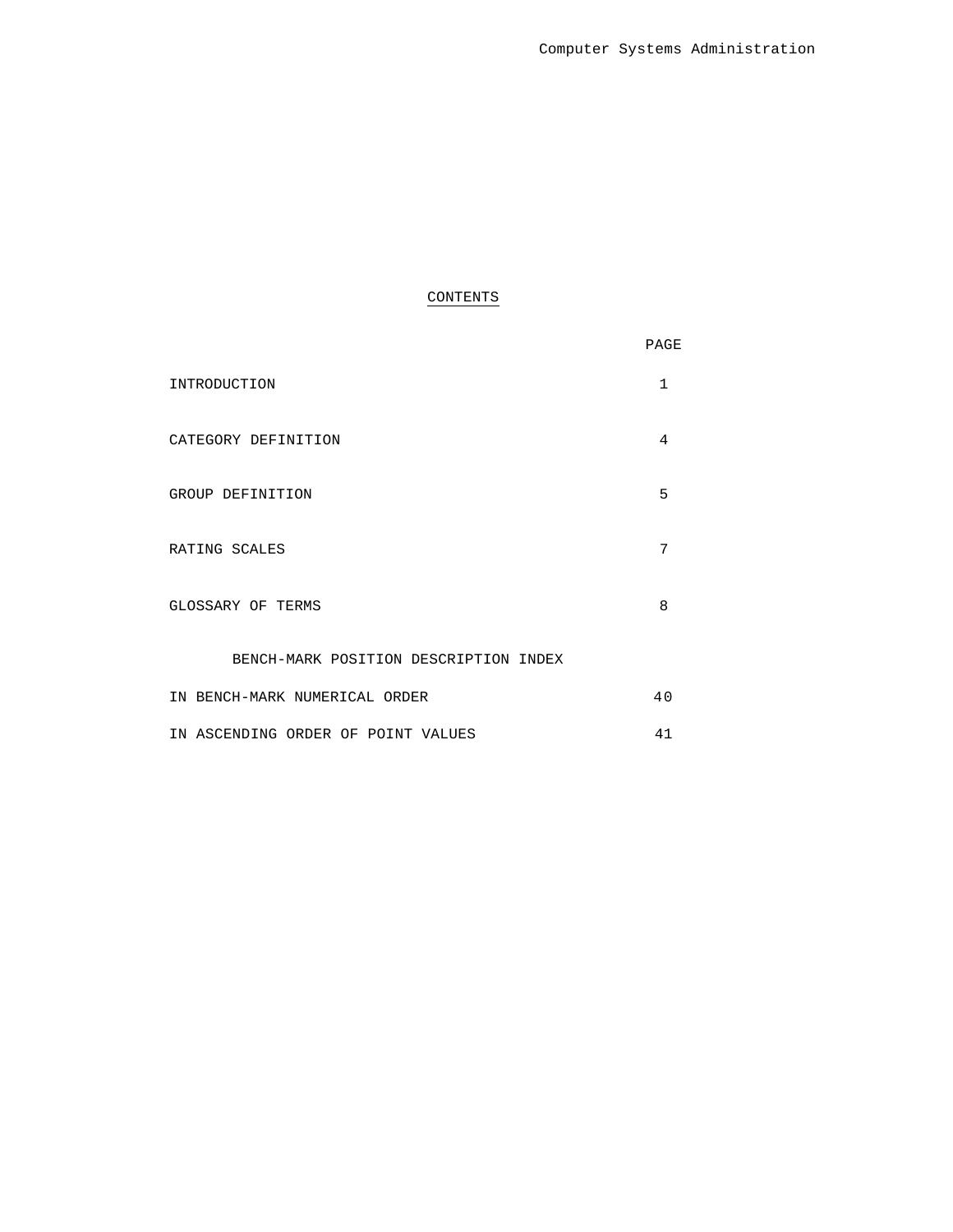## CONTENTS

| | PAGE |
|---|---|
| INTRODUCTION | 1 |
| CATEGORY DEFINITION | 4 |
| GROUP DEFINITION | 5 |
| RATING SCALES | 7 |
| GLOSSARY OF TERMS | 8 |
| BENCH-MARK POSITION DESCRIPTION INDEX | |
| IN BENCH-MARK NUMERICAL ORDER | 40 |
| IN ASCENDING ORDER OF POINT VALUES | 41 |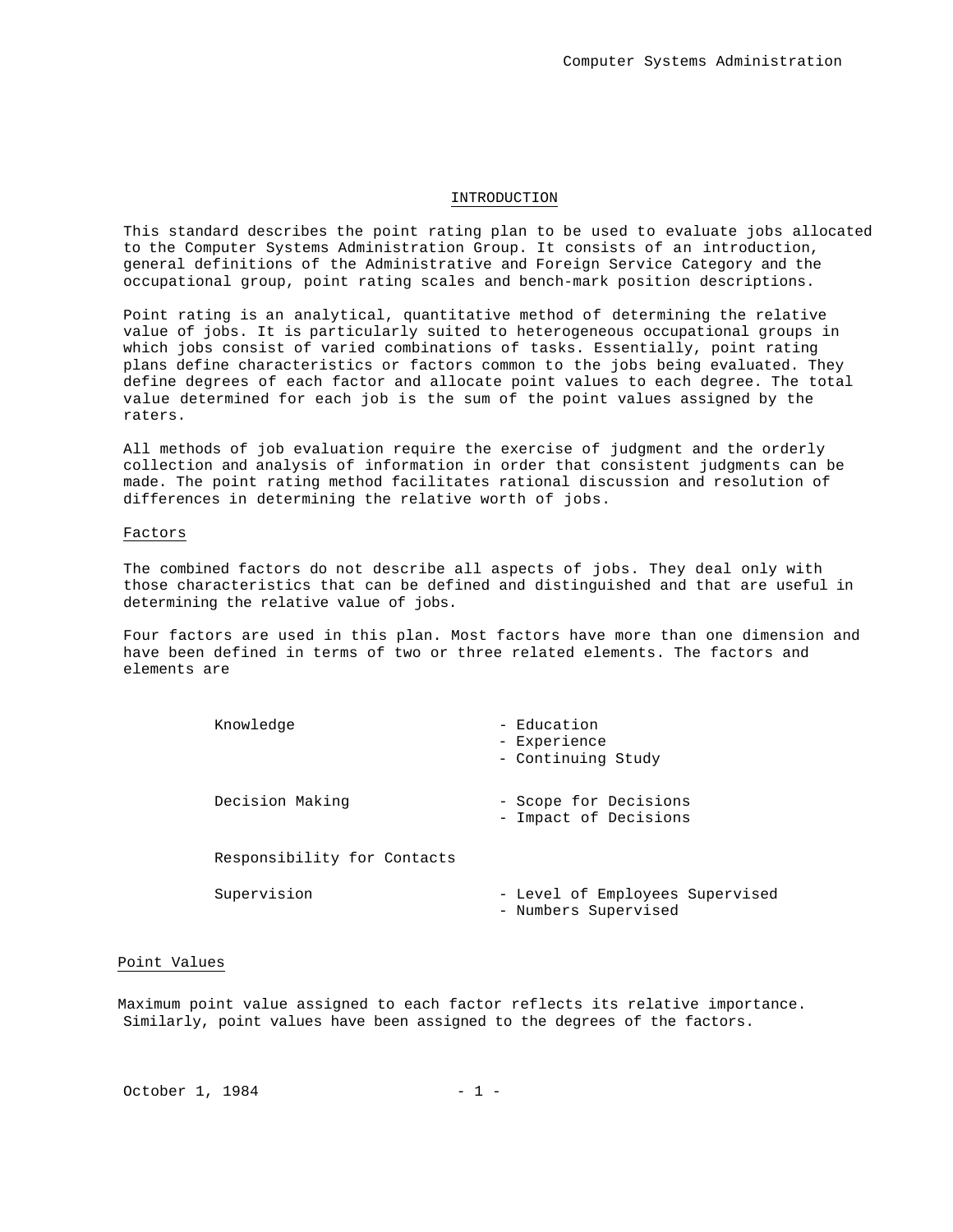## INTRODUCTION

This standard describes the point rating plan to be used to evaluate jobs allocated to the Computer Systems Administration Group. It consists of an introduction, general definitions of the Administrative and Foreign Service Category and the occupational group, point rating scales and bench-mark position descriptions.

Point rating is an analytical, quantitative method of determining the relative value of jobs. It is particularly suited to heterogeneous occupational groups in which jobs consist of varied combinations of tasks. Essentially, point rating plans define characteristics or factors common to the jobs being evaluated. They define degrees of each factor and allocate point values to each degree. The total value determined for each job is the sum of the point values assigned by the raters.

All methods of job evaluation require the exercise of judgment and the orderly collection and analysis of information in order that consistent judgments can be made. The point rating method facilitates rational discussion and resolution of differences in determining the relative worth of jobs.

### Factors

The combined factors do not describe all aspects of jobs. They deal only with those characteristics that can be defined and distinguished and that are useful in determining the relative value of jobs.

Four factors are used in this plan. Most factors have more than one dimension and have been defined in terms of two or three related elements. The factors and elements are

| Factor | Elements |
|---|---|
| Knowledge | - Education<br>- Experience<br>- Continuing Study |
| Decision Making | - Scope for Decisions<br>- Impact of Decisions |
| Responsibility for Contacts | |
| Supervision | - Level of Employees Supervised<br>- Numbers Supervised |

### Point Values

Maximum point value assigned to each factor reflects its relative importance. Similarly, point values have been assigned to the degrees of the factors.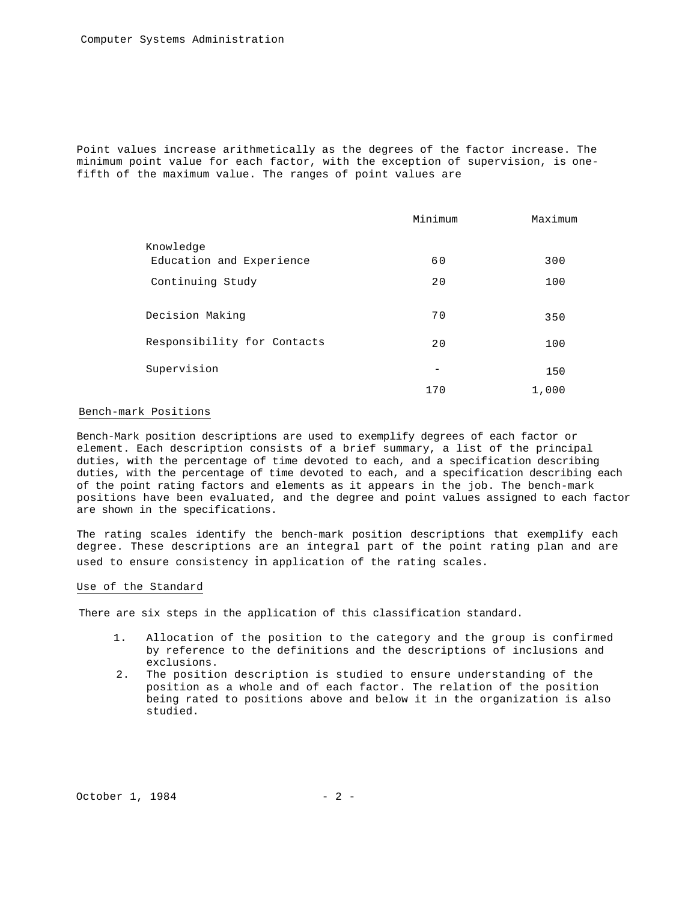Point values increase arithmetically as the degrees of the factor increase. The minimum point value for each factor, with the exception of supervision, is one-fifth of the maximum value. The ranges of point values are

| | Minimum | Maximum |
|---|---|---|
| Knowledge | | |
| Education and Experience | 60 | 300 |
| Continuing Study | 20 | 100 |
| Decision Making | 70 | 350 |
| Responsibility for Contacts | 20 | 100 |
| Supervision | - | 150 |
| | 170 | 1,000 |

## Bench-mark Positions

Bench-Mark position descriptions are used to exemplify degrees of each factor or element. Each description consists of a brief summary, a list of the principal duties, with the percentage of time devoted to each, and a specification describing duties, with the percentage of time devoted to each, and a specification describing each of the point rating factors and elements as it appears in the job. The bench-mark positions have been evaluated, and the degree and point values assigned to each factor are shown in the specifications.

The rating scales identify the bench-mark position descriptions that exemplify each degree. These descriptions are an integral part of the point rating plan and are used to ensure consistency in application of the rating scales.

## Use of the Standard

There are six steps in the application of this classification standard.

1. Allocation of the position to the category and the group is confirmed by reference to the definitions and the descriptions of inclusions and exclusions.
2. The position description is studied to ensure understanding of the position as a whole and of each factor. The relation of the position being rated to positions above and below it in the organization is also studied.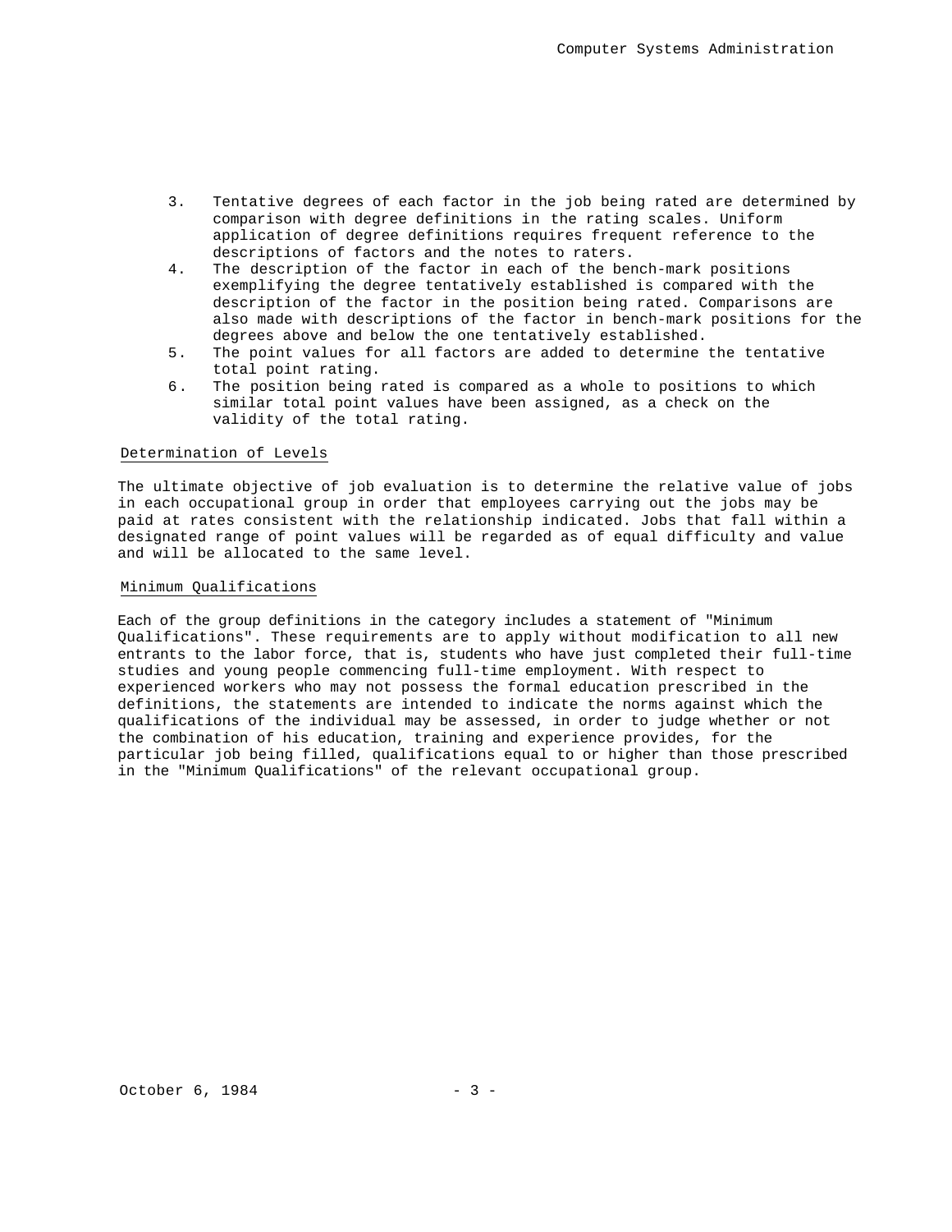3. Tentative degrees of each factor in the job being rated are determined by comparison with degree definitions in the rating scales. Uniform application of degree definitions requires frequent reference to the descriptions of factors and the notes to raters.
4. The description of the factor in each of the bench-mark positions exemplifying the degree tentatively established is compared with the description of the factor in the position being rated. Comparisons are also made with descriptions of the factor in bench-mark positions for the degrees above and below the one tentatively established.
5. The point values for all factors are added to determine the tentative total point rating.
6. The position being rated is compared as a whole to positions to which similar total point values have been assigned, as a check on the validity of the total rating.

## Determination of Levels

The ultimate objective of job evaluation is to determine the relative value of jobs in each occupational group in order that employees carrying out the jobs may be paid at rates consistent with the relationship indicated. Jobs that fall within a designated range of point values will be regarded as of equal difficulty and value and will be allocated to the same level.

## Minimum Qualifications

Each of the group definitions in the category includes a statement of "Minimum Qualifications". These requirements are to apply without modification to all new entrants to the labor force, that is, students who have just completed their full-time studies and young people commencing full-time employment. With respect to experienced workers who may not possess the formal education prescribed in the definitions, the statements are intended to indicate the norms against which the qualifications of the individual may be assessed, in order to judge whether or not the combination of his education, training and experience provides, for the particular job being filled, qualifications equal to or higher than those prescribed in the "Minimum Qualifications" of the relevant occupational group.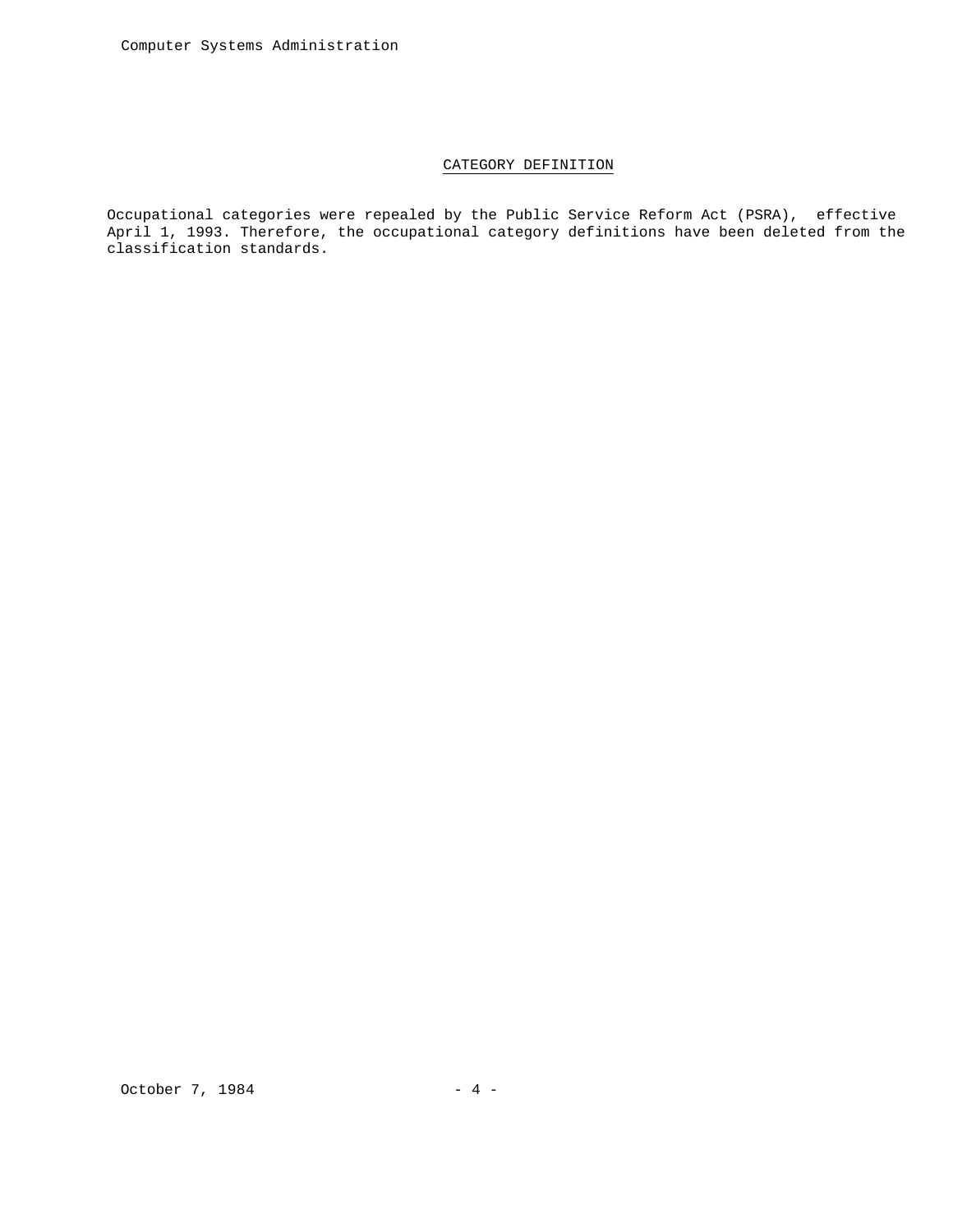## CATEGORY DEFINITION

Occupational categories were repealed by the Public Service Reform Act (PSRA), effective April 1, 1993. Therefore, the occupational category definitions have been deleted from the classification standards.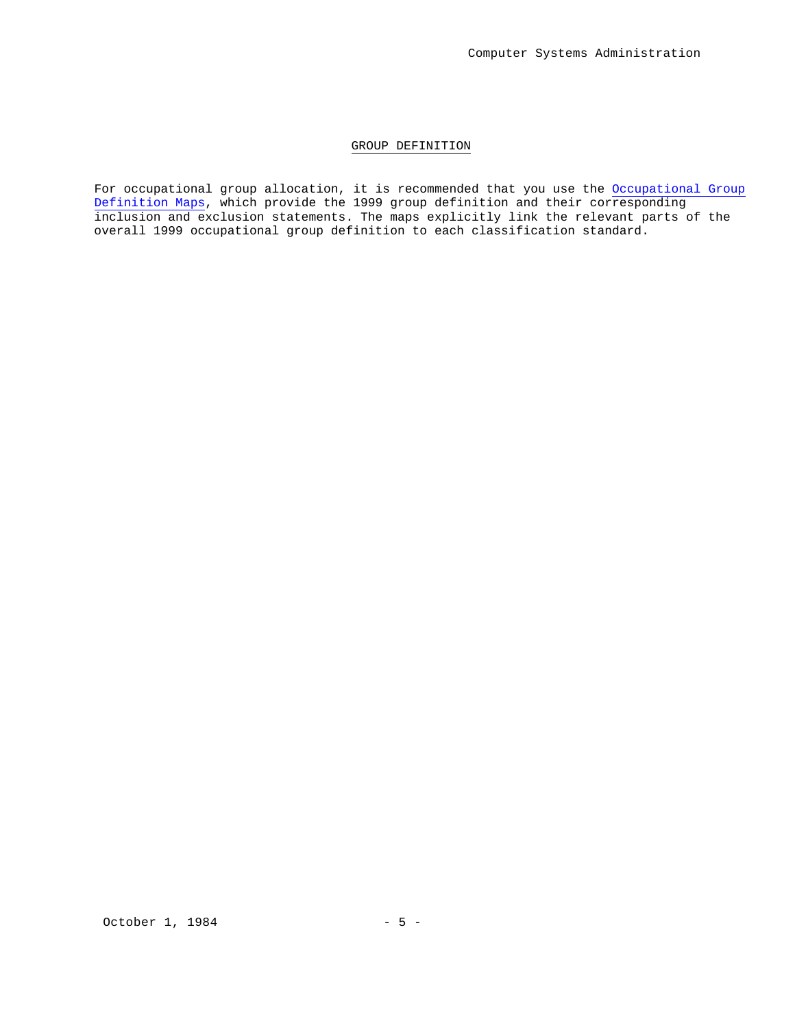## GROUP DEFINITION

For occupational group allocation, it is recommended that you use the Occupational Group Definition Maps, which provide the 1999 group definition and their corresponding inclusion and exclusion statements. The maps explicitly link the relevant parts of the overall 1999 occupational group definition to each classification standard.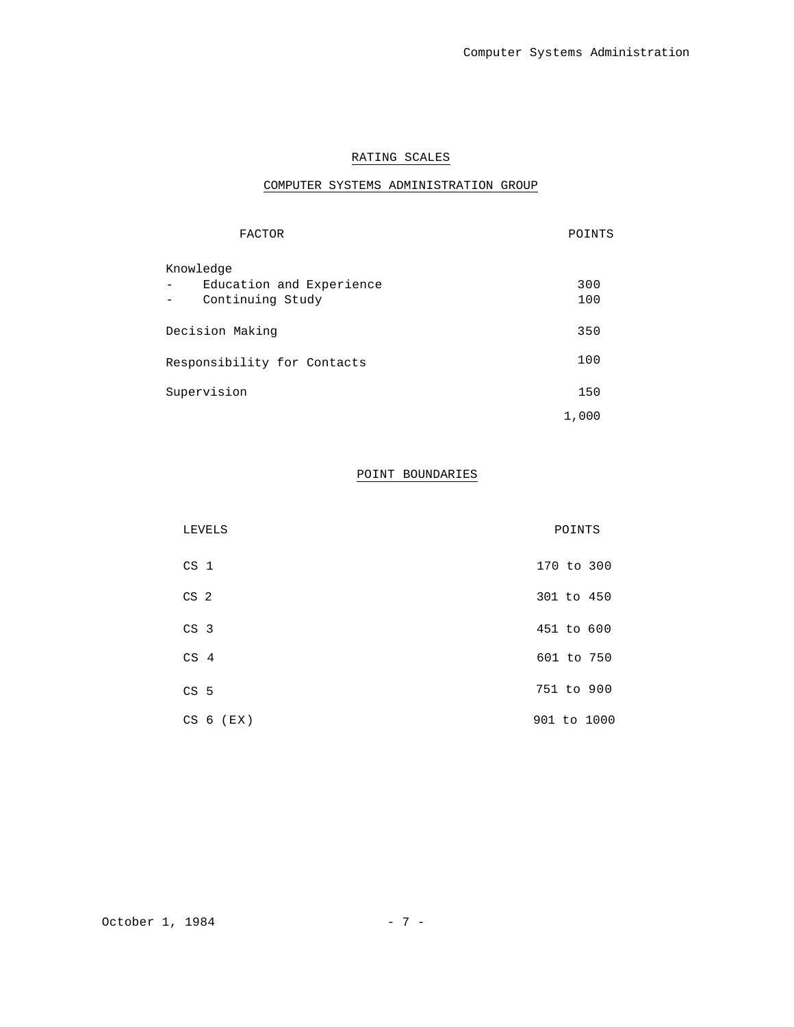## RATING SCALES

## COMPUTER SYSTEMS ADMINISTRATION GROUP

| FACTOR | POINTS |
|---|---|
| Knowledge | |
| - Education and Experience | 300 |
| - Continuing Study | 100 |
| Decision Making | 350 |
| Responsibility for Contacts | 100 |
| Supervision | 150 |
| | 1,000 |

## POINT BOUNDARIES

| LEVELS | POINTS |
|---|---|
| CS 1 | 170 to 300 |
| CS 2 | 301 to 450 |
| CS 3 | 451 to 600 |
| CS 4 | 601 to 750 |
| CS 5 | 751 to 900 |
| CS 6 (EX) | 901 to 1000 |

October 1, 1984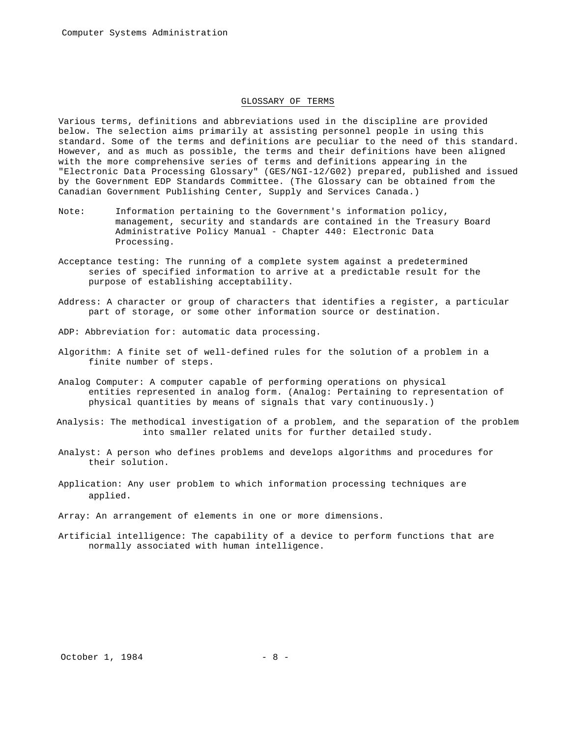## GLOSSARY OF TERMS

Various terms, definitions and abbreviations used in the discipline are provided below. The selection aims primarily at assisting personnel people in using this standard. Some of the terms and definitions are peculiar to the need of this standard. However, and as much as possible, the terms and their definitions have been aligned with the more comprehensive series of terms and definitions appearing in the "Electronic Data Processing Glossary" (GES/NGI-12/G02) prepared, published and issued by the Government EDP Standards Committee. (The Glossary can be obtained from the Canadian Government Publishing Center, Supply and Services Canada.)

Note: Information pertaining to the Government's information policy, management, security and standards are contained in the Treasury Board Administrative Policy Manual - Chapter 440: Electronic Data Processing.

Acceptance testing: The running of a complete system against a predetermined series of specified information to arrive at a predictable result for the purpose of establishing acceptability.

Address: A character or group of characters that identifies a register, a particular part of storage, or some other information source or destination.

ADP: Abbreviation for: automatic data processing.

Algorithm: A finite set of well-defined rules for the solution of a problem in a finite number of steps.

Analog Computer: A computer capable of performing operations on physical entities represented in analog form. (Analog: Pertaining to representation of physical quantities by means of signals that vary continuously.)

Analysis: The methodical investigation of a problem, and the separation of the problem into smaller related units for further detailed study.

Analyst: A person who defines problems and develops algorithms and procedures for their solution.

Application: Any user problem to which information processing techniques are applied.

Array: An arrangement of elements in one or more dimensions.

Artificial intelligence: The capability of a device to perform functions that are normally associated with human intelligence.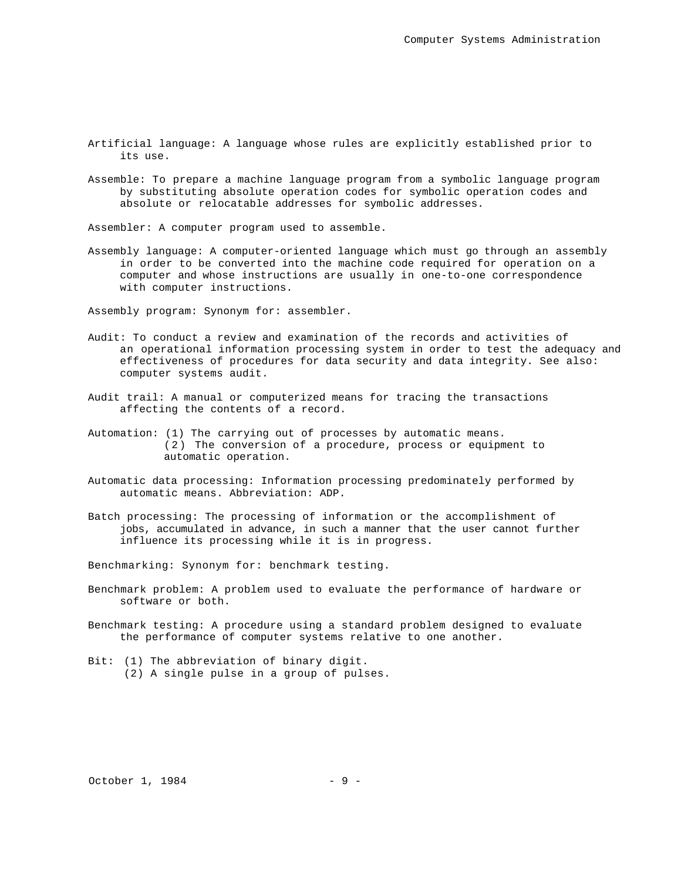Artificial language: A language whose rules are explicitly established prior to its use.

Assemble: To prepare a machine language program from a symbolic language program by substituting absolute operation codes for symbolic operation codes and absolute or relocatable addresses for symbolic addresses.

Assembler: A computer program used to assemble.

Assembly language: A computer-oriented language which must go through an assembly in order to be converted into the machine code required for operation on a computer and whose instructions are usually in one-to-one correspondence with computer instructions.

Assembly program: Synonym for: assembler.

Audit: To conduct a review and examination of the records and activities of an operational information processing system in order to test the adequacy and effectiveness of procedures for data security and data integrity. See also: computer systems audit.

Audit trail: A manual or computerized means for tracing the transactions affecting the contents of a record.

Automation: (1) The carrying out of processes by automatic means.
(2) The conversion of a procedure, process or equipment to automatic operation.

Automatic data processing: Information processing predominately performed by automatic means. Abbreviation: ADP.

Batch processing: The processing of information or the accomplishment of jobs, accumulated in advance, in such a manner that the user cannot further influence its processing while it is in progress.

Benchmarking: Synonym for: benchmark testing.

Benchmark problem: A problem used to evaluate the performance of hardware or software or both.

Benchmark testing: A procedure using a standard problem designed to evaluate the performance of computer systems relative to one another.

Bit: (1) The abbreviation of binary digit.
(2) A single pulse in a group of pulses.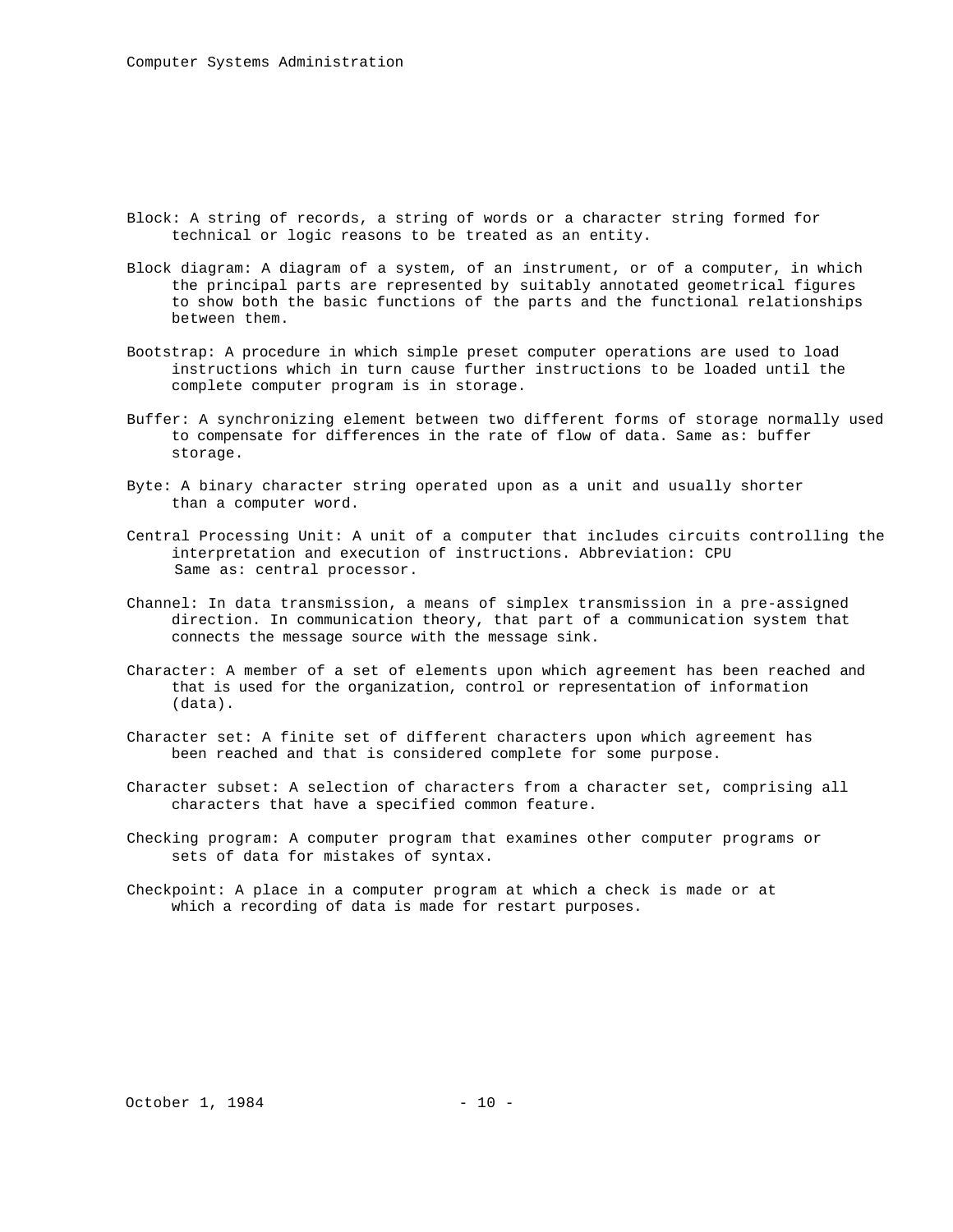Block: A string of records, a string of words or a character string formed for technical or logic reasons to be treated as an entity.

Block diagram: A diagram of a system, of an instrument, or of a computer, in which the principal parts are represented by suitably annotated geometrical figures to show both the basic functions of the parts and the functional relationships between them.

Bootstrap: A procedure in which simple preset computer operations are used to load instructions which in turn cause further instructions to be loaded until the complete computer program is in storage.

Buffer: A synchronizing element between two different forms of storage normally used to compensate for differences in the rate of flow of data. Same as: buffer storage.

Byte: A binary character string operated upon as a unit and usually shorter than a computer word.

Central Processing Unit: A unit of a computer that includes circuits controlling the interpretation and execution of instructions. Abbreviation: CPU Same as: central processor.

Channel: In data transmission, a means of simplex transmission in a pre-assigned direction. In communication theory, that part of a communication system that connects the message source with the message sink.

Character: A member of a set of elements upon which agreement has been reached and that is used for the organization, control or representation of information (data).

Character set: A finite set of different characters upon which agreement has been reached and that is considered complete for some purpose.

Character subset: A selection of characters from a character set, comprising all characters that have a specified common feature.

Checking program: A computer program that examines other computer programs or sets of data for mistakes of syntax.

Checkpoint: A place in a computer program at which a check is made or at which a recording of data is made for restart purposes.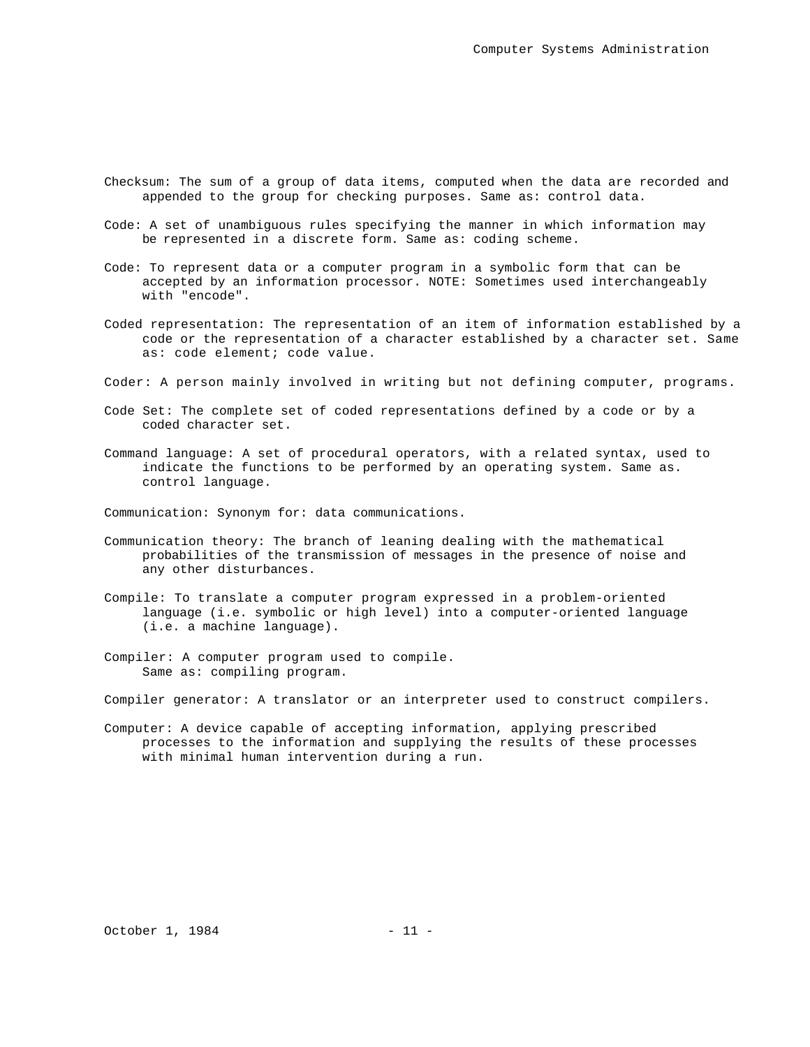Checksum: The sum of a group of data items, computed when the data are recorded and appended to the group for checking purposes. Same as: control data.

Code: A set of unambiguous rules specifying the manner in which information may be represented in a discrete form. Same as: coding scheme.

Code: To represent data or a computer program in a symbolic form that can be accepted by an information processor. NOTE: Sometimes used interchangeably with "encode".

Coded representation: The representation of an item of information established by a code or the representation of a character established by a character set. Same as: code element; code value.

Coder: A person mainly involved in writing but not defining computer, programs.

Code Set: The complete set of coded representations defined by a code or by a coded character set.

Command language: A set of procedural operators, with a related syntax, used to indicate the functions to be performed by an operating system. Same as. control language.

Communication: Synonym for: data communications.

Communication theory: The branch of leaning dealing with the mathematical probabilities of the transmission of messages in the presence of noise and any other disturbances.

Compile: To translate a computer program expressed in a problem-oriented language (i.e. symbolic or high level) into a computer-oriented language (i.e. a machine language).

Compiler: A computer program used to compile. Same as: compiling program.

Compiler generator: A translator or an interpreter used to construct compilers.

Computer: A device capable of accepting information, applying prescribed processes to the information and supplying the results of these processes with minimal human intervention during a run.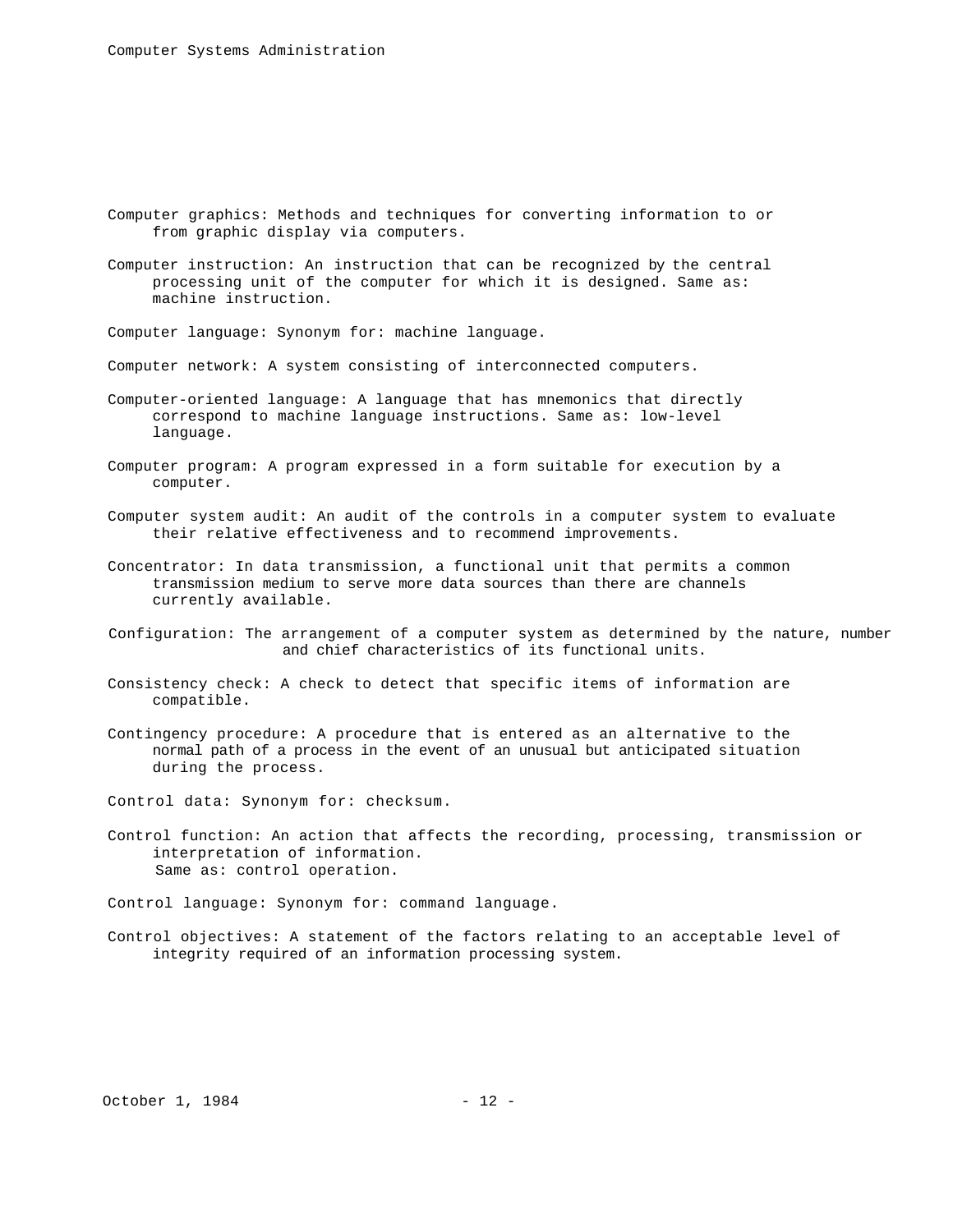Computer graphics: Methods and techniques for converting information to or from graphic display via computers.

Computer instruction: An instruction that can be recognized by the central processing unit of the computer for which it is designed. Same as: machine instruction.

Computer language: Synonym for: machine language.

Computer network: A system consisting of interconnected computers.

Computer-oriented language: A language that has mnemonics that directly correspond to machine language instructions. Same as: low-level language.

Computer program: A program expressed in a form suitable for execution by a computer.

Computer system audit: An audit of the controls in a computer system to evaluate their relative effectiveness and to recommend improvements.

Concentrator: In data transmission, a functional unit that permits a common transmission medium to serve more data sources than there are channels currently available.

Configuration: The arrangement of a computer system as determined by the nature, number and chief characteristics of its functional units.

Consistency check: A check to detect that specific items of information are compatible.

Contingency procedure: A procedure that is entered as an alternative to the normal path of a process in the event of an unusual but anticipated situation during the process.

Control data: Synonym for: checksum.

Control function: An action that affects the recording, processing, transmission or interpretation of information.
Same as: control operation.

Control language: Synonym for: command language.

Control objectives: A statement of the factors relating to an acceptable level of integrity required of an information processing system.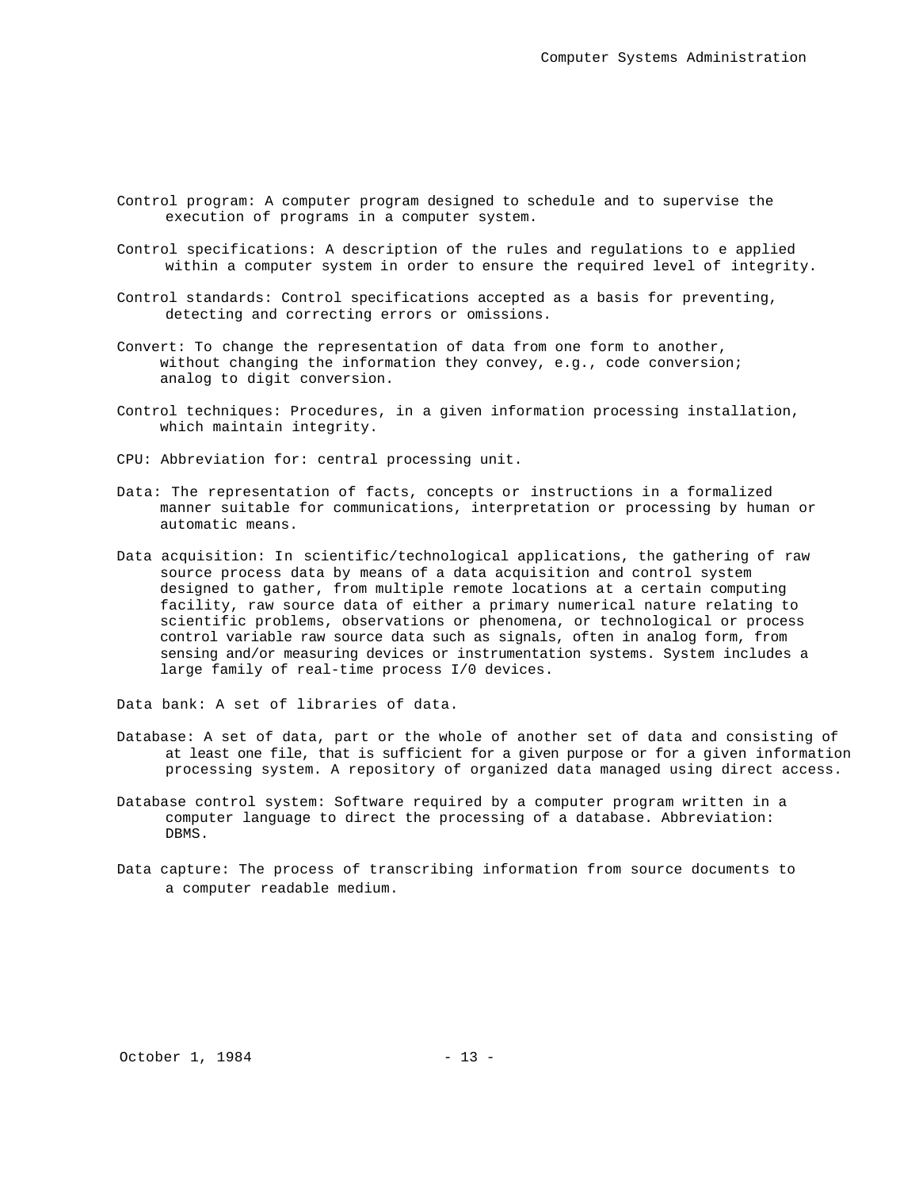Control program: A computer program designed to schedule and to supervise the execution of programs in a computer system.

Control specifications: A description of the rules and regulations to e applied within a computer system in order to ensure the required level of integrity.

Control standards: Control specifications accepted as a basis for preventing, detecting and correcting errors or omissions.

Convert: To change the representation of data from one form to another, without changing the information they convey, e.g., code conversion; analog to digit conversion.

Control techniques: Procedures, in a given information processing installation, which maintain integrity.

CPU: Abbreviation for: central processing unit.

Data: The representation of facts, concepts or instructions in a formalized manner suitable for communications, interpretation or processing by human or automatic means.

Data acquisition: In scientific/technological applications, the gathering of raw source process data by means of a data acquisition and control system designed to gather, from multiple remote locations at a certain computing facility, raw source data of either a primary numerical nature relating to scientific problems, observations or phenomena, or technological or process control variable raw source data such as signals, often in analog form, from sensing and/or measuring devices or instrumentation systems. System includes a large family of real-time process I/0 devices.

Data bank: A set of libraries of data.

Database: A set of data, part or the whole of another set of data and consisting of at least one file, that is sufficient for a given purpose or for a given information processing system. A repository of organized data managed using direct access.

Database control system: Software required by a computer program written in a computer language to direct the processing of a database. Abbreviation: DBMS.

Data capture: The process of transcribing information from source documents to a computer readable medium.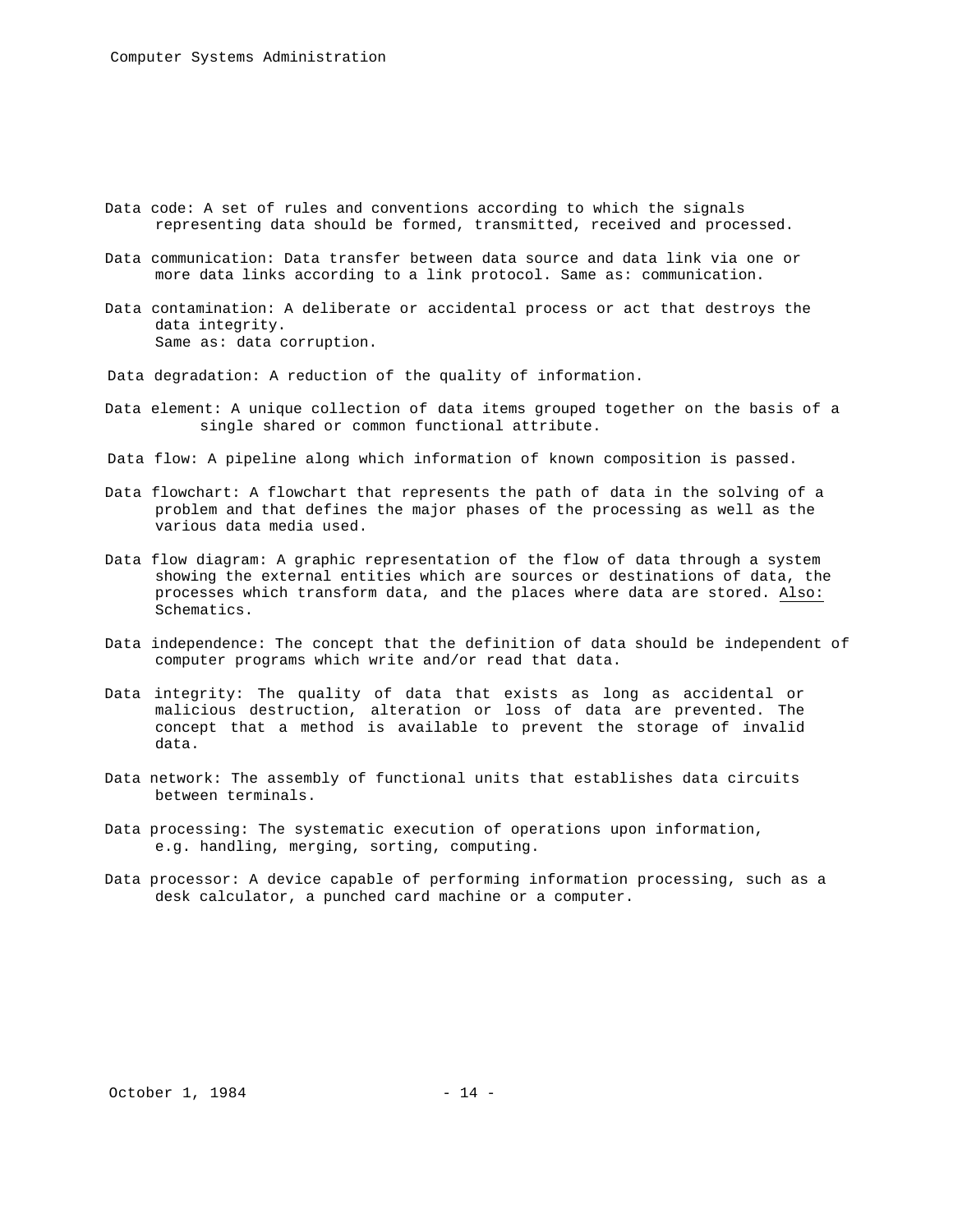Data code: A set of rules and conventions according to which the signals representing data should be formed, transmitted, received and processed.

Data communication: Data transfer between data source and data link via one or more data links according to a link protocol. Same as: communication.

Data contamination: A deliberate or accidental process or act that destroys the data integrity.
Same as: data corruption.

Data degradation: A reduction of the quality of information.

Data element: A unique collection of data items grouped together on the basis of a single shared or common functional attribute.

Data flow: A pipeline along which information of known composition is passed.

Data flowchart: A flowchart that represents the path of data in the solving of a problem and that defines the major phases of the processing as well as the various data media used.

Data flow diagram: A graphic representation of the flow of data through a system showing the external entities which are sources or destinations of data, the processes which transform data, and the places where data are stored. Also: Schematics.

Data independence: The concept that the definition of data should be independent of computer programs which write and/or read that data.

Data integrity: The quality of data that exists as long as accidental or malicious destruction, alteration or loss of data are prevented. The concept that a method is available to prevent the storage of invalid data.

Data network: The assembly of functional units that establishes data circuits between terminals.

Data processing: The systematic execution of operations upon information, e.g. handling, merging, sorting, computing.

Data processor: A device capable of performing information processing, such as a desk calculator, a punched card machine or a computer.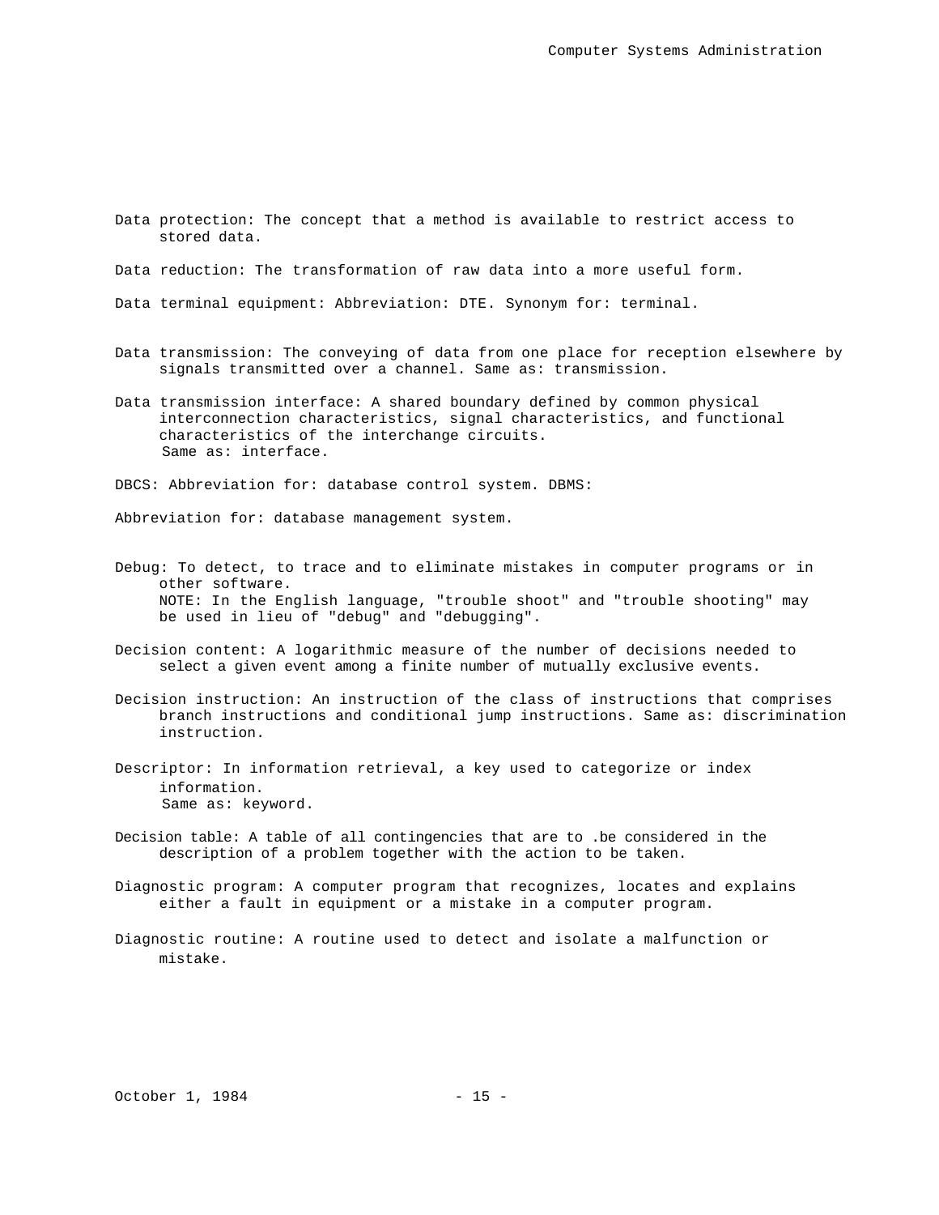Data protection: The concept that a method is available to restrict access to stored data.

Data reduction: The transformation of raw data into a more useful form.

Data terminal equipment: Abbreviation: DTE. Synonym for: terminal.

Data transmission: The conveying of data from one place for reception elsewhere by signals transmitted over a channel. Same as: transmission.

Data transmission interface: A shared boundary defined by common physical interconnection characteristics, signal characteristics, and functional characteristics of the interchange circuits.
Same as: interface.

DBCS: Abbreviation for: database control system. DBMS:

Abbreviation for: database management system.

Debug: To detect, to trace and to eliminate mistakes in computer programs or in other software.
NOTE: In the English language, "trouble shoot" and "trouble shooting" may be used in lieu of "debug" and "debugging".

Decision content: A logarithmic measure of the number of decisions needed to select a given event among a finite number of mutually exclusive events.

Decision instruction: An instruction of the class of instructions that comprises branch instructions and conditional jump instructions. Same as: discrimination instruction.

Descriptor: In information retrieval, a key used to categorize or index information.
Same as: keyword.

Decision table: A table of all contingencies that are to .be considered in the description of a problem together with the action to be taken.

Diagnostic program: A computer program that recognizes, locates and explains either a fault in equipment or a mistake in a computer program.

Diagnostic routine: A routine used to detect and isolate a malfunction or mistake.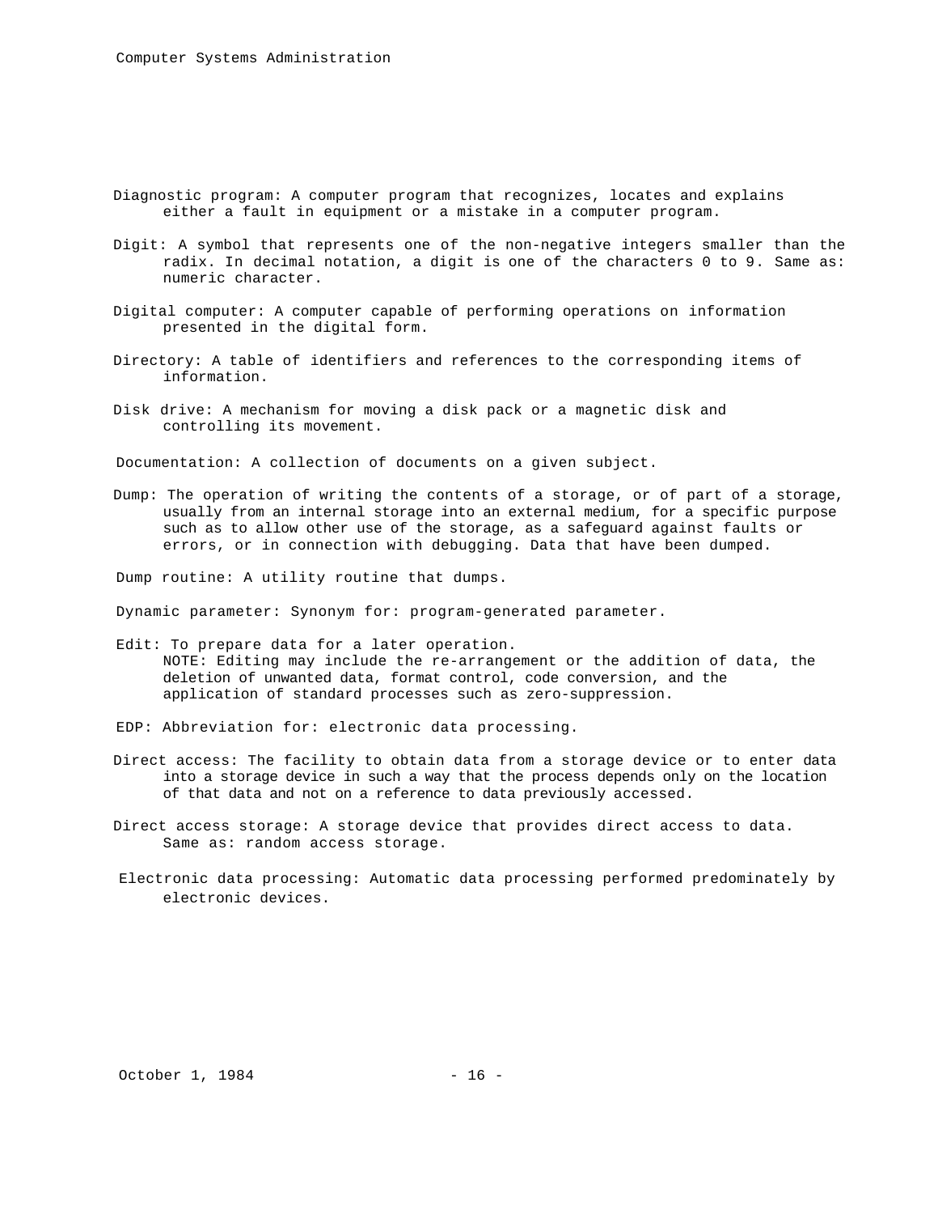Diagnostic program: A computer program that recognizes, locates and explains either a fault in equipment or a mistake in a computer program.

Digit: A symbol that represents one of the non-negative integers smaller than the radix. In decimal notation, a digit is one of the characters 0 to 9. Same as: numeric character.

Digital computer: A computer capable of performing operations on information presented in the digital form.

Directory: A table of identifiers and references to the corresponding items of information.

Disk drive: A mechanism for moving a disk pack or a magnetic disk and controlling its movement.

Documentation: A collection of documents on a given subject.

Dump: The operation of writing the contents of a storage, or of part of a storage, usually from an internal storage into an external medium, for a specific purpose such as to allow other use of the storage, as a safeguard against faults or errors, or in connection with debugging. Data that have been dumped.

Dump routine: A utility routine that dumps.

Dynamic parameter: Synonym for: program-generated parameter.

Edit: To prepare data for a later operation.
NOTE: Editing may include the re-arrangement or the addition of data, the deletion of unwanted data, format control, code conversion, and the application of standard processes such as zero-suppression.

EDP: Abbreviation for: electronic data processing.

Direct access: The facility to obtain data from a storage device or to enter data into a storage device in such a way that the process depends only on the location of that data and not on a reference to data previously accessed.

Direct access storage: A storage device that provides direct access to data. Same as: random access storage.

Electronic data processing: Automatic data processing performed predominately by electronic devices.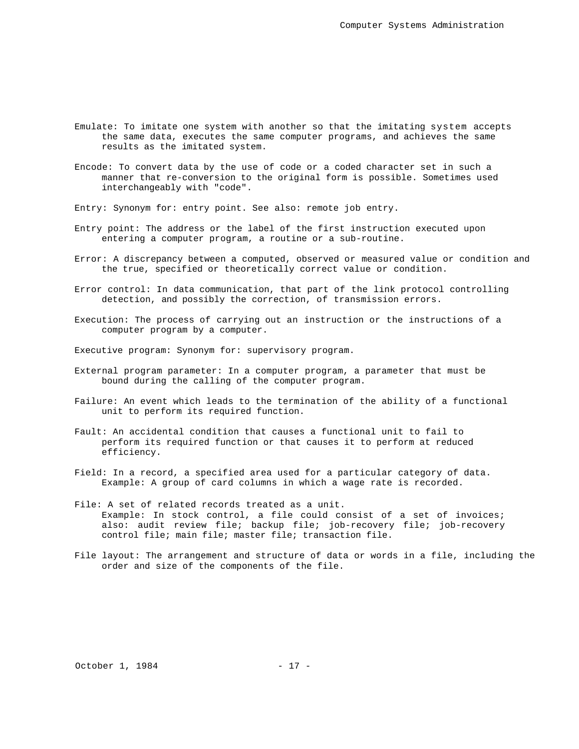Emulate: To imitate one system with another so that the imitating system accepts the same data, executes the same computer programs, and achieves the same results as the imitated system.

Encode: To convert data by the use of code or a coded character set in such a manner that re-conversion to the original form is possible. Sometimes used interchangeably with "code".

Entry: Synonym for: entry point. See also: remote job entry.

Entry point: The address or the label of the first instruction executed upon entering a computer program, a routine or a sub-routine.

Error: A discrepancy between a computed, observed or measured value or condition and the true, specified or theoretically correct value or condition.

Error control: In data communication, that part of the link protocol controlling detection, and possibly the correction, of transmission errors.

Execution: The process of carrying out an instruction or the instructions of a computer program by a computer.

Executive program: Synonym for: supervisory program.

External program parameter: In a computer program, a parameter that must be bound during the calling of the computer program.

Failure: An event which leads to the termination of the ability of a functional unit to perform its required function.

Fault: An accidental condition that causes a functional unit to fail to perform its required function or that causes it to perform at reduced efficiency.

Field: In a record, a specified area used for a particular category of data.
Example: A group of card columns in which a wage rate is recorded.

File: A set of related records treated as a unit.
Example: In stock control, a file could consist of a set of invoices; also: audit review file; backup file; job-recovery file; job-recovery control file; main file; master file; transaction file.

File layout: The arrangement and structure of data or words in a file, including the order and size of the components of the file.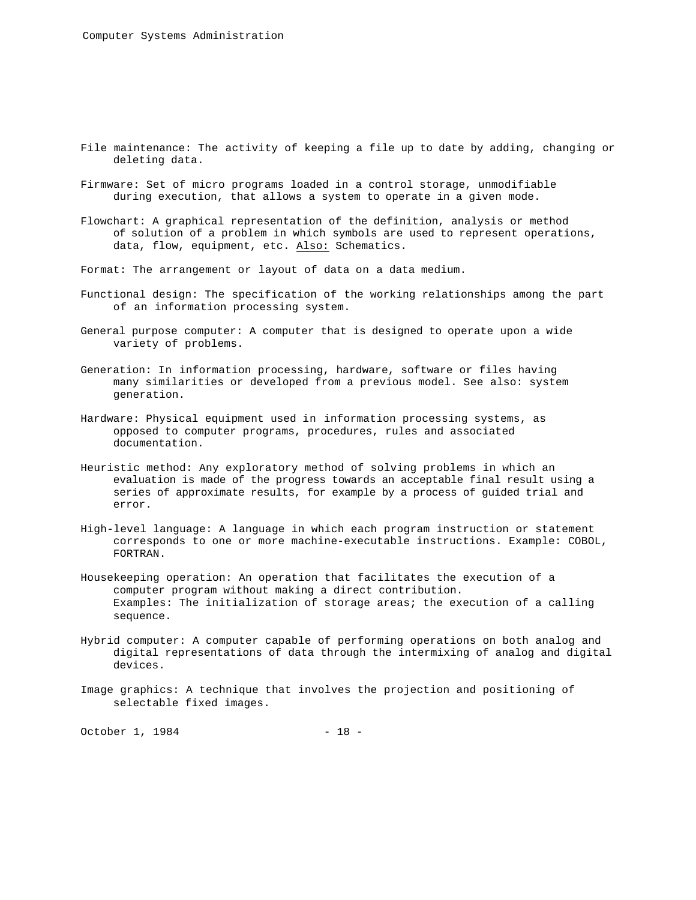File maintenance: The activity of keeping a file up to date by adding, changing or deleting data.

Firmware: Set of micro programs loaded in a control storage, unmodifiable during execution, that allows a system to operate in a given mode.

Flowchart: A graphical representation of the definition, analysis or method of solution of a problem in which symbols are used to represent operations, data, flow, equipment, etc. Also: Schematics.

Format: The arrangement or layout of data on a data medium.

Functional design: The specification of the working relationships among the part of an information processing system.

General purpose computer: A computer that is designed to operate upon a wide variety of problems.

Generation: In information processing, hardware, software or files having many similarities or developed from a previous model. See also: system generation.

Hardware: Physical equipment used in information processing systems, as opposed to computer programs, procedures, rules and associated documentation.

Heuristic method: Any exploratory method of solving problems in which an evaluation is made of the progress towards an acceptable final result using a series of approximate results, for example by a process of guided trial and error.

High-level language: A language in which each program instruction or statement corresponds to one or more machine-executable instructions. Example: COBOL, FORTRAN.

Housekeeping operation: An operation that facilitates the execution of a computer program without making a direct contribution.
Examples: The initialization of storage areas; the execution of a calling sequence.

Hybrid computer: A computer capable of performing operations on both analog and digital representations of data through the intermixing of analog and digital devices.

Image graphics: A technique that involves the projection and positioning of selectable fixed images.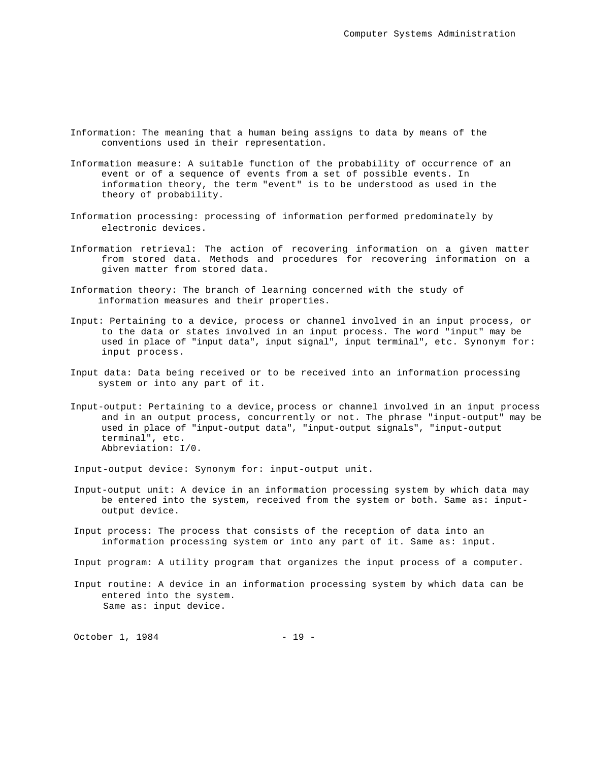Information: The meaning that a human being assigns to data by means of the conventions used in their representation.

Information measure: A suitable function of the probability of occurrence of an event or of a sequence of events from a set of possible events. In information theory, the term "event" is to be understood as used in the theory of probability.

Information processing: processing of information performed predominately by electronic devices.

Information retrieval: The action of recovering information on a given matter from stored data. Methods and procedures for recovering information on a given matter from stored data.

Information theory: The branch of learning concerned with the study of information measures and their properties.

Input: Pertaining to a device, process or channel involved in an input process, or to the data or states involved in an input process. The word "input" may be used in place of "input data", input signal", input terminal", etc. Synonym for: input process.

Input data: Data being received or to be received into an information processing system or into any part of it.

Input-output: Pertaining to a device, process or channel involved in an input process and in an output process, concurrently or not. The phrase "input-output" may be used in place of "input-output data", "input-output signals", "input-output terminal", etc.
Abbreviation: I/0.

Input-output device: Synonym for: input-output unit.

Input-output unit: A device in an information processing system by which data may be entered into the system, received from the system or both. Same as: input-output device.

Input process: The process that consists of the reception of data into an information processing system or into any part of it. Same as: input.

Input program: A utility program that organizes the input process of a computer.

Input routine: A device in an information processing system by which data can be entered into the system.
Same as: input device.

October 1, 1984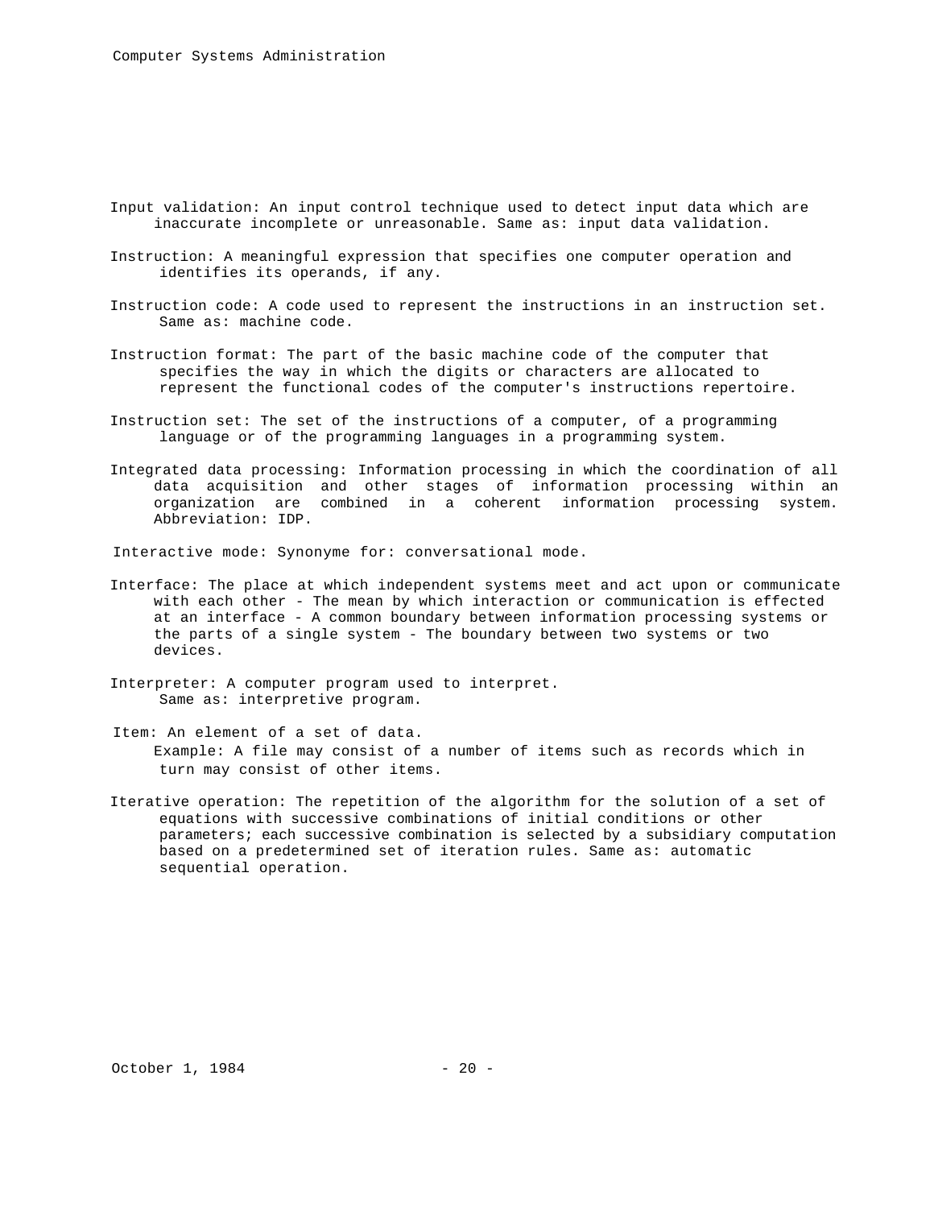Input validation: An input control technique used to detect input data which are inaccurate incomplete or unreasonable. Same as: input data validation.

Instruction: A meaningful expression that specifies one computer operation and identifies its operands, if any.

Instruction code: A code used to represent the instructions in an instruction set. Same as: machine code.

Instruction format: The part of the basic machine code of the computer that specifies the way in which the digits or characters are allocated to represent the functional codes of the computer's instructions repertoire.

Instruction set: The set of the instructions of a computer, of a programming language or of the programming languages in a programming system.

Integrated data processing: Information processing in which the coordination of all data acquisition and other stages of information processing within an organization are combined in a coherent information processing system. Abbreviation: IDP.

Interactive mode: Synonyme for: conversational mode.

Interface: The place at which independent systems meet and act upon or communicate with each other - The mean by which interaction or communication is effected at an interface - A common boundary between information processing systems or the parts of a single system - The boundary between two systems or two devices.

Interpreter: A computer program used to interpret. Same as: interpretive program.

Item: An element of a set of data.
Example: A file may consist of a number of items such as records which in turn may consist of other items.

Iterative operation: The repetition of the algorithm for the solution of a set of equations with successive combinations of initial conditions or other parameters; each successive combination is selected by a subsidiary computation based on a predetermined set of iteration rules. Same as: automatic sequential operation.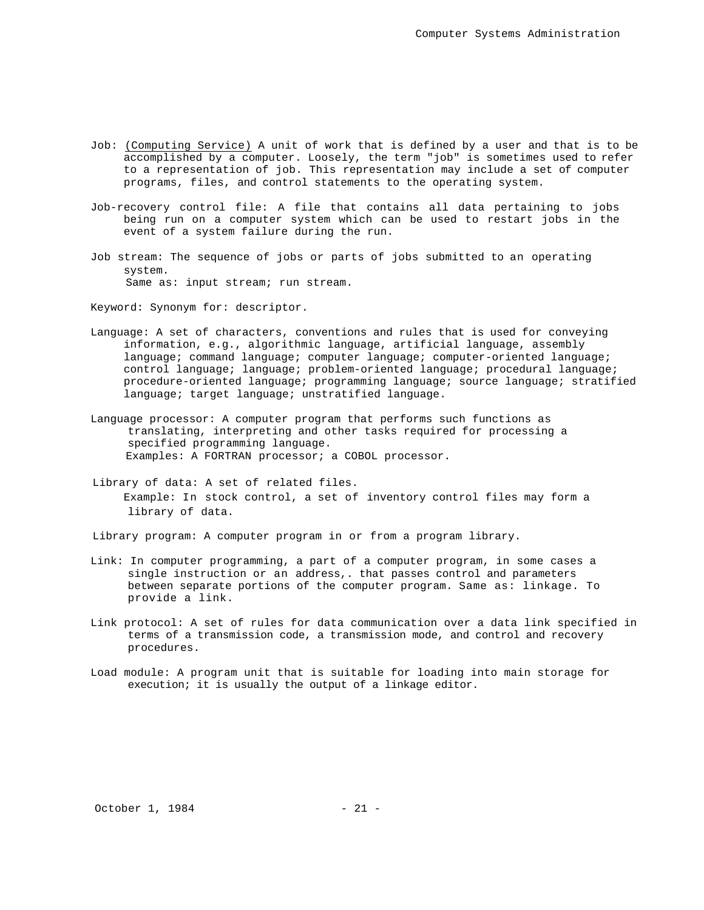Job: <u>(Computing Service)</u> A unit of work that is defined by a user and that is to be accomplished by a computer. Loosely, the term "job" is sometimes used to refer to a representation of job. This representation may include a set of computer programs, files, and control statements to the operating system.

Job-recovery control file: A file that contains all data pertaining to jobs being run on a computer system which can be used to restart jobs in the event of a system failure during the run.

Job stream: The sequence of jobs or parts of jobs submitted to an operating system.
Same as: input stream; run stream.

Keyword: Synonym for: descriptor.

Language: A set of characters, conventions and rules that is used for conveying information, e.g., algorithmic language, artificial language, assembly language; command language; computer language; computer-oriented language; control language; language; problem-oriented language; procedural language; procedure-oriented language; programming language; source language; stratified language; target language; unstratified language.

Language processor: A computer program that performs such functions as translating, interpreting and other tasks required for processing a specified programming language.
Examples: A FORTRAN processor; a COBOL processor.

Library of data: A set of related files.
Example: In stock control, a set of inventory control files may form a library of data.

Library program: A computer program in or from a program library.

Link: In computer programming, a part of a computer program, in some cases a single instruction or an address,. that passes control and parameters between separate portions of the computer program. Same as: linkage. To provide a link.

Link protocol: A set of rules for data communication over a data link specified in terms of a transmission code, a transmission mode, and control and recovery procedures.

Load module: A program unit that is suitable for loading into main storage for execution; it is usually the output of a linkage editor.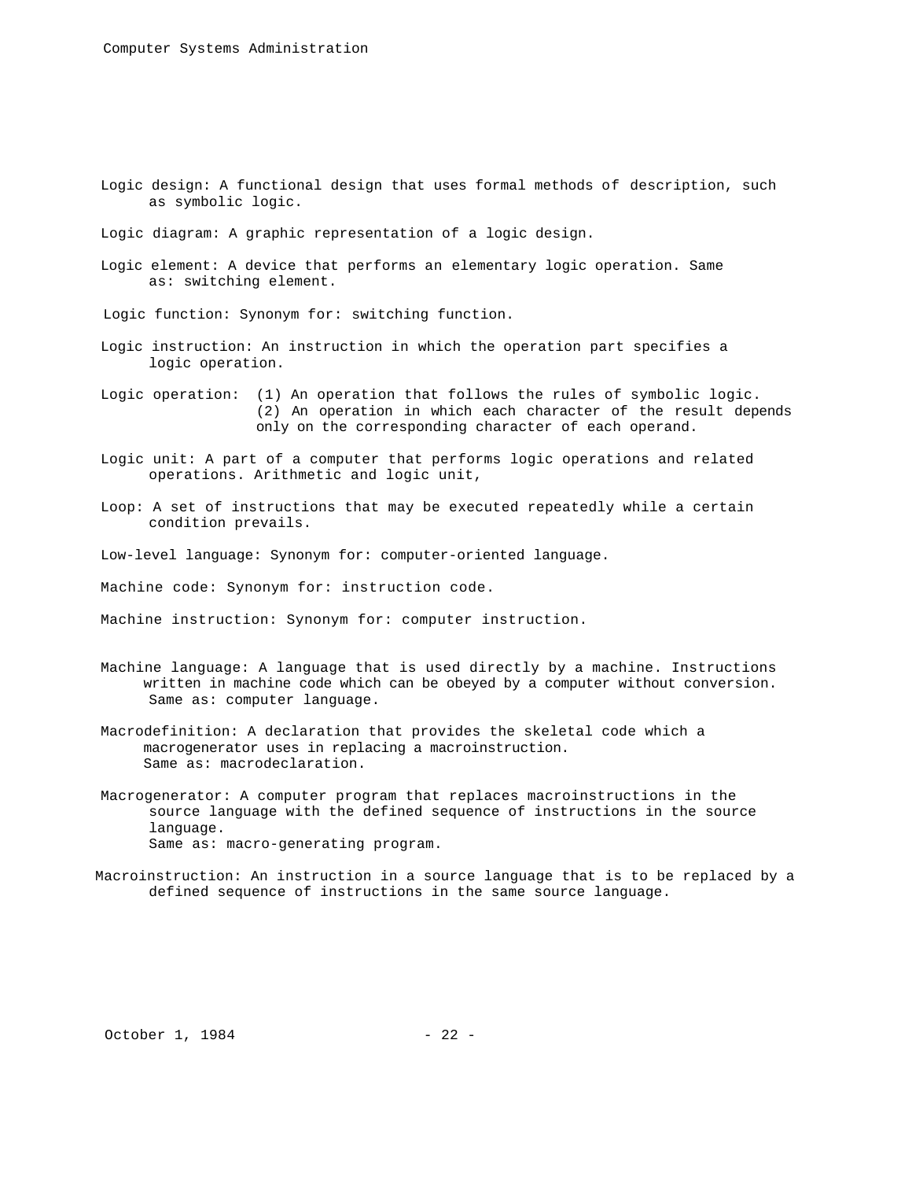Logic design: A functional design that uses formal methods of description, such as symbolic logic.

Logic diagram: A graphic representation of a logic design.

Logic element: A device that performs an elementary logic operation. Same as: switching element.

Logic function: Synonym for: switching function.

Logic instruction: An instruction in which the operation part specifies a logic operation.

Logic operation: (1) An operation that follows the rules of symbolic logic. (2) An operation in which each character of the result depends only on the corresponding character of each operand.

Logic unit: A part of a computer that performs logic operations and related operations. Arithmetic and logic unit,

Loop: A set of instructions that may be executed repeatedly while a certain condition prevails.

Low-level language: Synonym for: computer-oriented language.

Machine code: Synonym for: instruction code.

Machine instruction: Synonym for: computer instruction.

Machine language: A language that is used directly by a machine. Instructions written in machine code which can be obeyed by a computer without conversion. Same as: computer language.

Macrodefinition: A declaration that provides the skeletal code which a macrogenerator uses in replacing a macroinstruction. Same as: macrodeclaration.

Macrogenerator: A computer program that replaces macroinstructions in the source language with the defined sequence of instructions in the source language. Same as: macro-generating program.

Macroinstruction: An instruction in a source language that is to be replaced by a defined sequence of instructions in the same source language.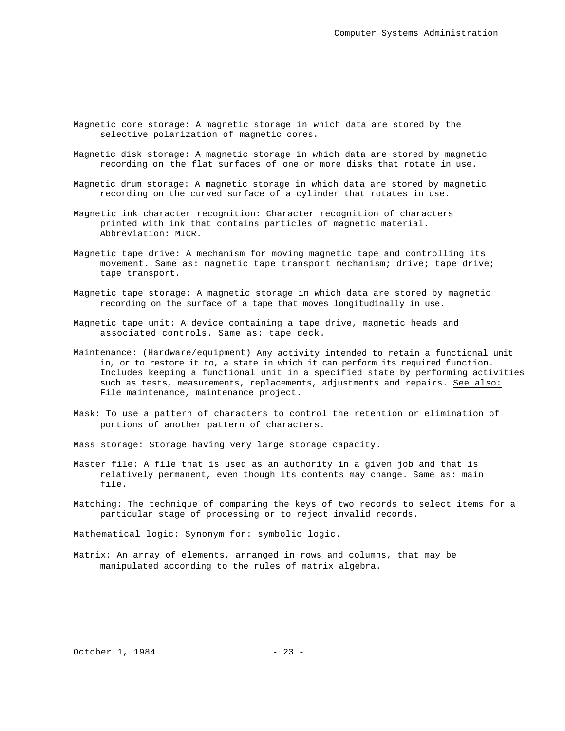Magnetic core storage: A magnetic storage in which data are stored by the selective polarization of magnetic cores.

Magnetic disk storage: A magnetic storage in which data are stored by magnetic recording on the flat surfaces of one or more disks that rotate in use.

Magnetic drum storage: A magnetic storage in which data are stored by magnetic recording on the curved surface of a cylinder that rotates in use.

Magnetic ink character recognition: Character recognition of characters printed with ink that contains particles of magnetic material. Abbreviation: MICR.

Magnetic tape drive: A mechanism for moving magnetic tape and controlling its movement. Same as: magnetic tape transport mechanism; drive; tape drive; tape transport.

Magnetic tape storage: A magnetic storage in which data are stored by magnetic recording on the surface of a tape that moves longitudinally in use.

Magnetic tape unit: A device containing a tape drive, magnetic heads and associated controls. Same as: tape deck.

Maintenance: <u>(Hardware/equipment)</u> Any activity intended to retain a functional unit in, or to restore it to, a state in which it can perform its required function. Includes keeping a functional unit in a specified state by performing activities such as tests, measurements, replacements, adjustments and repairs. <u>See also:</u> File maintenance, maintenance project.

Mask: To use a pattern of characters to control the retention or elimination of portions of another pattern of characters.

Mass storage: Storage having very large storage capacity.

Master file: A file that is used as an authority in a given job and that is relatively permanent, even though its contents may change. Same as: main file.

Matching: The technique of comparing the keys of two records to select items for a particular stage of processing or to reject invalid records.

Mathematical logic: Synonym for: symbolic logic.

Matrix: An array of elements, arranged in rows and columns, that may be manipulated according to the rules of matrix algebra.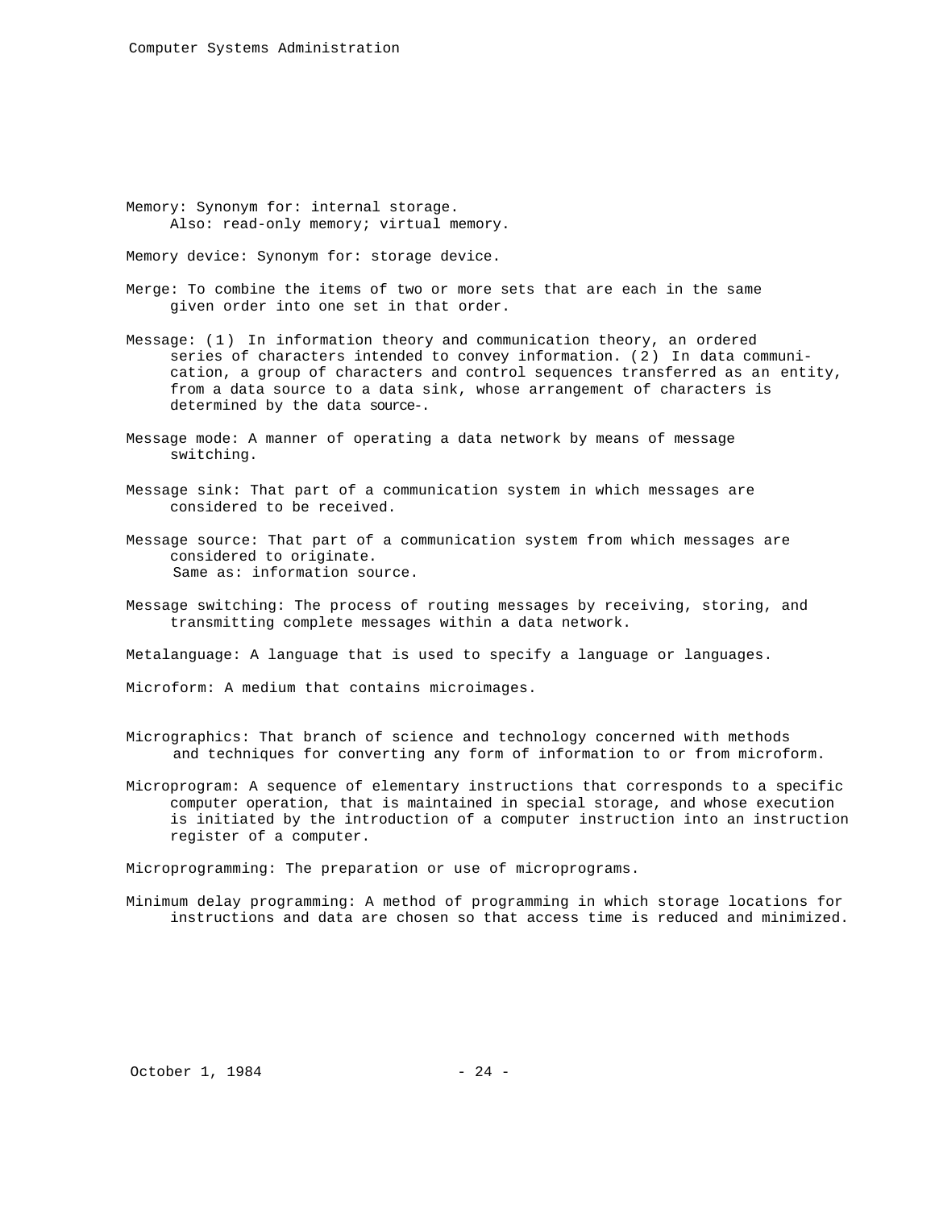Memory: Synonym for: internal storage.
Also: read-only memory; virtual memory.

Memory device: Synonym for: storage device.

Merge: To combine the items of two or more sets that are each in the same given order into one set in that order.

Message: (1) In information theory and communication theory, an ordered series of characters intended to convey information. (2) In data communication, a group of characters and control sequences transferred as an entity, from a data source to a data sink, whose arrangement of characters is determined by the data source-.

Message mode: A manner of operating a data network by means of message switching.

Message sink: That part of a communication system in which messages are considered to be received.

Message source: That part of a communication system from which messages are considered to originate.
Same as: information source.

Message switching: The process of routing messages by receiving, storing, and transmitting complete messages within a data network.

Metalanguage: A language that is used to specify a language or languages.

Microform: A medium that contains microimages.

Micrographics: That branch of science and technology concerned with methods and techniques for converting any form of information to or from microform.

Microprogram: A sequence of elementary instructions that corresponds to a specific computer operation, that is maintained in special storage, and whose execution is initiated by the introduction of a computer instruction into an instruction register of a computer.

Microprogramming: The preparation or use of microprograms.

Minimum delay programming: A method of programming in which storage locations for instructions and data are chosen so that access time is reduced and minimized.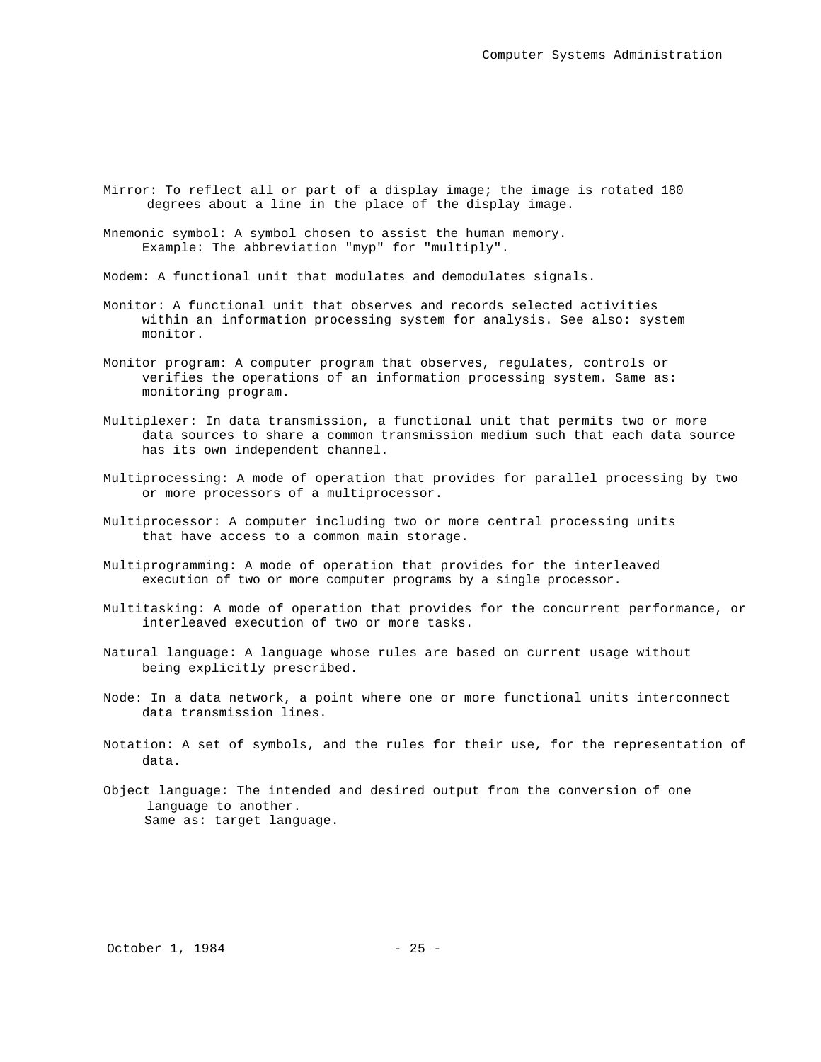Mirror: To reflect all or part of a display image; the image is rotated 180 degrees about a line in the place of the display image.

Mnemonic symbol: A symbol chosen to assist the human memory.
Example: The abbreviation "myp" for "multiply".

Modem: A functional unit that modulates and demodulates signals.

Monitor: A functional unit that observes and records selected activities within an information processing system for analysis. See also: system monitor.

Monitor program: A computer program that observes, regulates, controls or verifies the operations of an information processing system. Same as: monitoring program.

Multiplexer: In data transmission, a functional unit that permits two or more data sources to share a common transmission medium such that each data source has its own independent channel.

Multiprocessing: A mode of operation that provides for parallel processing by two or more processors of a multiprocessor.

Multiprocessor: A computer including two or more central processing units that have access to a common main storage.

Multiprogramming: A mode of operation that provides for the interleaved execution of two or more computer programs by a single processor.

Multitasking: A mode of operation that provides for the concurrent performance, or interleaved execution of two or more tasks.

Natural language: A language whose rules are based on current usage without being explicitly prescribed.

Node: In a data network, a point where one or more functional units interconnect data transmission lines.

Notation: A set of symbols, and the rules for their use, for the representation of data.

Object language: The intended and desired output from the conversion of one language to another.
Same as: target language.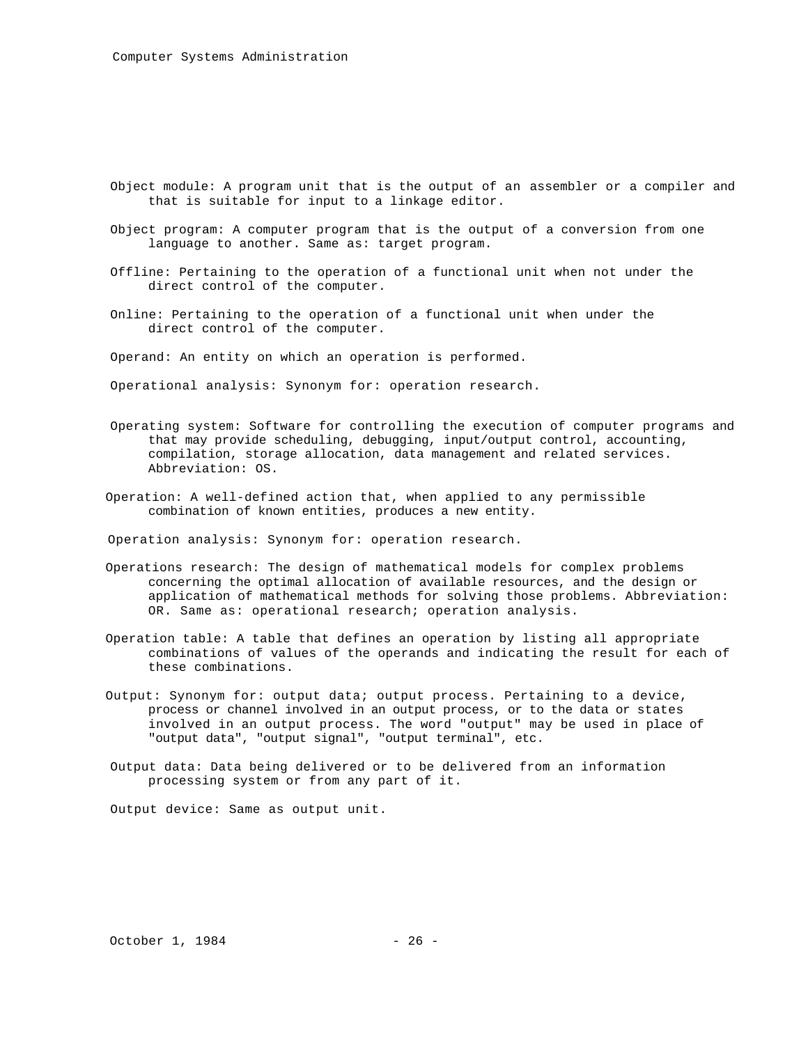Object module: A program unit that is the output of an assembler or a compiler and that is suitable for input to a linkage editor.

Object program: A computer program that is the output of a conversion from one language to another. Same as: target program.

Offline: Pertaining to the operation of a functional unit when not under the direct control of the computer.

Online: Pertaining to the operation of a functional unit when under the direct control of the computer.

Operand: An entity on which an operation is performed.

Operational analysis: Synonym for: operation research.

Operating system: Software for controlling the execution of computer programs and that may provide scheduling, debugging, input/output control, accounting, compilation, storage allocation, data management and related services. Abbreviation: OS.

Operation: A well-defined action that, when applied to any permissible combination of known entities, produces a new entity.

Operation analysis: Synonym for: operation research.

Operations research: The design of mathematical models for complex problems concerning the optimal allocation of available resources, and the design or application of mathematical methods for solving those problems. Abbreviation: OR. Same as: operational research; operation analysis.

Operation table: A table that defines an operation by listing all appropriate combinations of values of the operands and indicating the result for each of these combinations.

Output: Synonym for: output data; output process. Pertaining to a device, process or channel involved in an output process, or to the data or states involved in an output process. The word "output" may be used in place of "output data", "output signal", "output terminal", etc.

Output data: Data being delivered or to be delivered from an information processing system or from any part of it.

Output device: Same as output unit.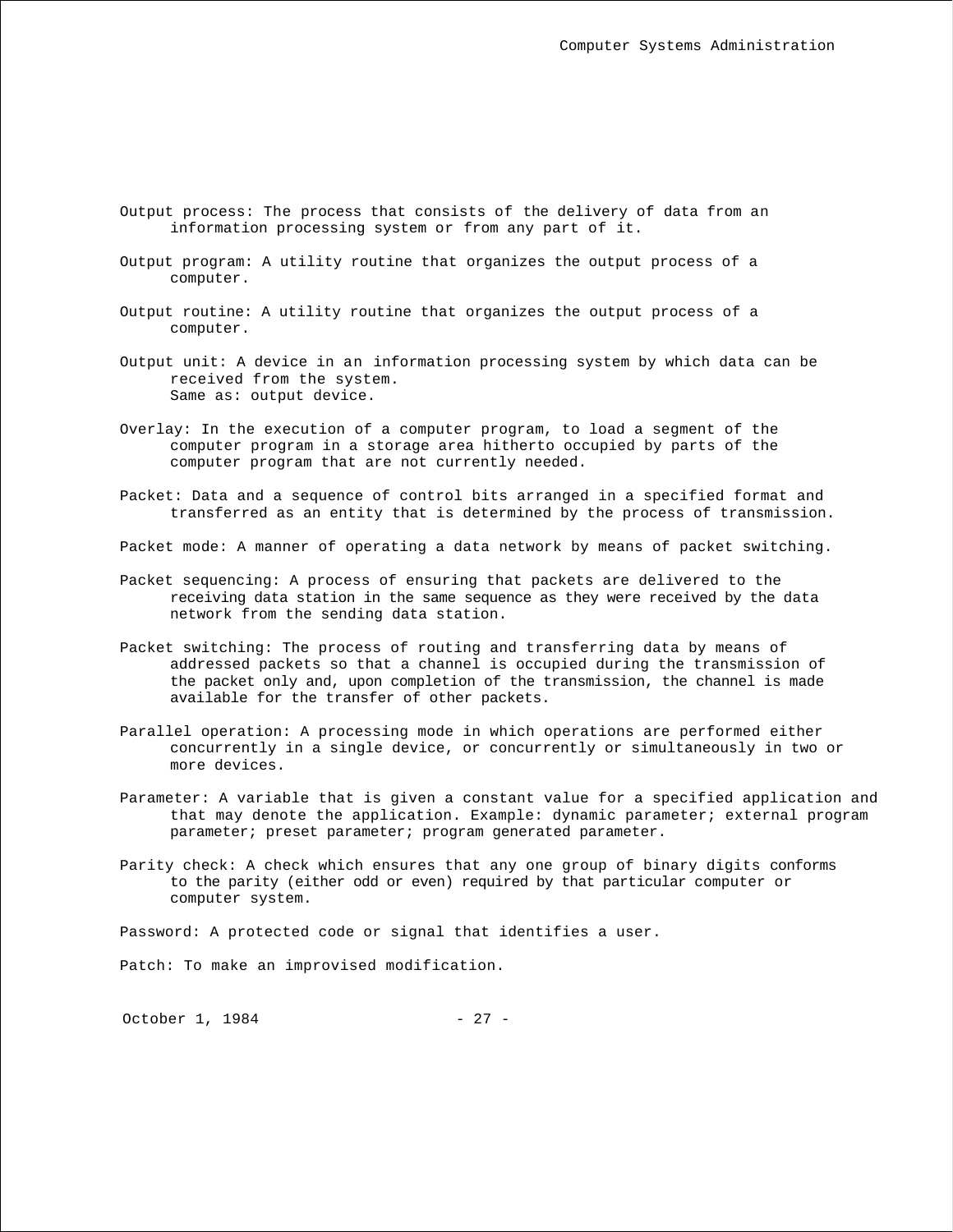Output process: The process that consists of the delivery of data from an information processing system or from any part of it.

Output program: A utility routine that organizes the output process of a computer.

Output routine: A utility routine that organizes the output process of a computer.

Output unit: A device in an information processing system by which data can be received from the system.
Same as: output device.

Overlay: In the execution of a computer program, to load a segment of the computer program in a storage area hitherto occupied by parts of the computer program that are not currently needed.

Packet: Data and a sequence of control bits arranged in a specified format and transferred as an entity that is determined by the process of transmission.

Packet mode: A manner of operating a data network by means of packet switching.

Packet sequencing: A process of ensuring that packets are delivered to the receiving data station in the same sequence as they were received by the data network from the sending data station.

Packet switching: The process of routing and transferring data by means of addressed packets so that a channel is occupied during the transmission of the packet only and, upon completion of the transmission, the channel is made available for the transfer of other packets.

Parallel operation: A processing mode in which operations are performed either concurrently in a single device, or concurrently or simultaneously in two or more devices.

Parameter: A variable that is given a constant value for a specified application and that may denote the application. Example: dynamic parameter; external program parameter; preset parameter; program generated parameter.

Parity check: A check which ensures that any one group of binary digits conforms to the parity (either odd or even) required by that particular computer or computer system.

Password: A protected code or signal that identifies a user.

Patch: To make an improvised modification.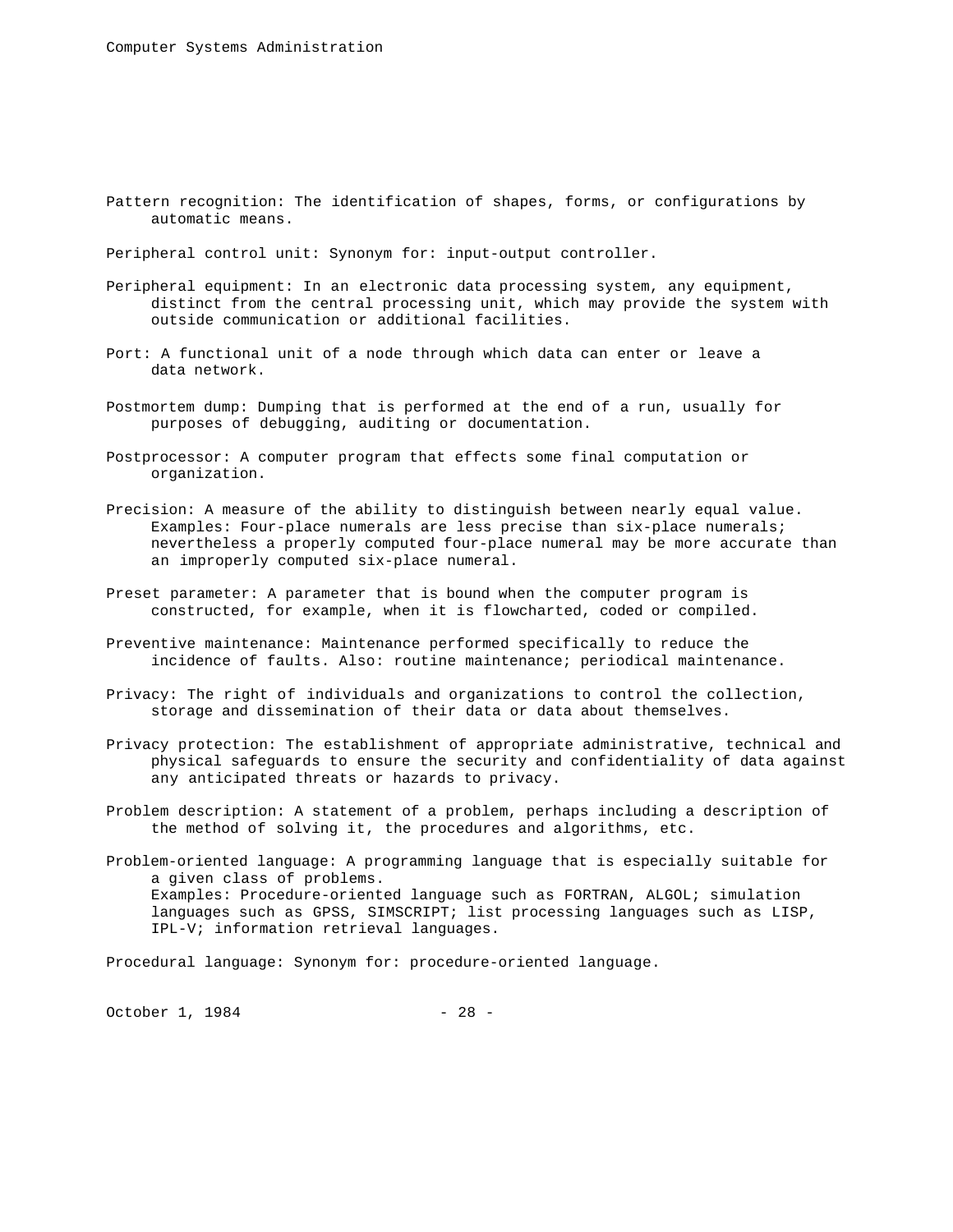Pattern recognition: The identification of shapes, forms, or configurations by automatic means.

Peripheral control unit: Synonym for: input-output controller.

Peripheral equipment: In an electronic data processing system, any equipment, distinct from the central processing unit, which may provide the system with outside communication or additional facilities.

Port: A functional unit of a node through which data can enter or leave a data network.

Postmortem dump: Dumping that is performed at the end of a run, usually for purposes of debugging, auditing or documentation.

Postprocessor: A computer program that effects some final computation or organization.

Precision: A measure of the ability to distinguish between nearly equal value. Examples: Four-place numerals are less precise than six-place numerals; nevertheless a properly computed four-place numeral may be more accurate than an improperly computed six-place numeral.

Preset parameter: A parameter that is bound when the computer program is constructed, for example, when it is flowcharted, coded or compiled.

Preventive maintenance: Maintenance performed specifically to reduce the incidence of faults. Also: routine maintenance; periodical maintenance.

Privacy: The right of individuals and organizations to control the collection, storage and dissemination of their data or data about themselves.

Privacy protection: The establishment of appropriate administrative, technical and physical safeguards to ensure the security and confidentiality of data against any anticipated threats or hazards to privacy.

Problem description: A statement of a problem, perhaps including a description of the method of solving it, the procedures and algorithms, etc.

Problem-oriented language: A programming language that is especially suitable for a given class of problems.
Examples: Procedure-oriented language such as FORTRAN, ALGOL; simulation languages such as GPSS, SIMSCRIPT; list processing languages such as LISP, IPL-V; information retrieval languages.

Procedural language: Synonym for: procedure-oriented language.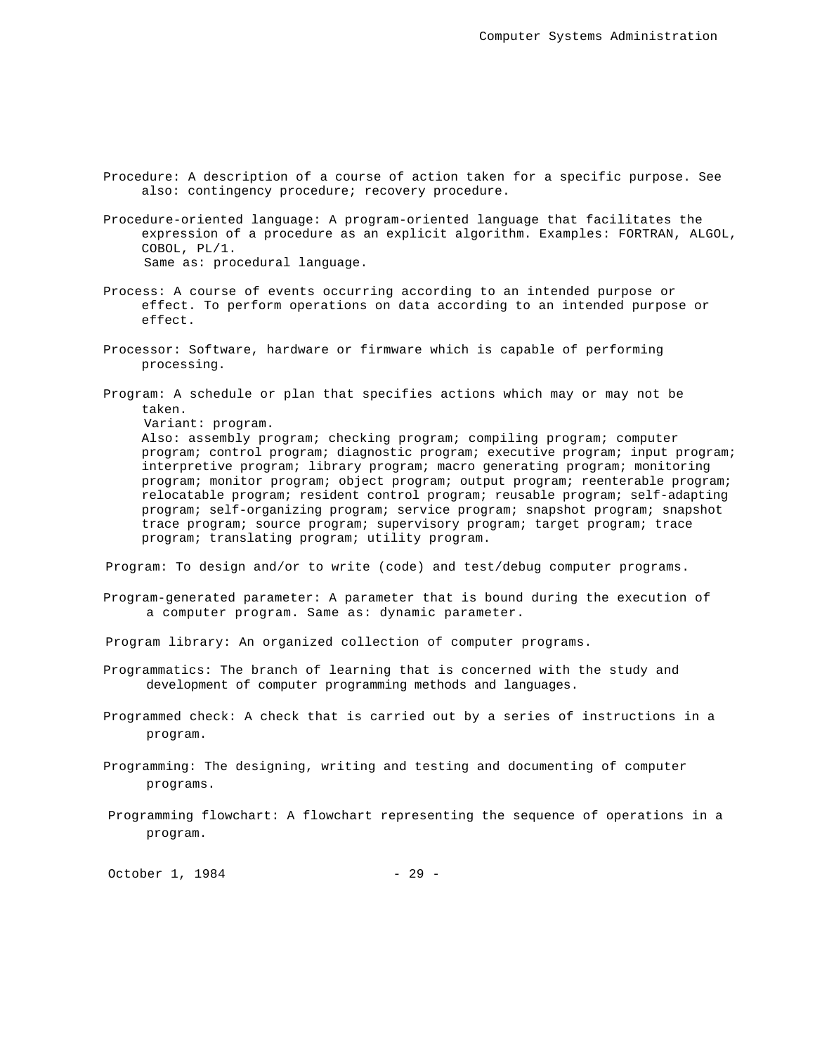Procedure: A description of a course of action taken for a specific purpose. See also: contingency procedure; recovery procedure.

Procedure-oriented language: A program-oriented language that facilitates the expression of a procedure as an explicit algorithm. Examples: FORTRAN, ALGOL, COBOL, PL/1.
Same as: procedural language.

Process: A course of events occurring according to an intended purpose or effect. To perform operations on data according to an intended purpose or effect.

Processor: Software, hardware or firmware which is capable of performing processing.

Program: A schedule or plan that specifies actions which may or may not be taken.
Variant: program.
Also: assembly program; checking program; compiling program; computer program; control program; diagnostic program; executive program; input program; interpretive program; library program; macro generating program; monitoring program; monitor program; object program; output program; reenterable program; relocatable program; resident control program; reusable program; self-adapting program; self-organizing program; service program; snapshot program; snapshot trace program; source program; supervisory program; target program; trace program; translating program; utility program.

Program: To design and/or to write (code) and test/debug computer programs.

Program-generated parameter: A parameter that is bound during the execution of a computer program. Same as: dynamic parameter.

Program library: An organized collection of computer programs.

Programmatics: The branch of learning that is concerned with the study and development of computer programming methods and languages.

Programmed check: A check that is carried out by a series of instructions in a program.

Programming: The designing, writing and testing and documenting of computer programs.

Programming flowchart: A flowchart representing the sequence of operations in a program.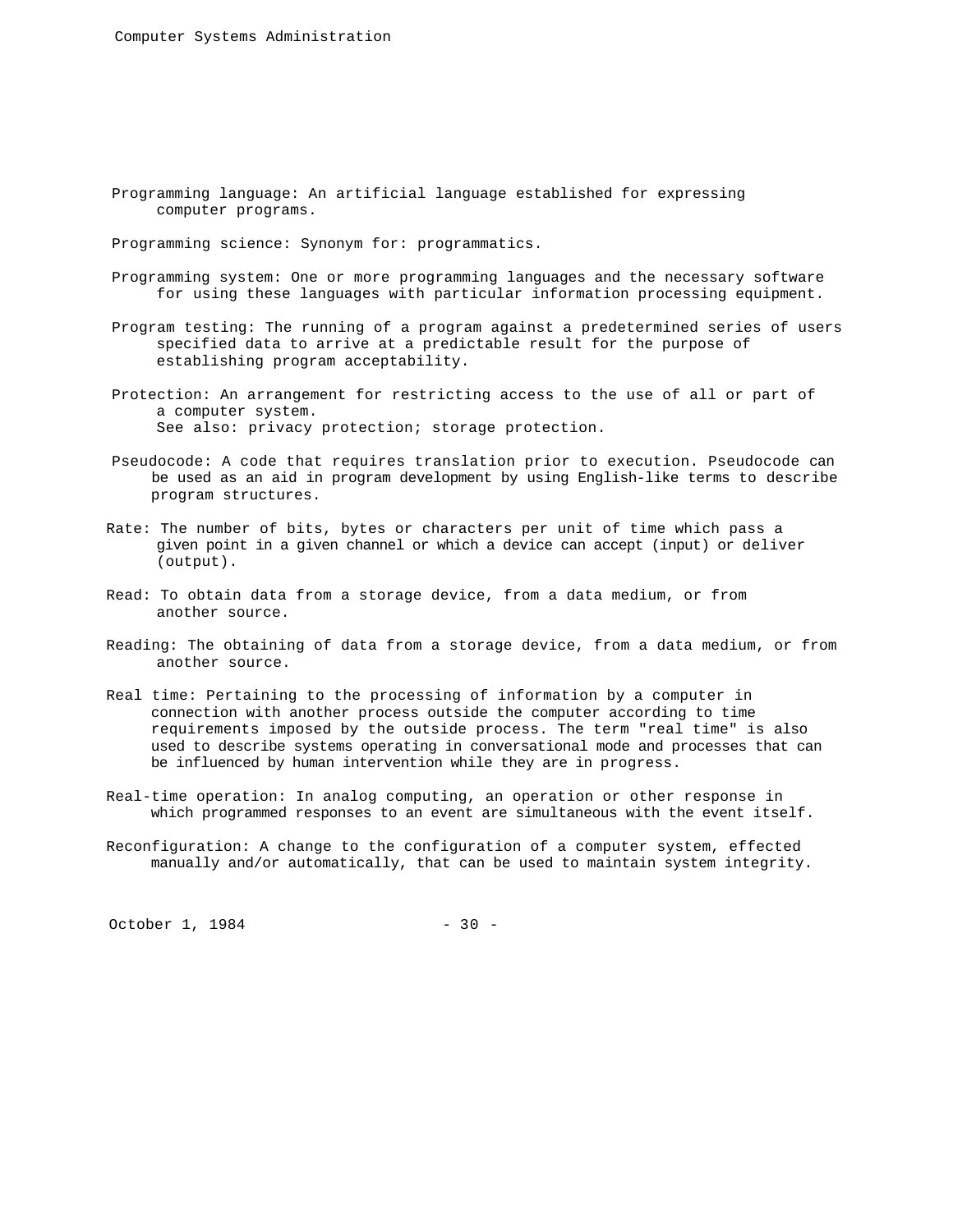Programming language: An artificial language established for expressing computer programs.

Programming science: Synonym for: programmatics.

Programming system: One or more programming languages and the necessary software for using these languages with particular information processing equipment.

Program testing: The running of a program against a predetermined series of users specified data to arrive at a predictable result for the purpose of establishing program acceptability.

Protection: An arrangement for restricting access to the use of all or part of a computer system.
See also: privacy protection; storage protection.

Pseudocode: A code that requires translation prior to execution. Pseudocode can be used as an aid in program development by using English-like terms to describe program structures.

Rate: The number of bits, bytes or characters per unit of time which pass a given point in a given channel or which a device can accept (input) or deliver (output).

Read: To obtain data from a storage device, from a data medium, or from another source.

Reading: The obtaining of data from a storage device, from a data medium, or from another source.

Real time: Pertaining to the processing of information by a computer in connection with another process outside the computer according to time requirements imposed by the outside process. The term "real time" is also used to describe systems operating in conversational mode and processes that can be influenced by human intervention while they are in progress.

Real-time operation: In analog computing, an operation or other response in which programmed responses to an event are simultaneous with the event itself.

Reconfiguration: A change to the configuration of a computer system, effected manually and/or automatically, that can be used to maintain system integrity.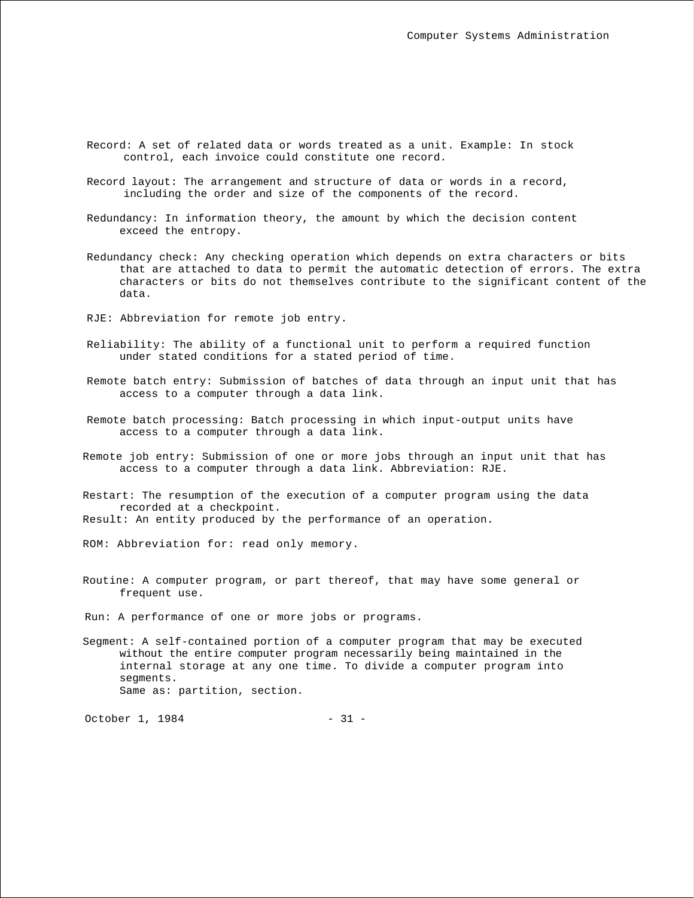Record: A set of related data or words treated as a unit. Example: In stock control, each invoice could constitute one record.

Record layout: The arrangement and structure of data or words in a record, including the order and size of the components of the record.

Redundancy: In information theory, the amount by which the decision content exceed the entropy.

Redundancy check: Any checking operation which depends on extra characters or bits that are attached to data to permit the automatic detection of errors. The extra characters or bits do not themselves contribute to the significant content of the data.

RJE: Abbreviation for remote job entry.

Reliability: The ability of a functional unit to perform a required function under stated conditions for a stated period of time.

Remote batch entry: Submission of batches of data through an input unit that has access to a computer through a data link.

Remote batch processing: Batch processing in which input-output units have access to a computer through a data link.

Remote job entry: Submission of one or more jobs through an input unit that has access to a computer through a data link. Abbreviation: RJE.

Restart: The resumption of the execution of a computer program using the data recorded at a checkpoint.

Result: An entity produced by the performance of an operation.

ROM: Abbreviation for: read only memory.

Routine: A computer program, or part thereof, that may have some general or frequent use.

Run: A performance of one or more jobs or programs.

Segment: A self-contained portion of a computer program that may be executed without the entire computer program necessarily being maintained in the internal storage at any one time. To divide a computer program into segments.
Same as: partition, section.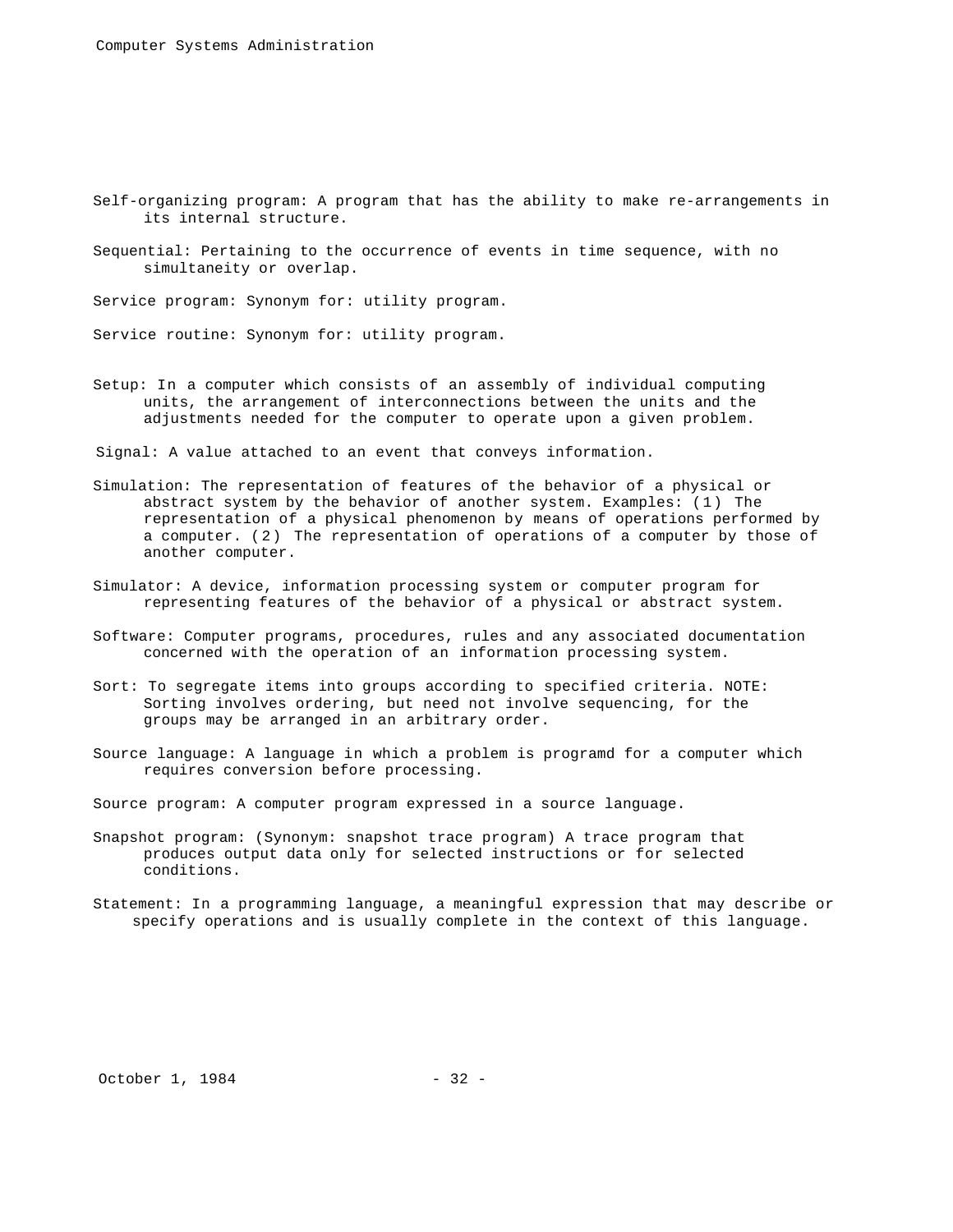Self-organizing program: A program that has the ability to make re-arrangements in its internal structure.

Sequential: Pertaining to the occurrence of events in time sequence, with no simultaneity or overlap.

Service program: Synonym for: utility program.

Service routine: Synonym for: utility program.

Setup: In a computer which consists of an assembly of individual computing units, the arrangement of interconnections between the units and the adjustments needed for the computer to operate upon a given problem.

Signal: A value attached to an event that conveys information.

Simulation: The representation of features of the behavior of a physical or abstract system by the behavior of another system. Examples: (1) The representation of a physical phenomenon by means of operations performed by a computer. (2) The representation of operations of a computer by those of another computer.

Simulator: A device, information processing system or computer program for representing features of the behavior of a physical or abstract system.

Software: Computer programs, procedures, rules and any associated documentation concerned with the operation of an information processing system.

Sort: To segregate items into groups according to specified criteria. NOTE: Sorting involves ordering, but need not involve sequencing, for the groups may be arranged in an arbitrary order.

Source language: A language in which a problem is programd for a computer which requires conversion before processing.

Source program: A computer program expressed in a source language.

Snapshot program: (Synonym: snapshot trace program) A trace program that produces output data only for selected instructions or for selected conditions.

Statement: In a programming language, a meaningful expression that may describe or specify operations and is usually complete in the context of this language.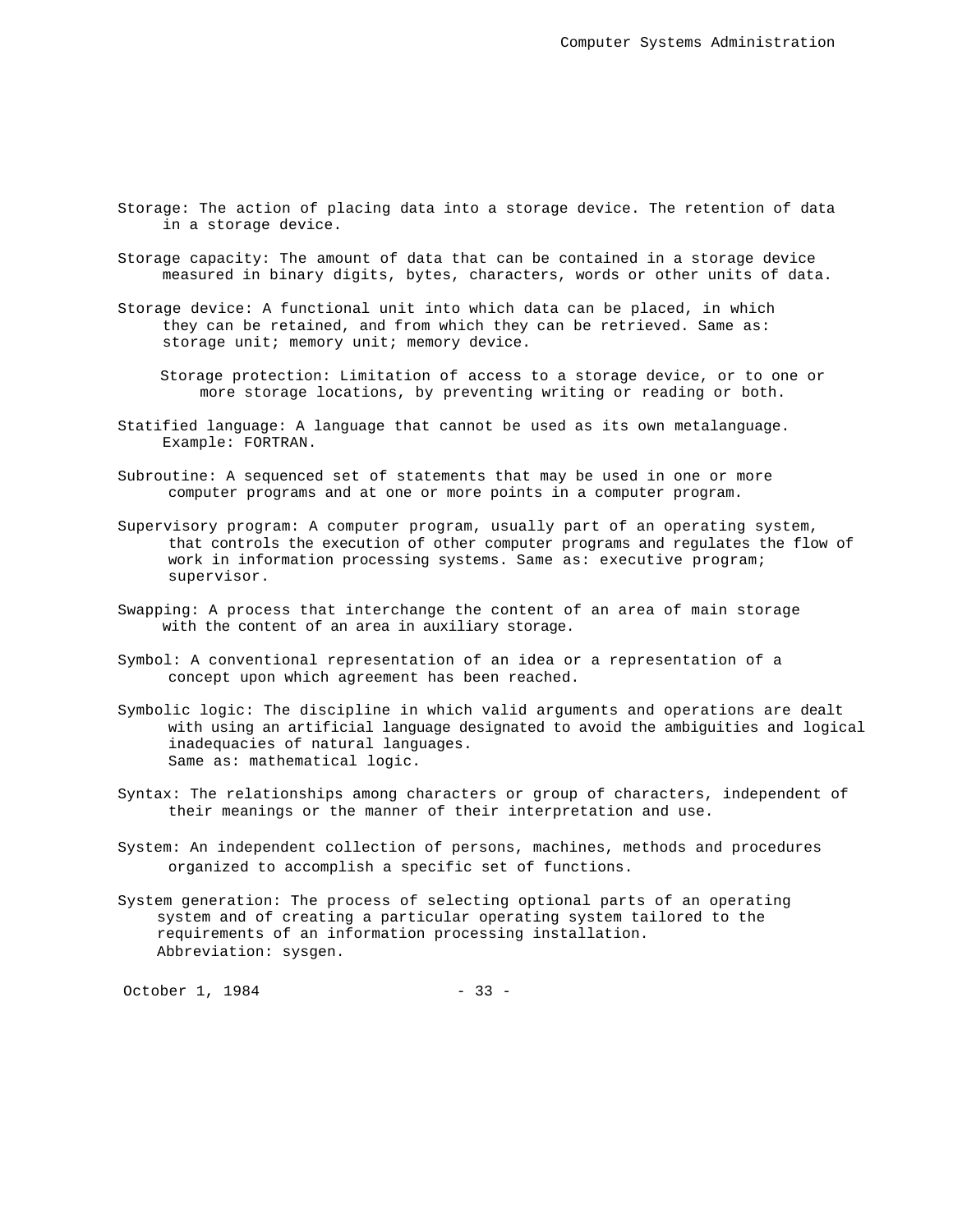Storage: The action of placing data into a storage device. The retention of data in a storage device.

Storage capacity: The amount of data that can be contained in a storage device measured in binary digits, bytes, characters, words or other units of data.

Storage device: A functional unit into which data can be placed, in which they can be retained, and from which they can be retrieved. Same as: storage unit; memory unit; memory device.

Storage protection: Limitation of access to a storage device, or to one or more storage locations, by preventing writing or reading or both.

Statified language: A language that cannot be used as its own metalanguage. Example: FORTRAN.

Subroutine: A sequenced set of statements that may be used in one or more computer programs and at one or more points in a computer program.

Supervisory program: A computer program, usually part of an operating system, that controls the execution of other computer programs and regulates the flow of work in information processing systems. Same as: executive program; supervisor.

Swapping: A process that interchange the content of an area of main storage with the content of an area in auxiliary storage.

Symbol: A conventional representation of an idea or a representation of a concept upon which agreement has been reached.

Symbolic logic: The discipline in which valid arguments and operations are dealt with using an artificial language designated to avoid the ambiguities and logical inadequacies of natural languages.
Same as: mathematical logic.

Syntax: The relationships among characters or group of characters, independent of their meanings or the manner of their interpretation and use.

System: An independent collection of persons, machines, methods and procedures organized to accomplish a specific set of functions.

System generation: The process of selecting optional parts of an operating system and of creating a particular operating system tailored to the requirements of an information processing installation.
Abbreviation: sysgen.

October 1, 1984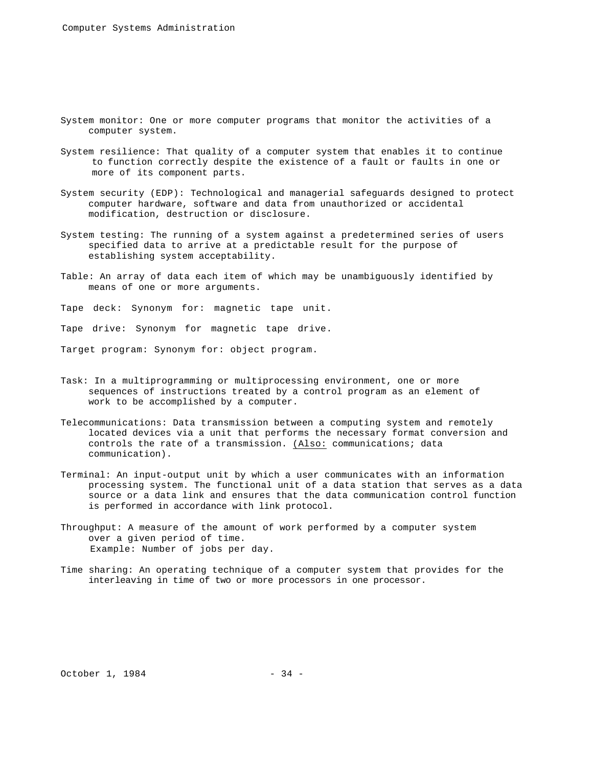System monitor: One or more computer programs that monitor the activities of a computer system.

System resilience: That quality of a computer system that enables it to continue to function correctly despite the existence of a fault or faults in one or more of its component parts.

System security (EDP): Technological and managerial safeguards designed to protect computer hardware, software and data from unauthorized or accidental modification, destruction or disclosure.

System testing: The running of a system against a predetermined series of users specified data to arrive at a predictable result for the purpose of establishing system acceptability.

Table: An array of data each item of which may be unambiguously identified by means of one or more arguments.

Tape deck: Synonym for: magnetic tape unit.

Tape drive: Synonym for magnetic tape drive.

Target program: Synonym for: object program.

Task: In a multiprogramming or multiprocessing environment, one or more sequences of instructions treated by a control program as an element of work to be accomplished by a computer.

Telecommunications: Data transmission between a computing system and remotely located devices via a unit that performs the necessary format conversion and controls the rate of a transmission. (Also: communications; data communication).

Terminal: An input-output unit by which a user communicates with an information processing system. The functional unit of a data station that serves as a data source or a data link and ensures that the data communication control function is performed in accordance with link protocol.

Throughput: A measure of the amount of work performed by a computer system over a given period of time.
Example: Number of jobs per day.

Time sharing: An operating technique of a computer system that provides for the interleaving in time of two or more processors in one processor.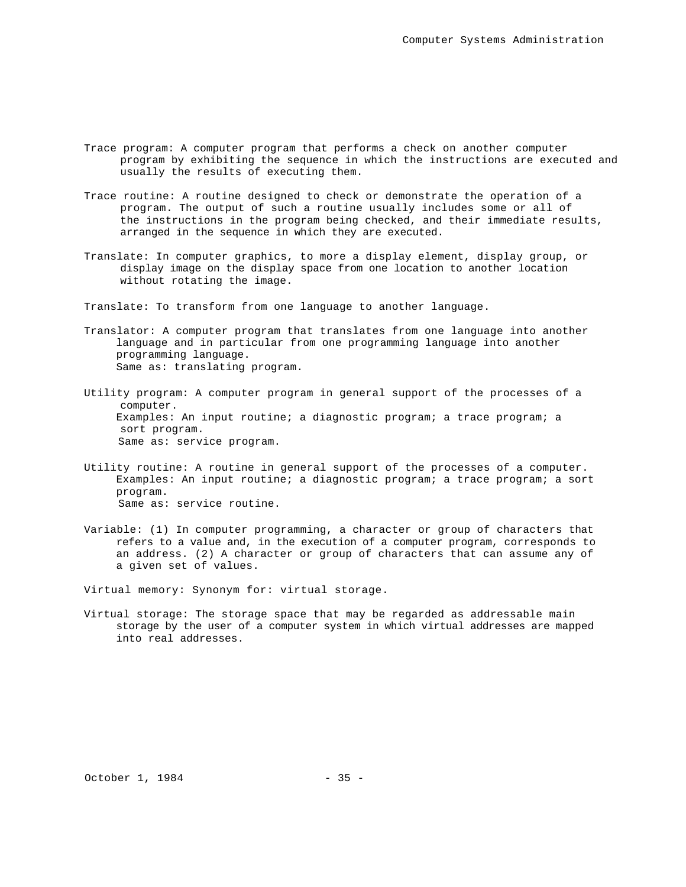Trace program: A computer program that performs a check on another computer program by exhibiting the sequence in which the instructions are executed and usually the results of executing them.

Trace routine: A routine designed to check or demonstrate the operation of a program. The output of such a routine usually includes some or all of the instructions in the program being checked, and their immediate results, arranged in the sequence in which they are executed.

Translate: In computer graphics, to more a display element, display group, or display image on the display space from one location to another location without rotating the image.

Translate: To transform from one language to another language.

Translator: A computer program that translates from one language into another language and in particular from one programming language into another programming language.
Same as: translating program.

Utility program: A computer program in general support of the processes of a computer.
Examples: An input routine; a diagnostic program; a trace program; a sort program.
Same as: service program.

Utility routine: A routine in general support of the processes of a computer.
Examples: An input routine; a diagnostic program; a trace program; a sort program.
Same as: service routine.

Variable: (1) In computer programming, a character or group of characters that refers to a value and, in the execution of a computer program, corresponds to an address. (2) A character or group of characters that can assume any of a given set of values.

Virtual memory: Synonym for: virtual storage.

Virtual storage: The storage space that may be regarded as addressable main storage by the user of a computer system in which virtual addresses are mapped into real addresses.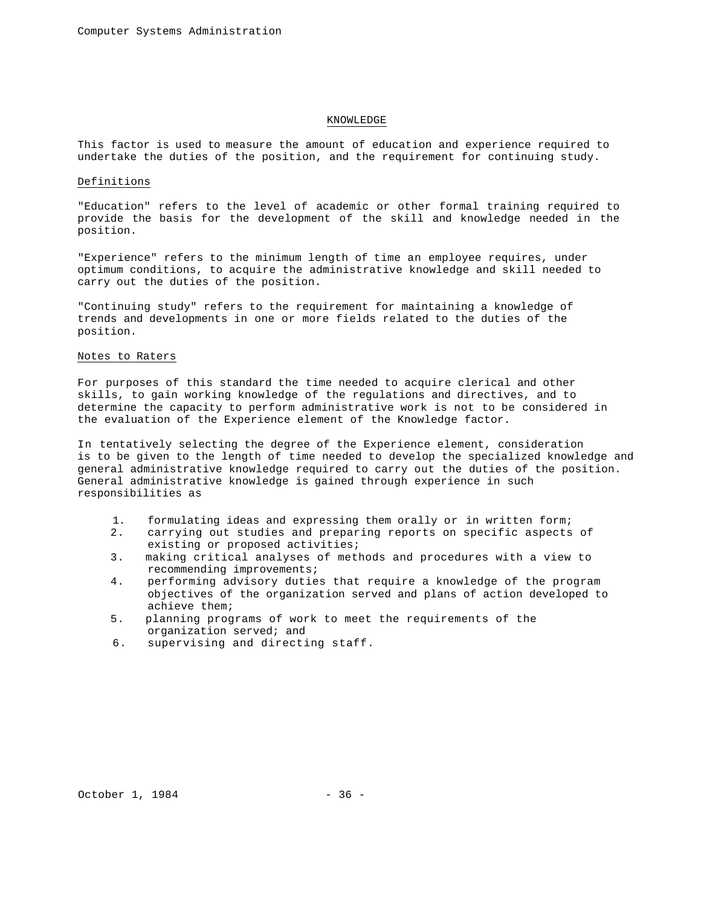## KNOWLEDGE

This factor is used to measure the amount of education and experience required to undertake the duties of the position, and the requirement for continuing study.

### Definitions

"Education" refers to the level of academic or other formal training required to provide the basis for the development of the skill and knowledge needed in the position.

"Experience" refers to the minimum length of time an employee requires, under optimum conditions, to acquire the administrative knowledge and skill needed to carry out the duties of the position.

"Continuing study" refers to the requirement for maintaining a knowledge of trends and developments in one or more fields related to the duties of the position.

### Notes to Raters

For purposes of this standard the time needed to acquire clerical and other skills, to gain working knowledge of the regulations and directives, and to determine the capacity to perform administrative work is not to be considered in the evaluation of the Experience element of the Knowledge factor.

In tentatively selecting the degree of the Experience element, consideration is to be given to the length of time needed to develop the specialized knowledge and general administrative knowledge required to carry out the duties of the position. General administrative knowledge is gained through experience in such responsibilities as

1. formulating ideas and expressing them orally or in written form;
2. carrying out studies and preparing reports on specific aspects of existing or proposed activities;
3. making critical analyses of methods and procedures with a view to recommending improvements;
4. performing advisory duties that require a knowledge of the program objectives of the organization served and plans of action developed to achieve them;
5. planning programs of work to meet the requirements of the organization served; and
6. supervising and directing staff.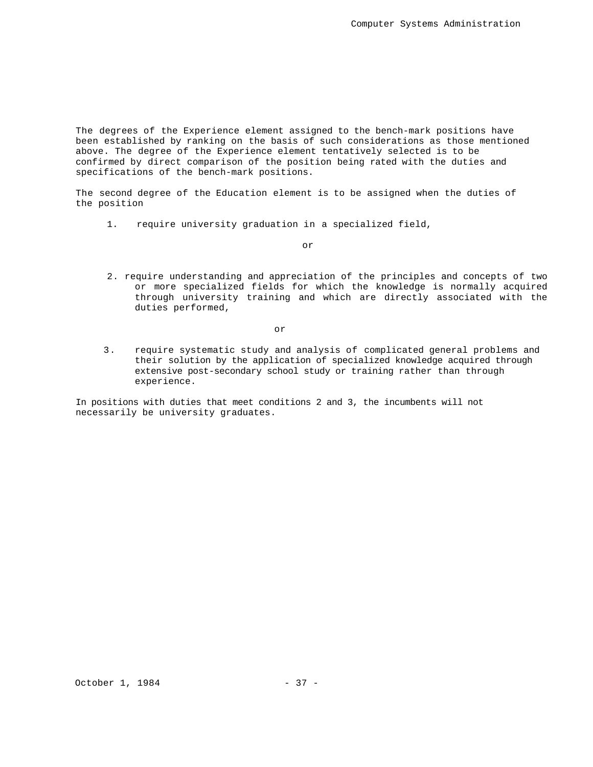The degrees of the Experience element assigned to the bench-mark positions have been established by ranking on the basis of such considerations as those mentioned above. The degree of the Experience element tentatively selected is to be confirmed by direct comparison of the position being rated with the duties and specifications of the bench-mark positions.

The second degree of the Education element is to be assigned when the duties of the position

1. require university graduation in a specialized field,

   or

2. require understanding and appreciation of the principles and concepts of two or more specialized fields for which the knowledge is normally acquired through university training and which are directly associated with the duties performed,

   or

3. require systematic study and analysis of complicated general problems and their solution by the application of specialized knowledge acquired through extensive post-secondary school study or training rather than through experience.

In positions with duties that meet conditions 2 and 3, the incumbents will not necessarily be university graduates.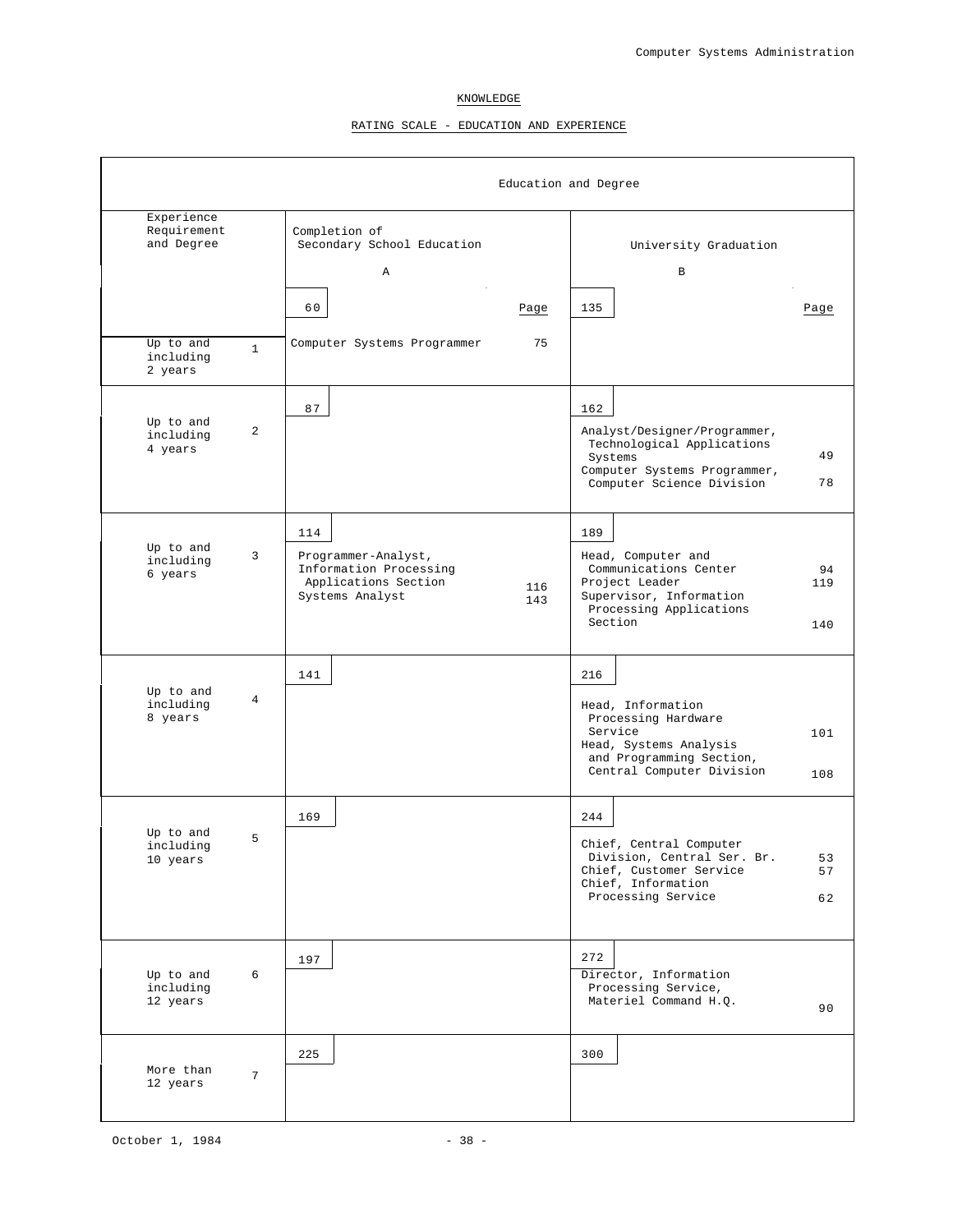## KNOWLEDGE

### RATING SCALE - EDUCATION AND EXPERIENCE

| Experience Requirement and Degree | | Education and Degree: Completion of Secondary School Education A | Page | Education and Degree: University Graduation B | Page |
|---|---|---|---|---|---|
| | | 60 | | 135 | |
| Up to and including 2 years | 1 | Computer Systems Programmer | 75 | | |
| Up to and including 4 years | 2 | 87 | | 162<br>Analyst/Designer/Programmer, Technological Applications Systems<br>Computer Systems Programmer, Computer Science Division | 49<br>78 |
| Up to and including 6 years | 3 | 114<br>Programmer-Analyst, Information Processing Applications Section<br>Systems Analyst | 116<br>143 | 189<br>Head, Computer and Communications Center<br>Project Leader<br>Supervisor, Information Processing Applications Section | 94<br>119<br>140 |
| Up to and including 8 years | 4 | 141 | | 216<br>Head, Information Processing Hardware Service<br>Head, Systems Analysis and Programming Section, Central Computer Division | 101<br>108 |
| Up to and including 10 years | 5 | 169 | | 244<br>Chief, Central Computer Division, Central Ser. Br.<br>Chief, Customer Service<br>Chief, Information Processing Service | 53<br>57<br>62 |
| Up to and including 12 years | 6 | 197 | | 272<br>Director, Information Processing Service, Materiel Command H.Q. | 90 |
| More than 12 years | 7 | 225 | | 300 | |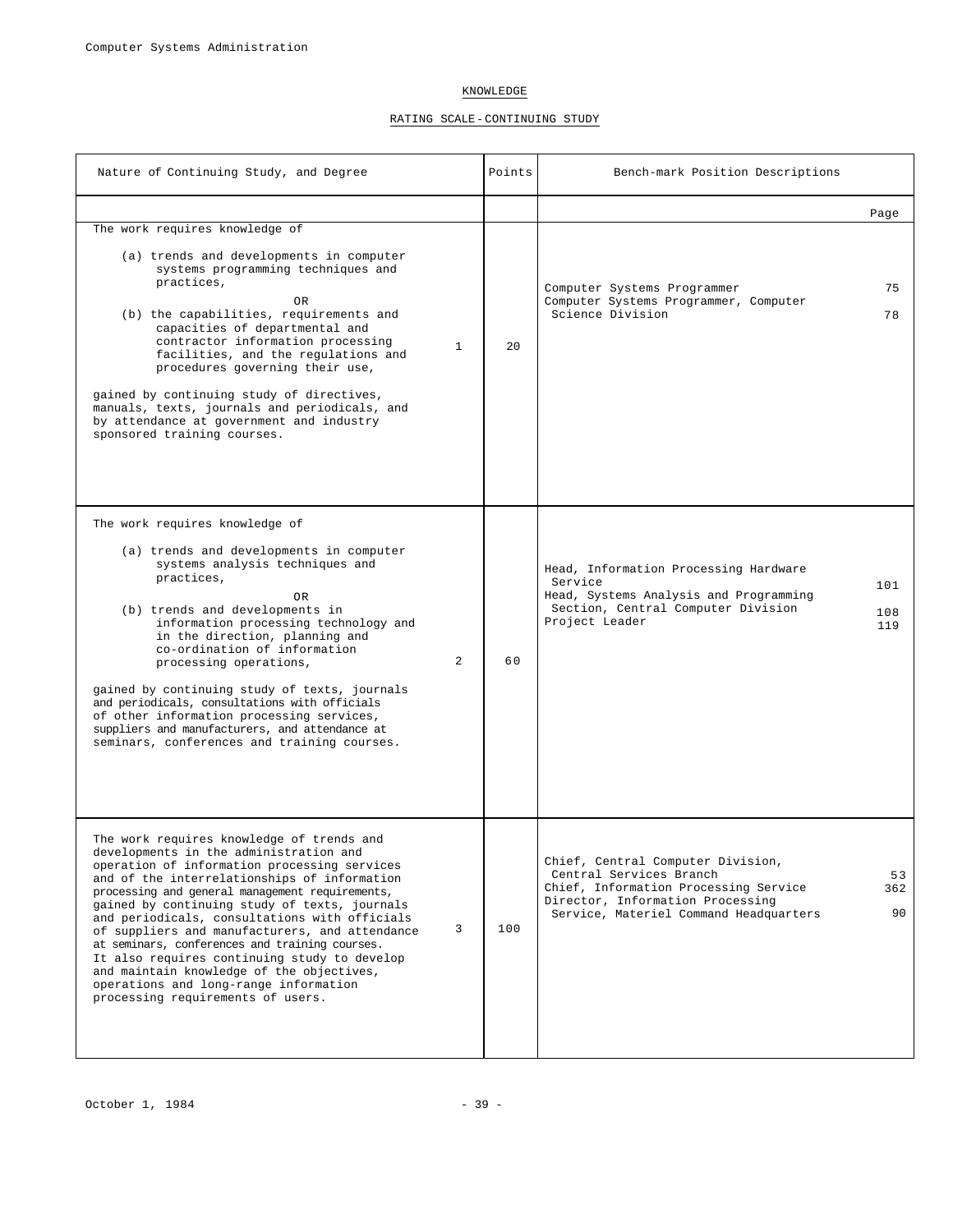## KNOWLEDGE

### RATING SCALE - CONTINUING STUDY

| Nature of Continuing Study, and Degree | | Points | Bench-mark Position Descriptions | Page |
|---|---|---|---|---|
| The work requires knowledge of<br><br>(a) trends and developments in computer systems programming techniques and practices,<br><br>OR<br><br>(b) the capabilities, requirements and capacities of departmental and contractor information processing facilities, and the regulations and procedures governing their use,<br><br>gained by continuing study of directives, manuals, texts, journals and periodicals, and by attendance at government and industry sponsored training courses. | 1 | 20 | Computer Systems Programmer<br>Computer Systems Programmer, Computer Science Division | 75<br>78 |
| The work requires knowledge of<br><br>(a) trends and developments in computer systems analysis techniques and practices,<br><br>OR<br><br>(b) trends and developments in information processing technology and in the direction, planning and co-ordination of information processing operations,<br><br>gained by continuing study of texts, journals and periodicals, consultations with officials of other information processing services, suppliers and manufacturers, and attendance at seminars, conferences and training courses. | 2 | 60 | Head, Information Processing Hardware Service<br>Head, Systems Analysis and Programming Section, Central Computer Division<br>Project Leader | 101<br>108<br>119 |
| The work requires knowledge of trends and developments in the administration and operation of information processing services and of the interrelationships of information processing and general management requirements, gained by continuing study of texts, journals and periodicals, consultations with officials of suppliers and manufacturers, and attendance at seminars, conferences and training courses. It also requires continuing study to develop and maintain knowledge of the objectives, operations and long-range information processing requirements of users. | 3 | 100 | Chief, Central Computer Division, Central Services Branch<br>Chief, Information Processing Service<br>Director, Information Processing Service, Materiel Command Headquarters | 53<br>362<br>90 |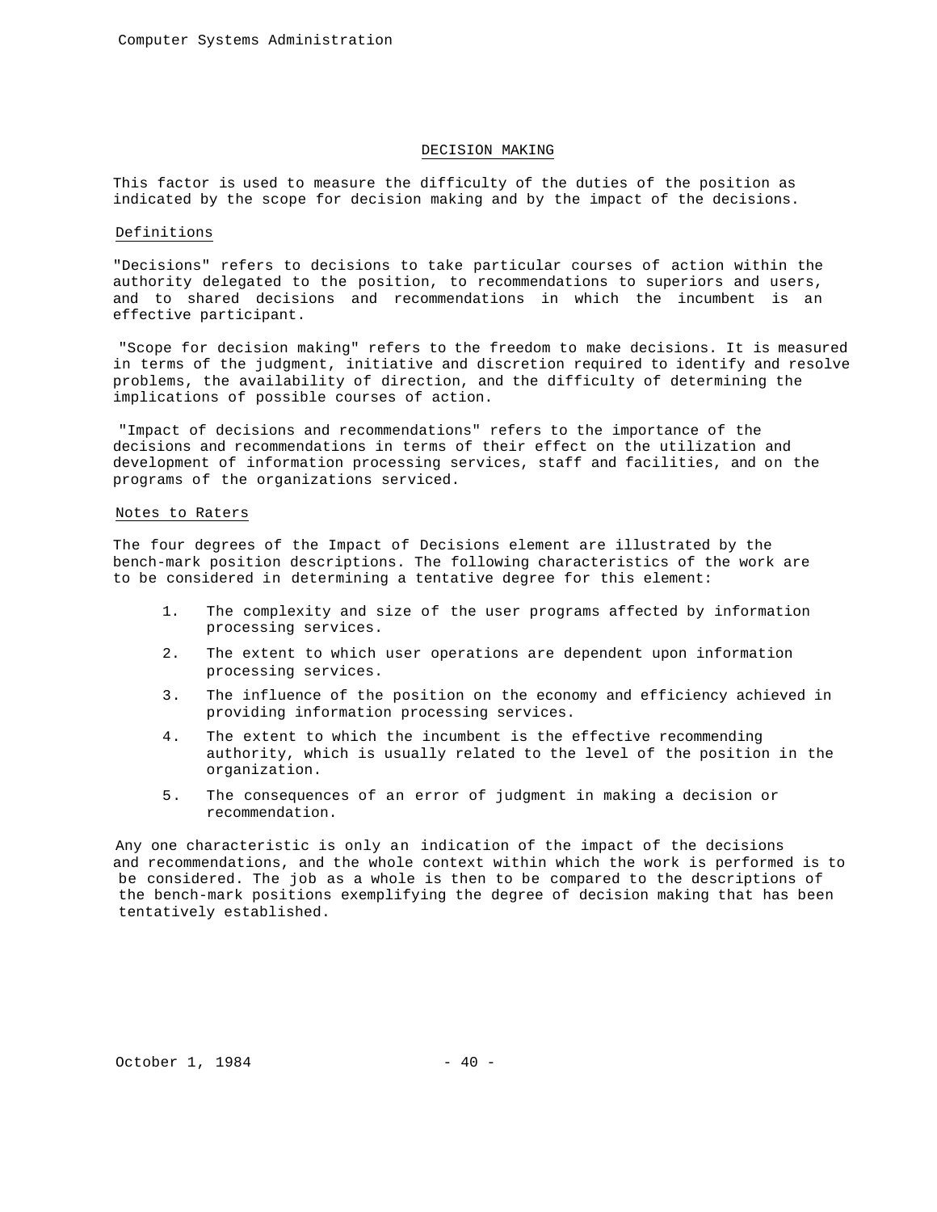## DECISION MAKING

This factor is used to measure the difficulty of the duties of the position as indicated by the scope for decision making and by the impact of the decisions.

### Definitions

"Decisions" refers to decisions to take particular courses of action within the authority delegated to the position, to recommendations to superiors and users, and to shared decisions and recommendations in which the incumbent is an effective participant.

"Scope for decision making" refers to the freedom to make decisions. It is measured in terms of the judgment, initiative and discretion required to identify and resolve problems, the availability of direction, and the difficulty of determining the implications of possible courses of action.

"Impact of decisions and recommendations" refers to the importance of the decisions and recommendations in terms of their effect on the utilization and development of information processing services, staff and facilities, and on the programs of the organizations serviced.

### Notes to Raters

The four degrees of the Impact of Decisions element are illustrated by the bench-mark position descriptions. The following characteristics of the work are to be considered in determining a tentative degree for this element:

1. The complexity and size of the user programs affected by information processing services.
2. The extent to which user operations are dependent upon information processing services.
3. The influence of the position on the economy and efficiency achieved in providing information processing services.
4. The extent to which the incumbent is the effective recommending authority, which is usually related to the level of the position in the organization.
5. The consequences of an error of judgment in making a decision or recommendation.

Any one characteristic is only an indication of the impact of the decisions and recommendations, and the whole context within which the work is performed is to be considered. The job as a whole is then to be compared to the descriptions of the bench-mark positions exemplifying the degree of decision making that has been tentatively established.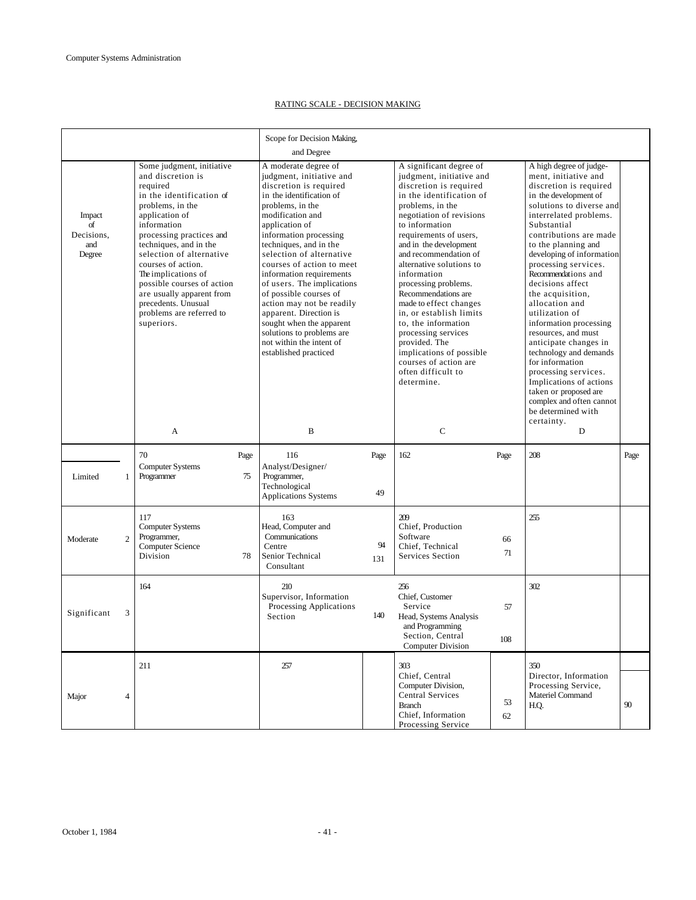## RATING SCALE - DECISION MAKING

| Impact of Decisions, and Degree | A | | B | | C | | D | |
|---|---|---|---|---|---|---|---|---|
| | **Scope for Decision Making, and Degree** | | | | | | | |
| | Some judgment, initiative and discretion is required in the identification of problems, in the application of information processing practices and techniques, and in the selection of alternative courses of action. The implications of possible courses of action are usually apparent from precedents. Unusual problems are referred to superiors. | | A moderate degree of judgment, initiative and discretion is required in the identification of problems, in the modification and application of information processing techniques, and in the selection of alternative courses of action to meet information requirements of users. The implications of possible courses of action may not be readily apparent. Direction is sought when the apparent solutions to problems are not within the intent of established practiced | | A significant degree of judgment, initiative and discretion is required in the identification of problems, in the negotiation of revisions to information requirements of users, and in the development and recommendation of alternative solutions to information processing problems. Recommendations are made to effect changes in, or establish limits to, the information processing services provided. The implications of possible courses of action are often difficult to determine. | | A high degree of judgement, initiative and discretion is required in the development of solutions to diverse and interrelated problems. Substantial contributions are made to the planning and developing of information processing services. Recommendations and decisions affect the acquisition, allocation and utilization of information processing resources, and must anticipate changes in technology and demands for information processing services. Implications of actions taken or proposed are complex and often cannot be determined with certainty. | |
| | | Page | | Page | | Page | | Page |
| Limited 1 | 70<br>Computer Systems Programmer | 75 | 116<br>Analyst/Designer/ Programmer, Technological Applications Systems | 49 | 162 | | 208 | |
| Moderate 2 | 117<br>Computer Systems Programmer, Computer Science Division | 78 | 163<br>Head, Computer and Communications Centre<br>Senior Technical Consultant | 94<br>131 | 209<br>Chief, Production Software<br>Chief, Technical Services Section | 66<br>71 | 255 | |
| Significant 3 | 164 | | 210<br>Supervisor, Information Processing Applications Section | 140 | 256<br>Chief, Customer Service<br>Head, Systems Analysis and Programming Section, Central Computer Division | 57<br>108 | 302 | |
| Major 4 | 211 | | 257 | | 303<br>Chief, Central Computer Division, Central Services Branch<br>Chief, Information Processing Service | 53<br>62 | 350<br>Director, Information Processing Service, Materiel Command H.Q. | 90 |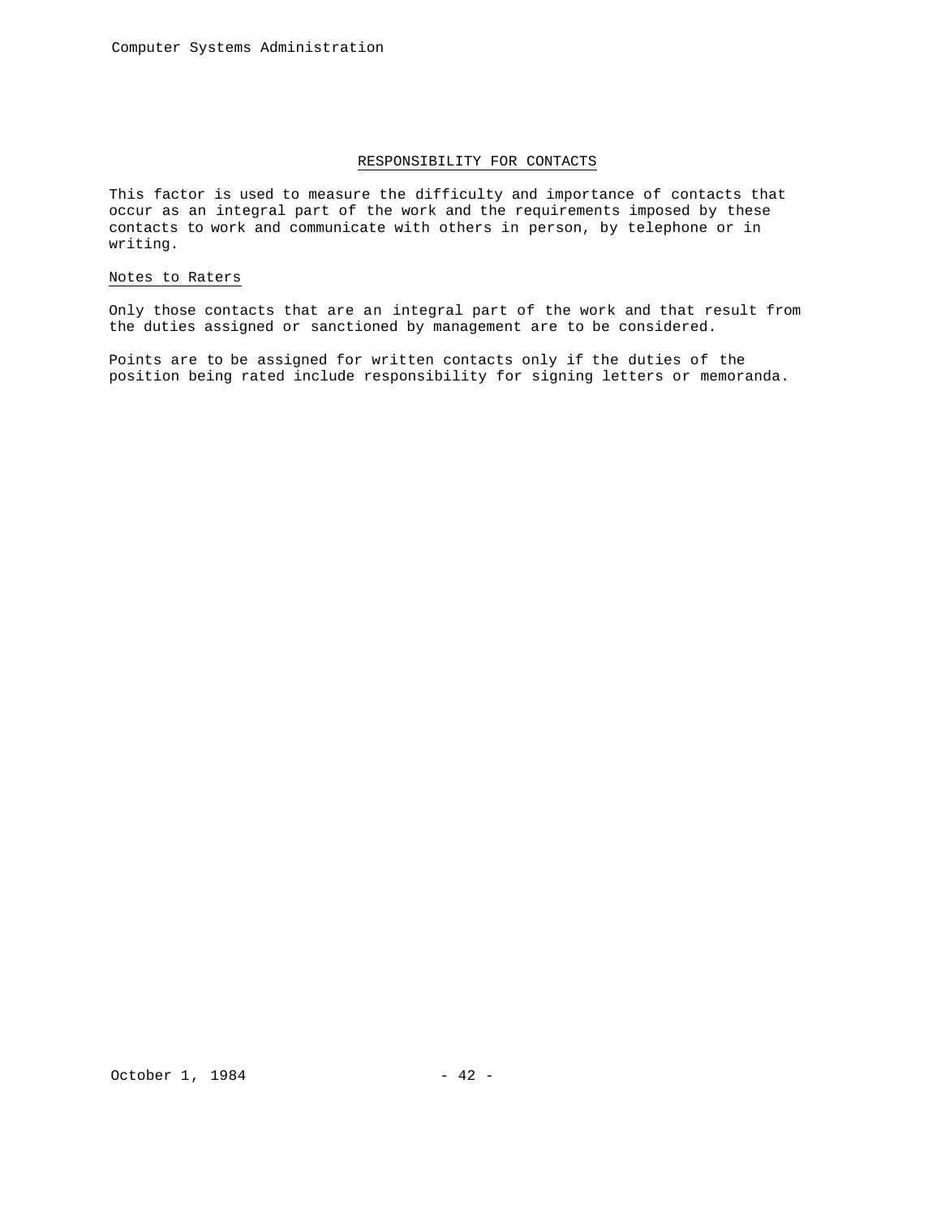## RESPONSIBILITY FOR CONTACTS

This factor is used to measure the difficulty and importance of contacts that occur as an integral part of the work and the requirements imposed by these contacts to work and communicate with others in person, by telephone or in writing.

### Notes to Raters

Only those contacts that are an integral part of the work and that result from the duties assigned or sanctioned by management are to be considered.

Points are to be assigned for written contacts only if the duties of the position being rated include responsibility for signing letters or memoranda.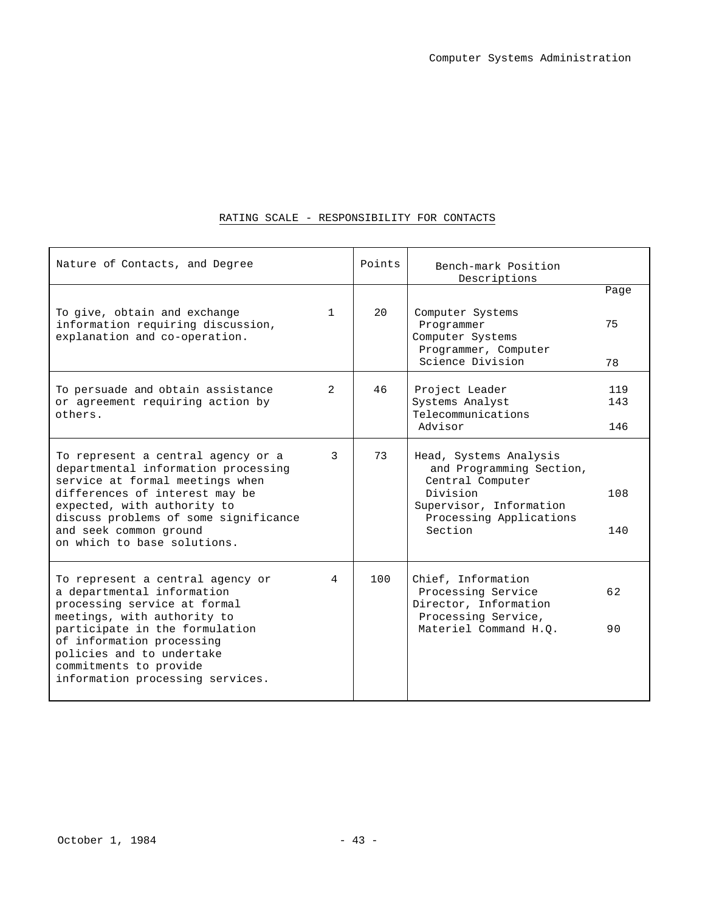## RATING SCALE - RESPONSIBILITY FOR CONTACTS

| Nature of Contacts, and Degree | | Points | Bench-mark Position Descriptions | Page |
|---|---|---|---|---|
| To give, obtain and exchange information requiring discussion, explanation and co-operation. | 1 | 20 | Computer Systems Programmer<br>Computer Systems Programmer, Computer Science Division | 75<br>78 |
| To persuade and obtain assistance or agreement requiring action by others. | 2 | 46 | Project Leader<br>Systems Analyst<br>Telecommunications Advisor | 119<br>143<br>146 |
| To represent a central agency or a departmental information processing service at formal meetings when differences of interest may be expected, with authority to discuss problems of some significance and seek common ground on which to base solutions. | 3 | 73 | Head, Systems Analysis and Programming Section, Central Computer Division<br>Supervisor, Information Processing Applications Section | 108<br>140 |
| To represent a central agency or a departmental information processing service at formal meetings, with authority to participate in the formulation of information processing policies and to undertake commitments to provide information processing services. | 4 | 100 | Chief, Information Processing Service<br>Director, Information Processing Service, Materiel Command H.Q. | 62<br>90 |

October 1, 1984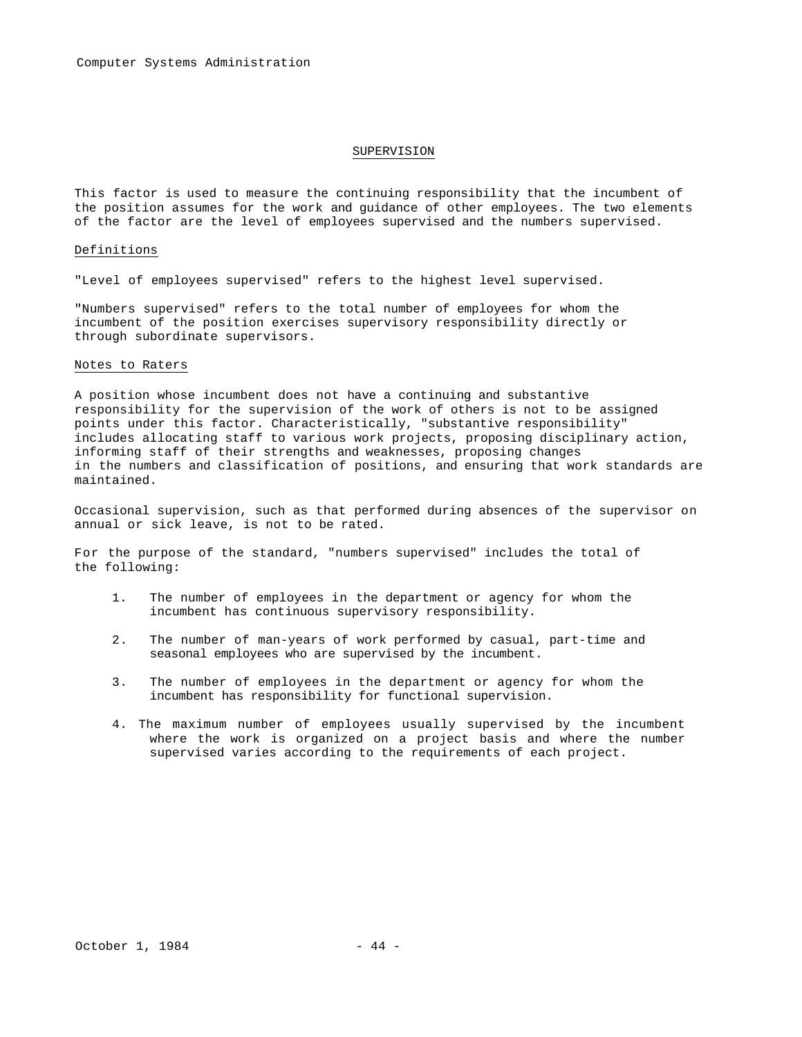## SUPERVISION

This factor is used to measure the continuing responsibility that the incumbent of the position assumes for the work and guidance of other employees. The two elements of the factor are the level of employees supervised and the numbers supervised.

### Definitions

"Level of employees supervised" refers to the highest level supervised.

"Numbers supervised" refers to the total number of employees for whom the incumbent of the position exercises supervisory responsibility directly or through subordinate supervisors.

### Notes to Raters

A position whose incumbent does not have a continuing and substantive responsibility for the supervision of the work of others is not to be assigned points under this factor. Characteristically, "substantive responsibility" includes allocating staff to various work projects, proposing disciplinary action, informing staff of their strengths and weaknesses, proposing changes in the numbers and classification of positions, and ensuring that work standards are maintained.

Occasional supervision, such as that performed during absences of the supervisor on annual or sick leave, is not to be rated.

For the purpose of the standard, "numbers supervised" includes the total of the following:

1. The number of employees in the department or agency for whom the incumbent has continuous supervisory responsibility.
2. The number of man-years of work performed by casual, part-time and seasonal employees who are supervised by the incumbent.
3. The number of employees in the department or agency for whom the incumbent has responsibility for functional supervision.
4. The maximum number of employees usually supervised by the incumbent where the work is organized on a project basis and where the number supervised varies according to the requirements of each project.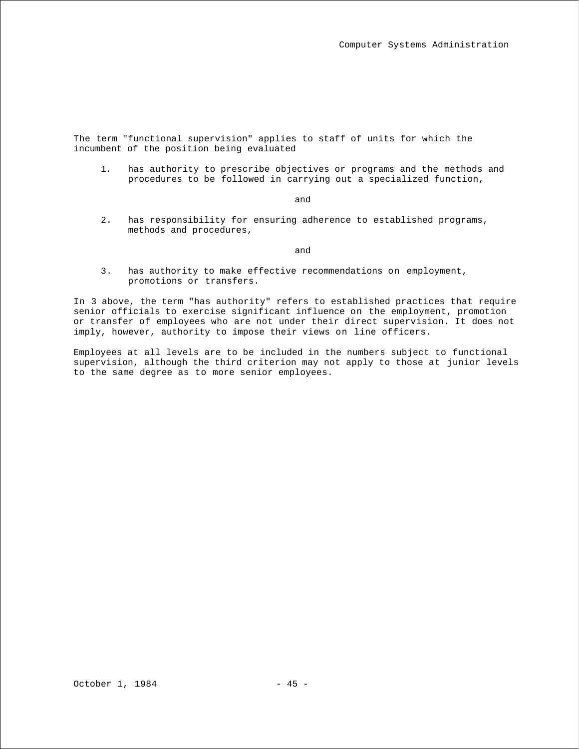The term "functional supervision" applies to staff of units for which the incumbent of the position being evaluated

1. has authority to prescribe objectives or programs and the methods and procedures to be followed in carrying out a specialized function,

   and

2. has responsibility for ensuring adherence to established programs, methods and procedures,

   and

3. has authority to make effective recommendations on employment, promotions or transfers.

In 3 above, the term "has authority" refers to established practices that require senior officials to exercise significant influence on the employment, promotion or transfer of employees who are not under their direct supervision. It does not imply, however, authority to impose their views on line officers.

Employees at all levels are to be included in the numbers subject to functional supervision, although the third criterion may not apply to those at junior levels to the same degree as to more senior employees.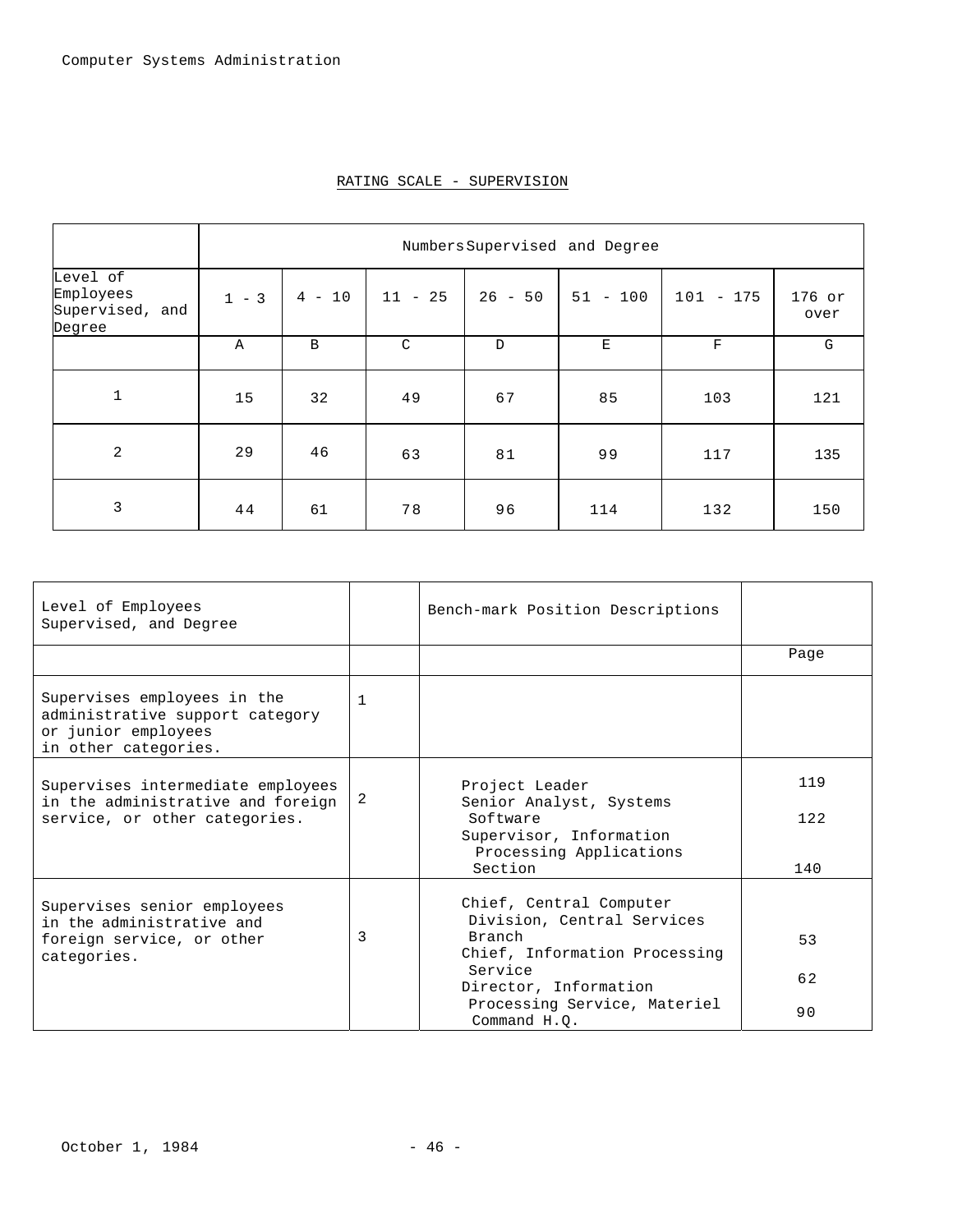## RATING SCALE - SUPERVISION

| | Numbers Supervised and Degree | | | | | | |
|---|---|---|---|---|---|---|---|
| Level of Employees Supervised, and Degree | 1 - 3 | 4 - 10 | 11 - 25 | 26 - 50 | 51 - 100 | 101 - 175 | 176 or over |
| | A | B | C | D | E | F | G |
| 1 | 15 | 32 | 49 | 67 | 85 | 103 | 121 |
| 2 | 29 | 46 | 63 | 81 | 99 | 117 | 135 |
| 3 | 44 | 61 | 78 | 96 | 114 | 132 | 150 |

| Level of Employees Supervised, and Degree | | Bench-mark Position Descriptions | Page |
|---|---|---|---|
| Supervises employees in the administrative support category or junior employees in other categories. | 1 | | |
| Supervises intermediate employees in the administrative and foreign service, or other categories. | 2 | Project Leader<br>Senior Analyst, Systems Software<br>Supervisor, Information Processing Applications Section | 119<br>122<br>140 |
| Supervises senior employees in the administrative and foreign service, or other categories. | 3 | Chief, Central Computer Division, Central Services Branch<br>Chief, Information Processing Service<br>Director, Information Processing Service, Materiel Command H.Q. | 53<br>62<br>90 |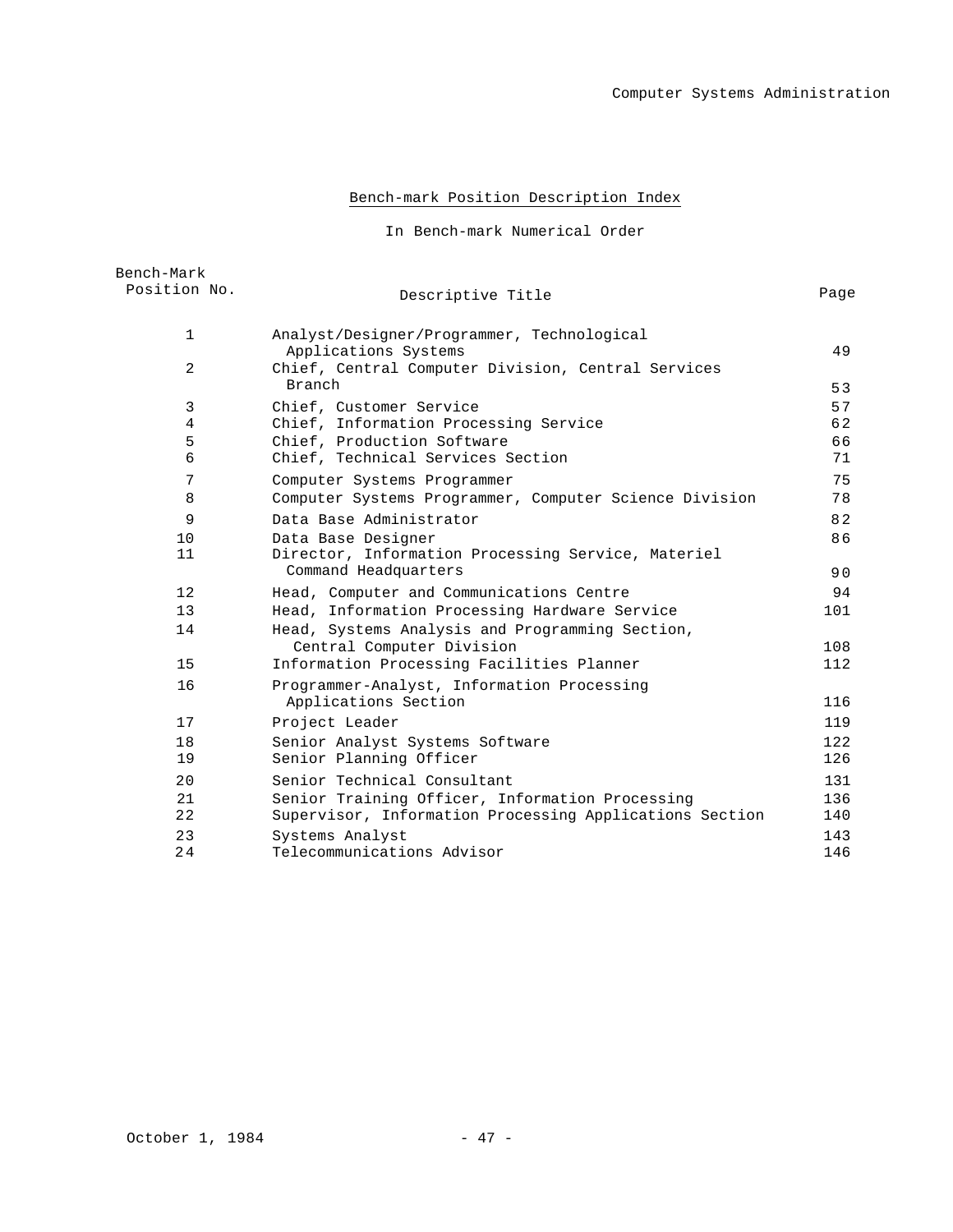## Bench-mark Position Description Index

In Bench-mark Numerical Order

| Bench-Mark Position No. | Descriptive Title | Page |
|---|---|---|
| 1 | Analyst/Designer/Programmer, Technological Applications Systems | 49 |
| 2 | Chief, Central Computer Division, Central Services Branch | 53 |
| 3 | Chief, Customer Service | 57 |
| 4 | Chief, Information Processing Service | 62 |
| 5 | Chief, Production Software | 66 |
| 6 | Chief, Technical Services Section | 71 |
| 7 | Computer Systems Programmer | 75 |
| 8 | Computer Systems Programmer, Computer Science Division | 78 |
| 9 | Data Base Administrator | 82 |
| 10 | Data Base Designer | 86 |
| 11 | Director, Information Processing Service, Materiel Command Headquarters | 90 |
| 12 | Head, Computer and Communications Centre | 94 |
| 13 | Head, Information Processing Hardware Service | 101 |
| 14 | Head, Systems Analysis and Programming Section, Central Computer Division | 108 |
| 15 | Information Processing Facilities Planner | 112 |
| 16 | Programmer-Analyst, Information Processing Applications Section | 116 |
| 17 | Project Leader | 119 |
| 18 | Senior Analyst Systems Software | 122 |
| 19 | Senior Planning Officer | 126 |
| 20 | Senior Technical Consultant | 131 |
| 21 | Senior Training Officer, Information Processing | 136 |
| 22 | Supervisor, Information Processing Applications Section | 140 |
| 23 | Systems Analyst | 143 |
| 24 | Telecommunications Advisor | 146 |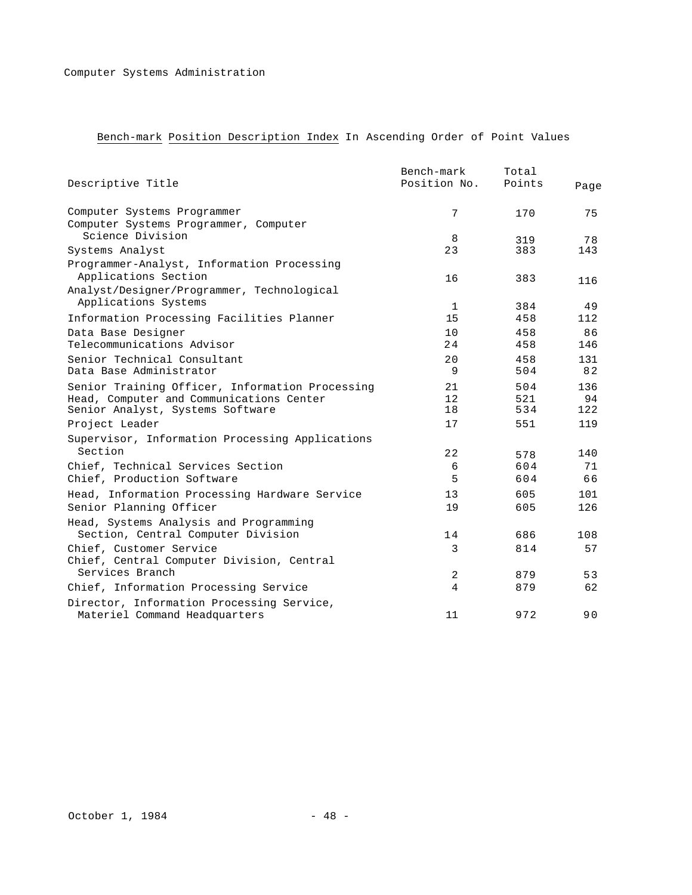Computer Systems Administration

## Bench-mark Position Description Index In Ascending Order of Point Values

| Descriptive Title | Bench-mark Position No. | Total Points | Page |
|---|---|---|---|
| Computer Systems Programmer | 7 | 170 | 75 |
| Computer Systems Programmer, Computer Science Division | 8 | 319 | 78 |
| Systems Analyst | 23 | 383 | 143 |
| Programmer-Analyst, Information Processing Applications Section | 16 | 383 | 116 |
| Analyst/Designer/Programmer, Technological Applications Systems | 1 | 384 | 49 |
| Information Processing Facilities Planner | 15 | 458 | 112 |
| Data Base Designer | 10 | 458 | 86 |
| Telecommunications Advisor | 24 | 458 | 146 |
| Senior Technical Consultant | 20 | 458 | 131 |
| Data Base Administrator | 9 | 504 | 82 |
| Senior Training Officer, Information Processing | 21 | 504 | 136 |
| Head, Computer and Communications Center | 12 | 521 | 94 |
| Senior Analyst, Systems Software | 18 | 534 | 122 |
| Project Leader | 17 | 551 | 119 |
| Supervisor, Information Processing Applications Section | 22 | 578 | 140 |
| Chief, Technical Services Section | 6 | 604 | 71 |
| Chief, Production Software | 5 | 604 | 66 |
| Head, Information Processing Hardware Service | 13 | 605 | 101 |
| Senior Planning Officer | 19 | 605 | 126 |
| Head, Systems Analysis and Programming Section, Central Computer Division | 14 | 686 | 108 |
| Chief, Customer Service | 3 | 814 | 57 |
| Chief, Central Computer Division, Central Services Branch | 2 | 879 | 53 |
| Chief, Information Processing Service | 4 | 879 | 62 |
| Director, Information Processing Service, Materiel Command Headquarters | 11 | 972 | 90 |

October 1, 1984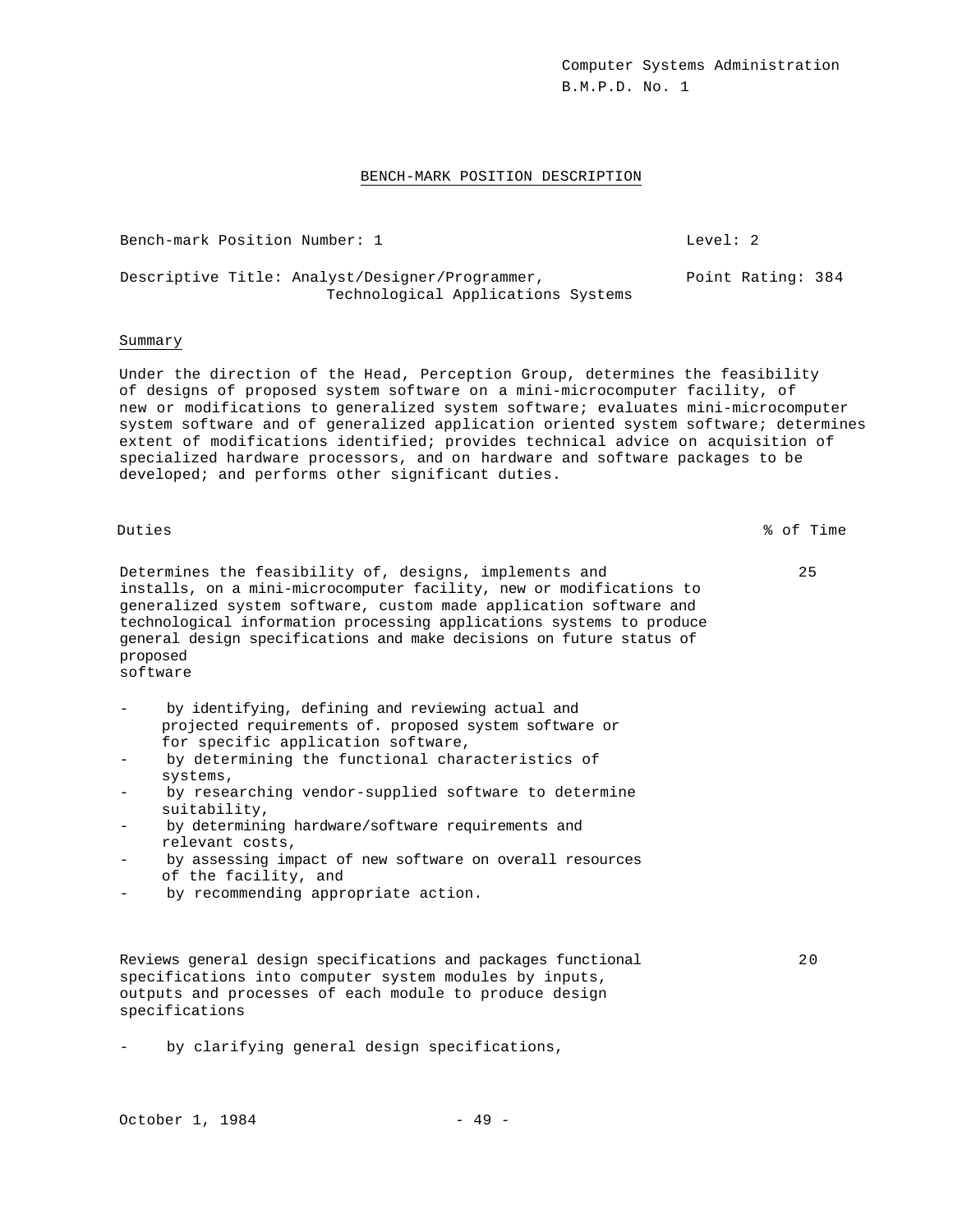Computer Systems Administration
B.M.P.D. No. 1

## BENCH-MARK POSITION DESCRIPTION

Bench-mark Position Number: 1 — Level: 2

Descriptive Title: Analyst/Designer/Programmer, Technological Applications Systems — Point Rating: 384

### Summary

Under the direction of the Head, Perception Group, determines the feasibility of designs of proposed system software on a mini-microcomputer facility, of new or modifications to generalized system software; evaluates mini-microcomputer system software and of generalized application oriented system software; determines extent of modifications identified; provides technical advice on acquisition of specialized hardware processors, and on hardware and software packages to be developed; and performs other significant duties.

| Duties | % of Time |
|---|---|
| Determines the feasibility of, designs, implements and installs, on a mini-microcomputer facility, new or modifications to generalized system software, custom made application software and technological information processing applications systems to produce general design specifications and make decisions on future status of proposed software | 25 |

- by identifying, defining and reviewing actual and projected requirements of. proposed system software or for specific application software,
- by determining the functional characteristics of systems,
- by researching vendor-supplied software to determine suitability,
- by determining hardware/software requirements and relevant costs,
- by assessing impact of new software on overall resources of the facility, and
- by recommending appropriate action.

| Duties | % of Time |
|---|---|
| Reviews general design specifications and packages functional specifications into computer system modules by inputs, outputs and processes of each module to produce design specifications | 20 |

- by clarifying general design specifications,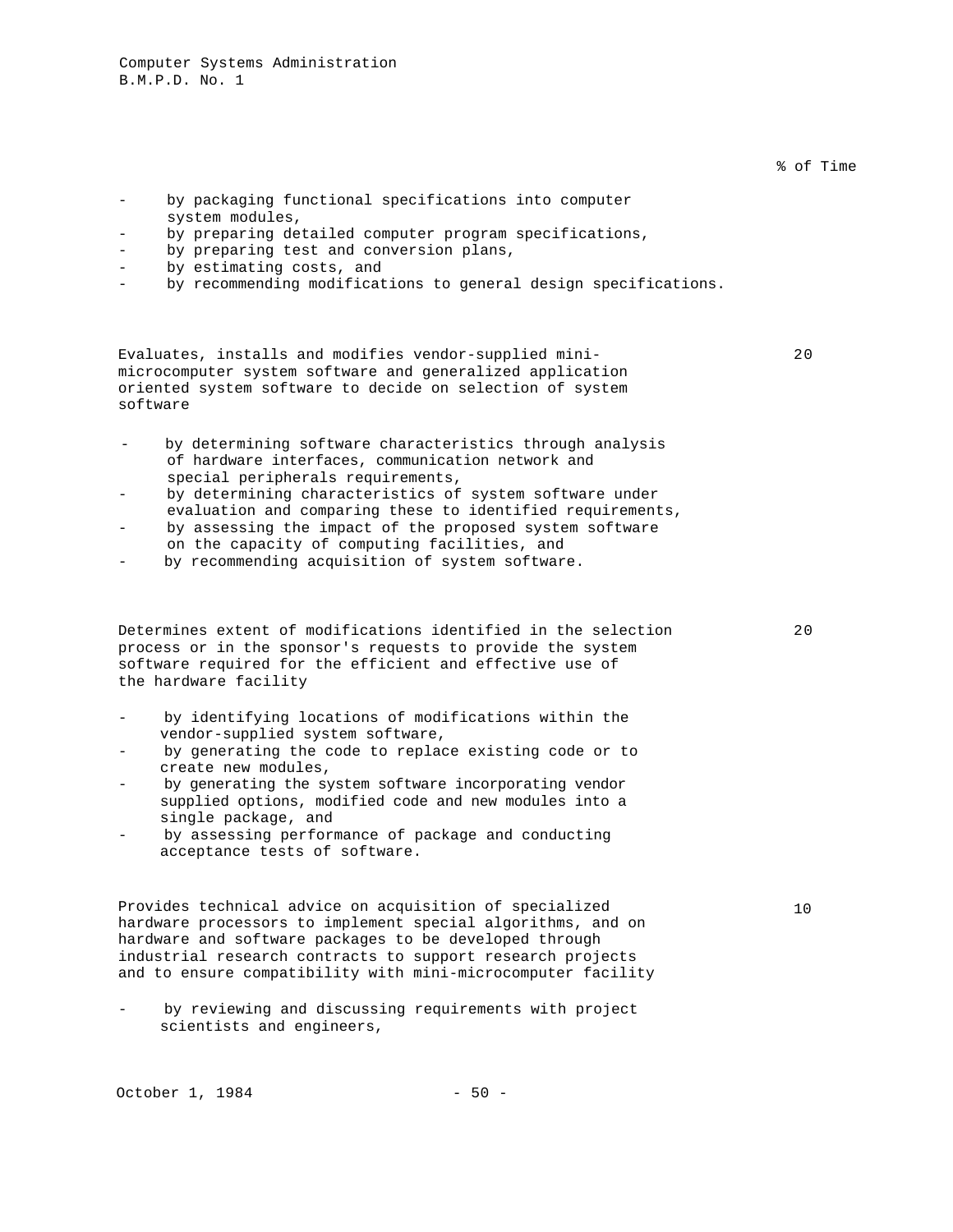% of Time

- by packaging functional specifications into computer system modules,
- by preparing detailed computer program specifications,
- by preparing test and conversion plans,
- by estimating costs, and
- by recommending modifications to general design specifications.

| Duties | % of Time |
|---|---|
| Evaluates, installs and modifies vendor-supplied mini-microcomputer system software and generalized application oriented system software to decide on selection of system software | 20 |

- by determining software characteristics through analysis of hardware interfaces, communication network and special peripherals requirements,
- by determining characteristics of system software under evaluation and comparing these to identified requirements,
- by assessing the impact of the proposed system software on the capacity of computing facilities, and
- by recommending acquisition of system software.

| Duties | % of Time |
|---|---|
| Determines extent of modifications identified in the selection process or in the sponsor's requests to provide the system software required for the efficient and effective use of the hardware facility | 20 |

- by identifying locations of modifications within the vendor-supplied system software,
- by generating the code to replace existing code or to create new modules,
- by generating the system software incorporating vendor supplied options, modified code and new modules into a single package, and
- by assessing performance of package and conducting acceptance tests of software.

| Duties | % of Time |
|---|---|
| Provides technical advice on acquisition of specialized hardware processors to implement special algorithms, and on hardware and software packages to be developed through industrial research contracts to support research projects and to ensure compatibility with mini-microcomputer facility | 10 |

- by reviewing and discussing requirements with project scientists and engineers,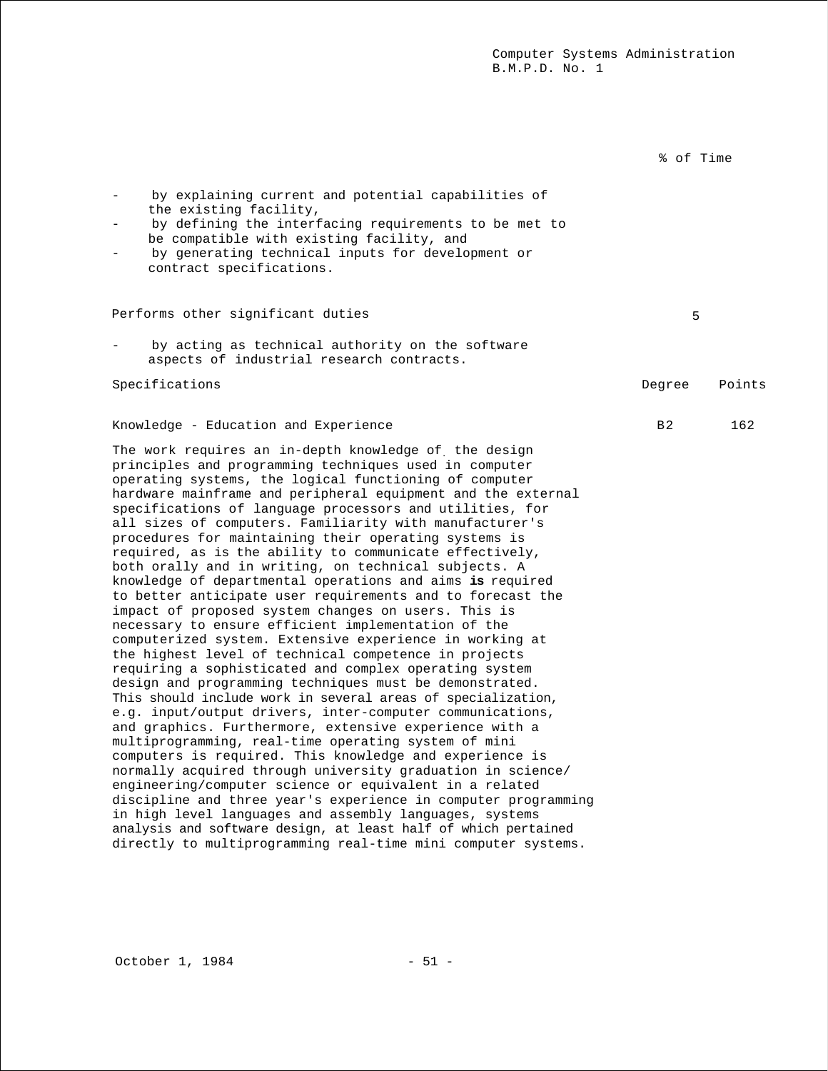% of Time

- by explaining current and potential capabilities of the existing facility,
- by defining the interfacing requirements to be met to be compatible with existing facility, and
- by generating technical inputs for development or contract specifications.

Performs other significant duties — 5

- by acting as technical authority on the software aspects of industrial research contracts.

| Specifications | Degree | Points |
|---|---|---|
| Knowledge - Education and Experience | B2 | 162 |

The work requires an in-depth knowledge of the design principles and programming techniques used in computer operating systems, the logical functioning of computer hardware mainframe and peripheral equipment and the external specifications of language processors and utilities, for all sizes of computers. Familiarity with manufacturer's procedures for maintaining their operating systems is required, as is the ability to communicate effectively, both orally and in writing, on technical subjects. A knowledge of departmental operations and aims **is** required to better anticipate user requirements and to forecast the impact of proposed system changes on users. This is necessary to ensure efficient implementation of the computerized system. Extensive experience in working at the highest level of technical competence in projects requiring a sophisticated and complex operating system design and programming techniques must be demonstrated. This should include work in several areas of specialization, e.g. input/output drivers, inter-computer communications, and graphics. Furthermore, extensive experience with a multiprogramming, real-time operating system of mini computers is required. This knowledge and experience is normally acquired through university graduation in science/ engineering/computer science or equivalent in a related discipline and three year's experience in computer programming in high level languages and assembly languages, systems analysis and software design, at least half of which pertained directly to multiprogramming real-time mini computer systems.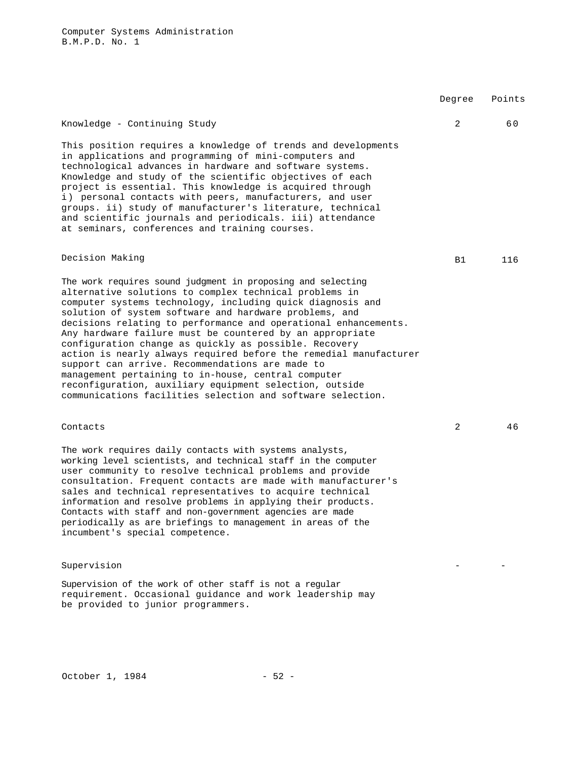| | Degree | Points |
|---|---|---|
| **Knowledge - Continuing Study** | 2 | 60 |

This position requires a knowledge of trends and developments in applications and programming of mini-computers and technological advances in hardware and software systems. Knowledge and study of the scientific objectives of each project is essential. This knowledge is acquired through i) personal contacts with peers, manufacturers, and user groups. ii) study of manufacturer's literature, technical and scientific journals and periodicals. iii) attendance at seminars, conferences and training courses.

| | Degree | Points |
|---|---|---|
| **Decision Making** | B1 | 116 |

The work requires sound judgment in proposing and selecting alternative solutions to complex technical problems in computer systems technology, including quick diagnosis and solution of system software and hardware problems, and decisions relating to performance and operational enhancements. Any hardware failure must be countered by an appropriate configuration change as quickly as possible. Recovery action is nearly always required before the remedial manufacturer support can arrive. Recommendations are made to management pertaining to in-house, central computer reconfiguration, auxiliary equipment selection, outside communications facilities selection and software selection.

| | Degree | Points |
|---|---|---|
| **Contacts** | 2 | 46 |

The work requires daily contacts with systems analysts, working level scientists, and technical staff in the computer user community to resolve technical problems and provide consultation. Frequent contacts are made with manufacturer's sales and technical representatives to acquire technical information and resolve problems in applying their products. Contacts with staff and non-government agencies are made periodically as are briefings to management in areas of the incumbent's special competence.

| | Degree | Points |
|---|---|---|
| **Supervision** | - | - |

Supervision of the work of other staff is not a regular requirement. Occasional guidance and work leadership may be provided to junior programmers.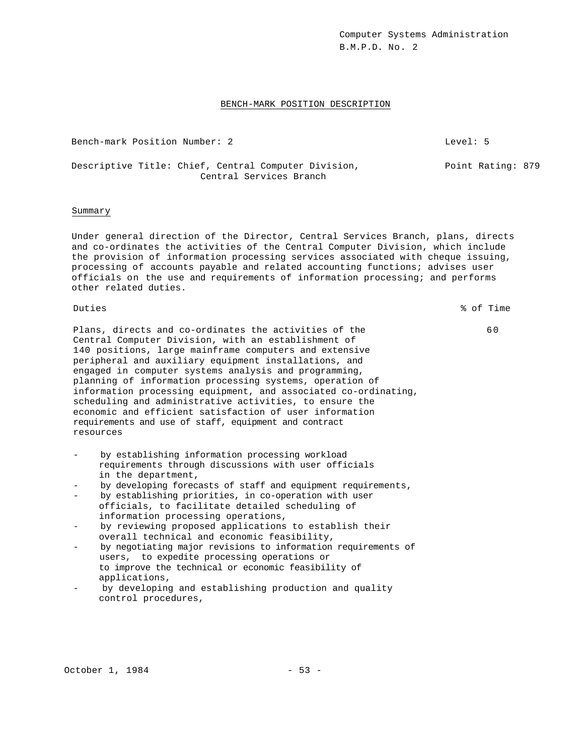Computer Systems Administration
B.M.P.D. No. 2

## BENCH-MARK POSITION DESCRIPTION

Bench-mark Position Number: 2 | Level: 5

Descriptive Title: Chief, Central Computer Division, Central Services Branch | Point Rating: 879

### Summary

Under general direction of the Director, Central Services Branch, plans, directs and co-ordinates the activities of the Central Computer Division, which include the provision of information processing services associated with cheque issuing, processing of accounts payable and related accounting functions; advises user officials on the use and requirements of information processing; and performs other related duties.

| Duties | % of Time |
|---|---|
| Plans, directs and co-ordinates the activities of the Central Computer Division, with an establishment of 140 positions, large mainframe computers and extensive peripheral and auxiliary equipment installations, and engaged in computer systems analysis and programming, planning of information processing systems, operation of information processing equipment, and associated co-ordinating, scheduling and administrative activities, to ensure the economic and efficient satisfaction of user information requirements and use of staff, equipment and contract resources | 60 |

- by establishing information processing workload requirements through discussions with user officials in the department,
- by developing forecasts of staff and equipment requirements,
- by establishing priorities, in co-operation with user officials, to facilitate detailed scheduling of information processing operations,
- by reviewing proposed applications to establish their overall technical and economic feasibility,
- by negotiating major revisions to information requirements of users, to expedite processing operations or to improve the technical or economic feasibility of applications,
- by developing and establishing production and quality control procedures,

October 1, 1984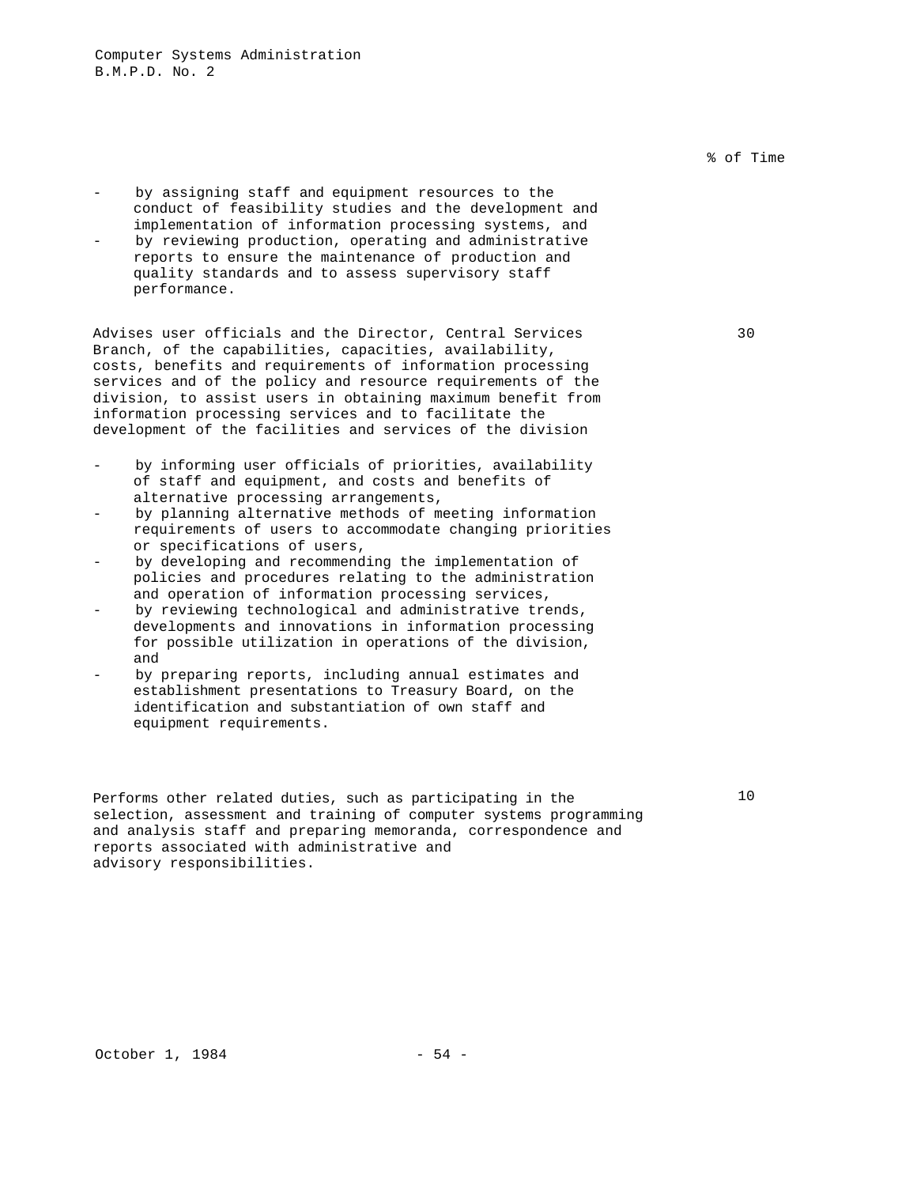% of Time

- by assigning staff and equipment resources to the conduct of feasibility studies and the development and implementation of information processing systems, and
- by reviewing production, operating and administrative reports to ensure the maintenance of production and quality standards and to assess supervisory staff performance.

Advises user officials and the Director, Central Services Branch, of the capabilities, capacities, availability, costs, benefits and requirements of information processing services and of the policy and resource requirements of the division, to assist users in obtaining maximum benefit from information processing services and to facilitate the development of the facilities and services of the division — 30

- by informing user officials of priorities, availability of staff and equipment, and costs and benefits of alternative processing arrangements,
- by planning alternative methods of meeting information requirements of users to accommodate changing priorities or specifications of users,
- by developing and recommending the implementation of policies and procedures relating to the administration and operation of information processing services,
- by reviewing technological and administrative trends, developments and innovations in information processing for possible utilization in operations of the division, and
- by preparing reports, including annual estimates and establishment presentations to Treasury Board, on the identification and substantiation of own staff and equipment requirements.

Performs other related duties, such as participating in the selection, assessment and training of computer systems programming and analysis staff and preparing memoranda, correspondence and reports associated with administrative and advisory responsibilities. — 10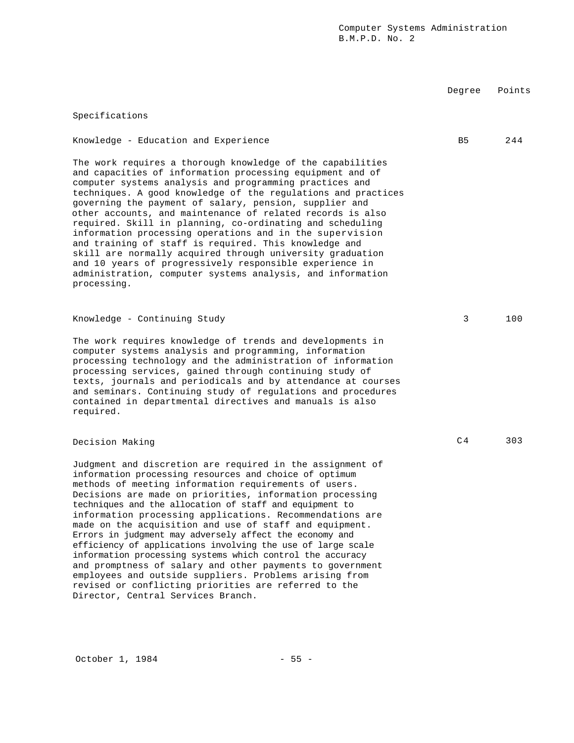| | Degree | Points |
|---|---|---|
| **Specifications** | | |
| **Knowledge - Education and Experience** | B5 | 244 |

The work requires a thorough knowledge of the capabilities and capacities of information processing equipment and of computer systems analysis and programming practices and techniques. A good knowledge of the regulations and practices governing the payment of salary, pension, supplier and other accounts, and maintenance of related records is also required. Skill in planning, co-ordinating and scheduling information processing operations and in the supervision and training of staff is required. This knowledge and skill are normally acquired through university graduation and 10 years of progressively responsible experience in administration, computer systems analysis, and information processing.

| | Degree | Points |
|---|---|---|
| **Knowledge - Continuing Study** | 3 | 100 |

The work requires knowledge of trends and developments in computer systems analysis and programming, information processing technology and the administration of information processing services, gained through continuing study of texts, journals and periodicals and by attendance at courses and seminars. Continuing study of regulations and procedures contained in departmental directives and manuals is also required.

| | Degree | Points |
|---|---|---|
| **Decision Making** | C4 | 303 |

Judgment and discretion are required in the assignment of information processing resources and choice of optimum methods of meeting information requirements of users. Decisions are made on priorities, information processing techniques and the allocation of staff and equipment to information processing applications. Recommendations are made on the acquisition and use of staff and equipment. Errors in judgment may adversely affect the economy and efficiency of applications involving the use of large scale information processing systems which control the accuracy and promptness of salary and other payments to government employees and outside suppliers. Problems arising from revised or conflicting priorities are referred to the Director, Central Services Branch.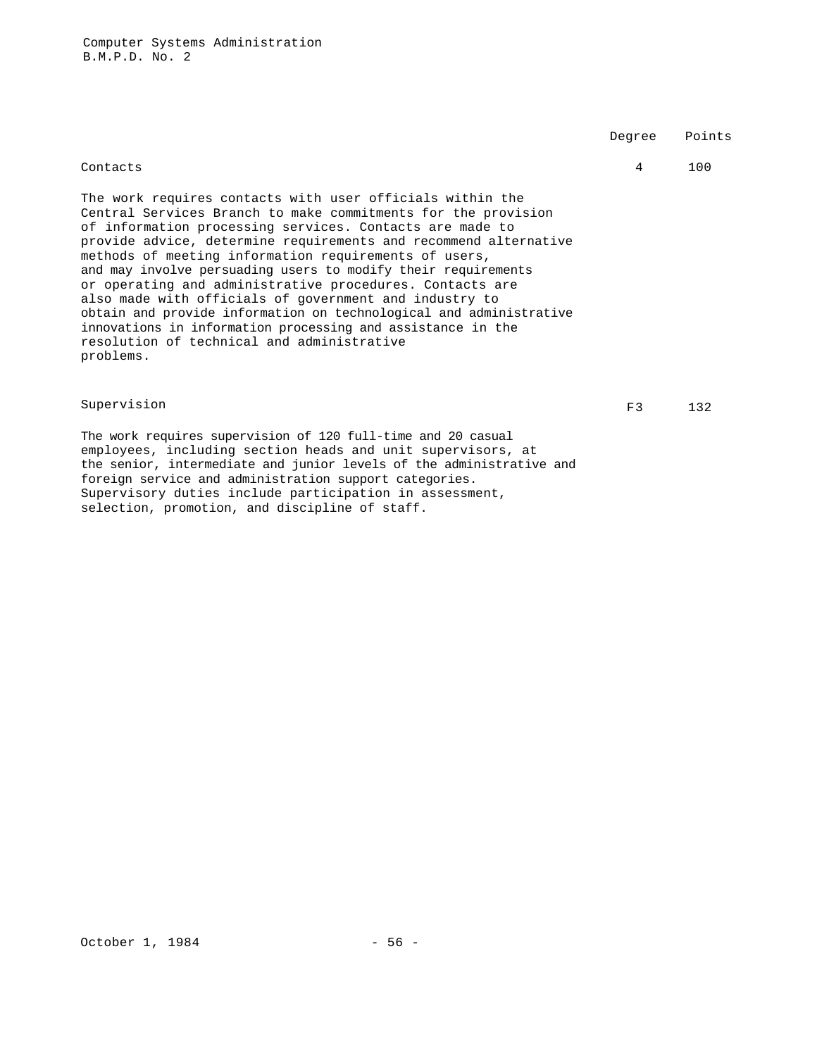| | Degree | Points |
|---|---|---|
| Contacts | 4 | 100 |

The work requires contacts with user officials within the Central Services Branch to make commitments for the provision of information processing services. Contacts are made to provide advice, determine requirements and recommend alternative methods of meeting information requirements of users, and may involve persuading users to modify their requirements or operating and administrative procedures. Contacts are also made with officials of government and industry to obtain and provide information on technological and administrative innovations in information processing and assistance in the resolution of technical and administrative problems.

| | Degree | Points |
|---|---|---|
| Supervision | F3 | 132 |

The work requires supervision of 120 full-time and 20 casual employees, including section heads and unit supervisors, at the senior, intermediate and junior levels of the administrative and foreign service and administration support categories. Supervisory duties include participation in assessment, selection, promotion, and discipline of staff.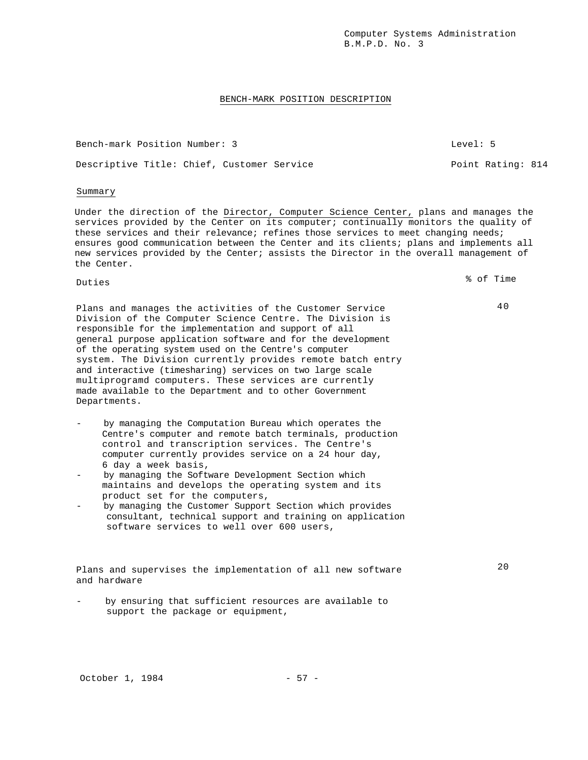Computer Systems Administration
B.M.P.D. No. 3

## BENCH-MARK POSITION DESCRIPTION

Bench-mark Position Number: 3 Level: 5

Descriptive Title: Chief, Customer Service Point Rating: 814

### Summary

Under the direction of the Director, Computer Science Center, plans and manages the services provided by the Center on its computer; continually monitors the quality of these services and their relevance; refines those services to meet changing needs; ensures good communication between the Center and its clients; plans and implements all new services provided by the Center; assists the Director in the overall management of the Center.

| Duties | % of Time |
|---|---|
| Plans and manages the activities of the Customer Service Division of the Computer Science Centre. The Division is responsible for the implementation and support of all general purpose application software and for the development of the operating system used on the Centre's computer system. The Division currently provides remote batch entry and interactive (timesharing) services on two large scale multiprogramd computers. These services are currently made available to the Department and to other Government Departments. | 40 |

- by managing the Computation Bureau which operates the Centre's computer and remote batch terminals, production control and transcription services. The Centre's computer currently provides service on a 24 hour day, 6 day a week basis,
- by managing the Software Development Section which maintains and develops the operating system and its product set for the computers,
- by managing the Customer Support Section which provides consultant, technical support and training on application software services to well over 600 users,

| | |
|---|---|
| Plans and supervises the implementation of all new software and hardware | 20 |

- by ensuring that sufficient resources are available to support the package or equipment,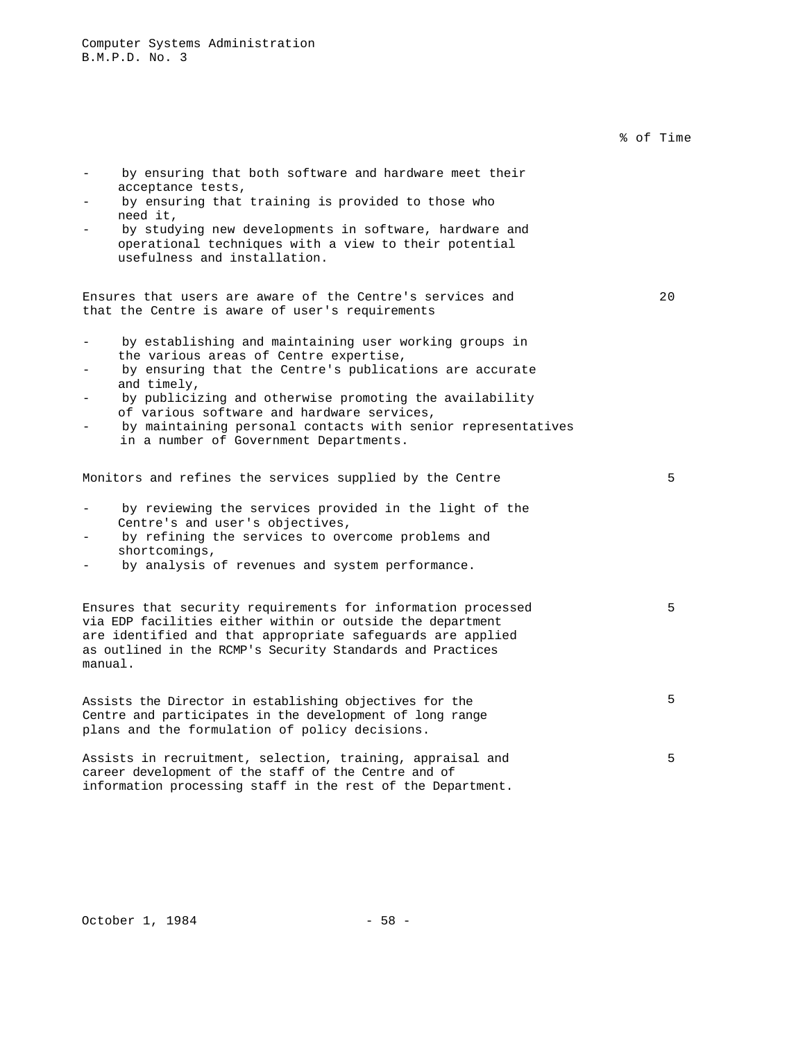| | % of Time |
|---|---|
| - by ensuring that both software and hardware meet their acceptance tests,<br>- by ensuring that training is provided to those who need it,<br>- by studying new developments in software, hardware and operational techniques with a view to their potential usefulness and installation. | |
| Ensures that users are aware of the Centre's services and that the Centre is aware of user's requirements<br><br>- by establishing and maintaining user working groups in the various areas of Centre expertise,<br>- by ensuring that the Centre's publications are accurate and timely,<br>- by publicizing and otherwise promoting the availability of various software and hardware services,<br>- by maintaining personal contacts with senior representatives in a number of Government Departments. | 20 |
| Monitors and refines the services supplied by the Centre<br><br>- by reviewing the services provided in the light of the Centre's and user's objectives,<br>- by refining the services to overcome problems and shortcomings,<br>- by analysis of revenues and system performance. | 5 |
| Ensures that security requirements for information processed via EDP facilities either within or outside the department are identified and that appropriate safeguards are applied as outlined in the RCMP's Security Standards and Practices manual. | 5 |
| Assists the Director in establishing objectives for the Centre and participates in the development of long range plans and the formulation of policy decisions. | 5 |
| Assists in recruitment, selection, training, appraisal and career development of the staff of the Centre and of information processing staff in the rest of the Department. | 5 |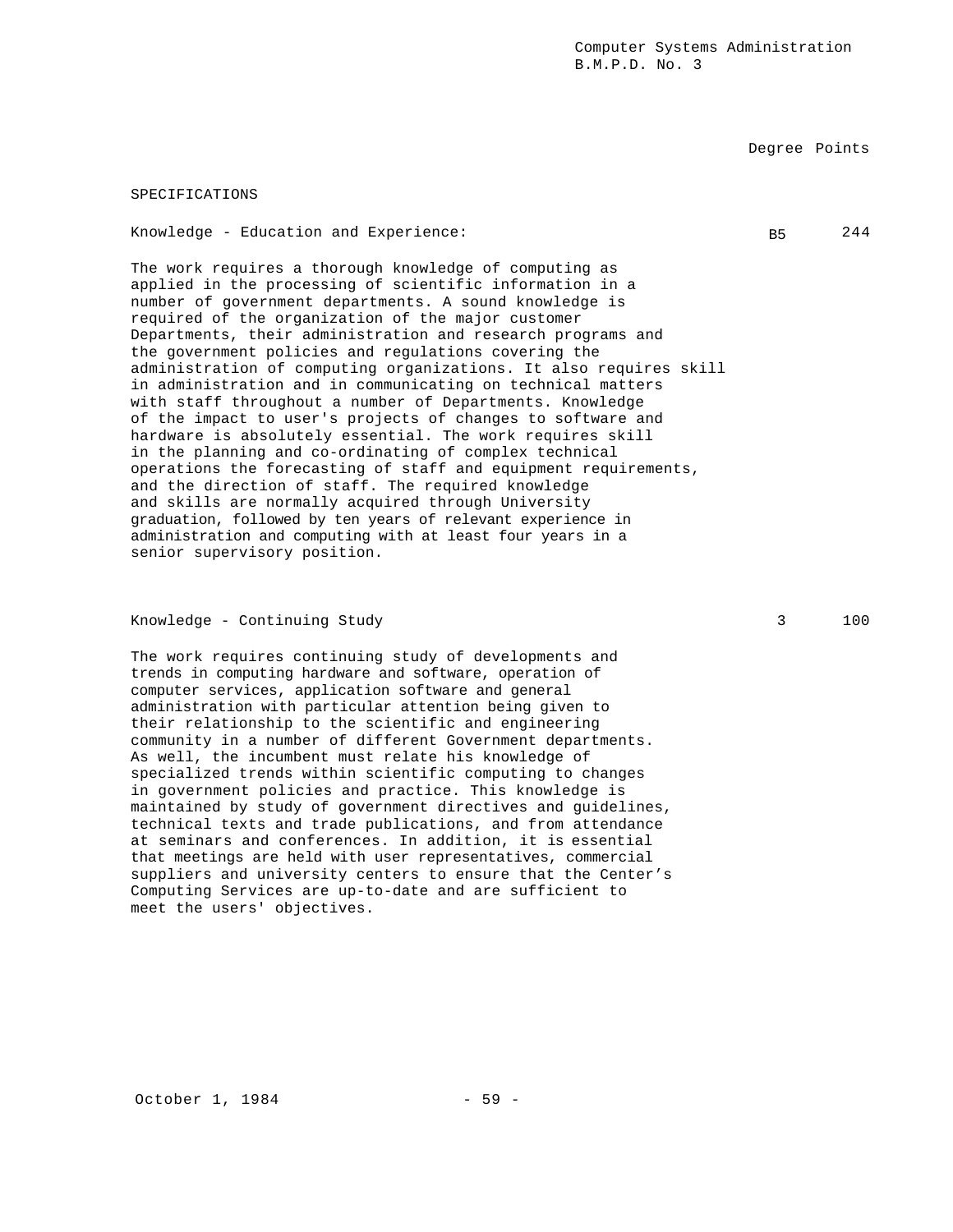| | Degree | Points |
|---|---|---|
| SPECIFICATIONS | | |
| Knowledge - Education and Experience: | B5 | 244 |

The work requires a thorough knowledge of computing as applied in the processing of scientific information in a number of government departments. A sound knowledge is required of the organization of the major customer Departments, their administration and research programs and the government policies and regulations covering the administration of computing organizations. It also requires skill in administration and in communicating on technical matters with staff throughout a number of Departments. Knowledge of the impact to user's projects of changes to software and hardware is absolutely essential. The work requires skill in the planning and co-ordinating of complex technical operations the forecasting of staff and equipment requirements, and the direction of staff. The required knowledge and skills are normally acquired through University graduation, followed by ten years of relevant experience in administration and computing with at least four years in a senior supervisory position.

| | Degree | Points |
|---|---|---|
| Knowledge - Continuing Study | 3 | 100 |

The work requires continuing study of developments and trends in computing hardware and software, operation of computer services, application software and general administration with particular attention being given to their relationship to the scientific and engineering community in a number of different Government departments. As well, the incumbent must relate his knowledge of specialized trends within scientific computing to changes in government policies and practice. This knowledge is maintained by study of government directives and guidelines, technical texts and trade publications, and from attendance at seminars and conferences. In addition, it is essential that meetings are held with user representatives, commercial suppliers and university centers to ensure that the Center's Computing Services are up-to-date and are sufficient to meet the users' objectives.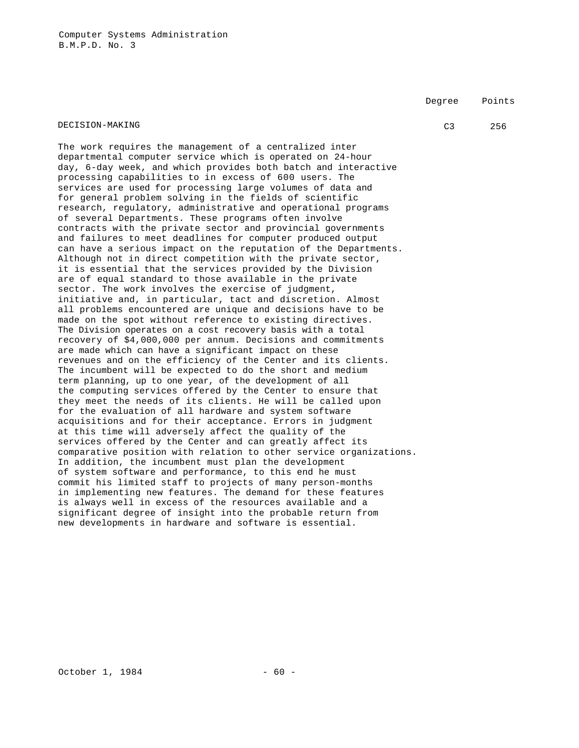| | Degree | Points |
|---|---|---|
| DECISION-MAKING | C3 | 256 |

The work requires the management of a centralized inter departmental computer service which is operated on 24-hour day, 6-day week, and which provides both batch and interactive processing capabilities to in excess of 600 users. The services are used for processing large volumes of data and for general problem solving in the fields of scientific research, regulatory, administrative and operational programs of several Departments. These programs often involve contracts with the private sector and provincial governments and failures to meet deadlines for computer produced output can have a serious impact on the reputation of the Departments. Although not in direct competition with the private sector, it is essential that the services provided by the Division are of equal standard to those available in the private sector. The work involves the exercise of judgment, initiative and, in particular, tact and discretion. Almost all problems encountered are unique and decisions have to be made on the spot without reference to existing directives. The Division operates on a cost recovery basis with a total recovery of $4,000,000 per annum. Decisions and commitments are made which can have a significant impact on these revenues and on the efficiency of the Center and its clients. The incumbent will be expected to do the short and medium term planning, up to one year, of the development of all the computing services offered by the Center to ensure that they meet the needs of its clients. He will be called upon for the evaluation of all hardware and system software acquisitions and for their acceptance. Errors in judgment at this time will adversely affect the quality of the services offered by the Center and can greatly affect its comparative position with relation to other service organizations. In addition, the incumbent must plan the development of system software and performance, to this end he must commit his limited staff to projects of many person-months in implementing new features. The demand for these features is always well in excess of the resources available and a significant degree of insight into the probable return from new developments in hardware and software is essential.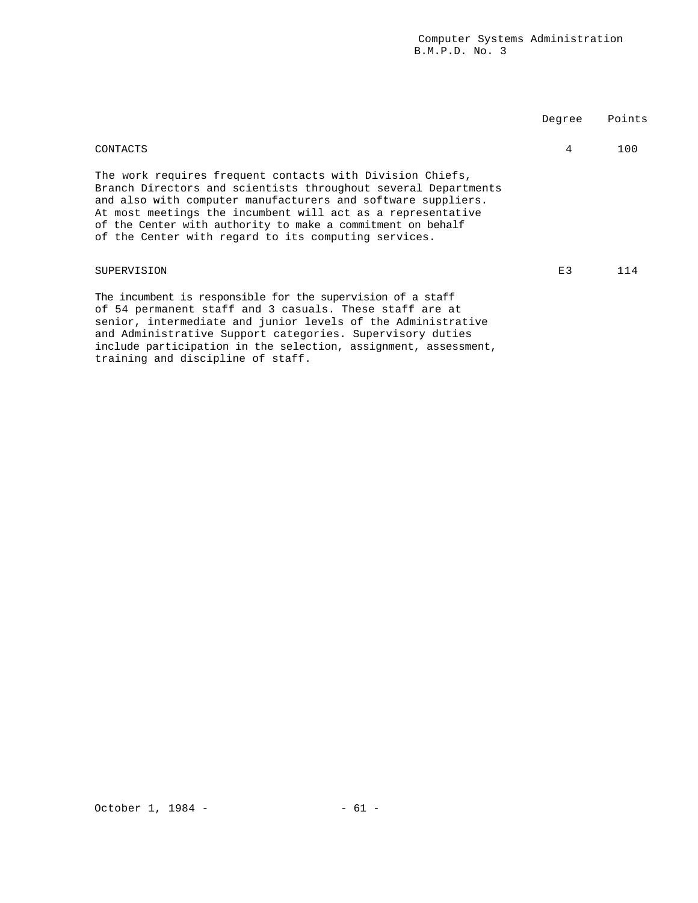| | Degree | Points |
|---|---|---|
| CONTACTS | 4 | 100 |

The work requires frequent contacts with Division Chiefs, Branch Directors and scientists throughout several Departments and also with computer manufacturers and software suppliers. At most meetings the incumbent will act as a representative of the Center with authority to make a commitment on behalf of the Center with regard to its computing services.

| | Degree | Points |
|---|---|---|
| SUPERVISION | E3 | 114 |

The incumbent is responsible for the supervision of a staff of 54 permanent staff and 3 casuals. These staff are at senior, intermediate and junior levels of the Administrative and Administrative Support categories. Supervisory duties include participation in the selection, assignment, assessment, training and discipline of staff.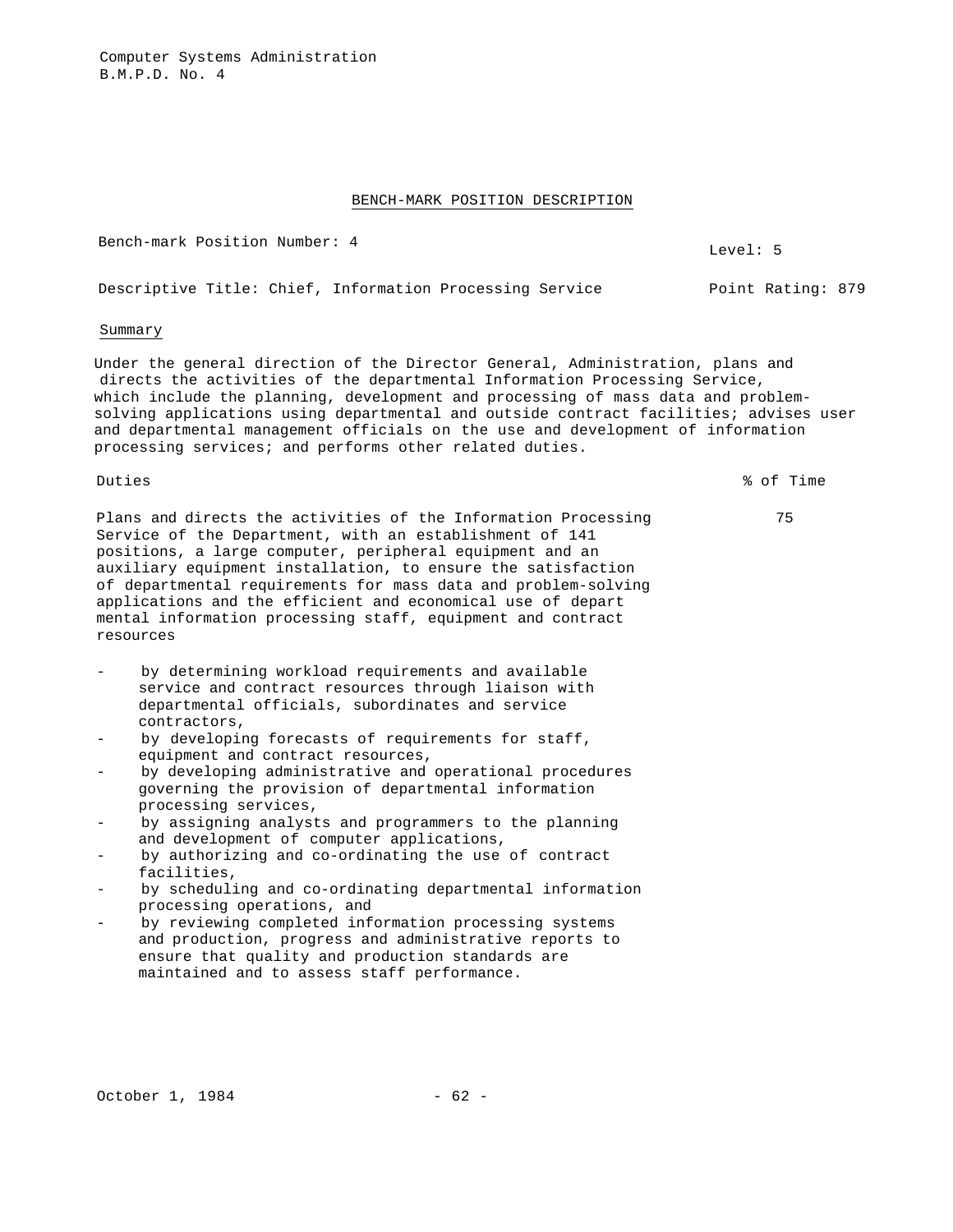## BENCH-MARK POSITION DESCRIPTION

Bench-mark Position Number: 4 | Level: 5

Descriptive Title: Chief, Information Processing Service | Point Rating: 879

Summary

Under the general direction of the Director General, Administration, plans and directs the activities of the departmental Information Processing Service, which include the planning, development and processing of mass data and problem-solving applications using departmental and outside contract facilities; advises user and departmental management officials on the use and development of information processing services; and performs other related duties.

| Duties | % of Time |
|---|---|
| Plans and directs the activities of the Information Processing Service of the Department, with an establishment of 141 positions, a large computer, peripheral equipment and an auxiliary equipment installation, to ensure the satisfaction of departmental requirements for mass data and problem-solving applications and the efficient and economical use of depart mental information processing staff, equipment and contract resources | 75 |

- by determining workload requirements and available service and contract resources through liaison with departmental officials, subordinates and service contractors,
- by developing forecasts of requirements for staff, equipment and contract resources,
- by developing administrative and operational procedures governing the provision of departmental information processing services,
- by assigning analysts and programmers to the planning and development of computer applications,
- by authorizing and co-ordinating the use of contract facilities,
- by scheduling and co-ordinating departmental information processing operations, and
- by reviewing completed information processing systems and production, progress and administrative reports to ensure that quality and production standards are maintained and to assess staff performance.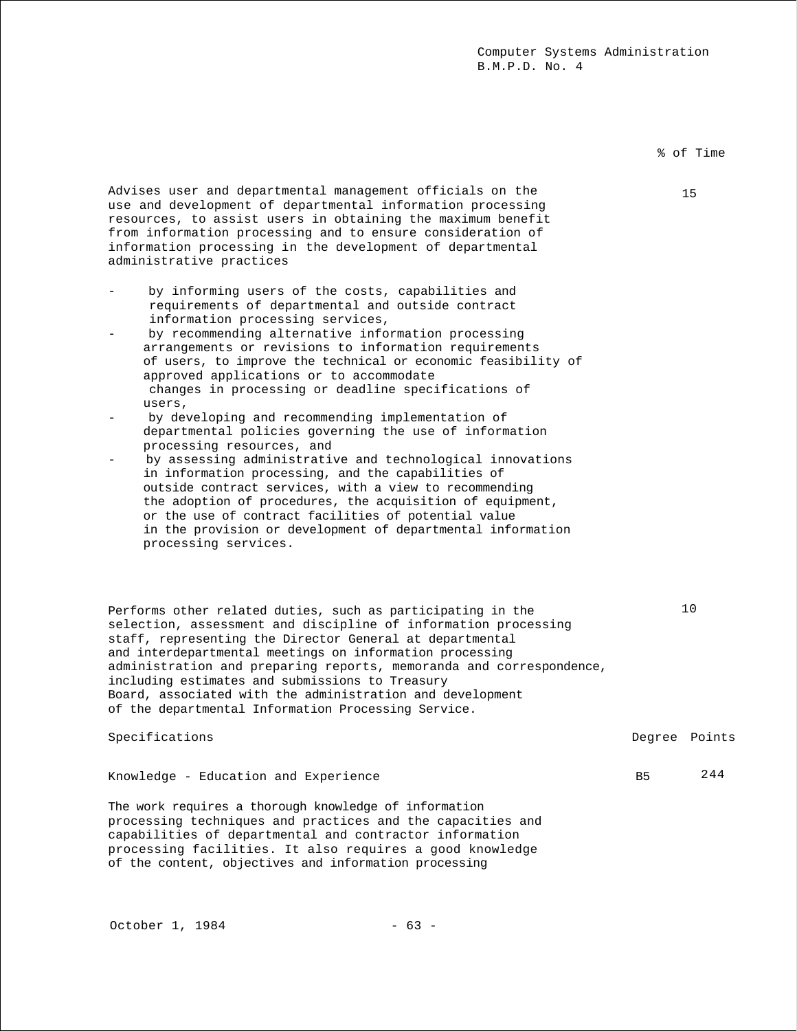| | % of Time |
|---|---|
| Advises user and departmental management officials on the use and development of departmental information processing resources, to assist users in obtaining the maximum benefit from information processing and to ensure consideration of information processing in the development of departmental administrative practices | 15 |

- by informing users of the costs, capabilities and requirements of departmental and outside contract information processing services,
- by recommending alternative information processing arrangements or revisions to information requirements of users, to improve the technical or economic feasibility of approved applications or to accommodate changes in processing or deadline specifications of users,
- by developing and recommending implementation of departmental policies governing the use of information processing resources, and
- by assessing administrative and technological innovations in information processing, and the capabilities of outside contract services, with a view to recommending the adoption of procedures, the acquisition of equipment, or the use of contract facilities of potential value in the provision or development of departmental information processing services.

| | |
|---|---|
| Performs other related duties, such as participating in the selection, assessment and discipline of information processing staff, representing the Director General at departmental and interdepartmental meetings on information processing administration and preparing reports, memoranda and correspondence, including estimates and submissions to Treasury Board, associated with the administration and development of the departmental Information Processing Service. | 10 |

| Specifications | Degree | Points |
|---|---|---|
| Knowledge - Education and Experience | B5 | 244 |

The work requires a thorough knowledge of information processing techniques and practices and the capacities and capabilities of departmental and contractor information processing facilities. It also requires a good knowledge of the content, objectives and information processing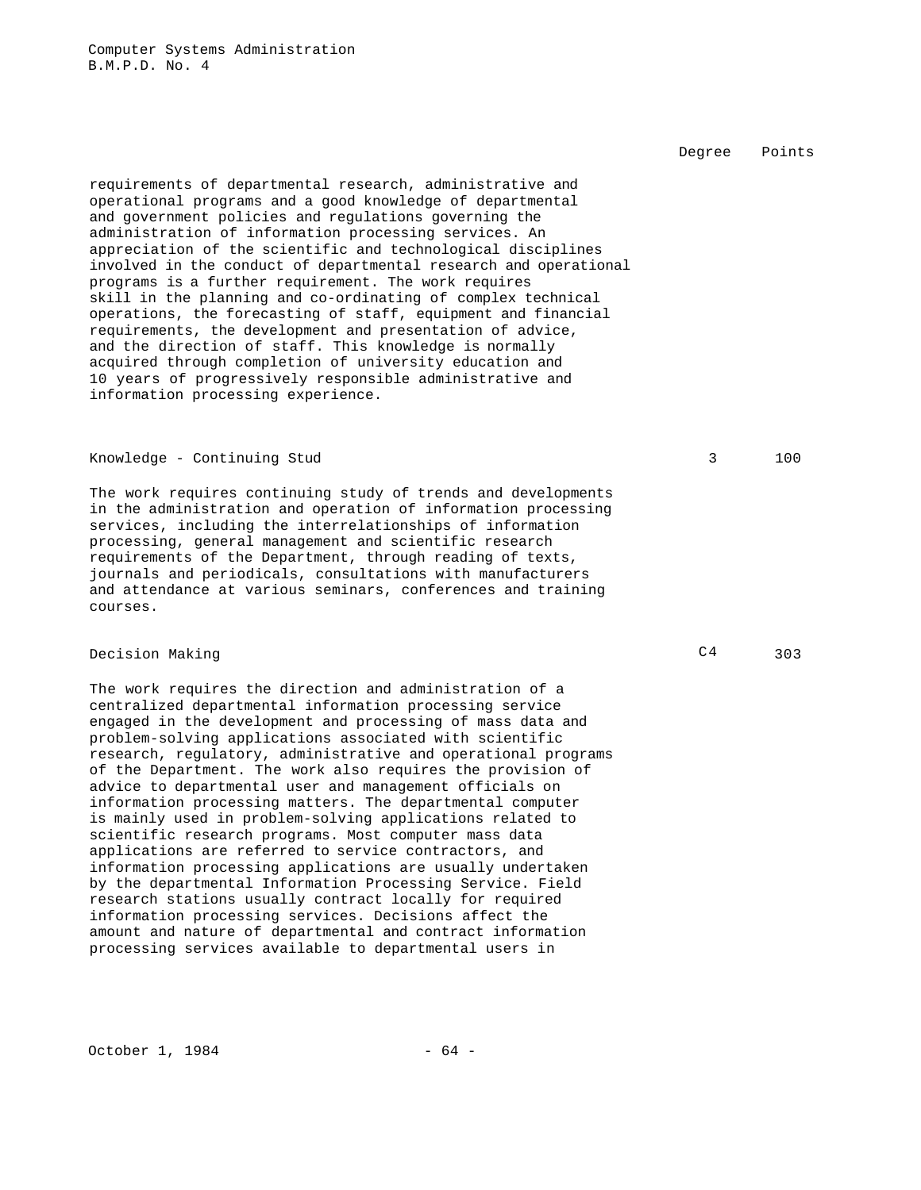| | Degree | Points |
|---|---|---|
| requirements of departmental research, administrative and operational programs and a good knowledge of departmental and government policies and regulations governing the administration of information processing services. An appreciation of the scientific and technological disciplines involved in the conduct of departmental research and operational programs is a further requirement. The work requires skill in the planning and co-ordinating of complex technical operations, the forecasting of staff, equipment and financial requirements, the development and presentation of advice, and the direction of staff. This knowledge is normally acquired through completion of university education and 10 years of progressively responsible administrative and information processing experience. | | |
| **Knowledge - Continuing Stud** | 3 | 100 |
| The work requires continuing study of trends and developments in the administration and operation of information processing services, including the interrelationships of information processing, general management and scientific research requirements of the Department, through reading of texts, journals and periodicals, consultations with manufacturers and attendance at various seminars, conferences and training courses. | | |
| **Decision Making** | C4 | 303 |
| The work requires the direction and administration of a centralized departmental information processing service engaged in the development and processing of mass data and problem-solving applications associated with scientific research, regulatory, administrative and operational programs of the Department. The work also requires the provision of advice to departmental user and management officials on information processing matters. The departmental computer is mainly used in problem-solving applications related to scientific research programs. Most computer mass data applications are referred to service contractors, and information processing applications are usually undertaken by the departmental Information Processing Service. Field research stations usually contract locally for required information processing services. Decisions affect the amount and nature of departmental and contract information processing services available to departmental users in | | |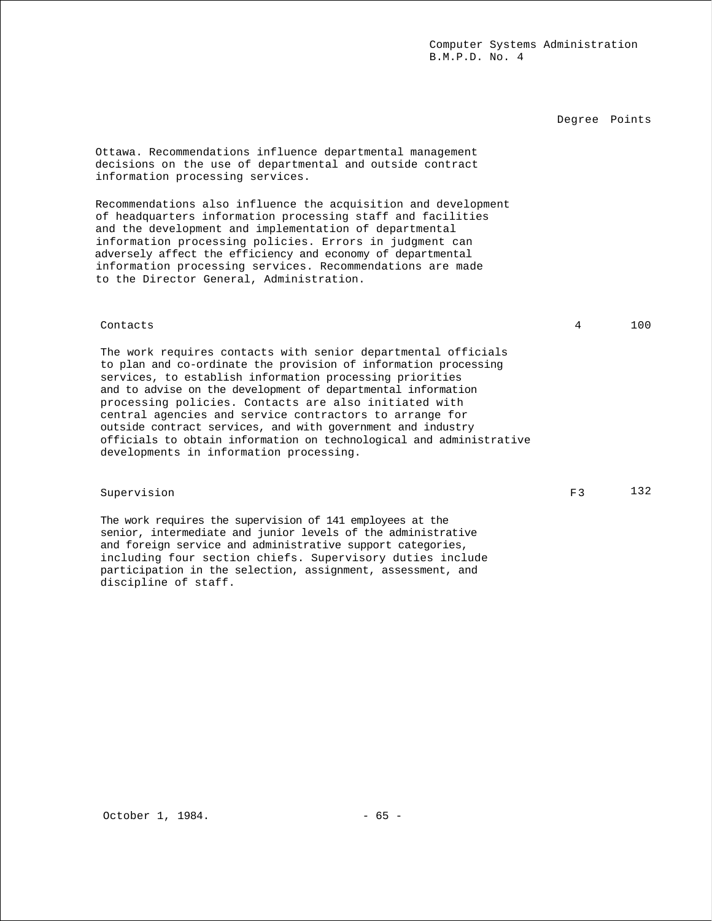| | Degree | Points |
|---|---|---|

Ottawa. Recommendations influence departmental management decisions on the use of departmental and outside contract information processing services.

Recommendations also influence the acquisition and development of headquarters information processing staff and facilities and the development and implementation of departmental information processing policies. Errors in judgment can adversely affect the efficiency and economy of departmental information processing services. Recommendations are made to the Director General, Administration.

| | Degree | Points |
|---|---|---|
| Contacts | 4 | 100 |

The work requires contacts with senior departmental officials to plan and co-ordinate the provision of information processing services, to establish information processing priorities and to advise on the development of departmental information processing policies. Contacts are also initiated with central agencies and service contractors to arrange for outside contract services, and with government and industry officials to obtain information on technological and administrative developments in information processing.

| | Degree | Points |
|---|---|---|
| Supervision | F3 | 132 |

The work requires the supervision of 141 employees at the senior, intermediate and junior levels of the administrative and foreign service and administrative support categories, including four section chiefs. Supervisory duties include participation in the selection, assignment, assessment, and discipline of staff.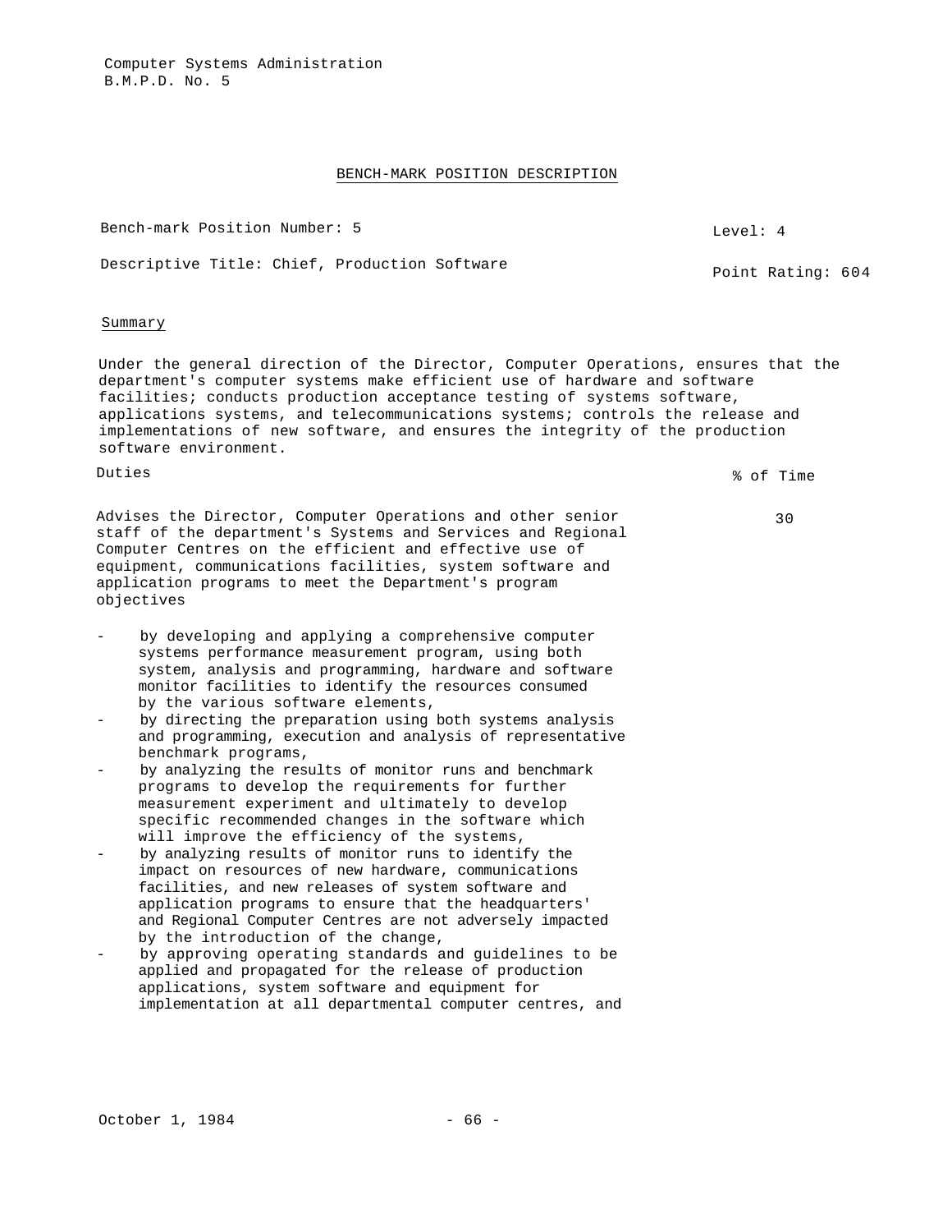Computer Systems Administration
B.M.P.D. No. 5

## BENCH-MARK POSITION DESCRIPTION

Bench-mark Position Number: 5 — Level: 4

Descriptive Title: Chief, Production Software — Point Rating: 604

### Summary

Under the general direction of the Director, Computer Operations, ensures that the department's computer systems make efficient use of hardware and software facilities; conducts production acceptance testing of systems software, applications systems, and telecommunications systems; controls the release and implementations of new software, and ensures the integrity of the production software environment.

| Duties | % of Time |
|---|---|
| Advises the Director, Computer Operations and other senior staff of the department's Systems and Services and Regional Computer Centres on the efficient and effective use of equipment, communications facilities, system software and application programs to meet the Department's program objectives | 30 |

- by developing and applying a comprehensive computer systems performance measurement program, using both system, analysis and programming, hardware and software monitor facilities to identify the resources consumed by the various software elements,
- by directing the preparation using both systems analysis and programming, execution and analysis of representative benchmark programs,
- by analyzing the results of monitor runs and benchmark programs to develop the requirements for further measurement experiment and ultimately to develop specific recommended changes in the software which will improve the efficiency of the systems,
- by analyzing results of monitor runs to identify the impact on resources of new hardware, communications facilities, and new releases of system software and application programs to ensure that the headquarters' and Regional Computer Centres are not adversely impacted by the introduction of the change,
- by approving operating standards and guidelines to be applied and propagated for the release of production applications, system software and equipment for implementation at all departmental computer centres, and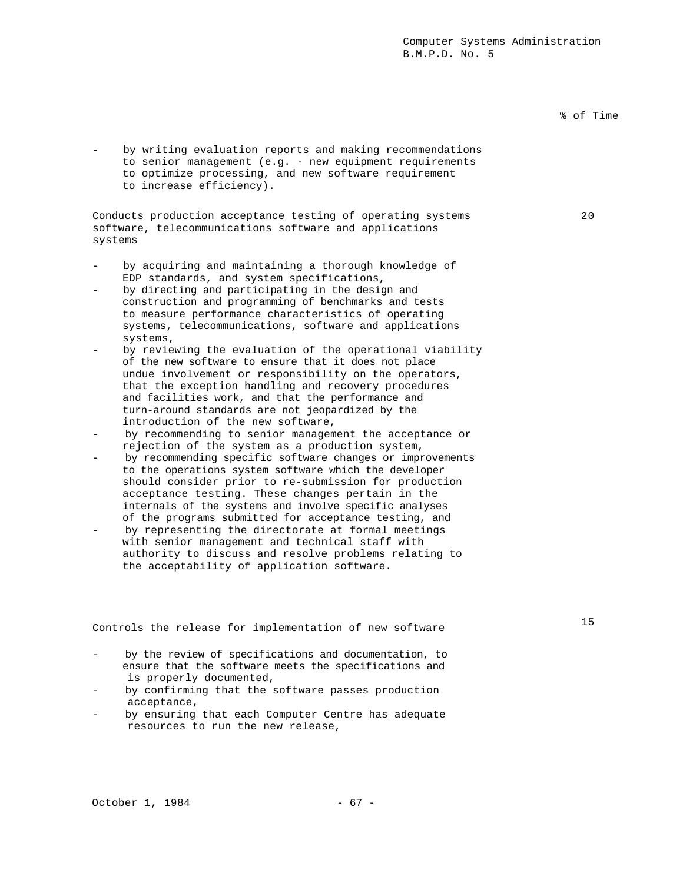% of Time

- by writing evaluation reports and making recommendations to senior management (e.g. - new equipment requirements to optimize processing, and new software requirement to increase efficiency).

Conducts production acceptance testing of operating systems software, telecommunications software and applications systems — 20

- by acquiring and maintaining a thorough knowledge of EDP standards, and system specifications,
- by directing and participating in the design and construction and programming of benchmarks and tests to measure performance characteristics of operating systems, telecommunications, software and applications systems,
- by reviewing the evaluation of the operational viability of the new software to ensure that it does not place undue involvement or responsibility on the operators, that the exception handling and recovery procedures and facilities work, and that the performance and turn-around standards are not jeopardized by the introduction of the new software,
- by recommending to senior management the acceptance or rejection of the system as a production system,
- by recommending specific software changes or improvements to the operations system software which the developer should consider prior to re-submission for production acceptance testing. These changes pertain in the internals of the systems and involve specific analyses of the programs submitted for acceptance testing, and
- by representing the directorate at formal meetings with senior management and technical staff with authority to discuss and resolve problems relating to the acceptability of application software.

Controls the release for implementation of new software — 15

- by the review of specifications and documentation, to ensure that the software meets the specifications and is properly documented,
- by confirming that the software passes production acceptance,
- by ensuring that each Computer Centre has adequate resources to run the new release,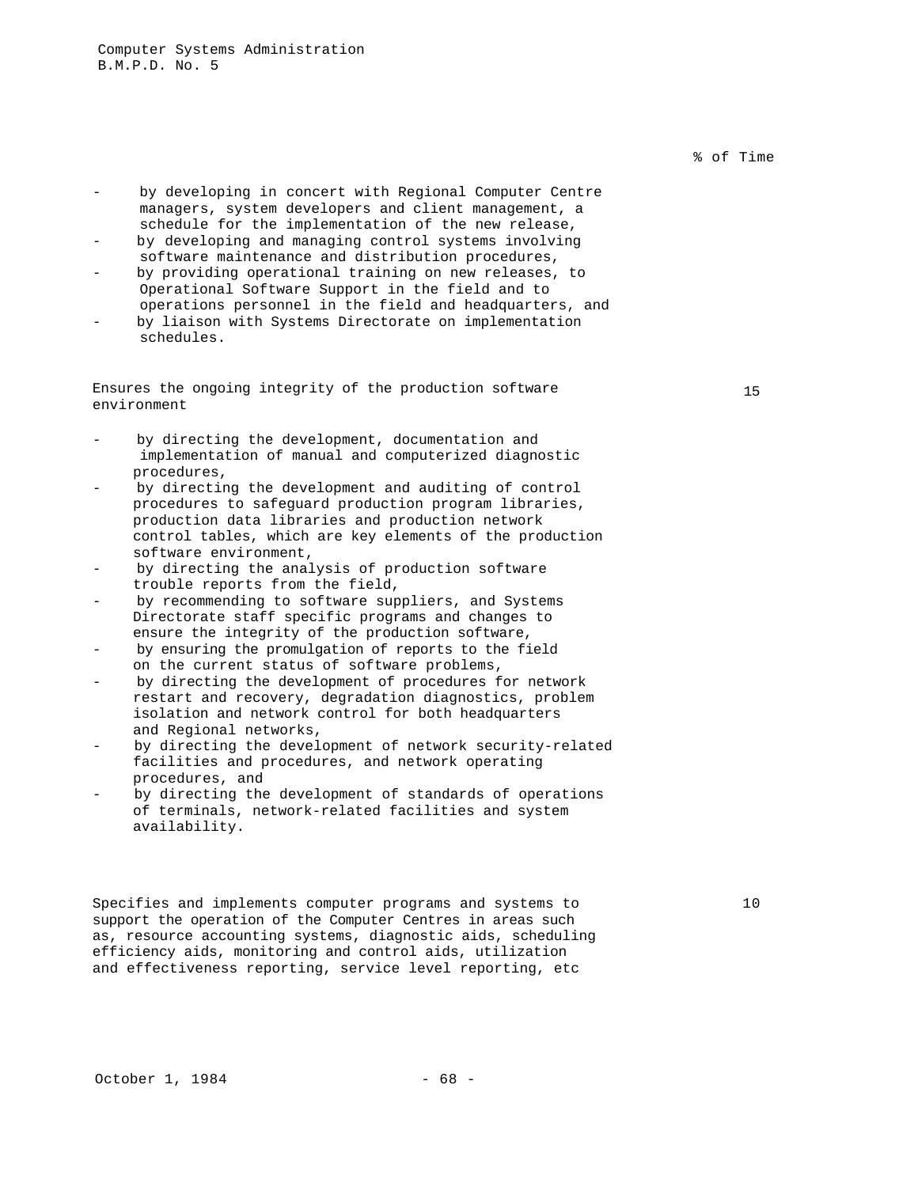% of Time

- by developing in concert with Regional Computer Centre managers, system developers and client management, a schedule for the implementation of the new release,
- by developing and managing control systems involving software maintenance and distribution procedures,
- by providing operational training on new releases, to Operational Software Support in the field and to operations personnel in the field and headquarters, and
- by liaison with Systems Directorate on implementation schedules.

Ensures the ongoing integrity of the production software environment — 15

- by directing the development, documentation and implementation of manual and computerized diagnostic procedures,
- by directing the development and auditing of control procedures to safeguard production program libraries, production data libraries and production network control tables, which are key elements of the production software environment,
- by directing the analysis of production software trouble reports from the field,
- by recommending to software suppliers, and Systems Directorate staff specific programs and changes to ensure the integrity of the production software,
- by ensuring the promulgation of reports to the field on the current status of software problems,
- by directing the development of procedures for network restart and recovery, degradation diagnostics, problem isolation and network control for both headquarters and Regional networks,
- by directing the development of network security-related facilities and procedures, and network operating procedures, and
- by directing the development of standards of operations of terminals, network-related facilities and system availability.

Specifies and implements computer programs and systems to support the operation of the Computer Centres in areas such as, resource accounting systems, diagnostic aids, scheduling efficiency aids, monitoring and control aids, utilization and effectiveness reporting, service level reporting, etc — 10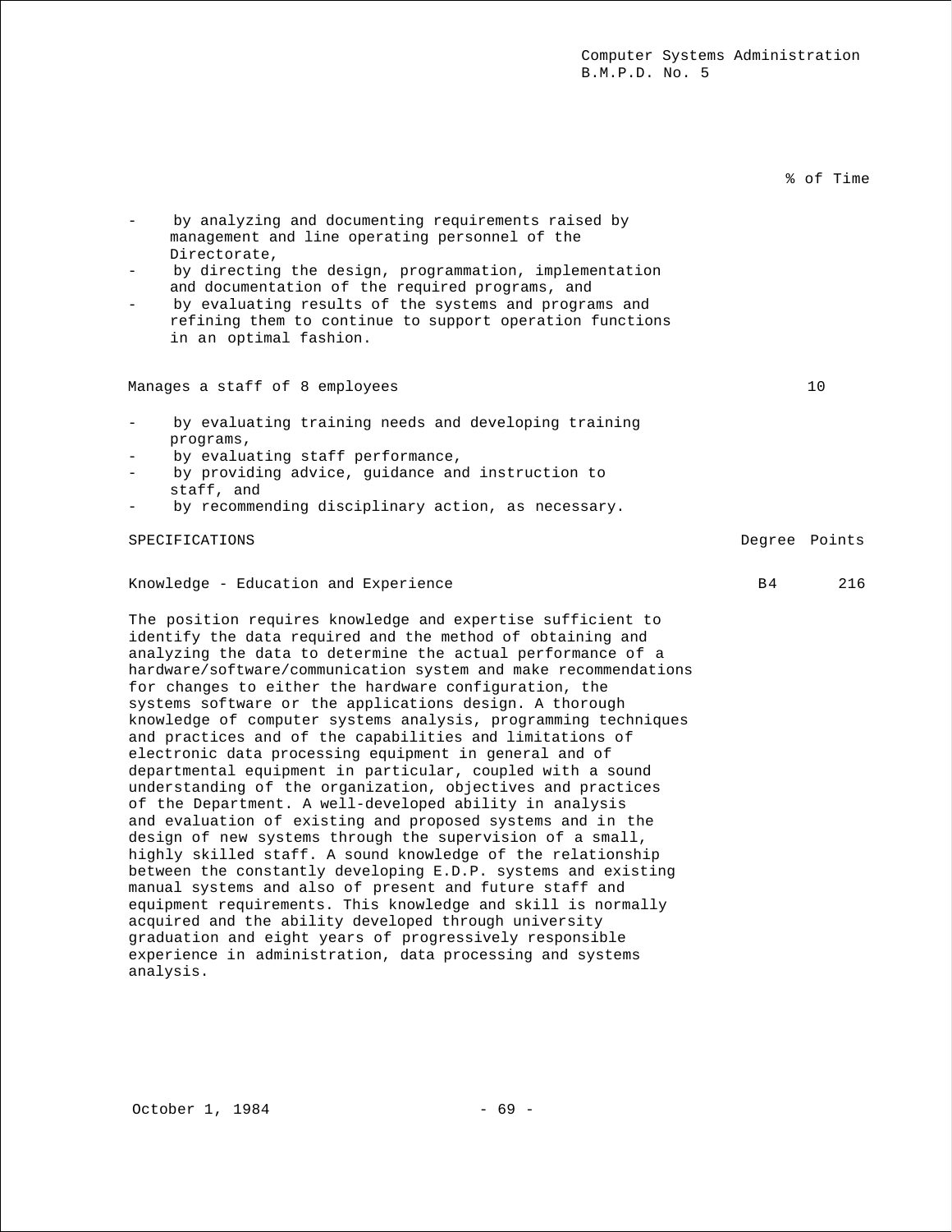% of Time

- by analyzing and documenting requirements raised by management and line operating personnel of the Directorate,
- by directing the design, programmation, implementation and documentation of the required programs, and
- by evaluating results of the systems and programs and refining them to continue to support operation functions in an optimal fashion.

Manages a staff of 8 employees — 10

- by evaluating training needs and developing training programs,
- by evaluating staff performance,
- by providing advice, guidance and instruction to staff, and
- by recommending disciplinary action, as necessary.

| SPECIFICATIONS | Degree | Points |
|---|---|---|
| Knowledge - Education and Experience | B4 | 216 |

The position requires knowledge and expertise sufficient to identify the data required and the method of obtaining and analyzing the data to determine the actual performance of a hardware/software/communication system and make recommendations for changes to either the hardware configuration, the systems software or the applications design. A thorough knowledge of computer systems analysis, programming techniques and practices and of the capabilities and limitations of electronic data processing equipment in general and of departmental equipment in particular, coupled with a sound understanding of the organization, objectives and practices of the Department. A well-developed ability in analysis and evaluation of existing and proposed systems and in the design of new systems through the supervision of a small, highly skilled staff. A sound knowledge of the relationship between the constantly developing E.D.P. systems and existing manual systems and also of present and future staff and equipment requirements. This knowledge and skill is normally acquired and the ability developed through university graduation and eight years of progressively responsible experience in administration, data processing and systems analysis.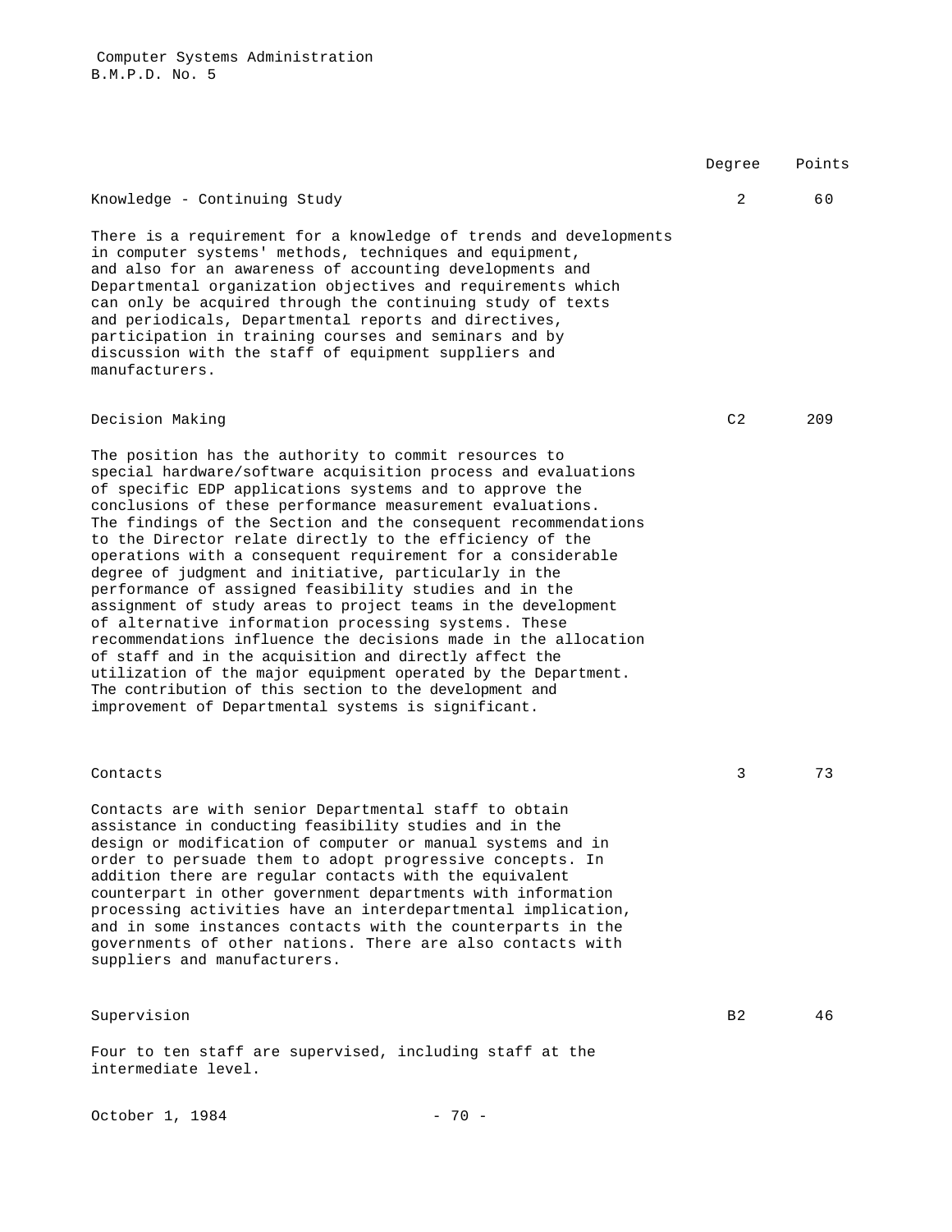Computer Systems Administration
B.M.P.D. No. 5

| | Degree | Points |
|---|---|---|
| Knowledge - Continuing Study | 2 | 60 |

There is a requirement for a knowledge of trends and developments in computer systems' methods, techniques and equipment, and also for an awareness of accounting developments and Departmental organization objectives and requirements which can only be acquired through the continuing study of texts and periodicals, Departmental reports and directives, participation in training courses and seminars and by discussion with the staff of equipment suppliers and manufacturers.

| | Degree | Points |
|---|---|---|
| Decision Making | C2 | 209 |

The position has the authority to commit resources to special hardware/software acquisition process and evaluations of specific EDP applications systems and to approve the conclusions of these performance measurement evaluations. The findings of the Section and the consequent recommendations to the Director relate directly to the efficiency of the operations with a consequent requirement for a considerable degree of judgment and initiative, particularly in the performance of assigned feasibility studies and in the assignment of study areas to project teams in the development of alternative information processing systems. These recommendations influence the decisions made in the allocation of staff and in the acquisition and directly affect the utilization of the major equipment operated by the Department. The contribution of this section to the development and improvement of Departmental systems is significant.

| | Degree | Points |
|---|---|---|
| Contacts | 3 | 73 |

Contacts are with senior Departmental staff to obtain assistance in conducting feasibility studies and in the design or modification of computer or manual systems and in order to persuade them to adopt progressive concepts. In addition there are regular contacts with the equivalent counterpart in other government departments with information processing activities have an interdepartmental implication, and in some instances contacts with the counterparts in the governments of other nations. There are also contacts with suppliers and manufacturers.

| | Degree | Points |
|---|---|---|
| Supervision | B2 | 46 |

Four to ten staff are supervised, including staff at the intermediate level.

October 1, 1984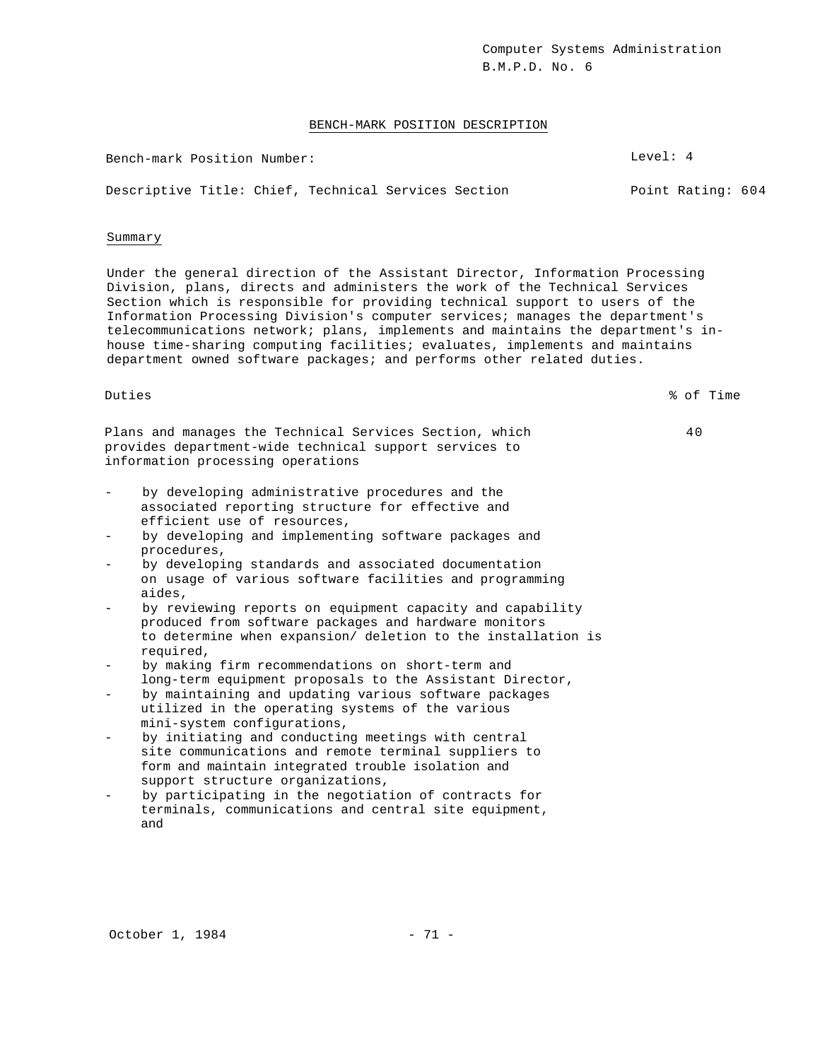Computer Systems Administration
B.M.P.D. No. 6

## BENCH-MARK POSITION DESCRIPTION

Bench-mark Position Number: Level: 4

Descriptive Title: Chief, Technical Services Section Point Rating: 604

### Summary

Under the general direction of the Assistant Director, Information Processing Division, plans, directs and administers the work of the Technical Services Section which is responsible for providing technical support to users of the Information Processing Division's computer services; manages the department's telecommunications network; plans, implements and maintains the department's in-house time-sharing computing facilities; evaluates, implements and maintains department owned software packages; and performs other related duties.

| Duties | % of Time |
|---|---|
| Plans and manages the Technical Services Section, which provides department-wide technical support services to information processing operations | 40 |

- by developing administrative procedures and the associated reporting structure for effective and efficient use of resources,
- by developing and implementing software packages and procedures,
- by developing standards and associated documentation on usage of various software facilities and programming aides,
- by reviewing reports on equipment capacity and capability produced from software packages and hardware monitors to determine when expansion/ deletion to the installation is required,
- by making firm recommendations on short-term and long-term equipment proposals to the Assistant Director,
- by maintaining and updating various software packages utilized in the operating systems of the various mini-system configurations,
- by initiating and conducting meetings with central site communications and remote terminal suppliers to form and maintain integrated trouble isolation and support structure organizations,
- by participating in the negotiation of contracts for terminals, communications and central site equipment, and

October 1, 1984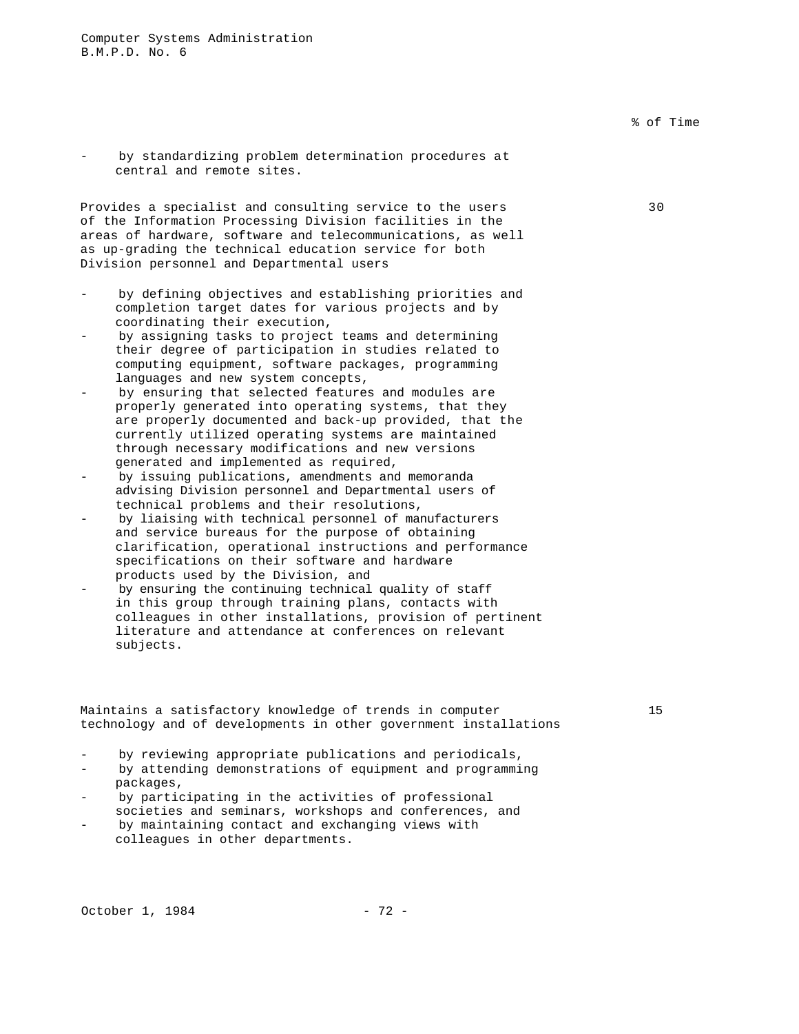% of Time

- by standardizing problem determination procedures at central and remote sites.

Provides a specialist and consulting service to the users of the Information Processing Division facilities in the areas of hardware, software and telecommunications, as well as up-grading the technical education service for both Division personnel and Departmental users — 30

- by defining objectives and establishing priorities and completion target dates for various projects and by coordinating their execution,
- by assigning tasks to project teams and determining their degree of participation in studies related to computing equipment, software packages, programming languages and new system concepts,
- by ensuring that selected features and modules are properly generated into operating systems, that they are properly documented and back-up provided, that the currently utilized operating systems are maintained through necessary modifications and new versions generated and implemented as required,
- by issuing publications, amendments and memoranda advising Division personnel and Departmental users of technical problems and their resolutions,
- by liaising with technical personnel of manufacturers and service bureaus for the purpose of obtaining clarification, operational instructions and performance specifications on their software and hardware products used by the Division, and
- by ensuring the continuing technical quality of staff in this group through training plans, contacts with colleagues in other installations, provision of pertinent literature and attendance at conferences on relevant subjects.

Maintains a satisfactory knowledge of trends in computer technology and of developments in other government installations — 15

- by reviewing appropriate publications and periodicals,
- by attending demonstrations of equipment and programming packages,
- by participating in the activities of professional societies and seminars, workshops and conferences, and
- by maintaining contact and exchanging views with colleagues in other departments.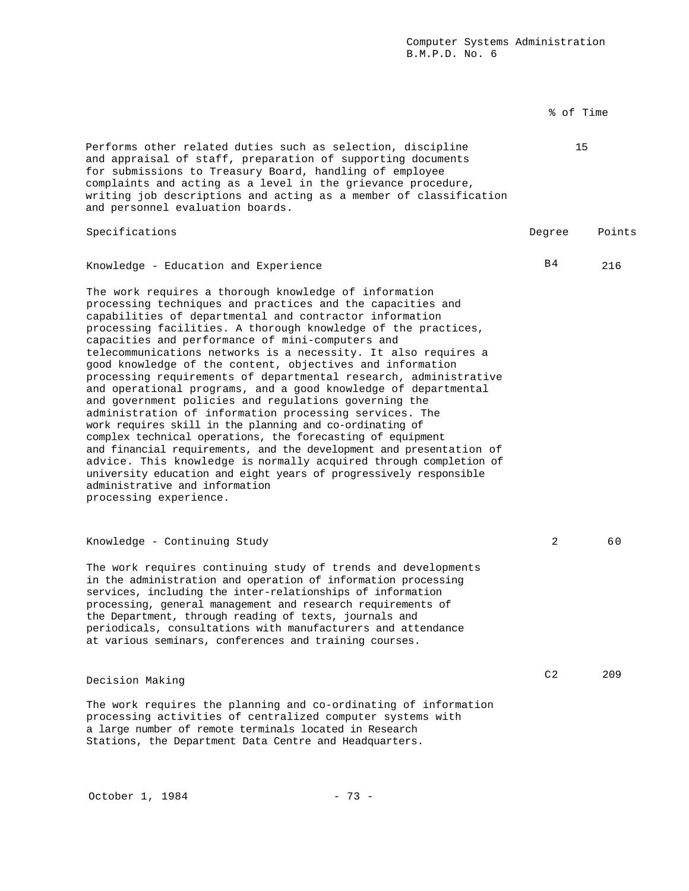| | % of Time |
|---|---|
| Performs other related duties such as selection, discipline and appraisal of staff, preparation of supporting documents for submissions to Treasury Board, handling of employee complaints and acting as a level in the grievance procedure, writing job descriptions and acting as a member of classification and personnel evaluation boards. | 15 |

| Specifications | Degree | Points |
|---|---|---|
| Knowledge - Education and Experience | B4 | 216 |

The work requires a thorough knowledge of information processing techniques and practices and the capacities and capabilities of departmental and contractor information processing facilities. A thorough knowledge of the practices, capacities and performance of mini-computers and telecommunications networks is a necessity. It also requires a good knowledge of the content, objectives and information processing requirements of departmental research, administrative and operational programs, and a good knowledge of departmental and government policies and regulations governing the administration of information processing services. The work requires skill in the planning and co-ordinating of complex technical operations, the forecasting of equipment and financial requirements, and the development and presentation of advice. This knowledge is normally acquired through completion of university education and eight years of progressively responsible administrative and information processing experience.

| | Degree | Points |
|---|---|---|
| Knowledge - Continuing Study | 2 | 60 |

The work requires continuing study of trends and developments in the administration and operation of information processing services, including the inter-relationships of information processing, general management and research requirements of the Department, through reading of texts, journals and periodicals, consultations with manufacturers and attendance at various seminars, conferences and training courses.

| | Degree | Points |
|---|---|---|
| Decision Making | C2 | 209 |

The work requires the planning and co-ordinating of information processing activities of centralized computer systems with a large number of remote terminals located in Research Stations, the Department Data Centre and Headquarters.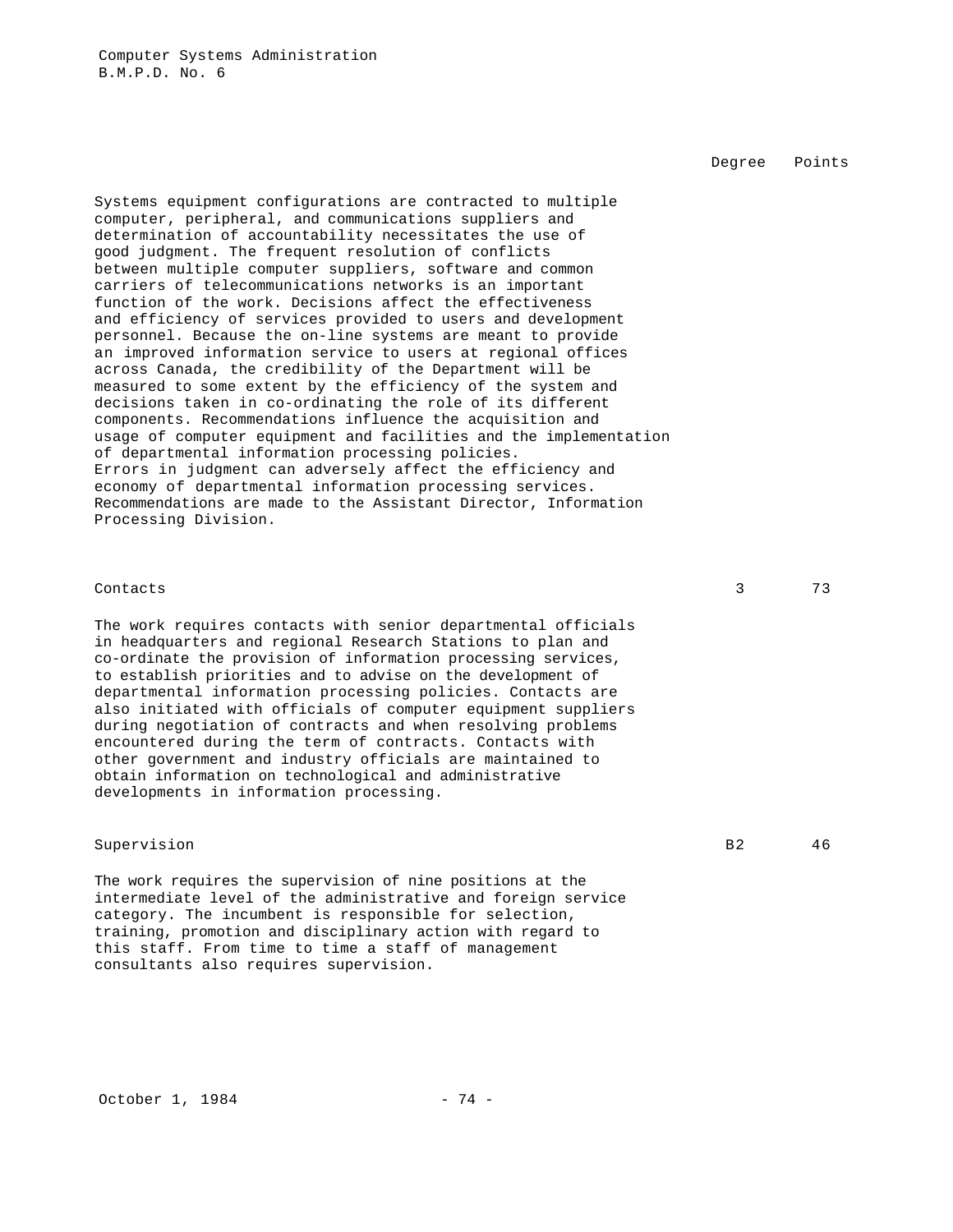| | Degree | Points |
|---|---|---|

Systems equipment configurations are contracted to multiple computer, peripheral, and communications suppliers and determination of accountability necessitates the use of good judgment. The frequent resolution of conflicts between multiple computer suppliers, software and common carriers of telecommunications networks is an important function of the work. Decisions affect the effectiveness and efficiency of services provided to users and development personnel. Because the on-line systems are meant to provide an improved information service to users at regional offices across Canada, the credibility of the Department will be measured to some extent by the efficiency of the system and decisions taken in co-ordinating the role of its different components. Recommendations influence the acquisition and usage of computer equipment and facilities and the implementation of departmental information processing policies. Errors in judgment can adversely affect the efficiency and economy of departmental information processing services. Recommendations are made to the Assistant Director, Information Processing Division.

| Contacts | 3 | 73 |
|---|---|---|

The work requires contacts with senior departmental officials in headquarters and regional Research Stations to plan and co-ordinate the provision of information processing services, to establish priorities and to advise on the development of departmental information processing policies. Contacts are also initiated with officials of computer equipment suppliers during negotiation of contracts and when resolving problems encountered during the term of contracts. Contacts with other government and industry officials are maintained to obtain information on technological and administrative developments in information processing.

| Supervision | B2 | 46 |
|---|---|---|

The work requires the supervision of nine positions at the intermediate level of the administrative and foreign service category. The incumbent is responsible for selection, training, promotion and disciplinary action with regard to this staff. From time to time a staff of management consultants also requires supervision.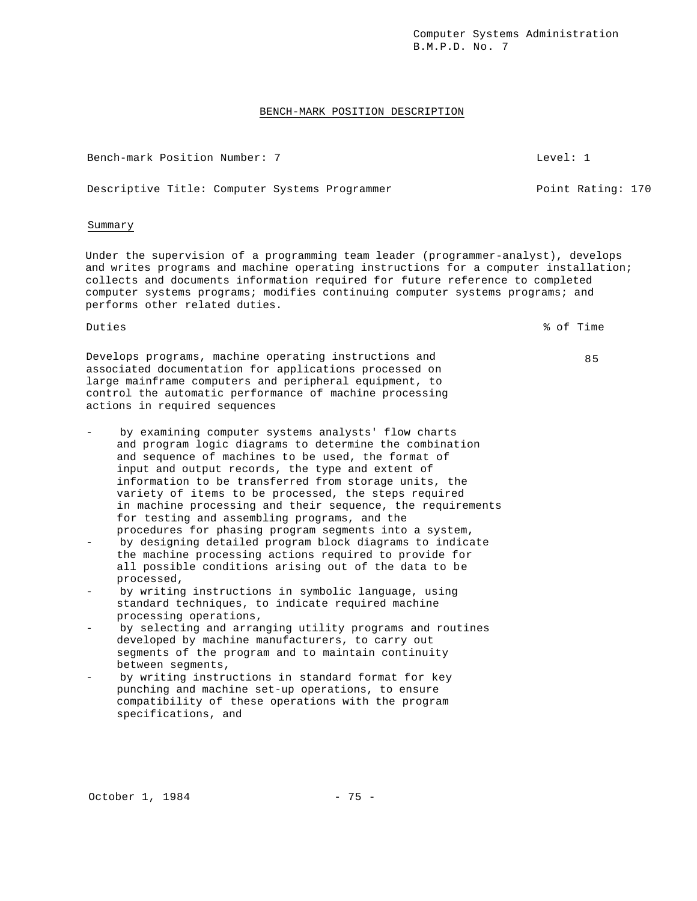Computer Systems Administration
B.M.P.D. No. 7

## BENCH-MARK POSITION DESCRIPTION

Bench-mark Position Number: 7 — Level: 1

Descriptive Title: Computer Systems Programmer — Point Rating: 170

### Summary

Under the supervision of a programming team leader (programmer-analyst), develops and writes programs and machine operating instructions for a computer installation; collects and documents information required for future reference to completed computer systems programs; modifies continuing computer systems programs; and performs other related duties.

| Duties | % of Time |
|---|---|
| Develops programs, machine operating instructions and associated documentation for applications processed on large mainframe computers and peripheral equipment, to control the automatic performance of machine processing actions in required sequences | 85 |

- by examining computer systems analysts' flow charts and program logic diagrams to determine the combination and sequence of machines to be used, the format of input and output records, the type and extent of information to be transferred from storage units, the variety of items to be processed, the steps required in machine processing and their sequence, the requirements for testing and assembling programs, and the procedures for phasing program segments into a system,
- by designing detailed program block diagrams to indicate the machine processing actions required to provide for all possible conditions arising out of the data to be processed,
- by writing instructions in symbolic language, using standard techniques, to indicate required machine processing operations,
- by selecting and arranging utility programs and routines developed by machine manufacturers, to carry out segments of the program and to maintain continuity between segments,
- by writing instructions in standard format for key punching and machine set-up operations, to ensure compatibility of these operations with the program specifications, and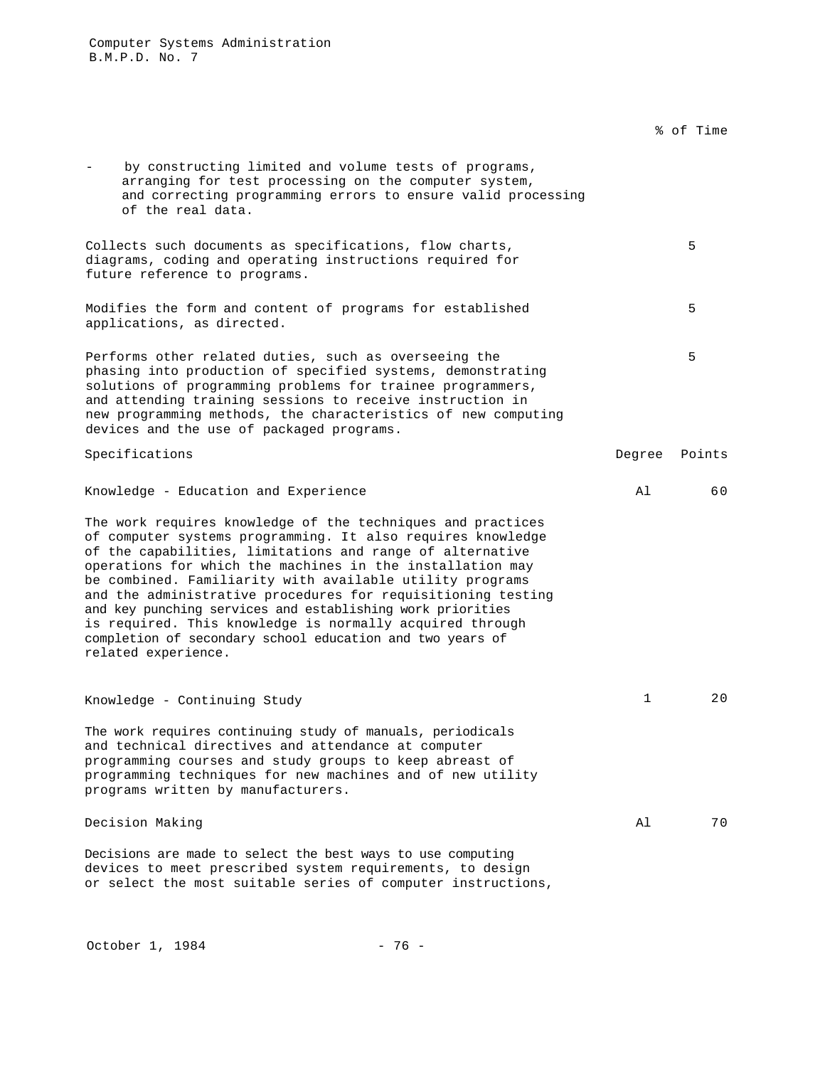% of Time

- by constructing limited and volume tests of programs, arranging for test processing on the computer system, and correcting programming errors to ensure valid processing of the real data.

| | % of Time |
|---|---|
| Collects such documents as specifications, flow charts, diagrams, coding and operating instructions required for future reference to programs. | 5 |
| Modifies the form and content of programs for established applications, as directed. | 5 |
| Performs other related duties, such as overseeing the phasing into production of specified systems, demonstrating solutions of programming problems for trainee programmers, and attending training sessions to receive instruction in new programming methods, the characteristics of new computing devices and the use of packaged programs. | 5 |

| Specifications | Degree | Points |
|---|---|---|
| Knowledge - Education and Experience | A1 | 60 |

The work requires knowledge of the techniques and practices of computer systems programming. It also requires knowledge of the capabilities, limitations and range of alternative operations for which the machines in the installation may be combined. Familiarity with available utility programs and the administrative procedures for requisitioning testing and key punching services and establishing work priorities is required. This knowledge is normally acquired through completion of secondary school education and two years of related experience.

| | Degree | Points |
|---|---|---|
| Knowledge - Continuing Study | 1 | 20 |

The work requires continuing study of manuals, periodicals and technical directives and attendance at computer programming courses and study groups to keep abreast of programming techniques for new machines and of new utility programs written by manufacturers.

| | Degree | Points |
|---|---|---|
| Decision Making | A1 | 70 |

Decisions are made to select the best ways to use computing devices to meet prescribed system requirements, to design or select the most suitable series of computer instructions,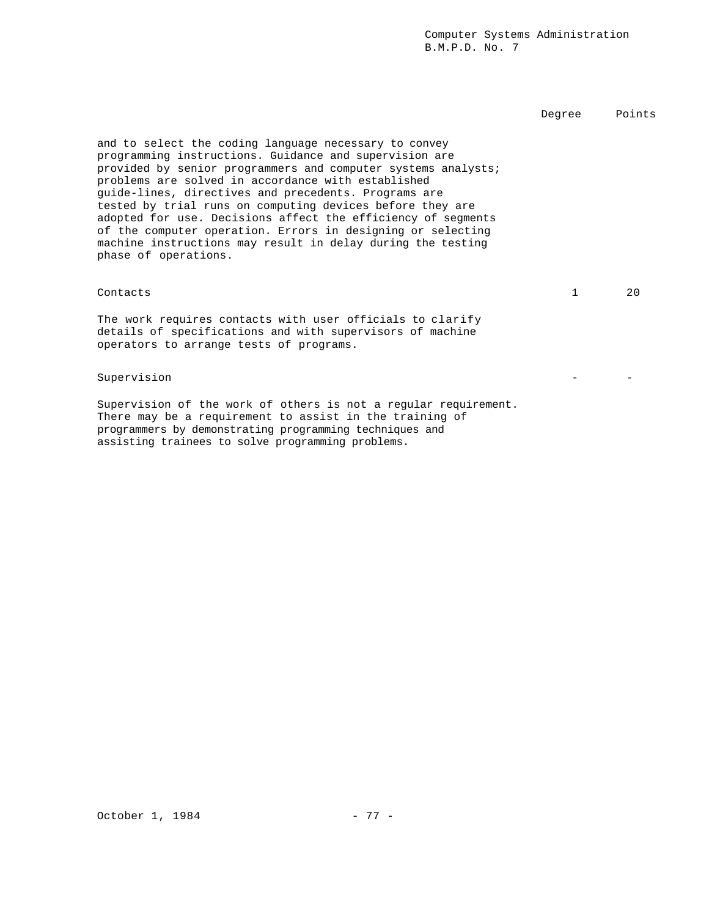| | Degree | Points |
|---|---|---|
| and to select the coding language necessary to convey programming instructions. Guidance and supervision are provided by senior programmers and computer systems analysts; problems are solved in accordance with established guide-lines, directives and precedents. Programs are tested by trial runs on computing devices before they are adopted for use. Decisions affect the efficiency of segments of the computer operation. Errors in designing or selecting machine instructions may result in delay during the testing phase of operations. | | |
| Contacts | 1 | 20 |
| The work requires contacts with user officials to clarify details of specifications and with supervisors of machine operators to arrange tests of programs. | | |
| Supervision | - | - |
| Supervision of the work of others is not a regular requirement. There may be a requirement to assist in the training of programmers by demonstrating programming techniques and assisting trainees to solve programming problems. | | |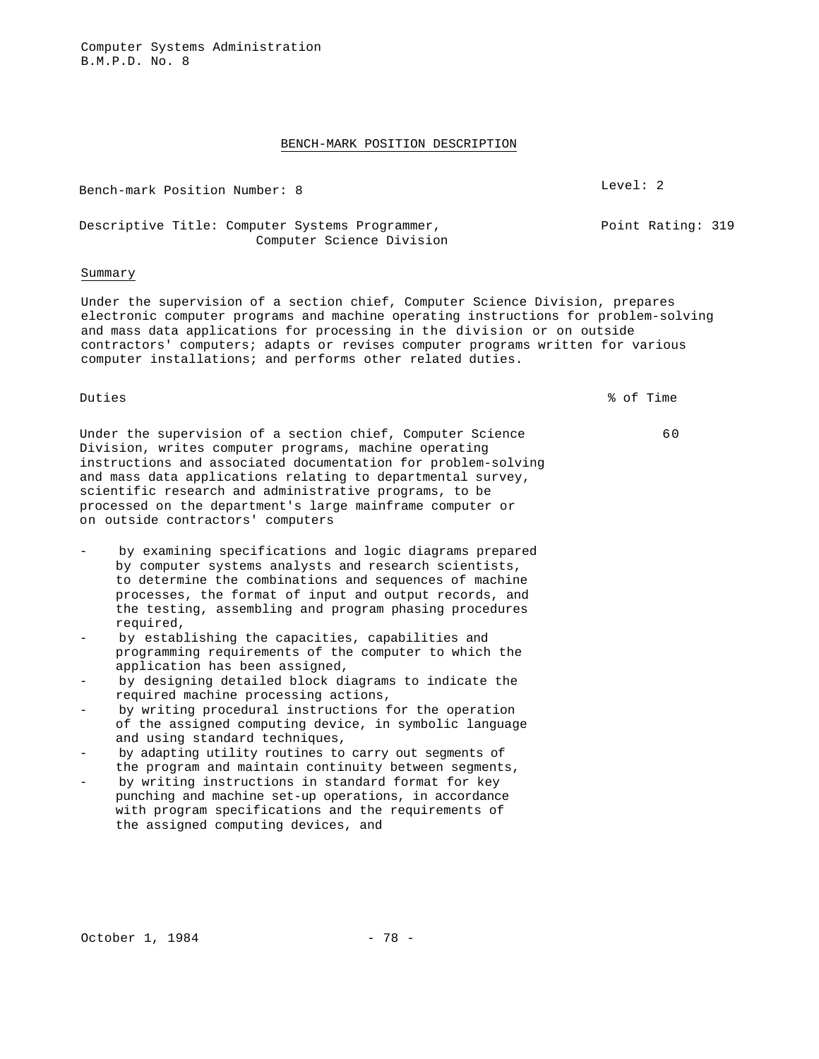Computer Systems Administration
B.M.P.D. No. 8

## BENCH-MARK POSITION DESCRIPTION

Bench-mark Position Number: 8 | Level: 2

Descriptive Title: Computer Systems Programmer, Computer Science Division | Point Rating: 319

### Summary

Under the supervision of a section chief, Computer Science Division, prepares electronic computer programs and machine operating instructions for problem-solving and mass data applications for processing in the division or on outside contractors' computers; adapts or revises computer programs written for various computer installations; and performs other related duties.

| Duties | % of Time |
|---|---|
| Under the supervision of a section chief, Computer Science Division, writes computer programs, machine operating instructions and associated documentation for problem-solving and mass data applications relating to departmental survey, scientific research and administrative programs, to be processed on the department's large mainframe computer or on outside contractors' computers | 60 |

- by examining specifications and logic diagrams prepared by computer systems analysts and research scientists, to determine the combinations and sequences of machine processes, the format of input and output records, and the testing, assembling and program phasing procedures required,
- by establishing the capacities, capabilities and programming requirements of the computer to which the application has been assigned,
- by designing detailed block diagrams to indicate the required machine processing actions,
- by writing procedural instructions for the operation of the assigned computing device, in symbolic language and using standard techniques,
- by adapting utility routines to carry out segments of the program and maintain continuity between segments,
- by writing instructions in standard format for key punching and machine set-up operations, in accordance with program specifications and the requirements of the assigned computing devices, and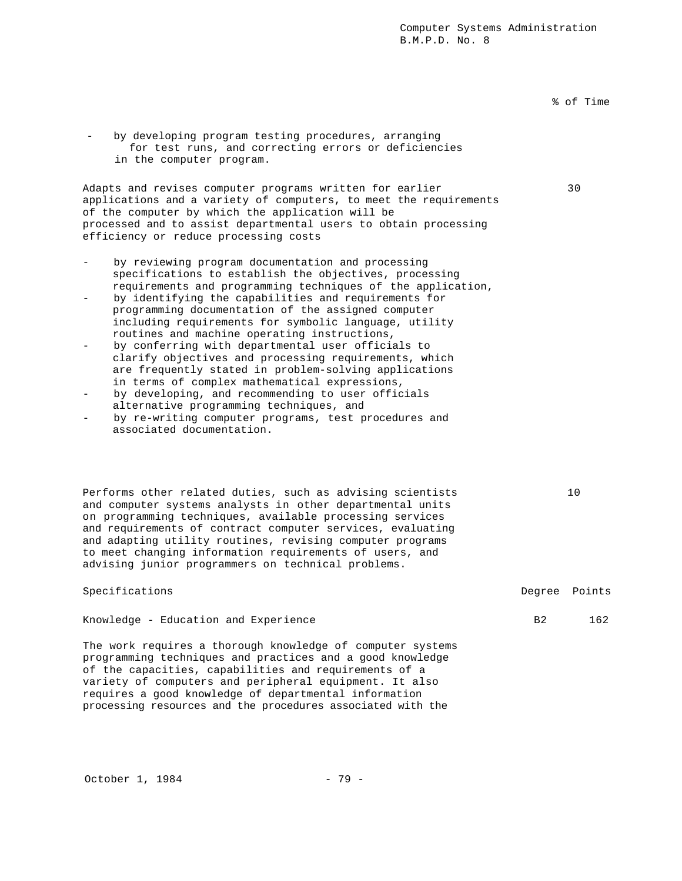| | % of Time |
|---|---|
| - by developing program testing procedures, arranging for test runs, and correcting errors or deficiencies in the computer program. | |
| Adapts and revises computer programs written for earlier applications and a variety of computers, to meet the requirements of the computer by which the application will be processed and to assist departmental users to obtain processing efficiency or reduce processing costs | 30 |

- by reviewing program documentation and processing specifications to establish the objectives, processing requirements and programming techniques of the application,
- by identifying the capabilities and requirements for programming documentation of the assigned computer including requirements for symbolic language, utility routines and machine operating instructions,
- by conferring with departmental user officials to clarify objectives and processing requirements, which are frequently stated in problem-solving applications in terms of complex mathematical expressions,
- by developing, and recommending to user officials alternative programming techniques, and
- by re-writing computer programs, test procedures and associated documentation.

| | |
|---|---|
| Performs other related duties, such as advising scientists and computer systems analysts in other departmental units on programming techniques, available processing services and requirements of contract computer services, evaluating and adapting utility routines, revising computer programs to meet changing information requirements of users, and advising junior programmers on technical problems. | 10 |

| Specifications | Degree | Points |
|---|---|---|
| Knowledge - Education and Experience | B2 | 162 |

The work requires a thorough knowledge of computer systems programming techniques and practices and a good knowledge of the capacities, capabilities and requirements of a variety of computers and peripheral equipment. It also requires a good knowledge of departmental information processing resources and the procedures associated with the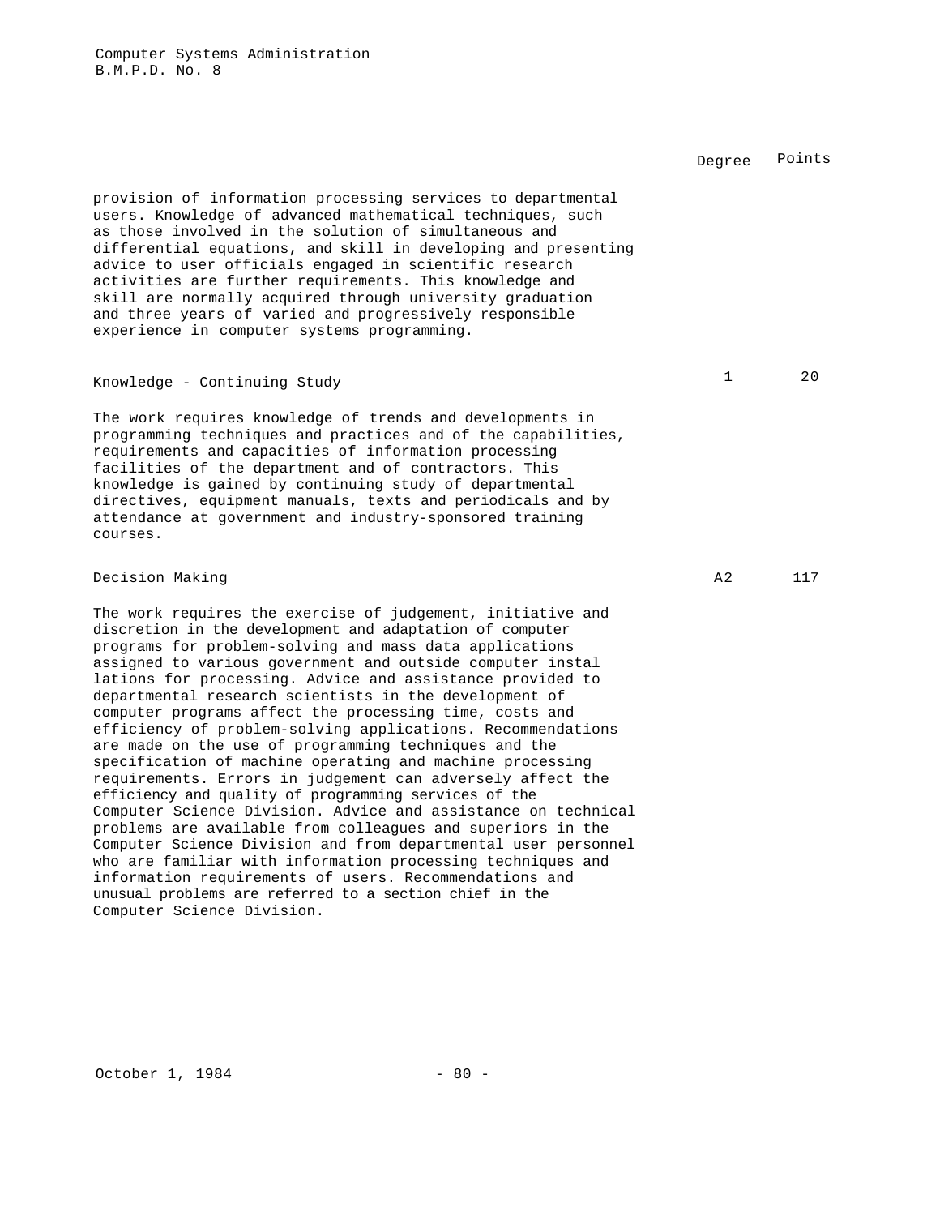| | Degree | Points |
|---|---|---|
| provision of information processing services to departmental users. Knowledge of advanced mathematical techniques, such as those involved in the solution of simultaneous and differential equations, and skill in developing and presenting advice to user officials engaged in scientific research activities are further requirements. This knowledge and skill are normally acquired through university graduation and three years of varied and progressively responsible experience in computer systems programming. | | |
| Knowledge - Continuing Study | 1 | 20 |
| The work requires knowledge of trends and developments in programming techniques and practices and of the capabilities, requirements and capacities of information processing facilities of the department and of contractors. This knowledge is gained by continuing study of departmental directives, equipment manuals, texts and periodicals and by attendance at government and industry-sponsored training courses. | | |
| Decision Making | A2 | 117 |
| The work requires the exercise of judgement, initiative and discretion in the development and adaptation of computer programs for problem-solving and mass data applications assigned to various government and outside computer installations for processing. Advice and assistance provided to departmental research scientists in the development of computer programs affect the processing time, costs and efficiency of problem-solving applications. Recommendations are made on the use of programming techniques and the specification of machine operating and machine processing requirements. Errors in judgement can adversely affect the efficiency and quality of programming services of the Computer Science Division. Advice and assistance on technical problems are available from colleagues and superiors in the Computer Science Division and from departmental user personnel who are familiar with information processing techniques and information requirements of users. Recommendations and unusual problems are referred to a section chief in the Computer Science Division. | | |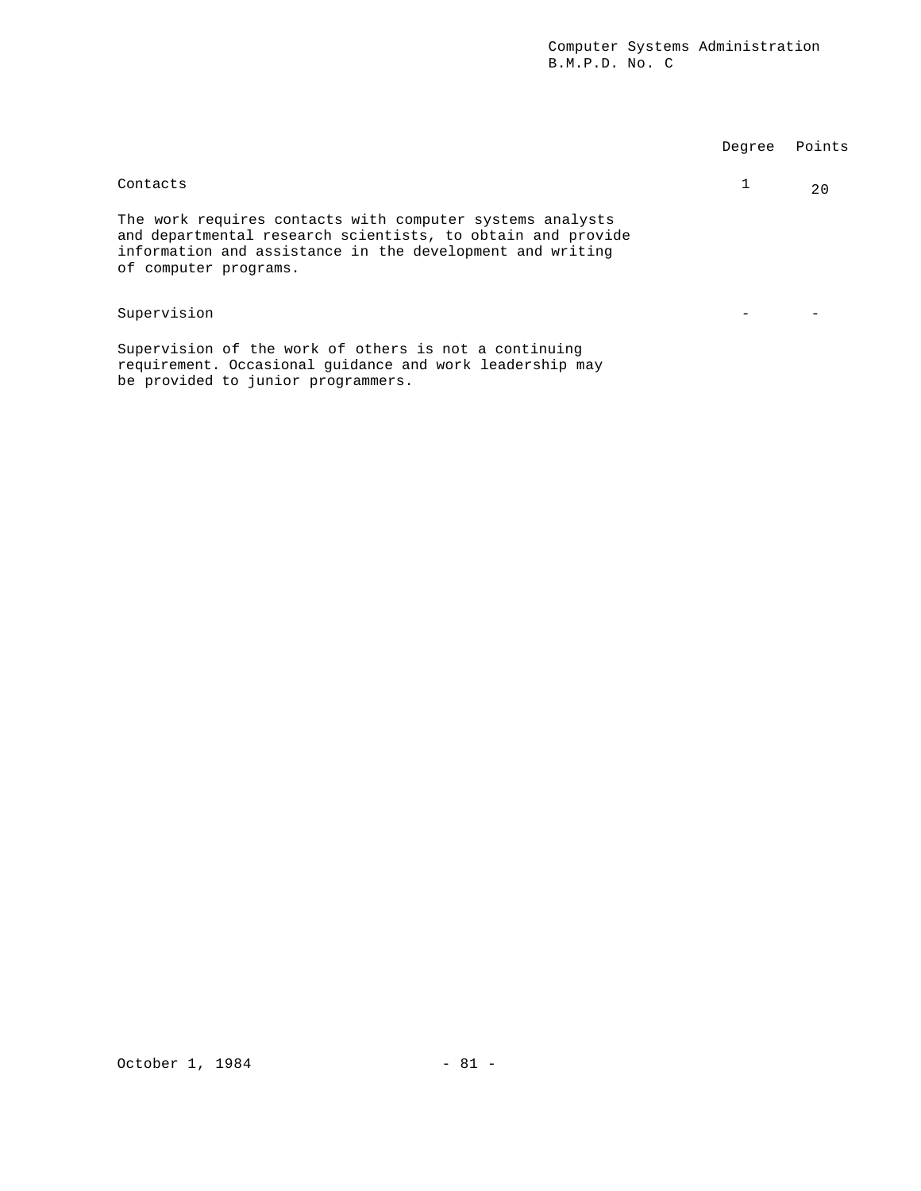| | Degree | Points |
|---|---|---|
| Contacts | 1 | 20 |

The work requires contacts with computer systems analysts and departmental research scientists, to obtain and provide information and assistance in the development and writing of computer programs.

| | Degree | Points |
|---|---|---|
| Supervision | - | - |

Supervision of the work of others is not a continuing requirement. Occasional guidance and work leadership may be provided to junior programmers.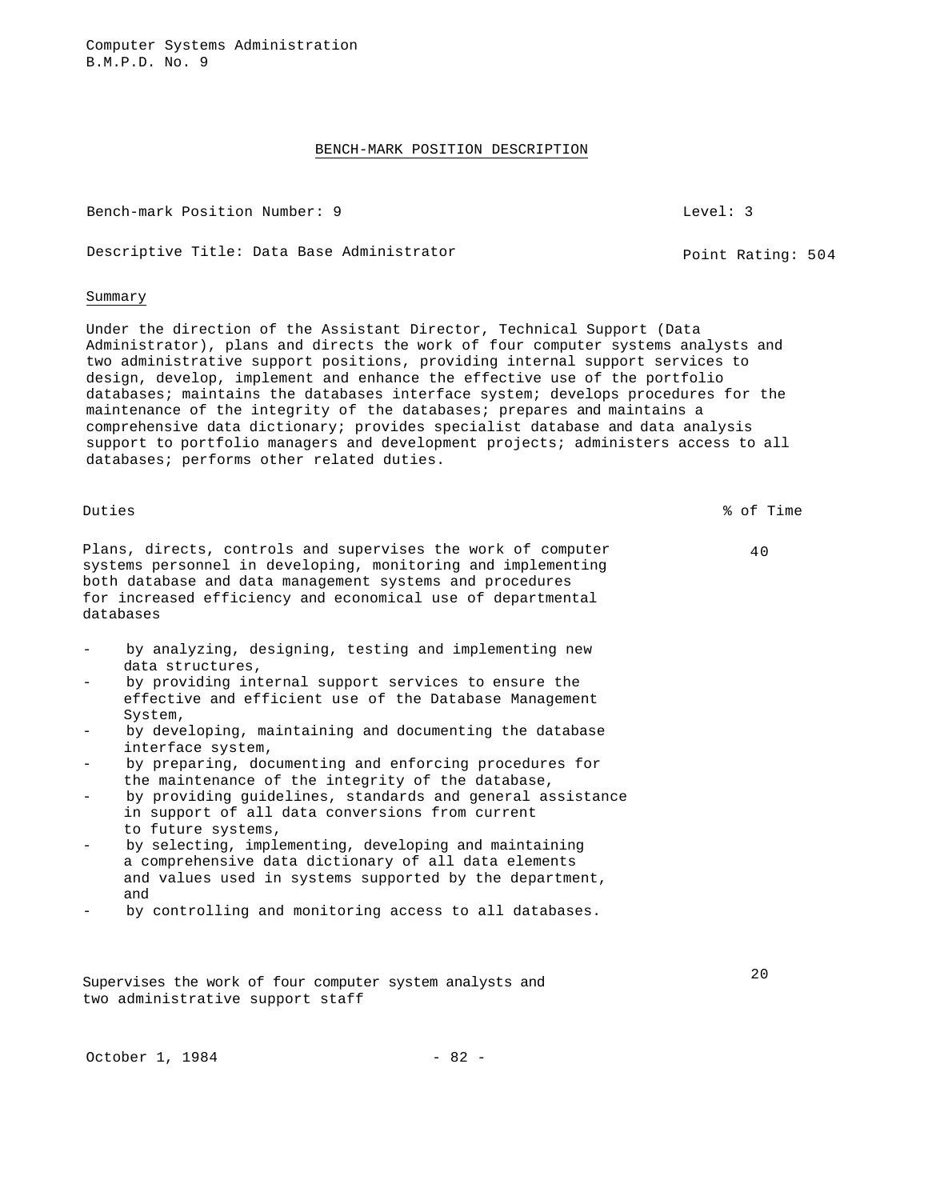Computer Systems Administration
B.M.P.D. No. 9

## BENCH-MARK POSITION DESCRIPTION

Bench-mark Position Number: 9 — Level: 3

Descriptive Title: Data Base Administrator — Point Rating: 504

### Summary

Under the direction of the Assistant Director, Technical Support (Data Administrator), plans and directs the work of four computer systems analysts and two administrative support positions, providing internal support services to design, develop, implement and enhance the effective use of the portfolio databases; maintains the databases interface system; develops procedures for the maintenance of the integrity of the databases; prepares and maintains a comprehensive data dictionary; provides specialist database and data analysis support to portfolio managers and development projects; administers access to all databases; performs other related duties.

| Duties | % of Time |
|---|---|
| Plans, directs, controls and supervises the work of computer systems personnel in developing, monitoring and implementing both database and data management systems and procedures for increased efficiency and economical use of departmental databases | 40 |

- by analyzing, designing, testing and implementing new data structures,
- by providing internal support services to ensure the effective and efficient use of the Database Management System,
- by developing, maintaining and documenting the database interface system,
- by preparing, documenting and enforcing procedures for the maintenance of the integrity of the database,
- by providing guidelines, standards and general assistance in support of all data conversions from current to future systems,
- by selecting, implementing, developing and maintaining a comprehensive data dictionary of all data elements and values used in systems supported by the department, and
- by controlling and monitoring access to all databases.

| Duties | % of Time |
|---|---|
| Supervises the work of four computer system analysts and two administrative support staff | 20 |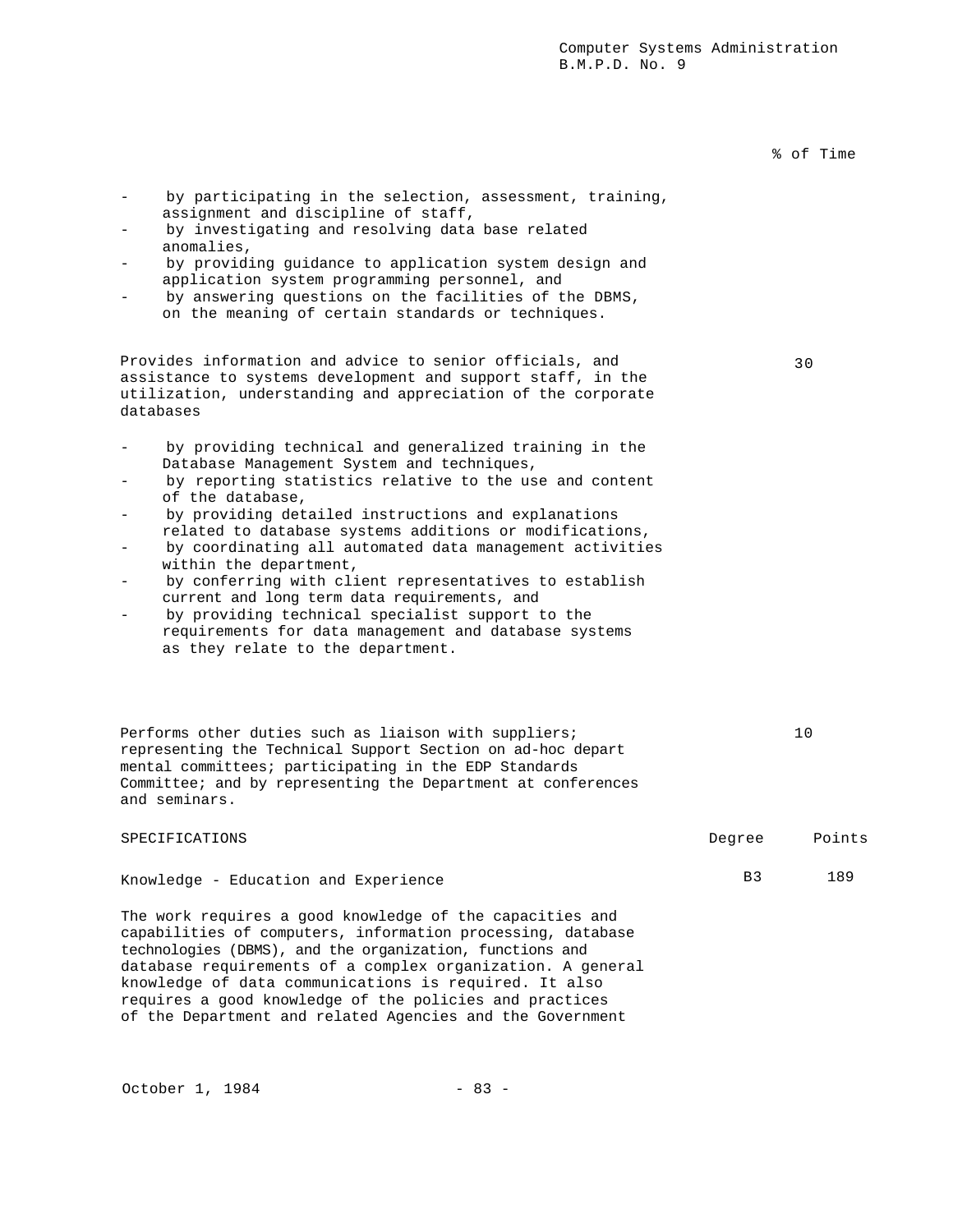% of Time

- by participating in the selection, assessment, training, assignment and discipline of staff,
- by investigating and resolving data base related anomalies,
- by providing guidance to application system design and application system programming personnel, and
- by answering questions on the facilities of the DBMS, on the meaning of certain standards or techniques.

Provides information and advice to senior officials, and assistance to systems development and support staff, in the utilization, understanding and appreciation of the corporate databases — 30

- by providing technical and generalized training in the Database Management System and techniques,
- by reporting statistics relative to the use and content of the database,
- by providing detailed instructions and explanations related to database systems additions or modifications,
- by coordinating all automated data management activities within the department,
- by conferring with client representatives to establish current and long term data requirements, and
- by providing technical specialist support to the requirements for data management and database systems as they relate to the department.

Performs other duties such as liaison with suppliers; representing the Technical Support Section on ad-hoc departmental committees; participating in the EDP Standards Committee; and by representing the Department at conferences and seminars. — 10

| SPECIFICATIONS | Degree | Points |
|---|---|---|
| Knowledge - Education and Experience | B3 | 189 |

The work requires a good knowledge of the capacities and capabilities of computers, information processing, database technologies (DBMS), and the organization, functions and database requirements of a complex organization. A general knowledge of data communications is required. It also requires a good knowledge of the policies and practices of the Department and related Agencies and the Government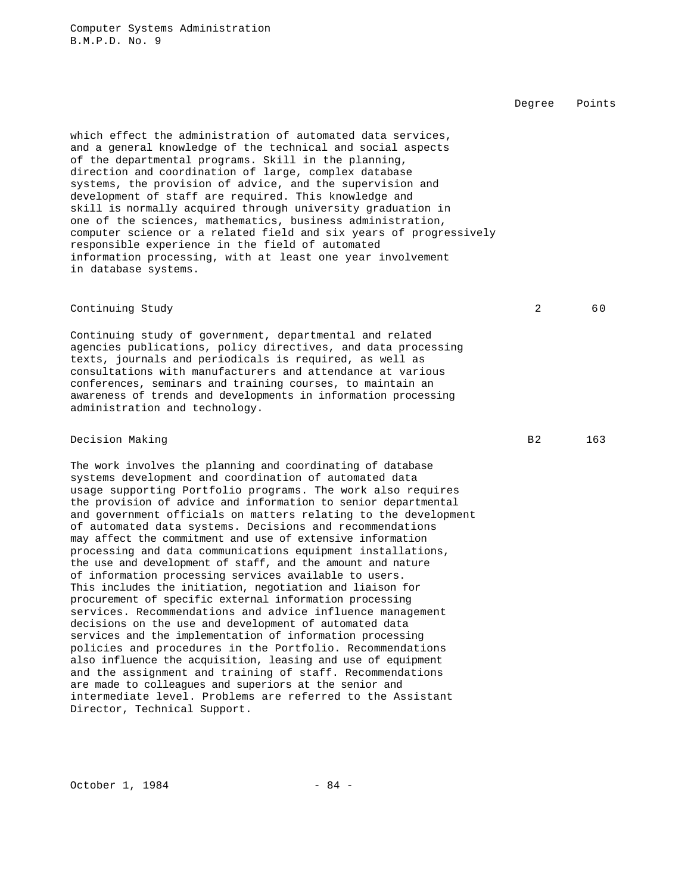| | Degree | Points |
|---|---|---|

which effect the administration of automated data services, and a general knowledge of the technical and social aspects of the departmental programs. Skill in the planning, direction and coordination of large, complex database systems, the provision of advice, and the supervision and development of staff are required. This knowledge and skill is normally acquired through university graduation in one of the sciences, mathematics, business administration, computer science or a related field and six years of progressively responsible experience in the field of automated information processing, with at least one year involvement in database systems.

| Continuing Study | 2 | 60 |
|---|---|---|

Continuing study of government, departmental and related agencies publications, policy directives, and data processing texts, journals and periodicals is required, as well as consultations with manufacturers and attendance at various conferences, seminars and training courses, to maintain an awareness of trends and developments in information processing administration and technology.

| Decision Making | B2 | 163 |
|---|---|---|

The work involves the planning and coordinating of database systems development and coordination of automated data usage supporting Portfolio programs. The work also requires the provision of advice and information to senior departmental and government officials on matters relating to the development of automated data systems. Decisions and recommendations may affect the commitment and use of extensive information processing and data communications equipment installations, the use and development of staff, and the amount and nature of information processing services available to users. This includes the initiation, negotiation and liaison for procurement of specific external information processing services. Recommendations and advice influence management decisions on the use and development of automated data services and the implementation of information processing policies and procedures in the Portfolio. Recommendations also influence the acquisition, leasing and use of equipment and the assignment and training of staff. Recommendations are made to colleagues and superiors at the senior and intermediate level. Problems are referred to the Assistant Director, Technical Support.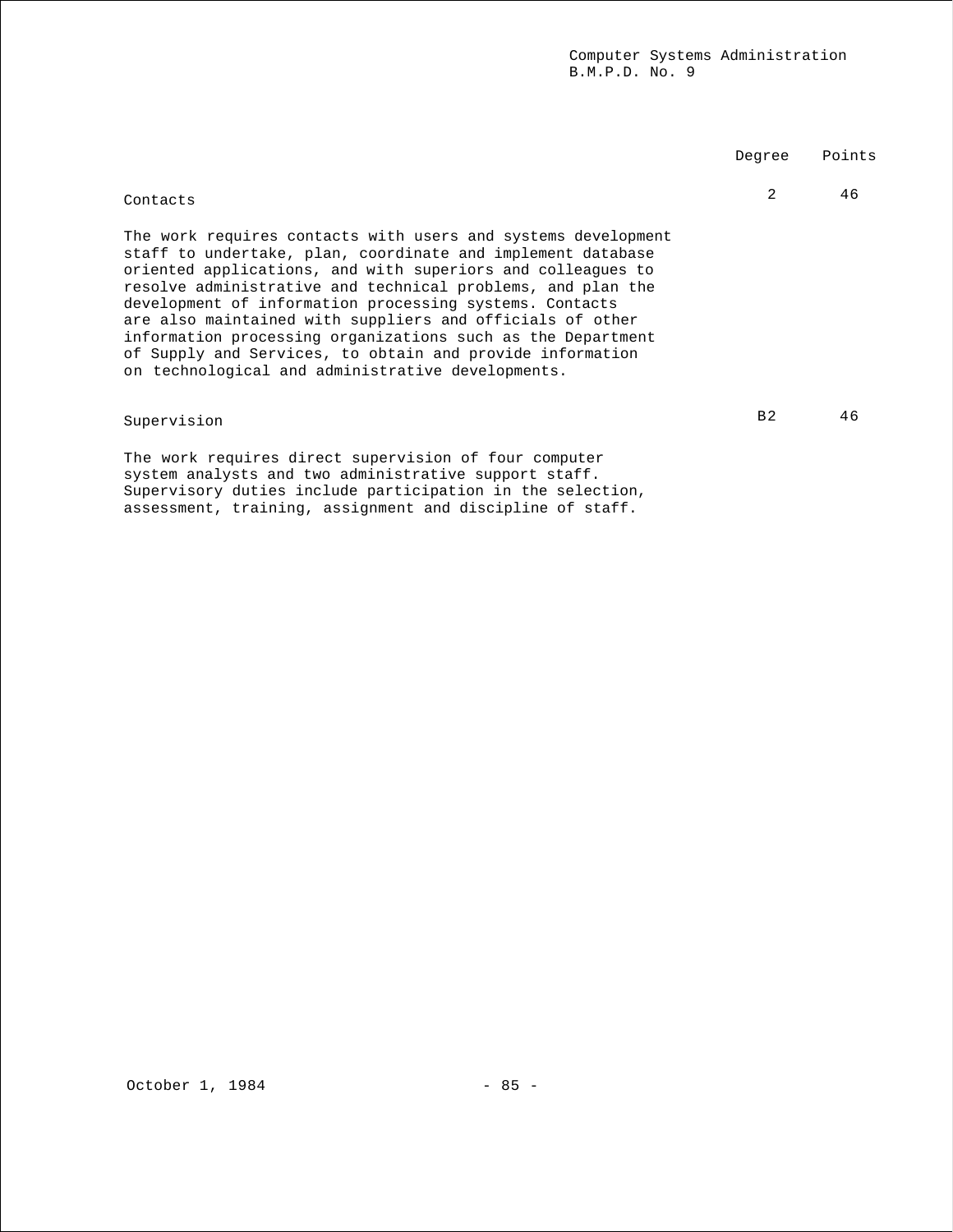| | Degree | Points |
|---|---|---|
| Contacts | 2 | 46 |

The work requires contacts with users and systems development staff to undertake, plan, coordinate and implement database oriented applications, and with superiors and colleagues to resolve administrative and technical problems, and plan the development of information processing systems. Contacts are also maintained with suppliers and officials of other information processing organizations such as the Department of Supply and Services, to obtain and provide information on technological and administrative developments.

| | Degree | Points |
|---|---|---|
| Supervision | B2 | 46 |

The work requires direct supervision of four computer system analysts and two administrative support staff. Supervisory duties include participation in the selection, assessment, training, assignment and discipline of staff.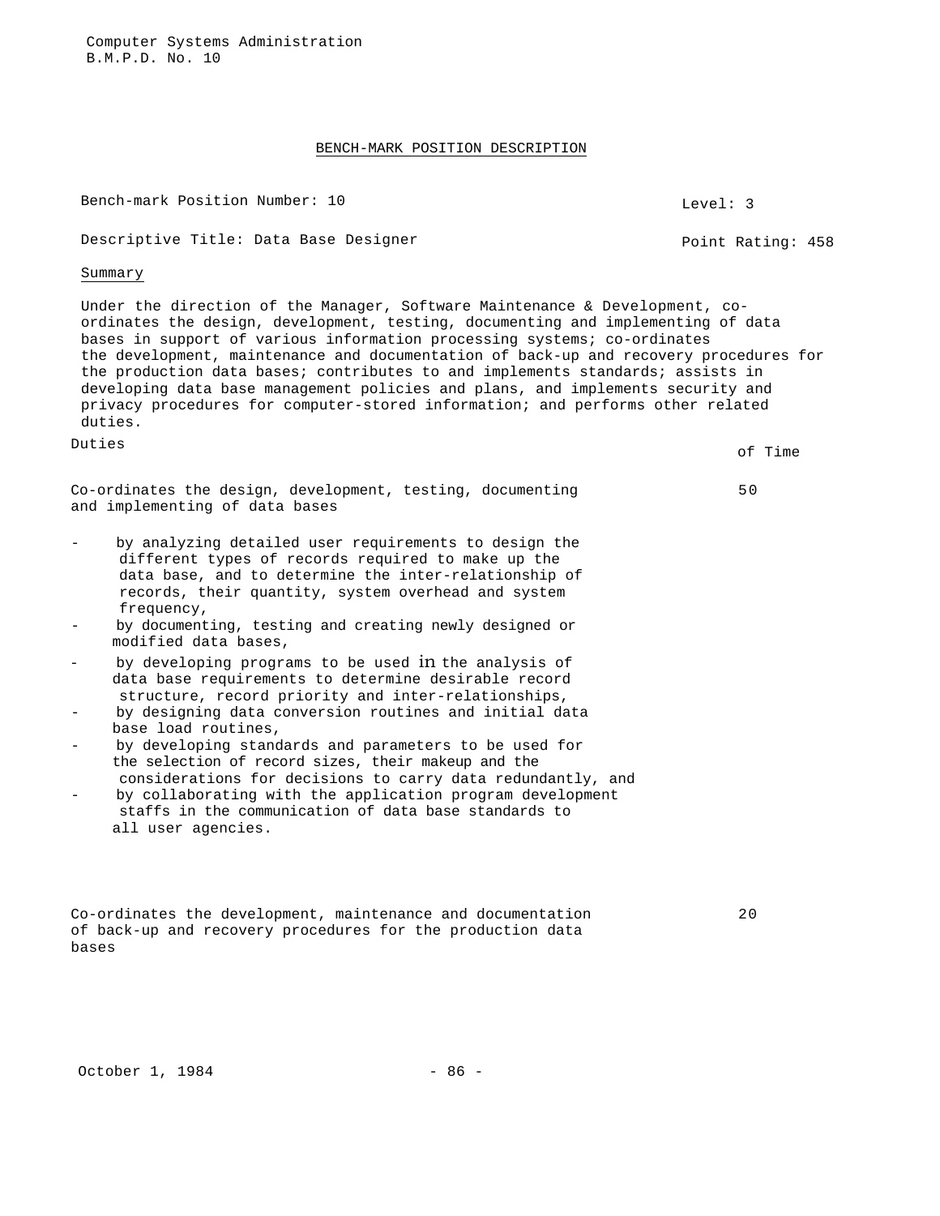## BENCH-MARK POSITION DESCRIPTION

Bench-mark Position Number: 10 Level: 3

Descriptive Title: Data Base Designer Point Rating: 458

Summary

Under the direction of the Manager, Software Maintenance & Development, co-ordinates the design, development, testing, documenting and implementing of data bases in support of various information processing systems; co-ordinates the development, maintenance and documentation of back-up and recovery procedures for the production data bases; contributes to and implements standards; assists in developing data base management policies and plans, and implements security and privacy procedures for computer-stored information; and performs other related duties.

| Duties | of Time |
|---|---|
| Co-ordinates the design, development, testing, documenting and implementing of data bases | 50 |

- by analyzing detailed user requirements to design the different types of records required to make up the data base, and to determine the inter-relationship of records, their quantity, system overhead and system frequency,
- by documenting, testing and creating newly designed or modified data bases,
- by developing programs to be used in the analysis of data base requirements to determine desirable record structure, record priority and inter-relationships,
- by designing data conversion routines and initial data base load routines,
- by developing standards and parameters to be used for the selection of record sizes, their makeup and the considerations for decisions to carry data redundantly, and
- by collaborating with the application program development staffs in the communication of data base standards to all user agencies.

| | |
|---|---|
| Co-ordinates the development, maintenance and documentation of back-up and recovery procedures for the production data bases | 20 |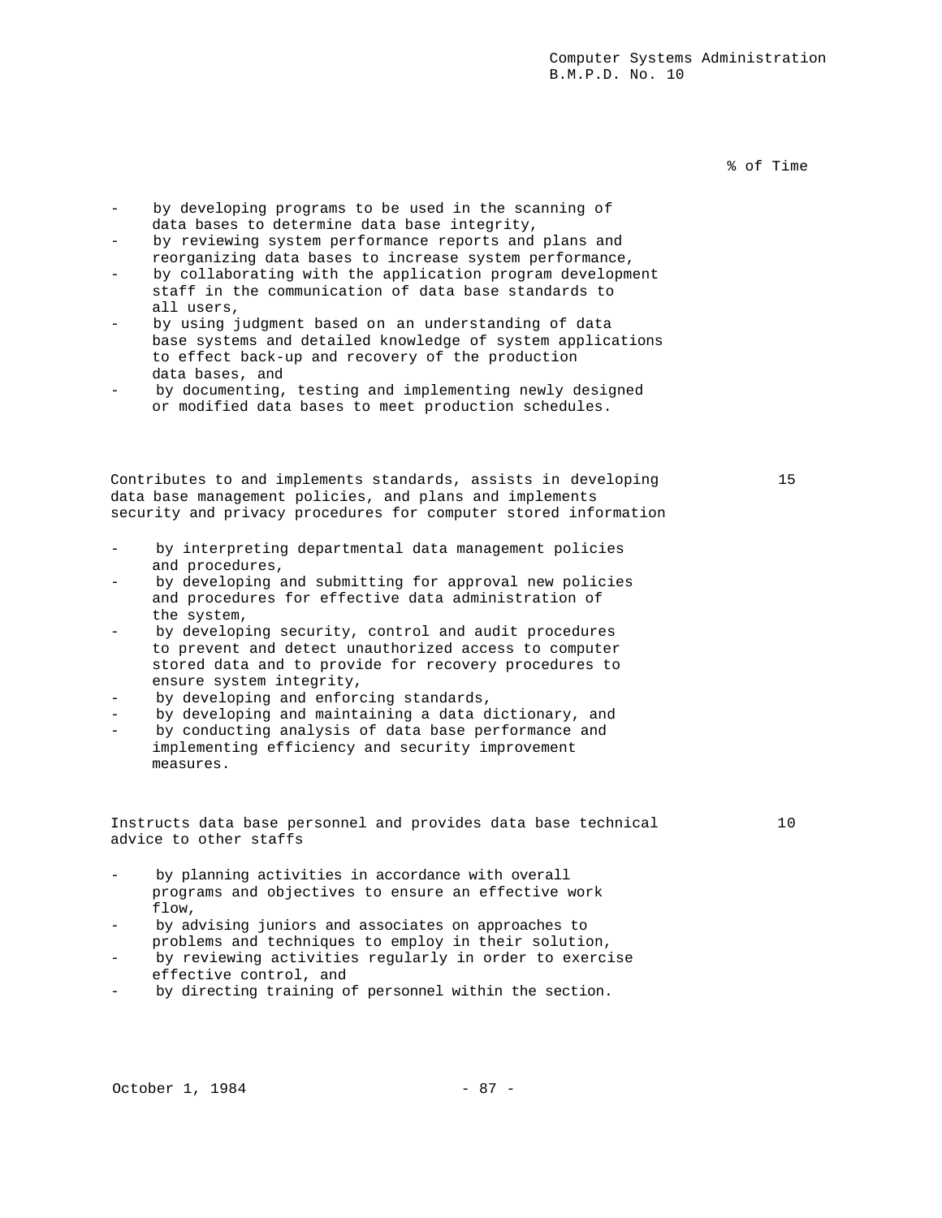% of Time

- by developing programs to be used in the scanning of data bases to determine data base integrity,
- by reviewing system performance reports and plans and reorganizing data bases to increase system performance,
- by collaborating with the application program development staff in the communication of data base standards to all users,
- by using judgment based on an understanding of data base systems and detailed knowledge of system applications to effect back-up and recovery of the production data bases, and
- by documenting, testing and implementing newly designed or modified data bases to meet production schedules.

Contributes to and implements standards, assists in developing data base management policies, and plans and implements security and privacy procedures for computer stored information — 15

- by interpreting departmental data management policies and procedures,
- by developing and submitting for approval new policies and procedures for effective data administration of the system,
- by developing security, control and audit procedures to prevent and detect unauthorized access to computer stored data and to provide for recovery procedures to ensure system integrity,
- by developing and enforcing standards,
- by developing and maintaining a data dictionary, and
- by conducting analysis of data base performance and implementing efficiency and security improvement measures.

Instructs data base personnel and provides data base technical advice to other staffs — 10

- by planning activities in accordance with overall programs and objectives to ensure an effective work flow,
- by advising juniors and associates on approaches to problems and techniques to employ in their solution,
- by reviewing activities regularly in order to exercise effective control, and
- by directing training of personnel within the section.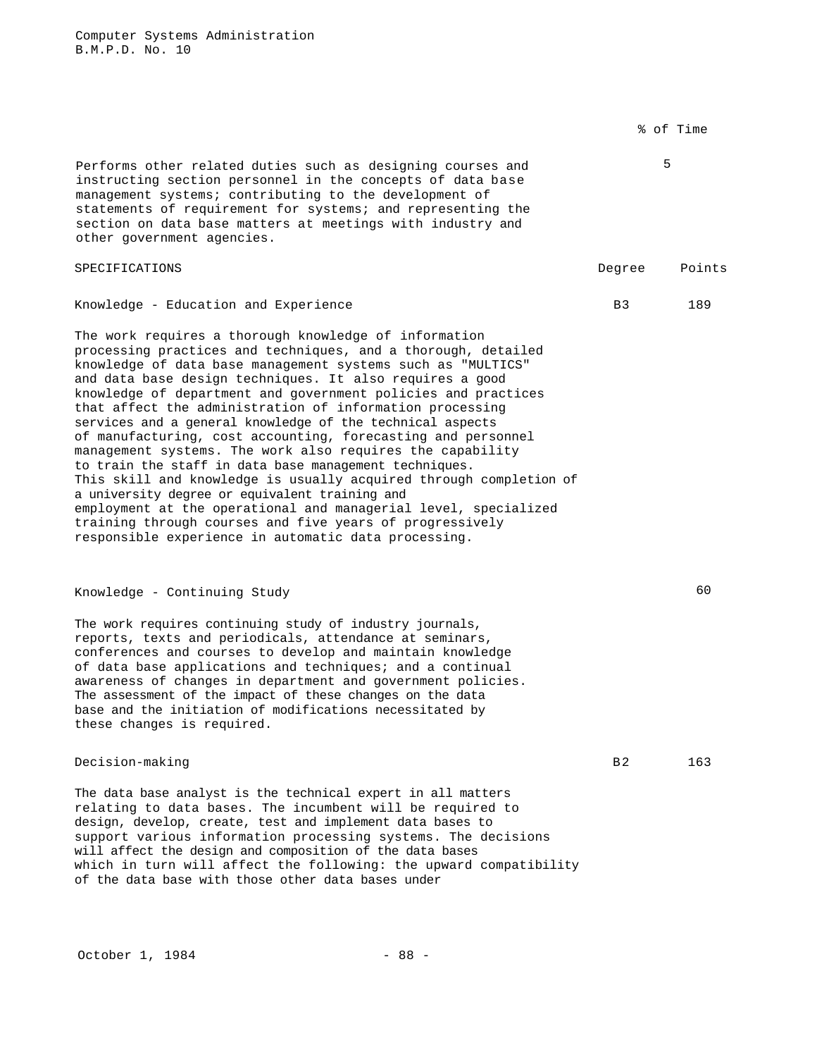% of Time

Performs other related duties such as designing courses and instructing section personnel in the concepts of data base management systems; contributing to the development of statements of requirement for systems; and representing the section on data base matters at meetings with industry and other government agencies. — 5

| SPECIFICATIONS | Degree | Points |
|---|---|---|
| Knowledge - Education and Experience | B3 | 189 |

The work requires a thorough knowledge of information processing practices and techniques, and a thorough, detailed knowledge of data base management systems such as "MULTICS" and data base design techniques. It also requires a good knowledge of department and government policies and practices that affect the administration of information processing services and a general knowledge of the technical aspects of manufacturing, cost accounting, forecasting and personnel management systems. The work also requires the capability to train the staff in data base management techniques. This skill and knowledge is usually acquired through completion of a university degree or equivalent training and employment at the operational and managerial level, specialized training through courses and five years of progressively responsible experience in automatic data processing.

| | Degree | Points |
|---|---|---|
| Knowledge - Continuing Study | | 60 |

The work requires continuing study of industry journals, reports, texts and periodicals, attendance at seminars, conferences and courses to develop and maintain knowledge of data base applications and techniques; and a continual awareness of changes in department and government policies. The assessment of the impact of these changes on the data base and the initiation of modifications necessitated by these changes is required.

| | Degree | Points |
|---|---|---|
| Decision-making | B2 | 163 |

The data base analyst is the technical expert in all matters relating to data bases. The incumbent will be required to design, develop, create, test and implement data bases to support various information processing systems. The decisions will affect the design and composition of the data bases which in turn will affect the following: the upward compatibility of the data base with those other data bases under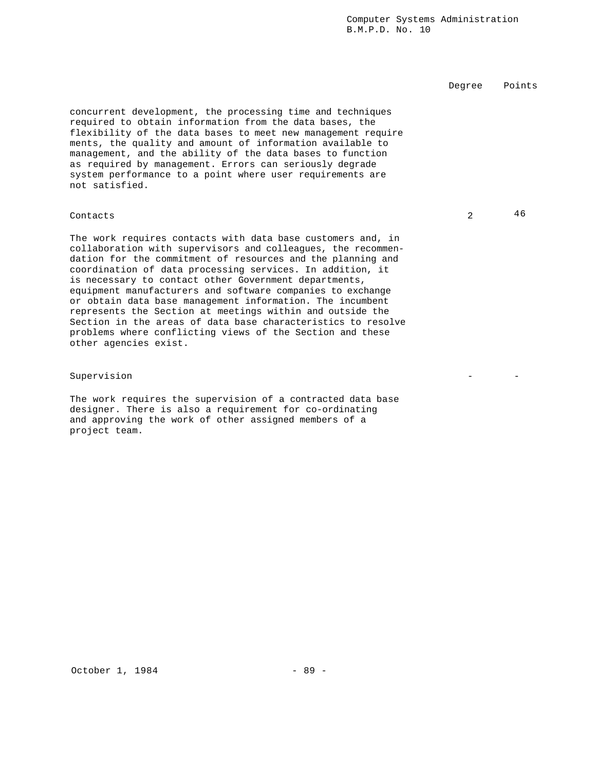| | Degree | Points |
|---|---|---|
| concurrent development, the processing time and techniques required to obtain information from the data bases, the flexibility of the data bases to meet new management require ments, the quality and amount of information available to management, and the ability of the data bases to function as required by management. Errors can seriously degrade system performance to a point where user requirements are not satisfied. | | |
| Contacts | 2 | 46 |
| The work requires contacts with data base customers and, in collaboration with supervisors and colleagues, the recommendation for the commitment of resources and the planning and coordination of data processing services. In addition, it is necessary to contact other Government departments, equipment manufacturers and software companies to exchange or obtain data base management information. The incumbent represents the Section at meetings within and outside the Section in the areas of data base characteristics to resolve problems where conflicting views of the Section and these other agencies exist. | | |
| Supervision | - | - |
| The work requires the supervision of a contracted data base designer. There is also a requirement for co-ordinating and approving the work of other assigned members of a project team. | | |

October 1, 1984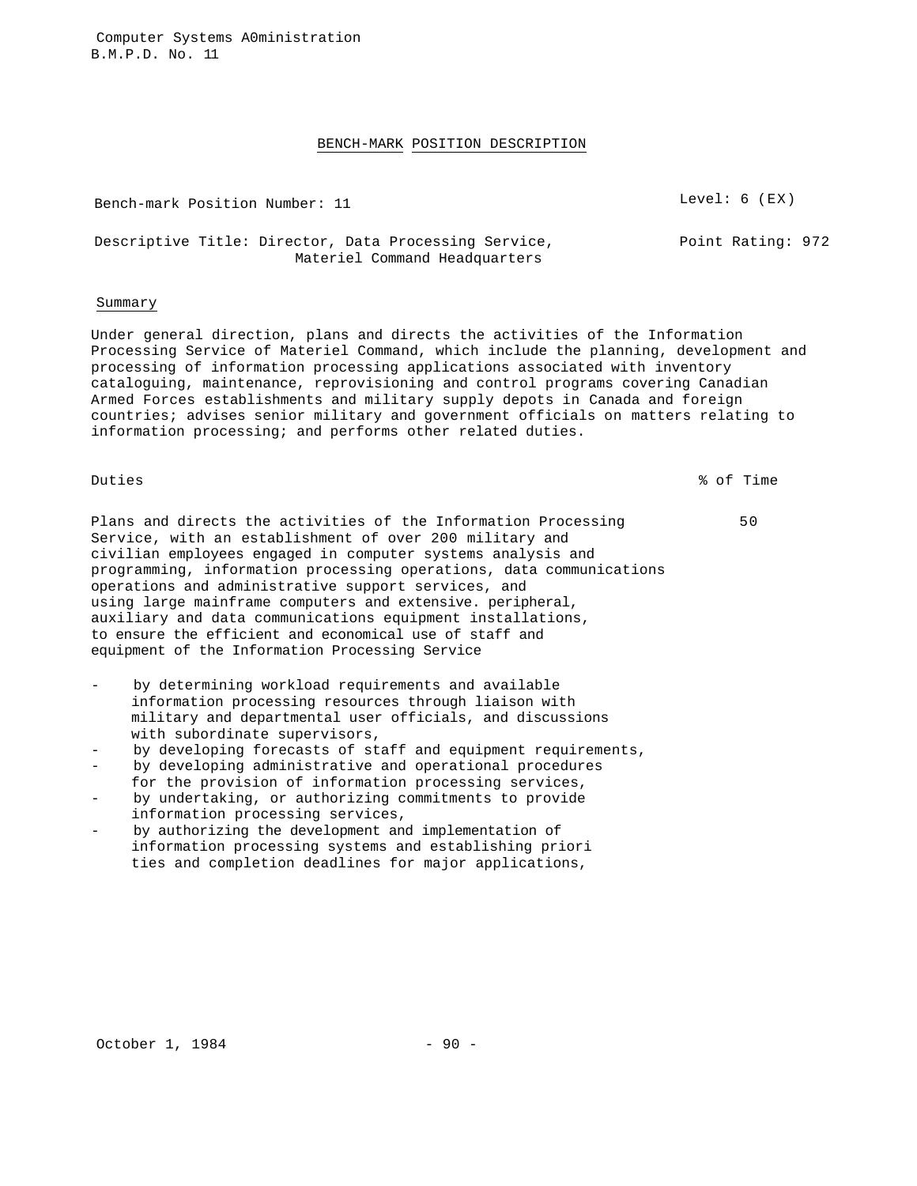## BENCH-MARK POSITION DESCRIPTION

Bench-mark Position Number: 11 — Level: 6 (EX)

Descriptive Title: Director, Data Processing Service, Materiel Command Headquarters — Point Rating: 972

### Summary

Under general direction, plans and directs the activities of the Information Processing Service of Materiel Command, which include the planning, development and processing of information processing applications associated with inventory cataloguing, maintenance, reprovisioning and control programs covering Canadian Armed Forces establishments and military supply depots in Canada and foreign countries; advises senior military and government officials on matters relating to information processing; and performs other related duties.

| Duties | % of Time |
|---|---|
| Plans and directs the activities of the Information Processing Service, with an establishment of over 200 military and civilian employees engaged in computer systems analysis and programming, information processing operations, data communications operations and administrative support services, and using large mainframe computers and extensive. peripheral, auxiliary and data communications equipment installations, to ensure the efficient and economical use of staff and equipment of the Information Processing Service | 50 |

- by determining workload requirements and available information processing resources through liaison with military and departmental user officials, and discussions with subordinate supervisors,
- by developing forecasts of staff and equipment requirements,
- by developing administrative and operational procedures for the provision of information processing services,
- by undertaking, or authorizing commitments to provide information processing services,
- by authorizing the development and implementation of information processing systems and establishing priori ties and completion deadlines for major applications,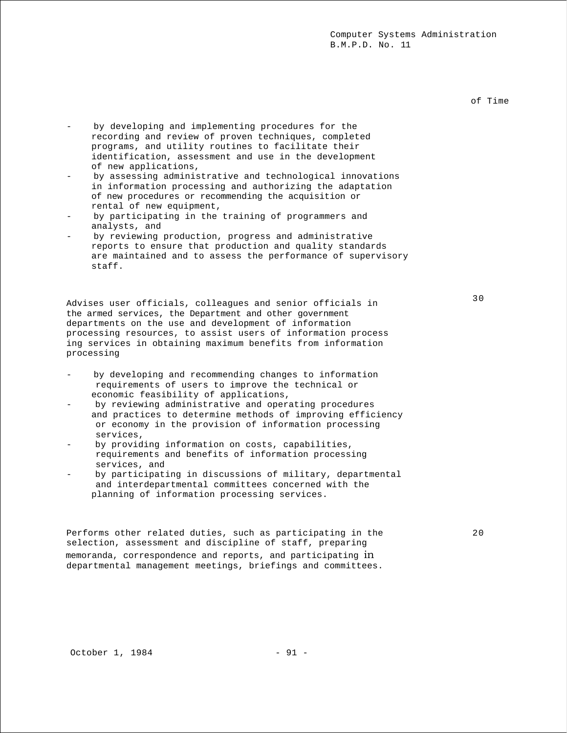of Time

- by developing and implementing procedures for the recording and review of proven techniques, completed programs, and utility routines to facilitate their identification, assessment and use in the development of new applications,
- by assessing administrative and technological innovations in information processing and authorizing the adaptation of new procedures or recommending the acquisition or rental of new equipment,
- by participating in the training of programmers and analysts, and
- by reviewing production, progress and administrative reports to ensure that production and quality standards are maintained and to assess the performance of supervisory staff.

Advises user officials, colleagues and senior officials in the armed services, the Department and other government departments on the use and development of information processing resources, to assist users of information processing services in obtaining maximum benefits from information processing — 30

- by developing and recommending changes to information requirements of users to improve the technical or economic feasibility of applications,
- by reviewing administrative and operating procedures and practices to determine methods of improving efficiency or economy in the provision of information processing services,
- by providing information on costs, capabilities, requirements and benefits of information processing services, and
- by participating in discussions of military, departmental and interdepartmental committees concerned with the planning of information processing services.

Performs other related duties, such as participating in the selection, assessment and discipline of staff, preparing memoranda, correspondence and reports, and participating in departmental management meetings, briefings and committees. — 20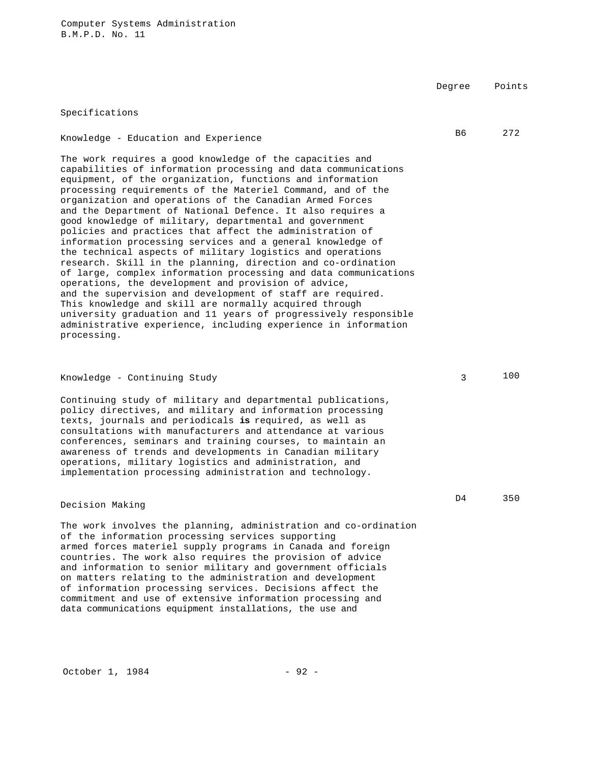Computer Systems Administration
B.M.P.D. No. 11

| | Degree | Points |
|---|---|---|
| **Specifications** | | |
| **Knowledge - Education and Experience** | B6 | 272 |

The work requires a good knowledge of the capacities and capabilities of information processing and data communications equipment, of the organization, functions and information processing requirements of the Materiel Command, and of the organization and operations of the Canadian Armed Forces and the Department of National Defence. It also requires a good knowledge of military, departmental and government policies and practices that affect the administration of information processing services and a general knowledge of the technical aspects of military logistics and operations research. Skill in the planning, direction and co-ordination of large, complex information processing and data communications operations, the development and provision of advice, and the supervision and development of staff are required. This knowledge and skill are normally acquired through university graduation and 11 years of progressively responsible administrative experience, including experience in information processing.

| | Degree | Points |
|---|---|---|
| **Knowledge - Continuing Study** | 3 | 100 |

Continuing study of military and departmental publications, policy directives, and military and information processing texts, journals and periodicals **is** required, as well as consultations with manufacturers and attendance at various conferences, seminars and training courses, to maintain an awareness of trends and developments in Canadian military operations, military logistics and administration, and implementation processing administration and technology.

| | Degree | Points |
|---|---|---|
| **Decision Making** | D4 | 350 |

The work involves the planning, administration and co-ordination of the information processing services supporting armed forces materiel supply programs in Canada and foreign countries. The work also requires the provision of advice and information to senior military and government officials on matters relating to the administration and development of information processing services. Decisions affect the commitment and use of extensive information processing and data communications equipment installations, the use and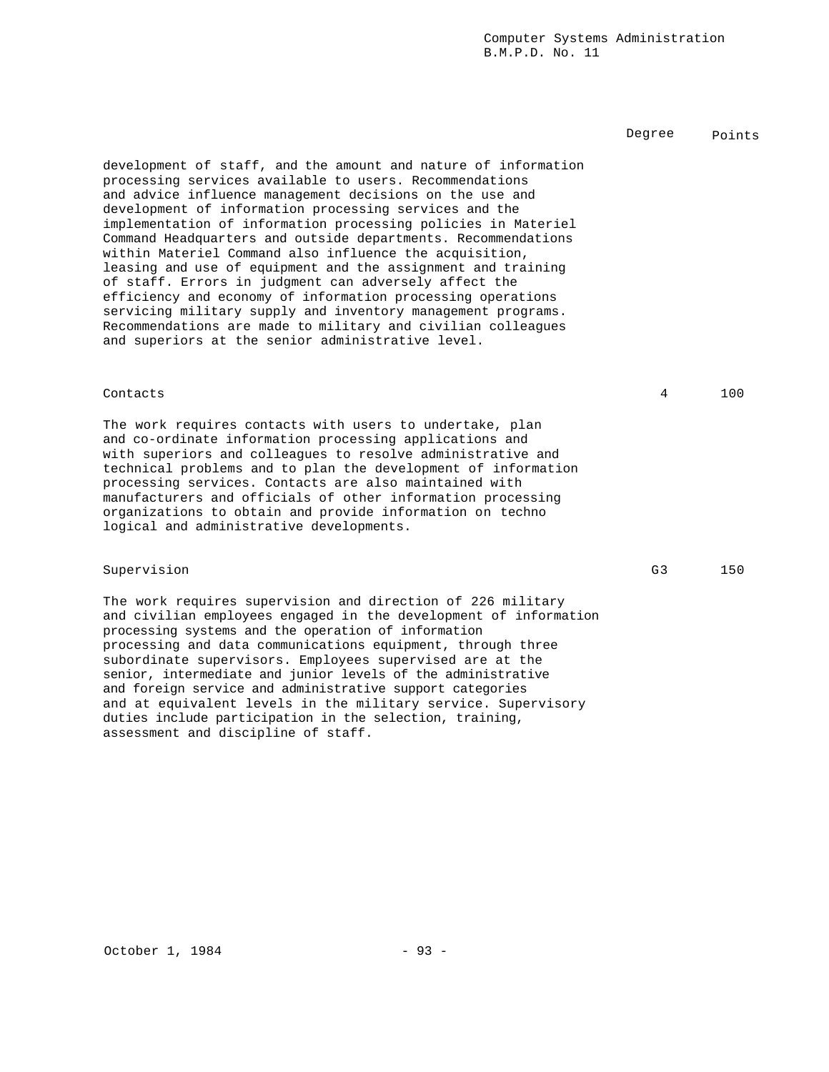| | Degree | Points |
|---|---|---|

development of staff, and the amount and nature of information processing services available to users. Recommendations and advice influence management decisions on the use and development of information processing services and the implementation of information processing policies in Materiel Command Headquarters and outside departments. Recommendations within Materiel Command also influence the acquisition, leasing and use of equipment and the assignment and training of staff. Errors in judgment can adversely affect the efficiency and economy of information processing operations servicing military supply and inventory management programs. Recommendations are made to military and civilian colleagues and superiors at the senior administrative level.

| | Degree | Points |
|---|---|---|
| Contacts | 4 | 100 |

The work requires contacts with users to undertake, plan and co-ordinate information processing applications and with superiors and colleagues to resolve administrative and technical problems and to plan the development of information processing services. Contacts are also maintained with manufacturers and officials of other information processing organizations to obtain and provide information on techno logical and administrative developments.

| | Degree | Points |
|---|---|---|
| Supervision | G3 | 150 |

The work requires supervision and direction of 226 military and civilian employees engaged in the development of information processing systems and the operation of information processing and data communications equipment, through three subordinate supervisors. Employees supervised are at the senior, intermediate and junior levels of the administrative and foreign service and administrative support categories and at equivalent levels in the military service. Supervisory duties include participation in the selection, training, assessment and discipline of staff.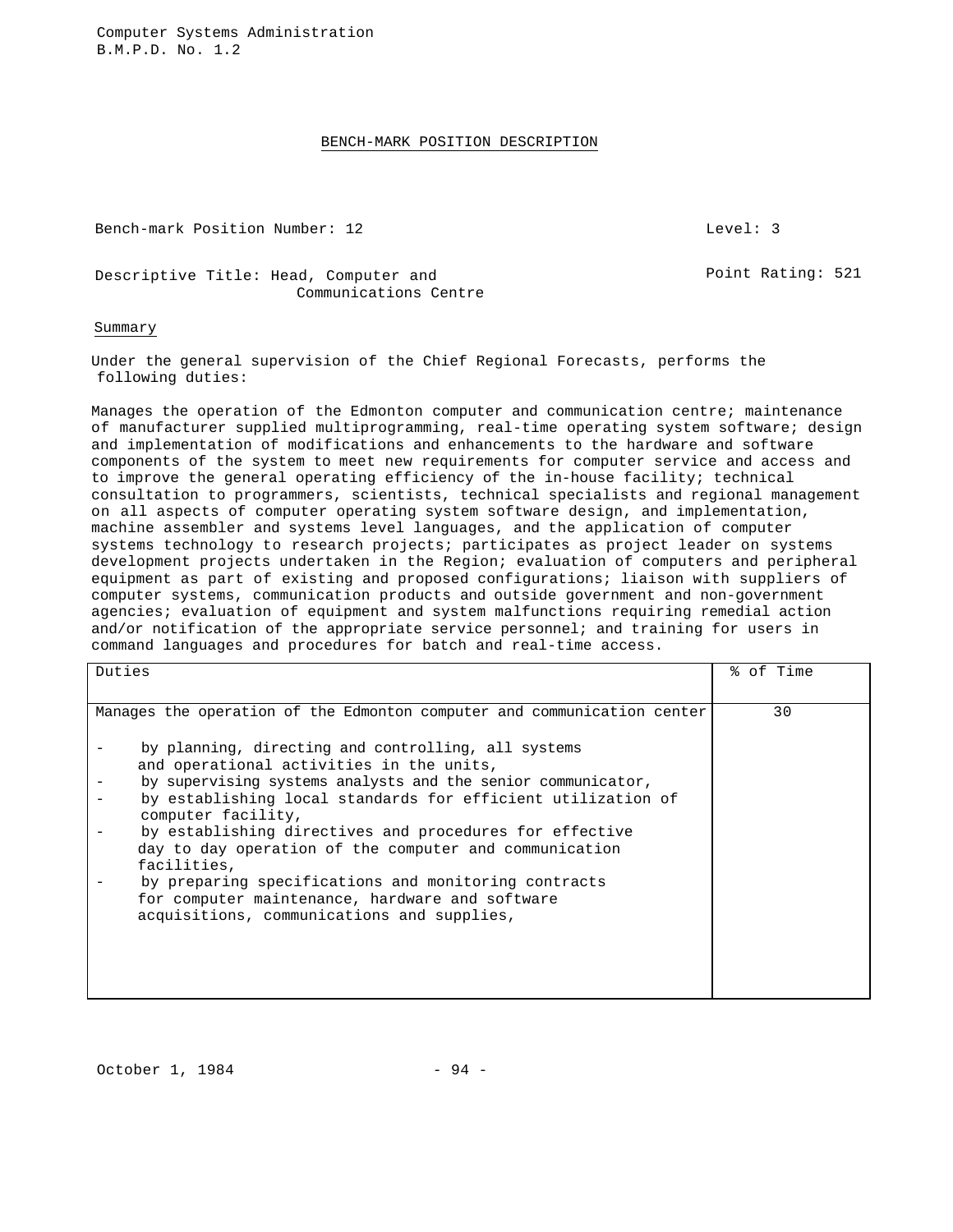Computer Systems Administration
B.M.P.D. No. 1.2

## BENCH-MARK POSITION DESCRIPTION

Bench-mark Position Number: 12 — Level: 3

Descriptive Title: Head, Computer and Communications Centre — Point Rating: 521

### Summary

Under the general supervision of the Chief Regional Forecasts, performs the following duties:

Manages the operation of the Edmonton computer and communication centre; maintenance of manufacturer supplied multiprogramming, real-time operating system software; design and implementation of modifications and enhancements to the hardware and software components of the system to meet new requirements for computer service and access and to improve the general operating efficiency of the in-house facility; technical consultation to programmers, scientists, technical specialists and regional management on all aspects of computer operating system software design, and implementation, machine assembler and systems level languages, and the application of computer systems technology to research projects; participates as project leader on systems development projects undertaken in the Region; evaluation of computers and peripheral equipment as part of existing and proposed configurations; liaison with suppliers of computer systems, communication products and outside government and non-government agencies; evaluation of equipment and system malfunctions requiring remedial action and/or notification of the appropriate service personnel; and training for users in command languages and procedures for batch and real-time access.

| Duties | % of Time |
|---|---|
| Manages the operation of the Edmonton computer and communication center<br><br>- by planning, directing and controlling, all systems and operational activities in the units,<br>- by supervising systems analysts and the senior communicator,<br>- by establishing local standards for efficient utilization of computer facility,<br>- by establishing directives and procedures for effective day to day operation of the computer and communication facilities,<br>- by preparing specifications and monitoring contracts for computer maintenance, hardware and software acquisitions, communications and supplies, | 30 |

October 1, 1984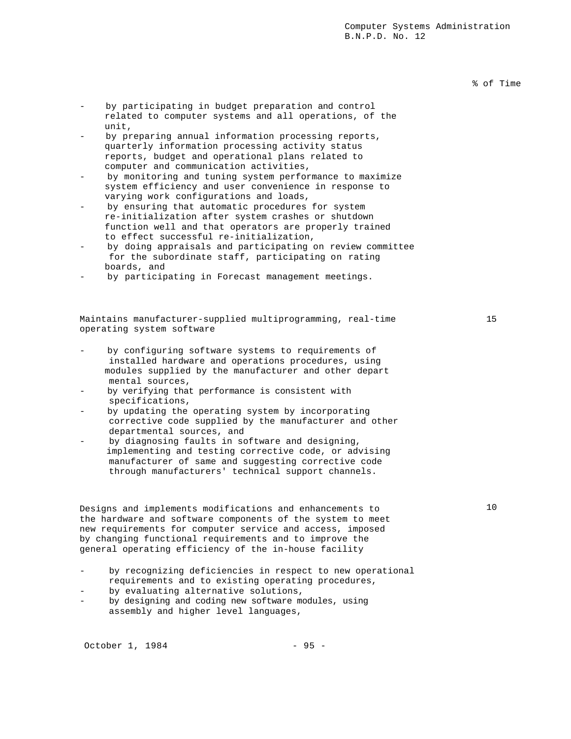% of Time

- by participating in budget preparation and control related to computer systems and all operations, of the unit,
- by preparing annual information processing reports, quarterly information processing activity status reports, budget and operational plans related to computer and communication activities,
- by monitoring and tuning system performance to maximize system efficiency and user convenience in response to varying work configurations and loads,
- by ensuring that automatic procedures for system re-initialization after system crashes or shutdown function well and that operators are properly trained to effect successful re-initialization,
- by doing appraisals and participating on review committee for the subordinate staff, participating on rating boards, and
- by participating in Forecast management meetings.

Maintains manufacturer-supplied multiprogramming, real-time operating system software — 15

- by configuring software systems to requirements of installed hardware and operations procedures, using modules supplied by the manufacturer and other depart mental sources,
- by verifying that performance is consistent with specifications,
- by updating the operating system by incorporating corrective code supplied by the manufacturer and other departmental sources, and
- by diagnosing faults in software and designing, implementing and testing corrective code, or advising manufacturer of same and suggesting corrective code through manufacturers' technical support channels.

Designs and implements modifications and enhancements to the hardware and software components of the system to meet new requirements for computer service and access, imposed by changing functional requirements and to improve the general operating efficiency of the in-house facility — 10

- by recognizing deficiencies in respect to new operational requirements and to existing operating procedures,
- by evaluating alternative solutions,
- by designing and coding new software modules, using assembly and higher level languages,

October 1, 1984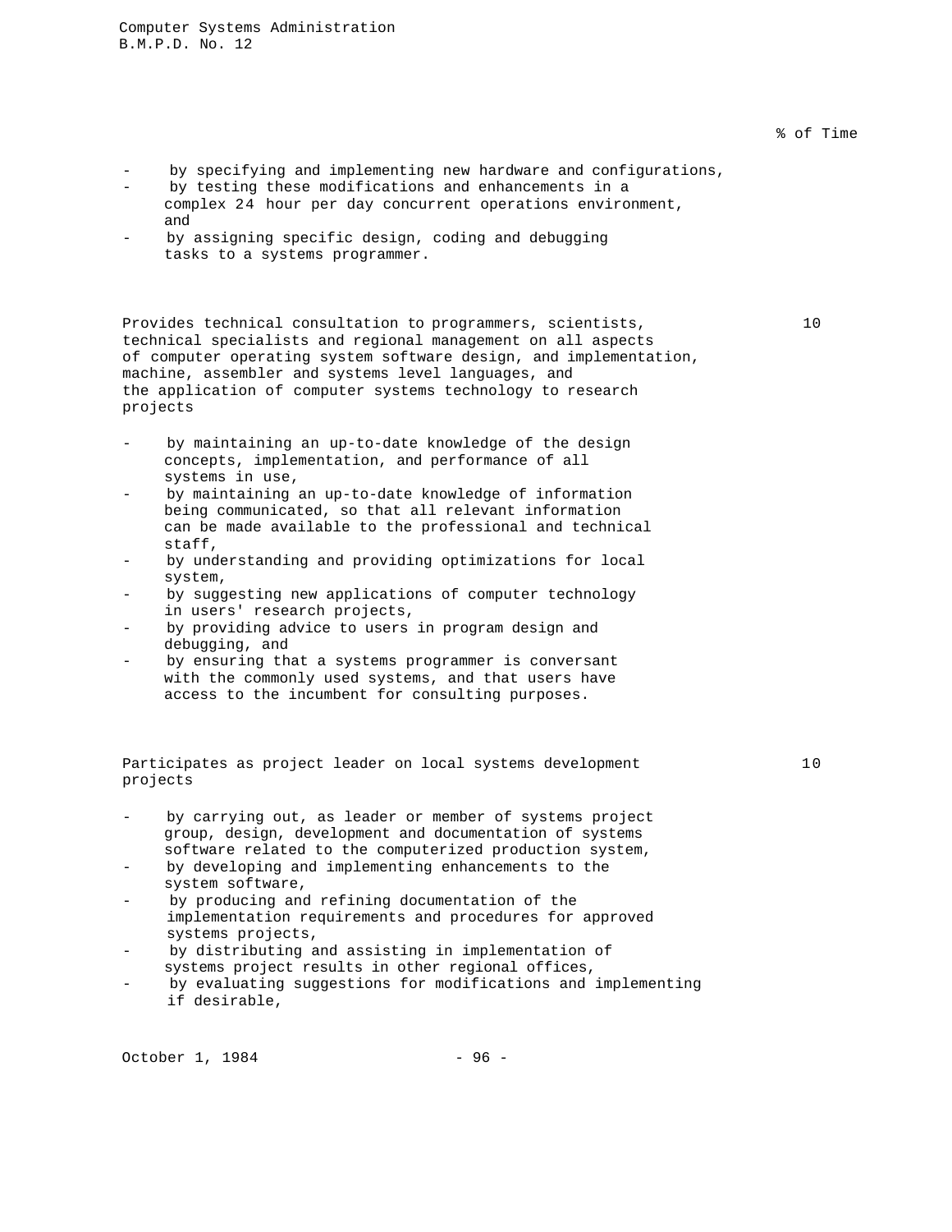% of Time

- by specifying and implementing new hardware and configurations,
- by testing these modifications and enhancements in a complex 24 hour per day concurrent operations environment, and
- by assigning specific design, coding and debugging tasks to a systems programmer.

Provides technical consultation to programmers, scientists, technical specialists and regional management on all aspects of computer operating system software design, and implementation, machine, assembler and systems level languages, and the application of computer systems technology to research projects — 10

- by maintaining an up-to-date knowledge of the design concepts, implementation, and performance of all systems in use,
- by maintaining an up-to-date knowledge of information being communicated, so that all relevant information can be made available to the professional and technical staff,
- by understanding and providing optimizations for local system,
- by suggesting new applications of computer technology in users' research projects,
- by providing advice to users in program design and debugging, and
- by ensuring that a systems programmer is conversant with the commonly used systems, and that users have access to the incumbent for consulting purposes.

Participates as project leader on local systems development projects — 10

- by carrying out, as leader or member of systems project group, design, development and documentation of systems software related to the computerized production system,
- by developing and implementing enhancements to the system software,
- by producing and refining documentation of the implementation requirements and procedures for approved systems projects,
- by distributing and assisting in implementation of systems project results in other regional offices,
- by evaluating suggestions for modifications and implementing if desirable,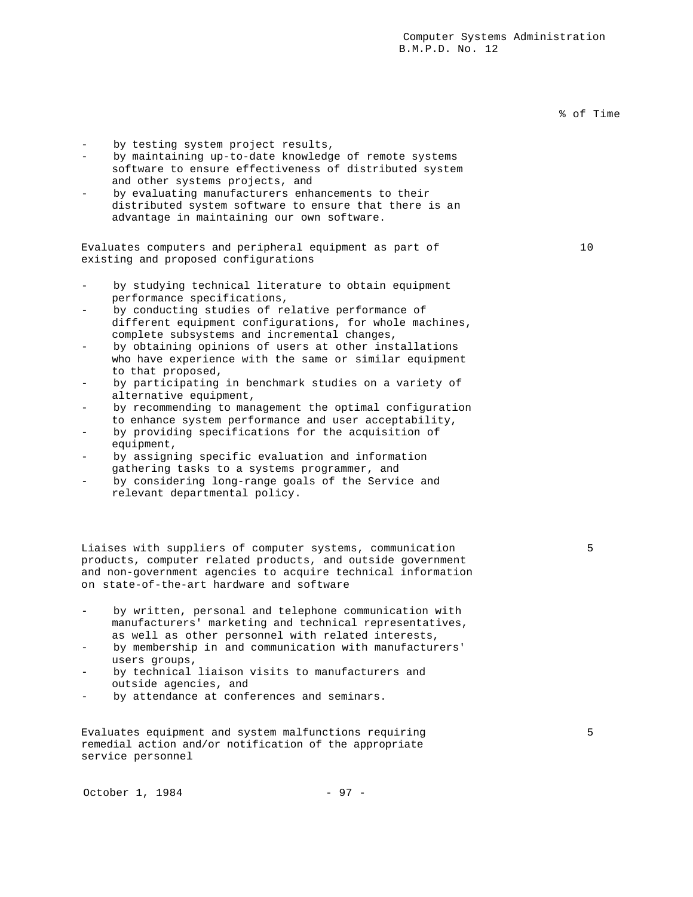% of Time

- by testing system project results,
- by maintaining up-to-date knowledge of remote systems software to ensure effectiveness of distributed system and other systems projects, and
- by evaluating manufacturers enhancements to their distributed system software to ensure that there is an advantage in maintaining our own software.

| Duty | % of Time |
|---|---|
| Evaluates computers and peripheral equipment as part of existing and proposed configurations | 10 |

- by studying technical literature to obtain equipment performance specifications,
- by conducting studies of relative performance of different equipment configurations, for whole machines, complete subsystems and incremental changes,
- by obtaining opinions of users at other installations who have experience with the same or similar equipment to that proposed,
- by participating in benchmark studies on a variety of alternative equipment,
- by recommending to management the optimal configuration to enhance system performance and user acceptability,
- by providing specifications for the acquisition of equipment,
- by assigning specific evaluation and information gathering tasks to a systems programmer, and
- by considering long-range goals of the Service and relevant departmental policy.

| Duty | % of Time |
|---|---|
| Liaises with suppliers of computer systems, communication products, computer related products, and outside government and non-government agencies to acquire technical information on state-of-the-art hardware and software | 5 |

- by written, personal and telephone communication with manufacturers' marketing and technical representatives, as well as other personnel with related interests,
- by membership in and communication with manufacturers' users groups,
- by technical liaison visits to manufacturers and outside agencies, and
- by attendance at conferences and seminars.

| Duty | % of Time |
|---|---|
| Evaluates equipment and system malfunctions requiring remedial action and/or notification of the appropriate service personnel | 5 |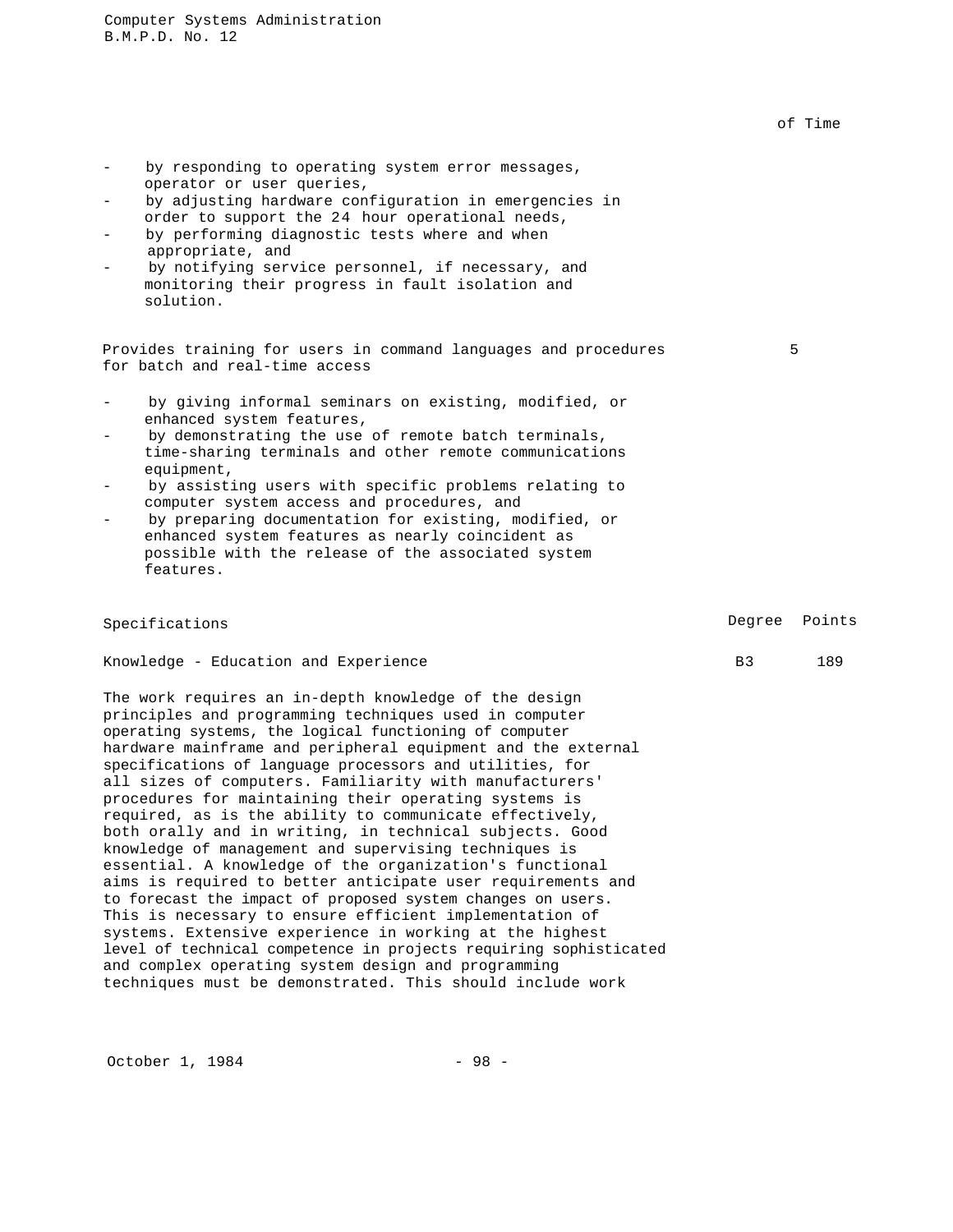of Time

- by responding to operating system error messages, operator or user queries,
- by adjusting hardware configuration in emergencies in order to support the 24 hour operational needs,
- by performing diagnostic tests where and when appropriate, and
- by notifying service personnel, if necessary, and monitoring their progress in fault isolation and solution.

Provides training for users in command languages and procedures for batch and real-time access — 5

- by giving informal seminars on existing, modified, or enhanced system features,
- by demonstrating the use of remote batch terminals, time-sharing terminals and other remote communications equipment,
- by assisting users with specific problems relating to computer system access and procedures, and
- by preparing documentation for existing, modified, or enhanced system features as nearly coincident as possible with the release of the associated system features.

| Specifications | Degree | Points |
|---|---|---|
| Knowledge - Education and Experience | B3 | 189 |

The work requires an in-depth knowledge of the design principles and programming techniques used in computer operating systems, the logical functioning of computer hardware mainframe and peripheral equipment and the external specifications of language processors and utilities, for all sizes of computers. Familiarity with manufacturers' procedures for maintaining their operating systems is required, as is the ability to communicate effectively, both orally and in writing, in technical subjects. Good knowledge of management and supervising techniques is essential. A knowledge of the organization's functional aims is required to better anticipate user requirements and to forecast the impact of proposed system changes on users. This is necessary to ensure efficient implementation of systems. Extensive experience in working at the highest level of technical competence in projects requiring sophisticated and complex operating system design and programming techniques must be demonstrated. This should include work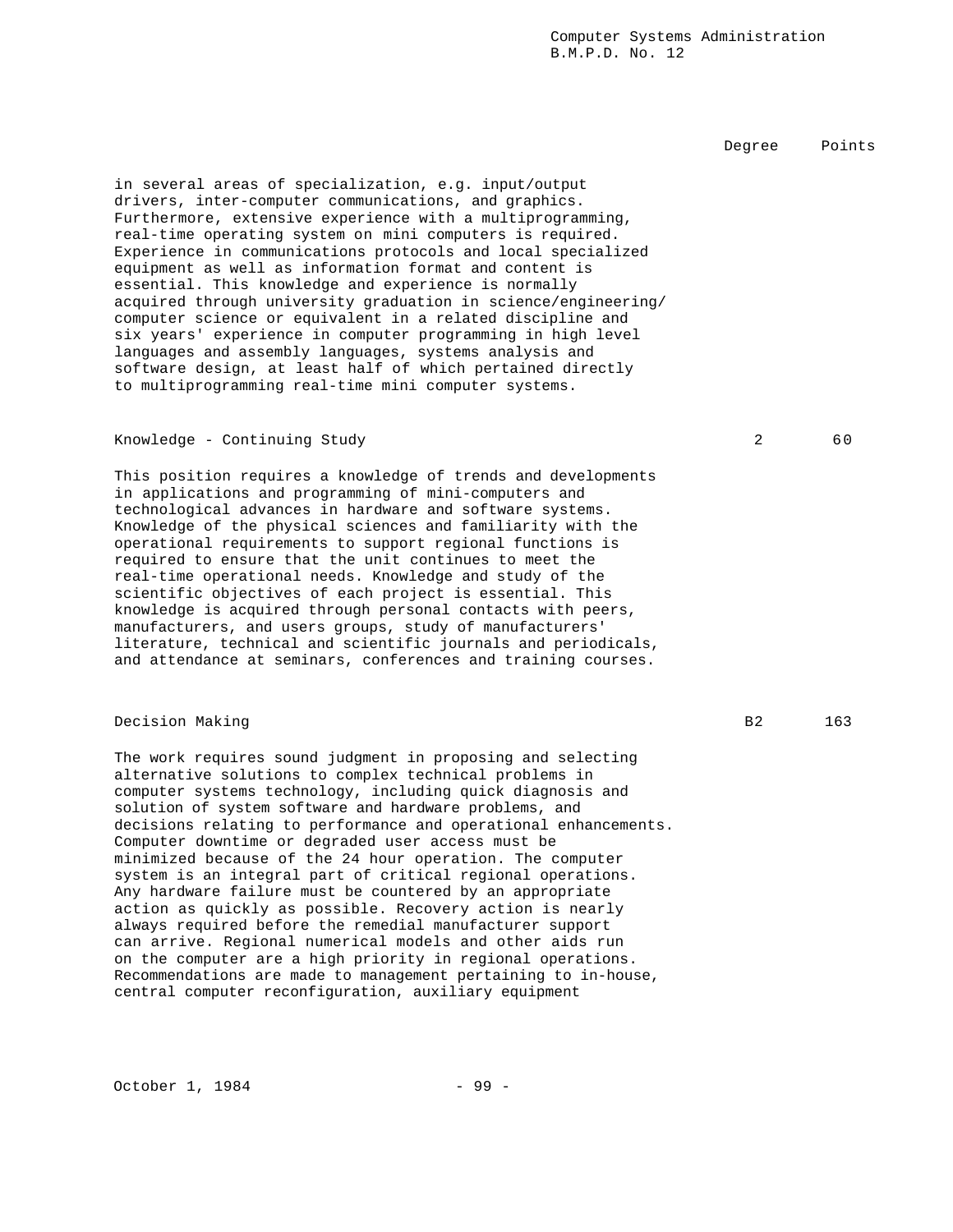| | Degree | Points |
|---|---|---|

in several areas of specialization, e.g. input/output drivers, inter-computer communications, and graphics. Furthermore, extensive experience with a multiprogramming, real-time operating system on mini computers is required. Experience in communications protocols and local specialized equipment as well as information format and content is essential. This knowledge and experience is normally acquired through university graduation in science/engineering/ computer science or equivalent in a related discipline and six years' experience in computer programming in high level languages and assembly languages, systems analysis and software design, at least half of which pertained directly to multiprogramming real-time mini computer systems.

| | Degree | Points |
|---|---|---|
| Knowledge - Continuing Study | 2 | 60 |

This position requires a knowledge of trends and developments in applications and programming of mini-computers and technological advances in hardware and software systems. Knowledge of the physical sciences and familiarity with the operational requirements to support regional functions is required to ensure that the unit continues to meet the real-time operational needs. Knowledge and study of the scientific objectives of each project is essential. This knowledge is acquired through personal contacts with peers, manufacturers, and users groups, study of manufacturers' literature, technical and scientific journals and periodicals, and attendance at seminars, conferences and training courses.

| | Degree | Points |
|---|---|---|
| Decision Making | B2 | 163 |

The work requires sound judgment in proposing and selecting alternative solutions to complex technical problems in computer systems technology, including quick diagnosis and solution of system software and hardware problems, and decisions relating to performance and operational enhancements. Computer downtime or degraded user access must be minimized because of the 24 hour operation. The computer system is an integral part of critical regional operations. Any hardware failure must be countered by an appropriate action as quickly as possible. Recovery action is nearly always required before the remedial manufacturer support can arrive. Regional numerical models and other aids run on the computer are a high priority in regional operations. Recommendations are made to management pertaining to in-house, central computer reconfiguration, auxiliary equipment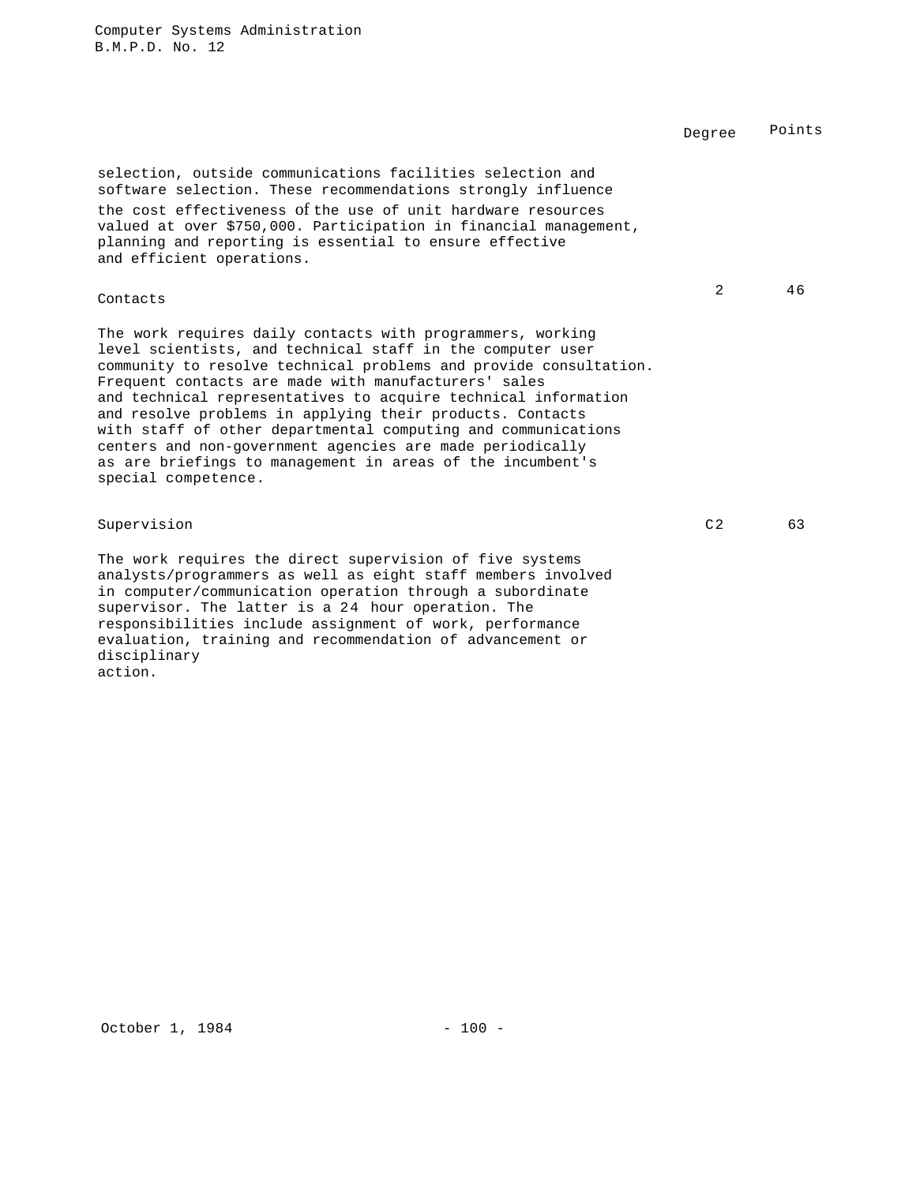| | Degree | Points |
|---|---|---|
| selection, outside communications facilities selection and software selection. These recommendations strongly influence the cost effectiveness of the use of unit hardware resources valued at over $750,000. Participation in financial management, planning and reporting is essential to ensure effective and efficient operations. | | |
| **Contacts** | 2 | 46 |
| The work requires daily contacts with programmers, working level scientists, and technical staff in the computer user community to resolve technical problems and provide consultation. Frequent contacts are made with manufacturers' sales and technical representatives to acquire technical information and resolve problems in applying their products. Contacts with staff of other departmental computing and communications centers and non-government agencies are made periodically as are briefings to management in areas of the incumbent's special competence. | | |
| **Supervision** | C2 | 63 |
| The work requires the direct supervision of five systems analysts/programmers as well as eight staff members involved in computer/communication operation through a subordinate supervisor. The latter is a 24 hour operation. The responsibilities include assignment of work, performance evaluation, training and recommendation of advancement or disciplinary action. | | |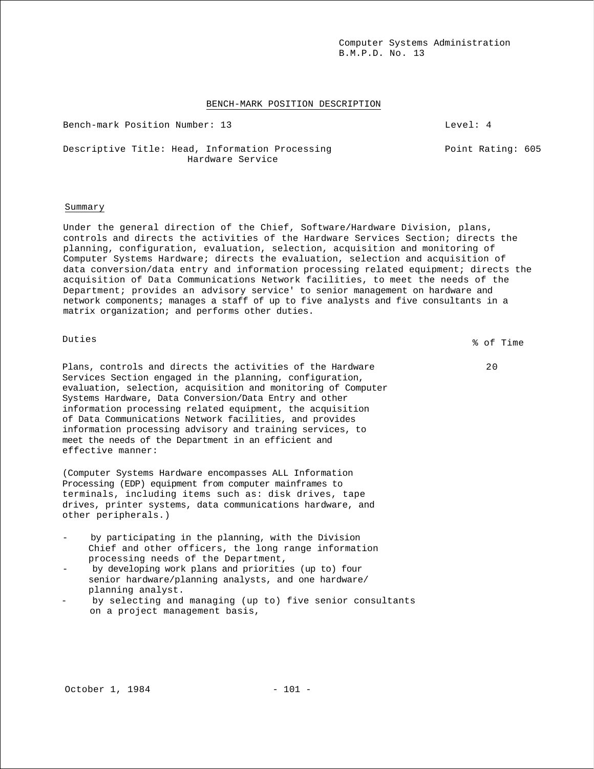Computer Systems Administration
B.M.P.D. No. 13

## BENCH-MARK POSITION DESCRIPTION

Bench-mark Position Number: 13 — Level: 4

Descriptive Title: Head, Information Processing Hardware Service — Point Rating: 605

### Summary

Under the general direction of the Chief, Software/Hardware Division, plans, controls and directs the activities of the Hardware Services Section; directs the planning, configuration, evaluation, selection, acquisition and monitoring of Computer Systems Hardware; directs the evaluation, selection and acquisition of data conversion/data entry and information processing related equipment; directs the acquisition of Data Communications Network facilities, to meet the needs of the Department; provides an advisory service' to senior management on hardware and network components; manages a staff of up to five analysts and five consultants in a matrix organization; and performs other duties.

| Duties | % of Time |
|---|---|
| Plans, controls and directs the activities of the Hardware Services Section engaged in the planning, configuration, evaluation, selection, acquisition and monitoring of Computer Systems Hardware, Data Conversion/Data Entry and other information processing related equipment, the acquisition of Data Communications Network facilities, and provides information processing advisory and training services, to meet the needs of the Department in an efficient and effective manner: | 20 |

(Computer Systems Hardware encompasses ALL Information Processing (EDP) equipment from computer mainframes to terminals, including items such as: disk drives, tape drives, printer systems, data communications hardware, and other peripherals.)

- by participating in the planning, with the Division Chief and other officers, the long range information processing needs of the Department,
- by developing work plans and priorities (up to) four senior hardware/planning analysts, and one hardware/ planning analyst.
- by selecting and managing (up to) five senior consultants on a project management basis,

October 1, 1984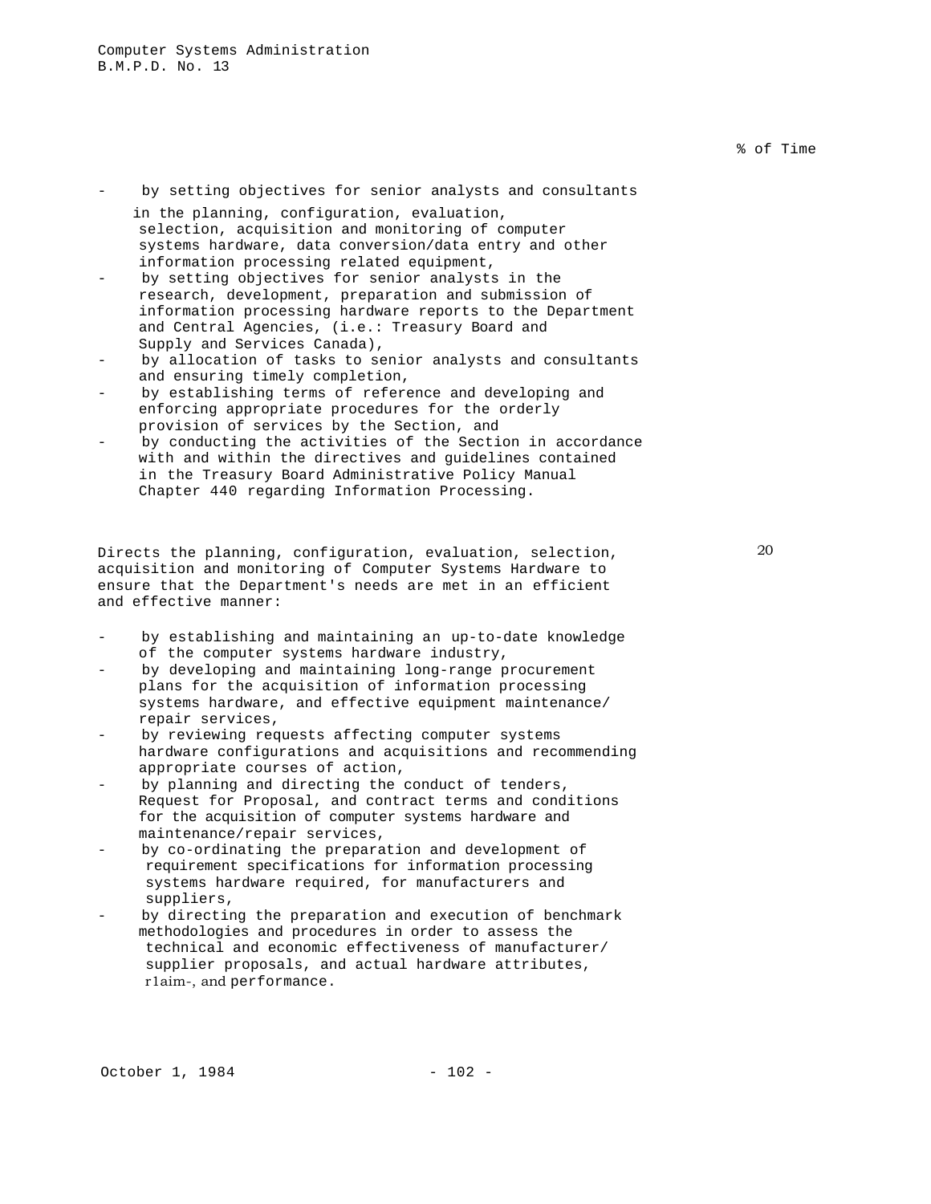% of Time

- by setting objectives for senior analysts and consultants in the planning, configuration, evaluation, selection, acquisition and monitoring of computer systems hardware, data conversion/data entry and other information processing related equipment,
- by setting objectives for senior analysts in the research, development, preparation and submission of information processing hardware reports to the Department and Central Agencies, (i.e.: Treasury Board and Supply and Services Canada),
- by allocation of tasks to senior analysts and consultants and ensuring timely completion,
- by establishing terms of reference and developing and enforcing appropriate procedures for the orderly provision of services by the Section, and
- by conducting the activities of the Section in accordance with and within the directives and guidelines contained in the Treasury Board Administrative Policy Manual Chapter 440 regarding Information Processing.

Directs the planning, configuration, evaluation, selection, acquisition and monitoring of Computer Systems Hardware to ensure that the Department's needs are met in an efficient and effective manner: — 20

- by establishing and maintaining an up-to-date knowledge of the computer systems hardware industry,
- by developing and maintaining long-range procurement plans for the acquisition of information processing systems hardware, and effective equipment maintenance/ repair services,
- by reviewing requests affecting computer systems hardware configurations and acquisitions and recommending appropriate courses of action,
- by planning and directing the conduct of tenders, Request for Proposal, and contract terms and conditions for the acquisition of computer systems hardware and maintenance/repair services,
- by co-ordinating the preparation and development of requirement specifications for information processing systems hardware required, for manufacturers and suppliers,
- by directing the preparation and execution of benchmark methodologies and procedures in order to assess the technical and economic effectiveness of manufacturer/ supplier proposals, and actual hardware attributes, rlaim-, and performance.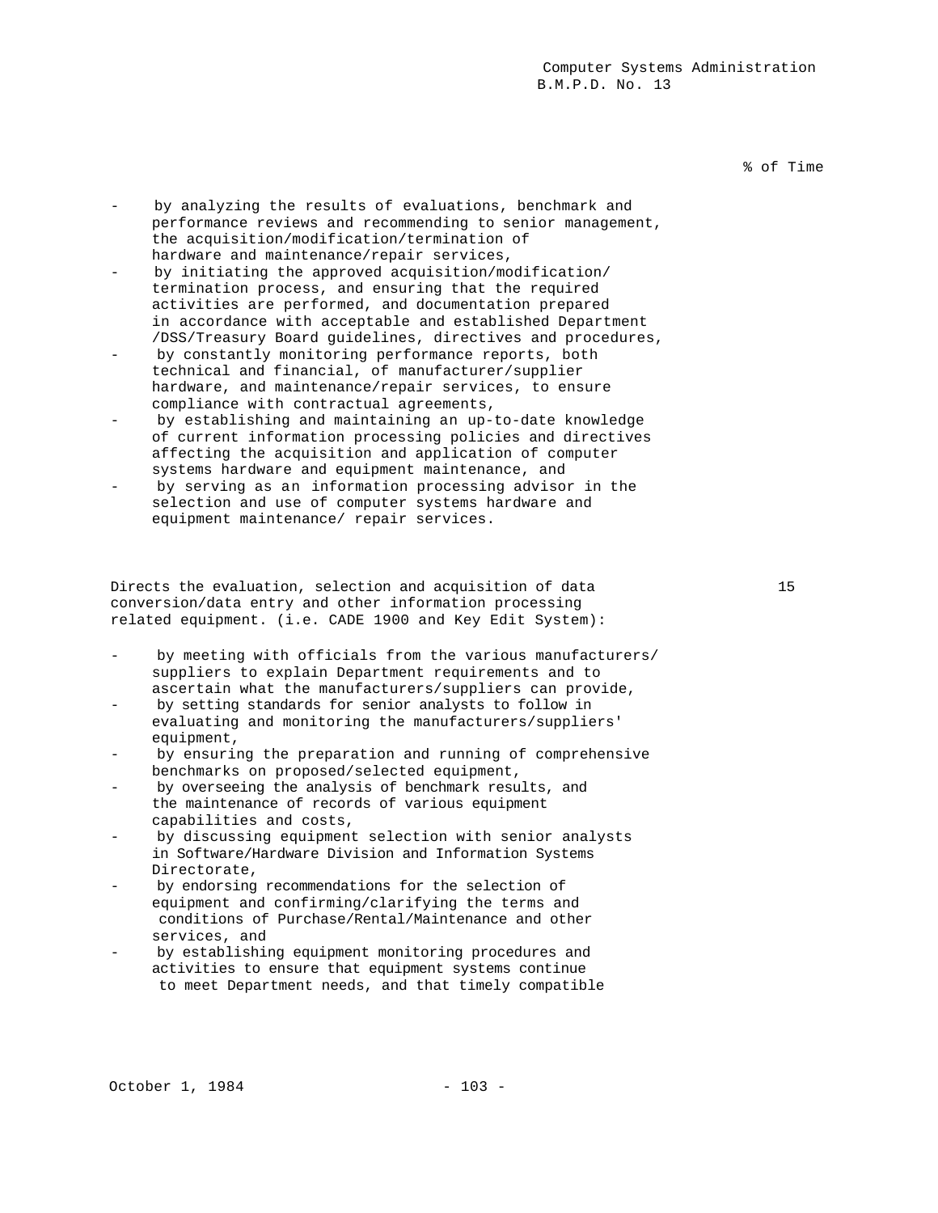% of Time

- by analyzing the results of evaluations, benchmark and performance reviews and recommending to senior management, the acquisition/modification/termination of hardware and maintenance/repair services,
- by initiating the approved acquisition/modification/ termination process, and ensuring that the required activities are performed, and documentation prepared in accordance with acceptable and established Department /DSS/Treasury Board guidelines, directives and procedures,
- by constantly monitoring performance reports, both technical and financial, of manufacturer/supplier hardware, and maintenance/repair services, to ensure compliance with contractual agreements,
- by establishing and maintaining an up-to-date knowledge of current information processing policies and directives affecting the acquisition and application of computer systems hardware and equipment maintenance, and
- by serving as an information processing advisor in the selection and use of computer systems hardware and equipment maintenance/ repair services.

Directs the evaluation, selection and acquisition of data conversion/data entry and other information processing related equipment. (i.e. CADE 1900 and Key Edit System): 15

- by meeting with officials from the various manufacturers/ suppliers to explain Department requirements and to ascertain what the manufacturers/suppliers can provide,
- by setting standards for senior analysts to follow in evaluating and monitoring the manufacturers/suppliers' equipment,
- by ensuring the preparation and running of comprehensive benchmarks on proposed/selected equipment,
- by overseeing the analysis of benchmark results, and the maintenance of records of various equipment capabilities and costs,
- by discussing equipment selection with senior analysts in Software/Hardware Division and Information Systems Directorate,
- by endorsing recommendations for the selection of equipment and confirming/clarifying the terms and conditions of Purchase/Rental/Maintenance and other services, and
- by establishing equipment monitoring procedures and activities to ensure that equipment systems continue to meet Department needs, and that timely compatible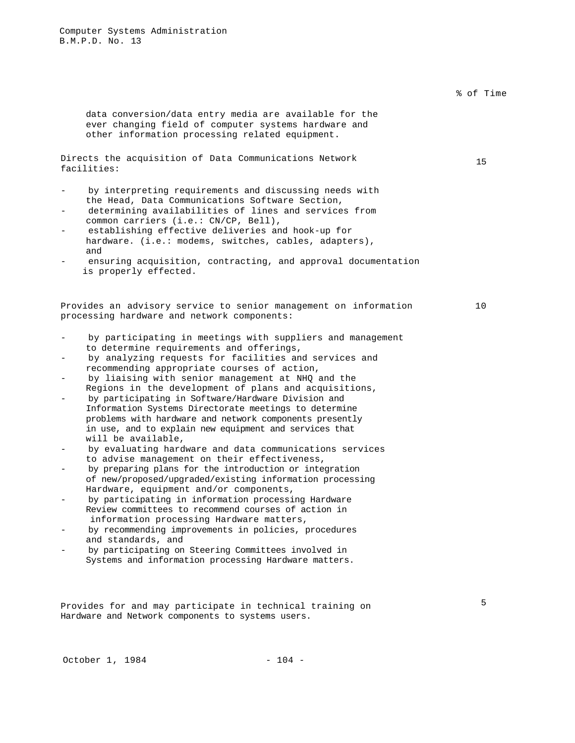% of Time

data conversion/data entry media are available for the ever changing field of computer systems hardware and other information processing related equipment.

Directs the acquisition of Data Communications Network facilities: — 15

- by interpreting requirements and discussing needs with the Head, Data Communications Software Section,
- determining availabilities of lines and services from common carriers (i.e.: CN/CP, Bell),
- establishing effective deliveries and hook-up for hardware. (i.e.: modems, switches, cables, adapters), and
- ensuring acquisition, contracting, and approval documentation is properly effected.

Provides an advisory service to senior management on information processing hardware and network components: — 10

- by participating in meetings with suppliers and management to determine requirements and offerings,
- by analyzing requests for facilities and services and recommending appropriate courses of action,
- by liaising with senior management at NHQ and the Regions in the development of plans and acquisitions,
- by participating in Software/Hardware Division and Information Systems Directorate meetings to determine problems with hardware and network components presently in use, and to explain new equipment and services that will be available,
- by evaluating hardware and data communications services to advise management on their effectiveness,
- by preparing plans for the introduction or integration of new/proposed/upgraded/existing information processing Hardware, equipment and/or components,
- by participating in information processing Hardware Review committees to recommend courses of action in information processing Hardware matters,
- by recommending improvements in policies, procedures and standards, and
- by participating on Steering Committees involved in Systems and information processing Hardware matters.

Provides for and may participate in technical training on Hardware and Network components to systems users. — 5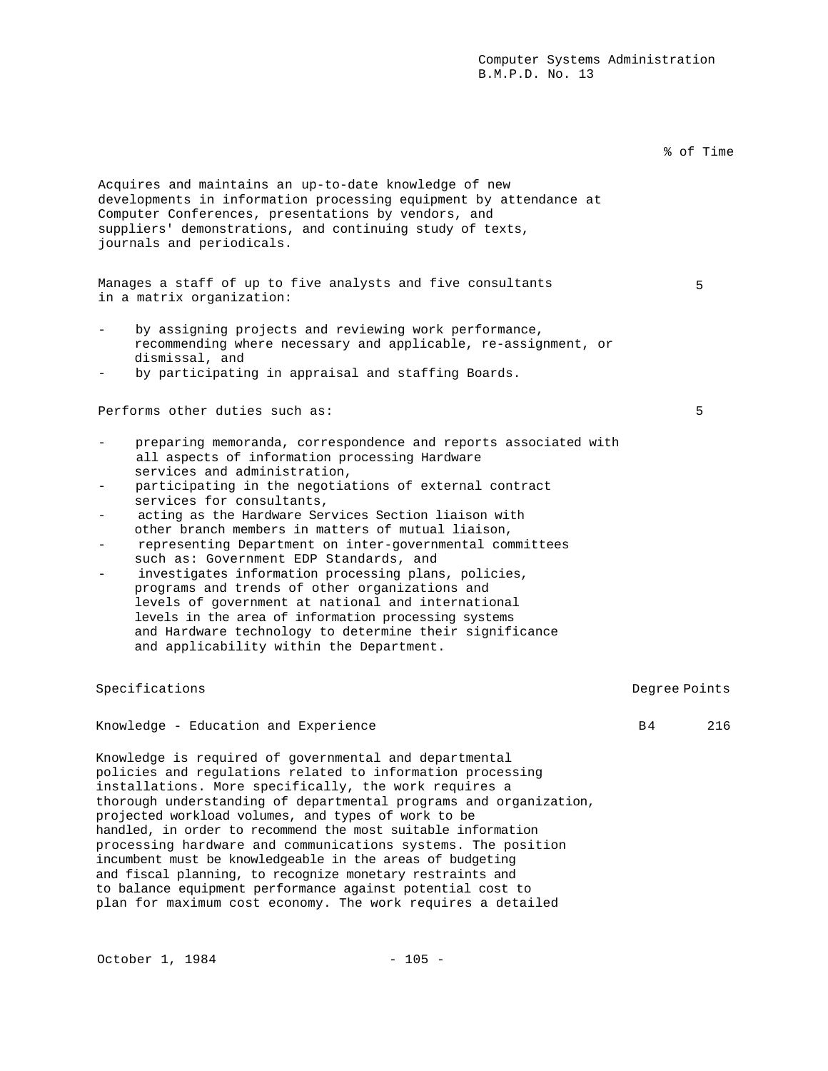% of Time

Acquires and maintains an up-to-date knowledge of new developments in information processing equipment by attendance at Computer Conferences, presentations by vendors, and suppliers' demonstrations, and continuing study of texts, journals and periodicals.

Manages a staff of up to five analysts and five consultants in a matrix organization: — 5

- by assigning projects and reviewing work performance, recommending where necessary and applicable, re-assignment, or dismissal, and
- by participating in appraisal and staffing Boards.

Performs other duties such as: — 5

- preparing memoranda, correspondence and reports associated with all aspects of information processing Hardware services and administration,
- participating in the negotiations of external contract services for consultants,
- acting as the Hardware Services Section liaison with other branch members in matters of mutual liaison,
- representing Department on inter-governmental committees such as: Government EDP Standards, and
- investigates information processing plans, policies, programs and trends of other organizations and levels of government at national and international levels in the area of information processing systems and Hardware technology to determine their significance and applicability within the Department.

| Specifications | Degree | Points |
|---|---|---|
| Knowledge - Education and Experience | B4 | 216 |

Knowledge is required of governmental and departmental policies and regulations related to information processing installations. More specifically, the work requires a thorough understanding of departmental programs and organization, projected workload volumes, and types of work to be handled, in order to recommend the most suitable information processing hardware and communications systems. The position incumbent must be knowledgeable in the areas of budgeting and fiscal planning, to recognize monetary restraints and to balance equipment performance against potential cost to plan for maximum cost economy. The work requires a detailed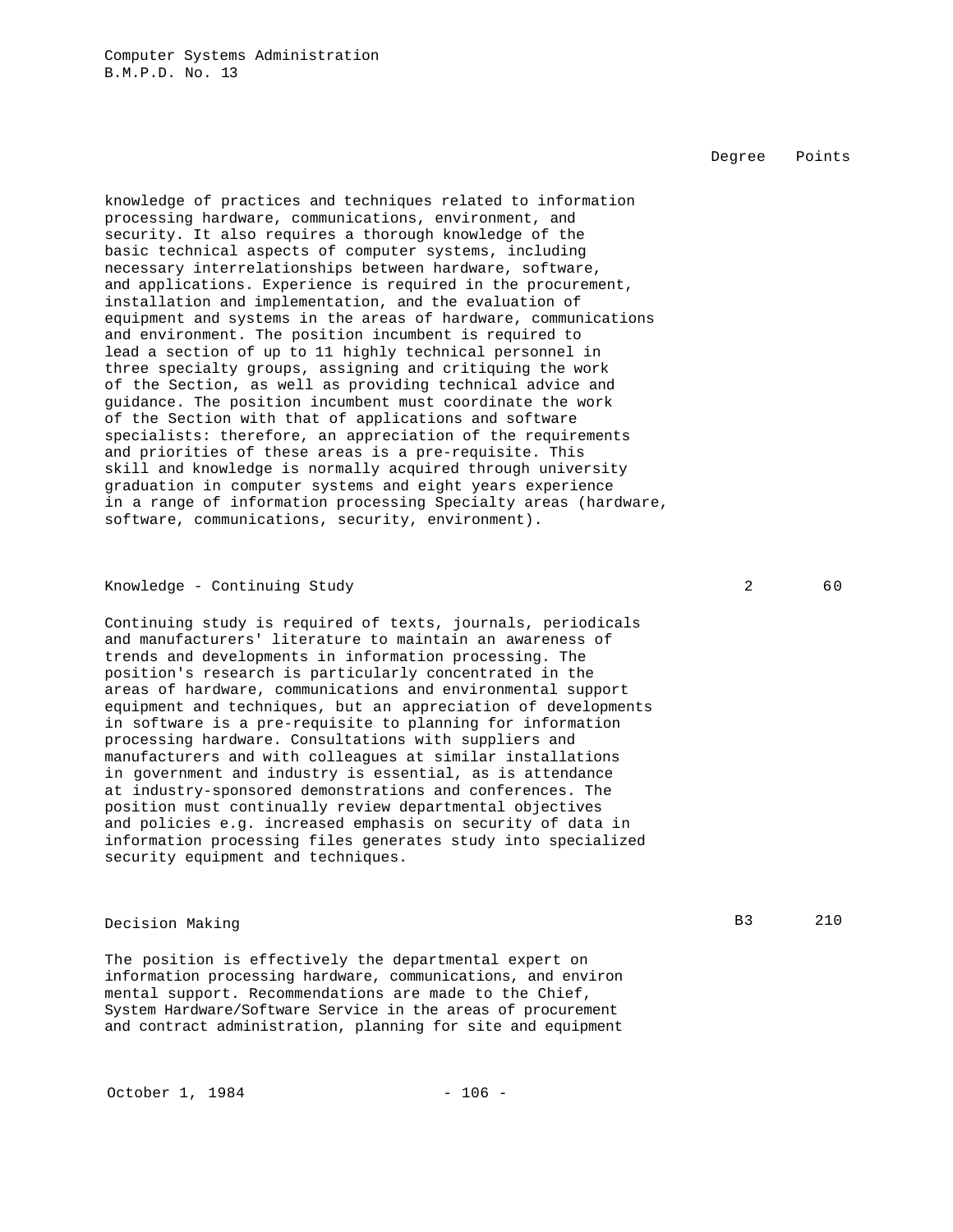| | Degree | Points |
|---|---|---|

knowledge of practices and techniques related to information processing hardware, communications, environment, and security. It also requires a thorough knowledge of the basic technical aspects of computer systems, including necessary interrelationships between hardware, software, and applications. Experience is required in the procurement, installation and implementation, and the evaluation of equipment and systems in the areas of hardware, communications and environment. The position incumbent is required to lead a section of up to 11 highly technical personnel in three specialty groups, assigning and critiquing the work of the Section, as well as providing technical advice and guidance. The position incumbent must coordinate the work of the Section with that of applications and software specialists: therefore, an appreciation of the requirements and priorities of these areas is a pre-requisite. This skill and knowledge is normally acquired through university graduation in computer systems and eight years experience in a range of information processing Specialty areas (hardware, software, communications, security, environment).

| Knowledge - Continuing Study | 2 | 60 |
|---|---|---|

Continuing study is required of texts, journals, periodicals and manufacturers' literature to maintain an awareness of trends and developments in information processing. The position's research is particularly concentrated in the areas of hardware, communications and environmental support equipment and techniques, but an appreciation of developments in software is a pre-requisite to planning for information processing hardware. Consultations with suppliers and manufacturers and with colleagues at similar installations in government and industry is essential, as is attendance at industry-sponsored demonstrations and conferences. The position must continually review departmental objectives and policies e.g. increased emphasis on security of data in information processing files generates study into specialized security equipment and techniques.

| Decision Making | B3 | 210 |
|---|---|---|

The position is effectively the departmental expert on information processing hardware, communications, and environ mental support. Recommendations are made to the Chief, System Hardware/Software Service in the areas of procurement and contract administration, planning for site and equipment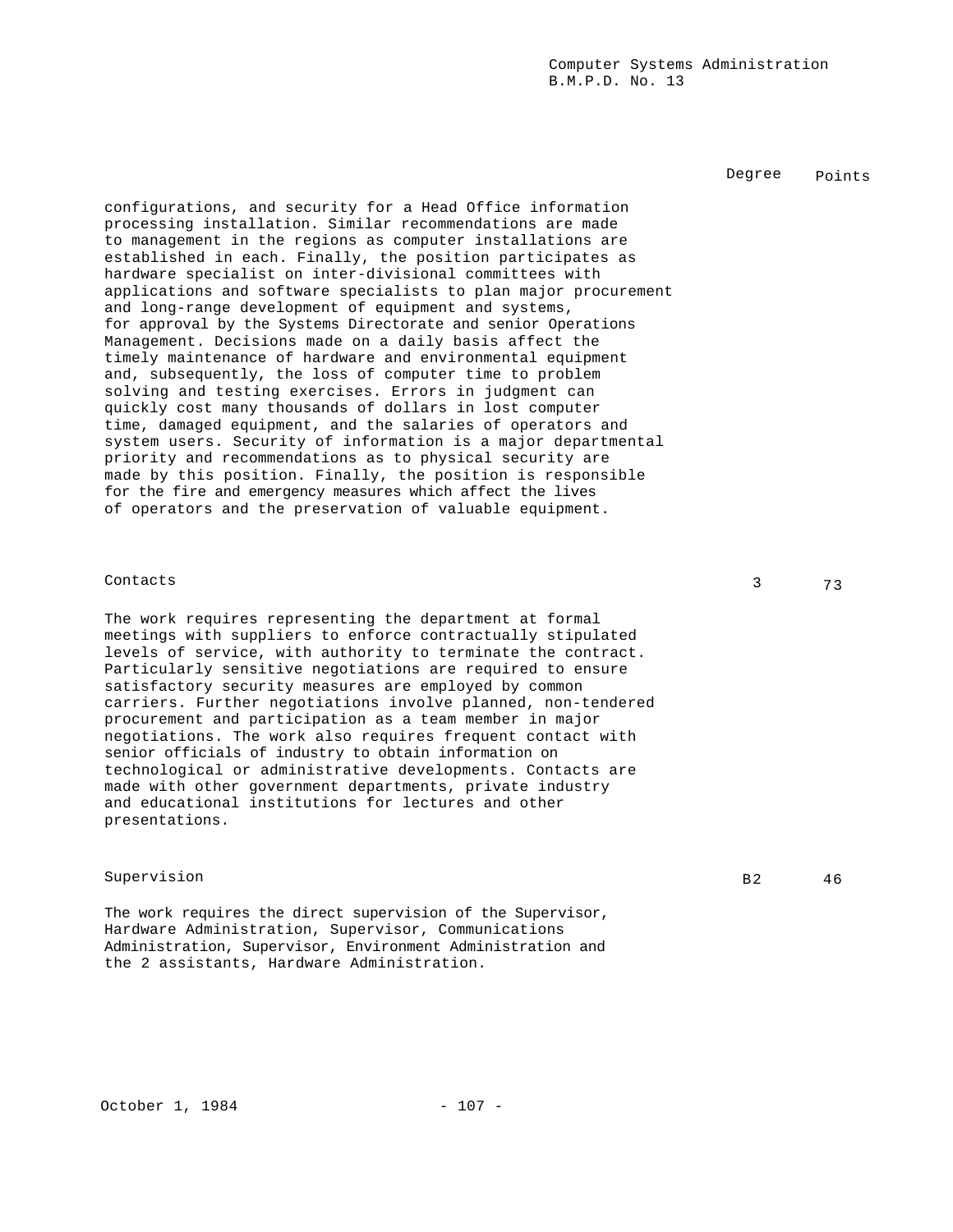| | Degree | Points |
|---|---|---|
| configurations, and security for a Head Office information processing installation. Similar recommendations are made to management in the regions as computer installations are established in each. Finally, the position participates as hardware specialist on inter-divisional committees with applications and software specialists to plan major procurement and long-range development of equipment and systems, for approval by the Systems Directorate and senior Operations Management. Decisions made on a daily basis affect the timely maintenance of hardware and environmental equipment and, subsequently, the loss of computer time to problem solving and testing exercises. Errors in judgment can quickly cost many thousands of dollars in lost computer time, damaged equipment, and the salaries of operators and system users. Security of information is a major departmental priority and recommendations as to physical security are made by this position. Finally, the position is responsible for the fire and emergency measures which affect the lives of operators and the preservation of valuable equipment. | | |
| Contacts | 3 | 73 |
| The work requires representing the department at formal meetings with suppliers to enforce contractually stipulated levels of service, with authority to terminate the contract. Particularly sensitive negotiations are required to ensure satisfactory security measures are employed by common carriers. Further negotiations involve planned, non-tendered procurement and participation as a team member in major negotiations. The work also requires frequent contact with senior officials of industry to obtain information on technological or administrative developments. Contacts are made with other government departments, private industry and educational institutions for lectures and other presentations. | | |
| Supervision | B2 | 46 |
| The work requires the direct supervision of the Supervisor, Hardware Administration, Supervisor, Communications Administration, Supervisor, Environment Administration and the 2 assistants, Hardware Administration. | | |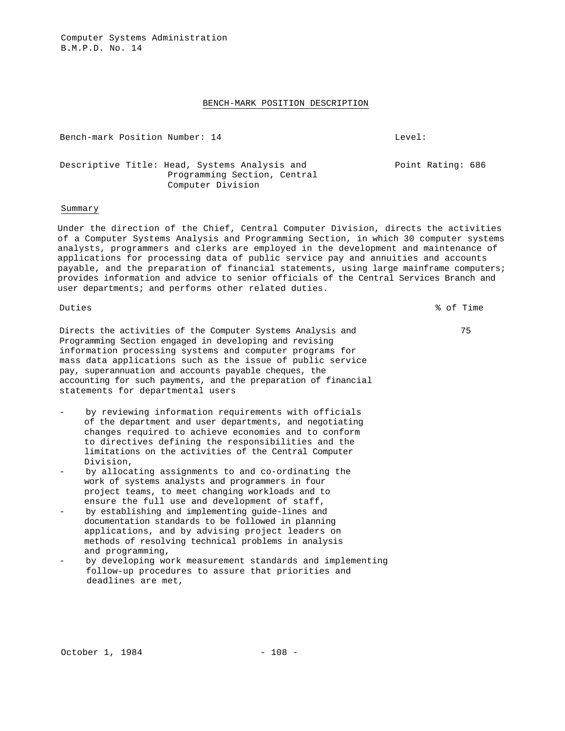Computer Systems Administration
B.M.P.D. No. 14

## BENCH-MARK POSITION DESCRIPTION

Bench-mark Position Number: 14 Level:

Descriptive Title: Head, Systems Analysis and Programming Section, Central Computer Division Point Rating: 686

### Summary

Under the direction of the Chief, Central Computer Division, directs the activities of a Computer Systems Analysis and Programming Section, in which 30 computer systems analysts, programmers and clerks are employed in the development and maintenance of applications for processing data of public service pay and annuities and accounts payable, and the preparation of financial statements, using large mainframe computers; provides information and advice to senior officials of the Central Services Branch and user departments; and performs other related duties.

| Duties | % of Time |
|---|---|
| Directs the activities of the Computer Systems Analysis and Programming Section engaged in developing and revising information processing systems and computer programs for mass data applications such as the issue of public service pay, superannuation and accounts payable cheques, the accounting for such payments, and the preparation of financial statements for departmental users | 75 |

- by reviewing information requirements with officials of the department and user departments, and negotiating changes required to achieve economies and to conform to directives defining the responsibilities and the limitations on the activities of the Central Computer Division,
- by allocating assignments to and co-ordinating the work of systems analysts and programmers in four project teams, to meet changing workloads and to ensure the full use and development of staff,
- by establishing and implementing guide-lines and documentation standards to be followed in planning applications, and by advising project leaders on methods of resolving technical problems in analysis and programming,
- by developing work measurement standards and implementing follow-up procedures to assure that priorities and deadlines are met,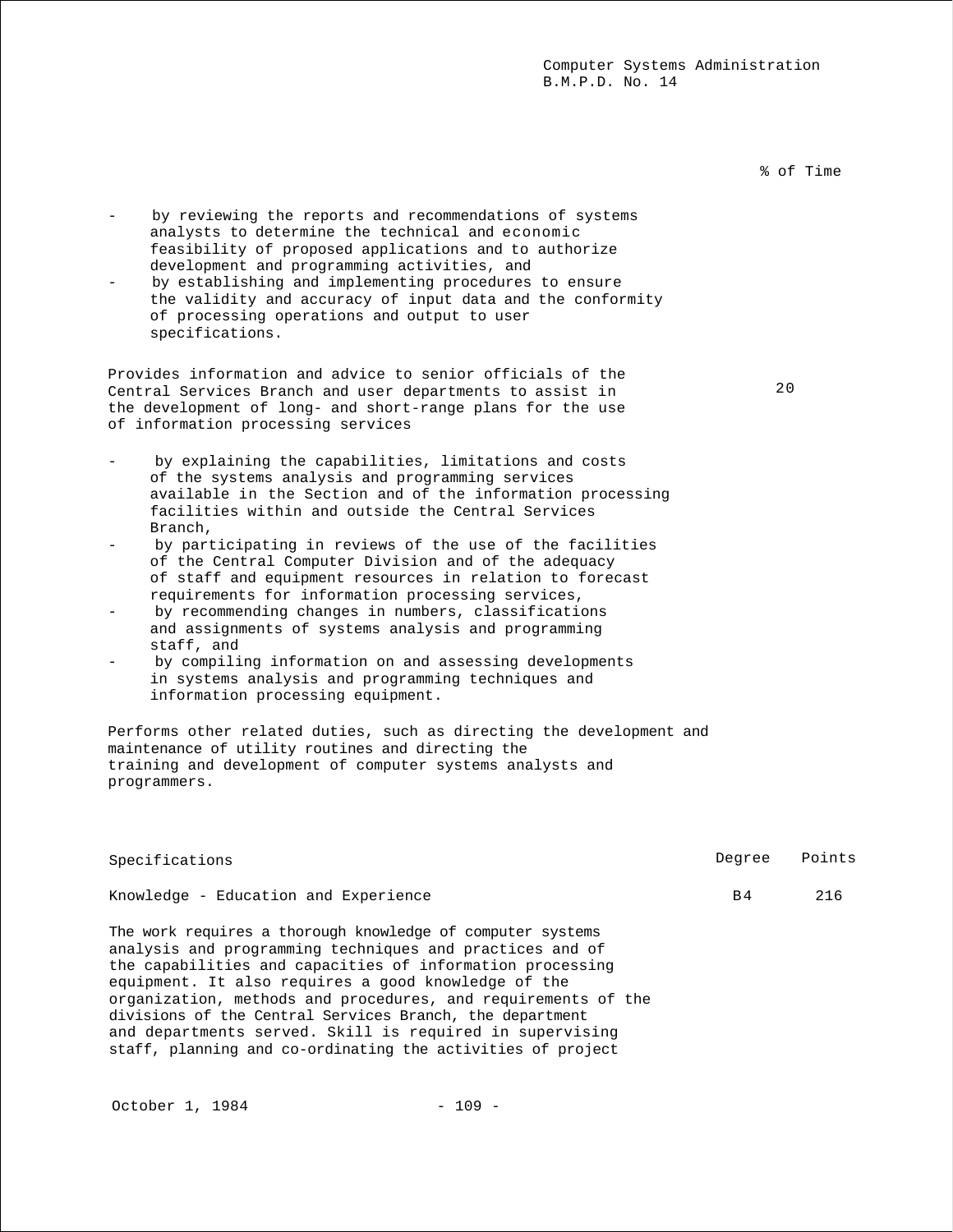% of Time

- by reviewing the reports and recommendations of systems analysts to determine the technical and economic feasibility of proposed applications and to authorize development and programming activities, and
- by establishing and implementing procedures to ensure the validity and accuracy of input data and the conformity of processing operations and output to user specifications.

Provides information and advice to senior officials of the Central Services Branch and user departments to assist in the development of long- and short-range plans for the use of information processing services — 20

- by explaining the capabilities, limitations and costs of the systems analysis and programming services available in the Section and of the information processing facilities within and outside the Central Services Branch,
- by participating in reviews of the use of the facilities of the Central Computer Division and of the adequacy of staff and equipment resources in relation to forecast requirements for information processing services,
- by recommending changes in numbers, classifications and assignments of systems analysis and programming staff, and
- by compiling information on and assessing developments in systems analysis and programming techniques and information processing equipment.

Performs other related duties, such as directing the development and maintenance of utility routines and directing the training and development of computer systems analysts and programmers.

| Specifications | Degree | Points |
| --- | --- | --- |
| Knowledge - Education and Experience | B4 | 216 |

The work requires a thorough knowledge of computer systems analysis and programming techniques and practices and of the capabilities and capacities of information processing equipment. It also requires a good knowledge of the organization, methods and procedures, and requirements of the divisions of the Central Services Branch, the department and departments served. Skill is required in supervising staff, planning and co-ordinating the activities of project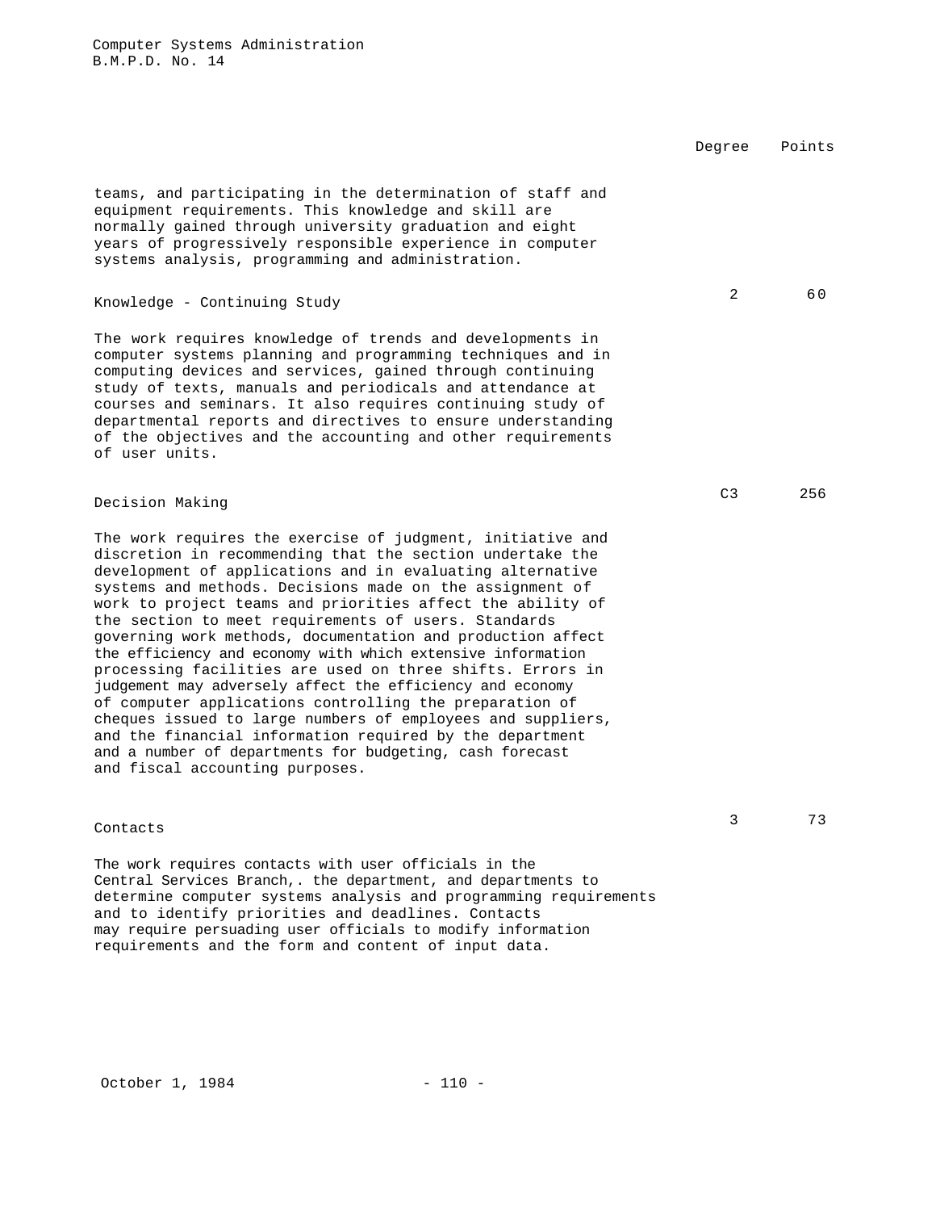| | Degree | Points |
|---|---|---|
| teams, and participating in the determination of staff and equipment requirements. This knowledge and skill are normally gained through university graduation and eight years of progressively responsible experience in computer systems analysis, programming and administration. | | |
| **Knowledge - Continuing Study** | 2 | 60 |
| The work requires knowledge of trends and developments in computer systems planning and programming techniques and in computing devices and services, gained through continuing study of texts, manuals and periodicals and attendance at courses and seminars. It also requires continuing study of departmental reports and directives to ensure understanding of the objectives and the accounting and other requirements of user units. | | |
| **Decision Making** | C3 | 256 |
| The work requires the exercise of judgment, initiative and discretion in recommending that the section undertake the development of applications and in evaluating alternative systems and methods. Decisions made on the assignment of work to project teams and priorities affect the ability of the section to meet requirements of users. Standards governing work methods, documentation and production affect the efficiency and economy with which extensive information processing facilities are used on three shifts. Errors in judgement may adversely affect the efficiency and economy of computer applications controlling the preparation of cheques issued to large numbers of employees and suppliers, and the financial information required by the department and a number of departments for budgeting, cash forecast and fiscal accounting purposes. | | |
| **Contacts** | 3 | 73 |
| The work requires contacts with user officials in the Central Services Branch,. the department, and departments to determine computer systems analysis and programming requirements and to identify priorities and deadlines. Contacts may require persuading user officials to modify information requirements and the form and content of input data. | | |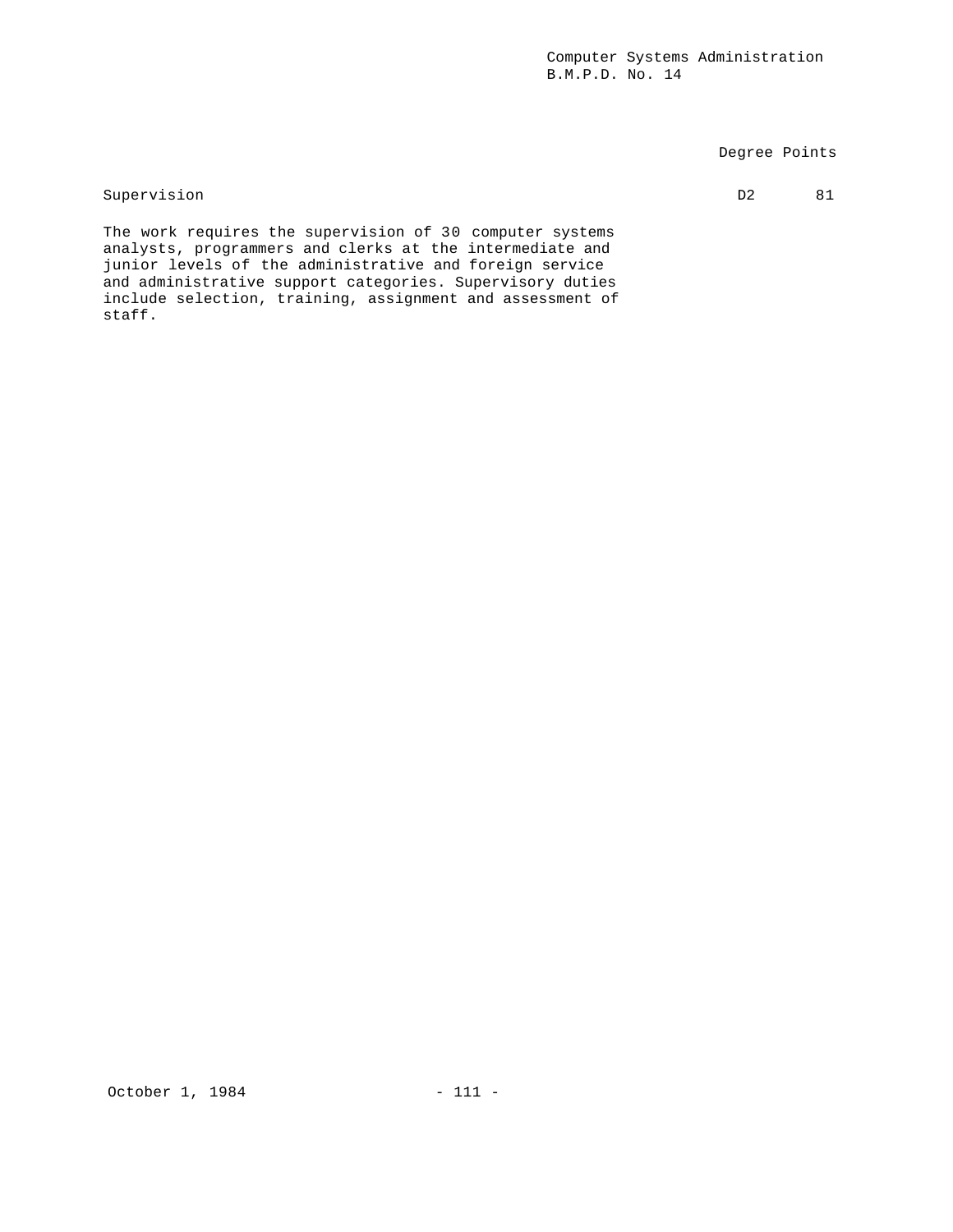| | Degree | Points |
|---|---|---|
| Supervision | D2 | 81 |

The work requires the supervision of 30 computer systems analysts, programmers and clerks at the intermediate and junior levels of the administrative and foreign service and administrative support categories. Supervisory duties include selection, training, assignment and assessment of staff.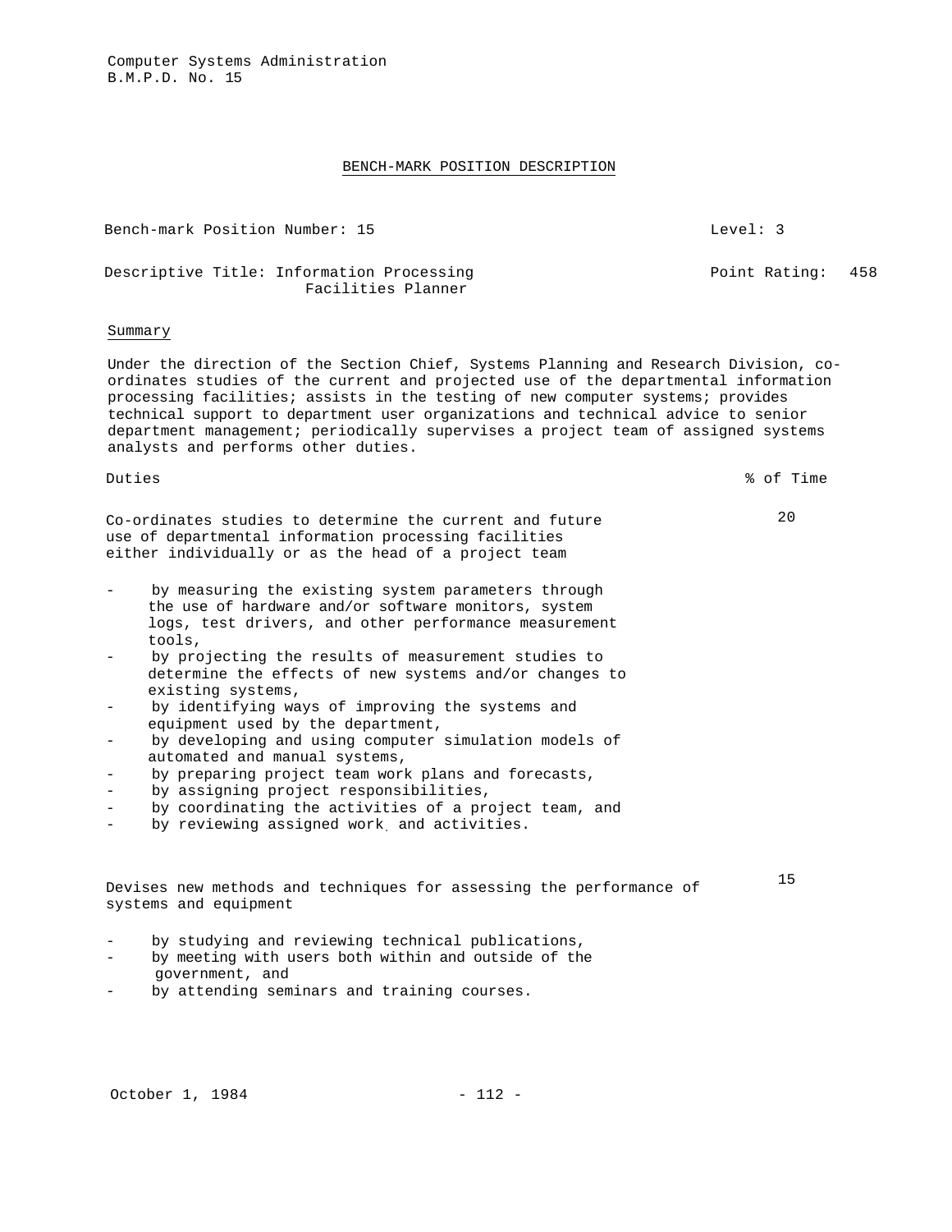Computer Systems Administration
B.M.P.D. No. 15

## BENCH-MARK POSITION DESCRIPTION

Bench-mark Position Number: 15 — Level: 3

Descriptive Title: Information Processing Facilities Planner — Point Rating: 458

### Summary

Under the direction of the Section Chief, Systems Planning and Research Division, co-ordinates studies of the current and projected use of the departmental information processing facilities; assists in the testing of new computer systems; provides technical support to department user organizations and technical advice to senior department management; periodically supervises a project team of assigned systems analysts and performs other duties.

| Duties | % of Time |
|---|---|
| Co-ordinates studies to determine the current and future use of departmental information processing facilities either individually or as the head of a project team | 20 |

- by measuring the existing system parameters through the use of hardware and/or software monitors, system logs, test drivers, and other performance measurement tools,
- by projecting the results of measurement studies to determine the effects of new systems and/or changes to existing systems,
- by identifying ways of improving the systems and equipment used by the department,
- by developing and using computer simulation models of automated and manual systems,
- by preparing project team work plans and forecasts,
- by assigning project responsibilities,
- by coordinating the activities of a project team, and
- by reviewing assigned work and activities.

| Duties | % of Time |
|---|---|
| Devises new methods and techniques for assessing the performance of systems and equipment | 15 |

- by studying and reviewing technical publications,
- by meeting with users both within and outside of the government, and
- by attending seminars and training courses.

October 1, 1984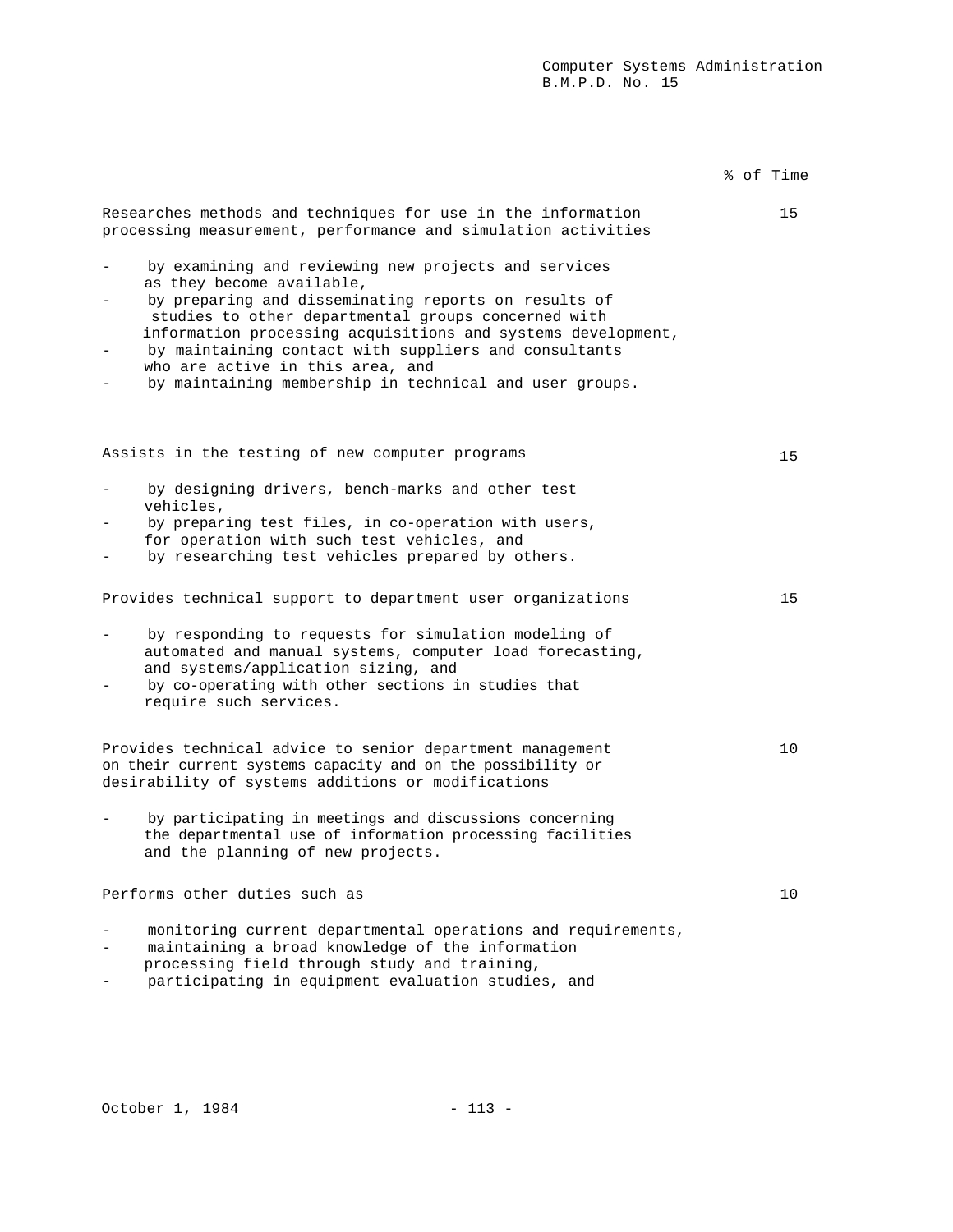| | % of Time |
|---|---|
| Researches methods and techniques for use in the information processing measurement, performance and simulation activities | 15 |
| - by examining and reviewing new projects and services as they become available,<br>- by preparing and disseminating reports on results of studies to other departmental groups concerned with information processing acquisitions and systems development,<br>- by maintaining contact with suppliers and consultants who are active in this area, and<br>- by maintaining membership in technical and user groups. | |
| Assists in the testing of new computer programs | 15 |
| - by designing drivers, bench-marks and other test vehicles,<br>- by preparing test files, in co-operation with users, for operation with such test vehicles, and<br>- by researching test vehicles prepared by others. | |
| Provides technical support to department user organizations | 15 |
| - by responding to requests for simulation modeling of automated and manual systems, computer load forecasting, and systems/application sizing, and<br>- by co-operating with other sections in studies that require such services. | |
| Provides technical advice to senior department management on their current systems capacity and on the possibility or desirability of systems additions or modifications | 10 |
| - by participating in meetings and discussions concerning the departmental use of information processing facilities and the planning of new projects. | |
| Performs other duties such as | 10 |
| - monitoring current departmental operations and requirements,<br>- maintaining a broad knowledge of the information processing field through study and training,<br>- participating in equipment evaluation studies, and | |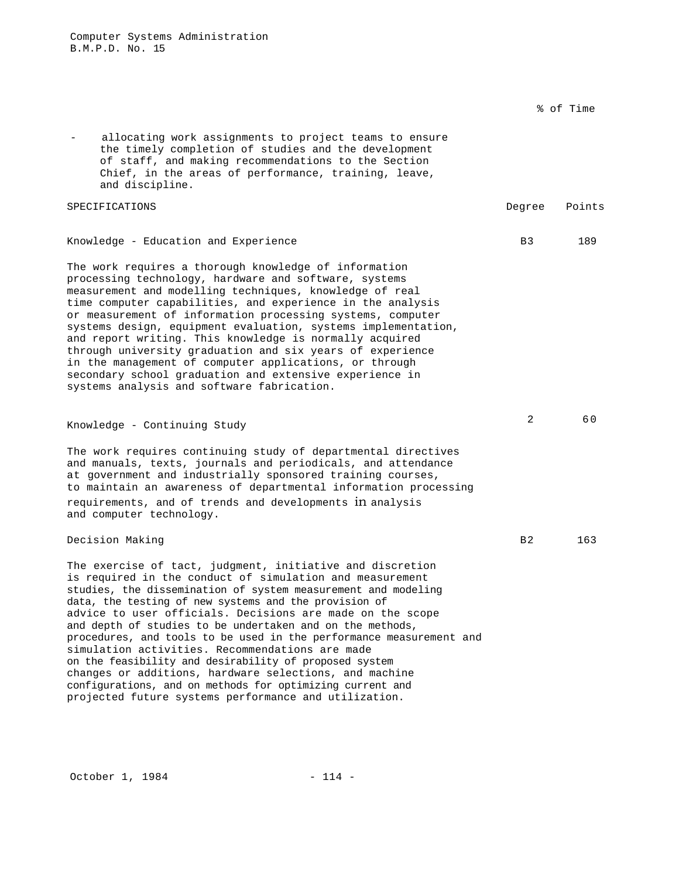% of Time

- allocating work assignments to project teams to ensure the timely completion of studies and the development of staff, and making recommendations to the Section Chief, in the areas of performance, training, leave, and discipline.

| SPECIFICATIONS | Degree | Points |
|---|---|---|
| Knowledge - Education and Experience | B3 | 189 |

The work requires a thorough knowledge of information processing technology, hardware and software, systems measurement and modelling techniques, knowledge of real time computer capabilities, and experience in the analysis or measurement of information processing systems, computer systems design, equipment evaluation, systems implementation, and report writing. This knowledge is normally acquired through university graduation and six years of experience in the management of computer applications, or through secondary school graduation and extensive experience in systems analysis and software fabrication.

| | Degree | Points |
|---|---|---|
| Knowledge - Continuing Study | 2 | 60 |

The work requires continuing study of departmental directives and manuals, texts, journals and periodicals, and attendance at government and industrially sponsored training courses, to maintain an awareness of departmental information processing requirements, and of trends and developments in analysis and computer technology.

| | Degree | Points |
|---|---|---|
| Decision Making | B2 | 163 |

The exercise of tact, judgment, initiative and discretion is required in the conduct of simulation and measurement studies, the dissemination of system measurement and modeling data, the testing of new systems and the provision of advice to user officials. Decisions are made on the scope and depth of studies to be undertaken and on the methods, procedures, and tools to be used in the performance measurement and simulation activities. Recommendations are made on the feasibility and desirability of proposed system changes or additions, hardware selections, and machine configurations, and on methods for optimizing current and projected future systems performance and utilization.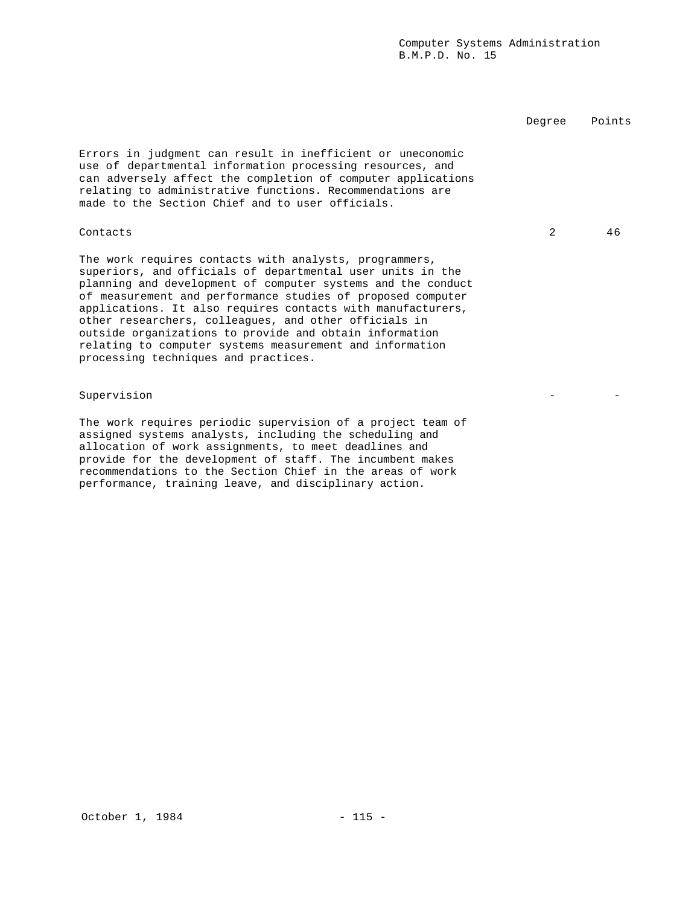| | Degree | Points |
|---|---|---|
| Errors in judgment can result in inefficient or uneconomic use of departmental information processing resources, and can adversely affect the completion of computer applications relating to administrative functions. Recommendations are made to the Section Chief and to user officials. | | |
| **Contacts** | 2 | 46 |
| The work requires contacts with analysts, programmers, superiors, and officials of departmental user units in the planning and development of computer systems and the conduct of measurement and performance studies of proposed computer applications. It also requires contacts with manufacturers, other researchers, colleagues, and other officials in outside organizations to provide and obtain information relating to computer systems measurement and information processing techniques and practices. | | |
| **Supervision** | - | - |
| The work requires periodic supervision of a project team of assigned systems analysts, including the scheduling and allocation of work assignments, to meet deadlines and provide for the development of staff. The incumbent makes recommendations to the Section Chief in the areas of work performance, training leave, and disciplinary action. | | |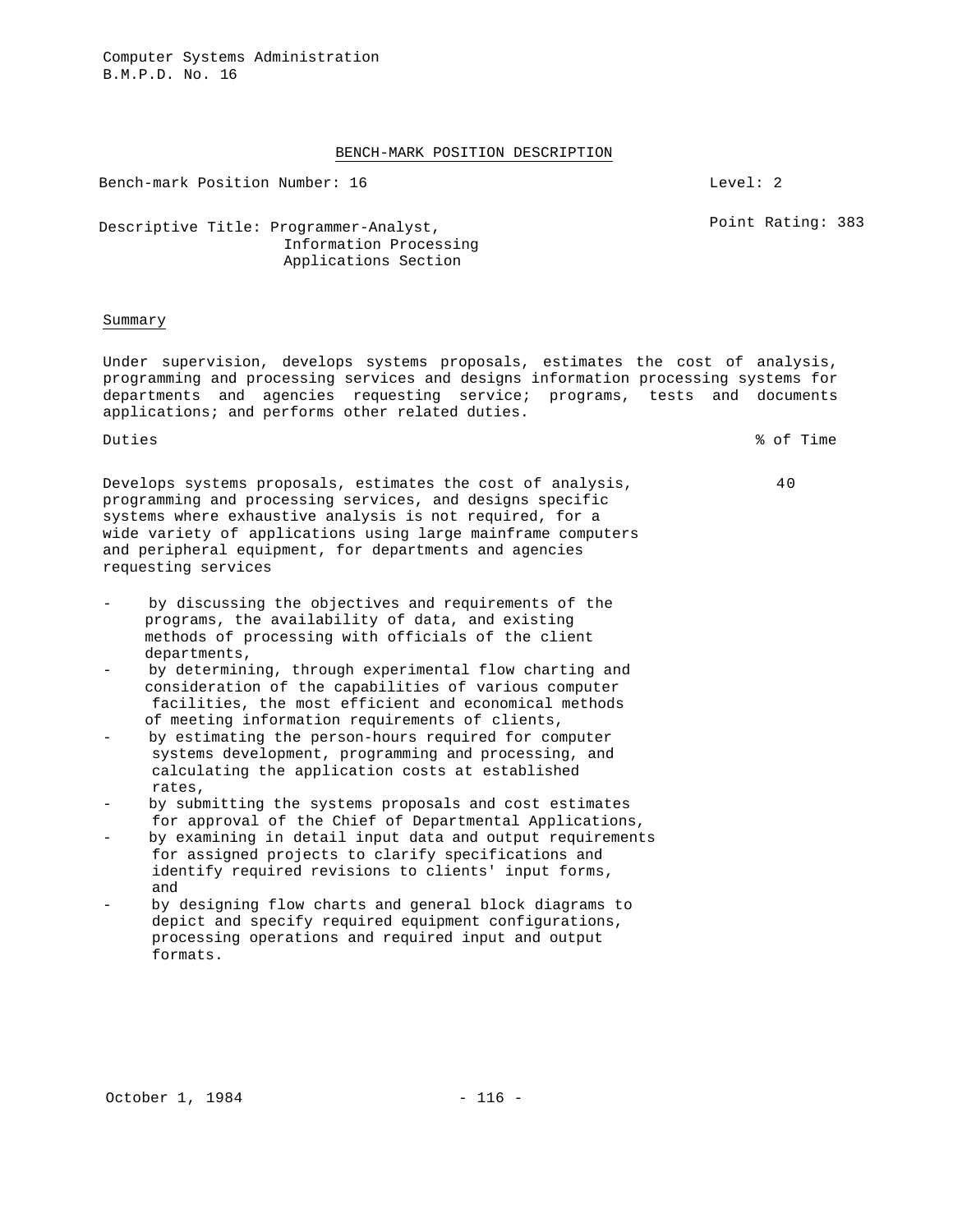Computer Systems Administration
B.M.P.D. No. 16

## BENCH-MARK POSITION DESCRIPTION

Bench-mark Position Number: 16 — Level: 2

Descriptive Title: Programmer-Analyst, Information Processing Applications Section — Point Rating: 383

### Summary

Under supervision, develops systems proposals, estimates the cost of analysis, programming and processing services and designs information processing systems for departments and agencies requesting service; programs, tests and documents applications; and performs other related duties.

| Duties | % of Time |
|---|---|
| Develops systems proposals, estimates the cost of analysis, programming and processing services, and designs specific systems where exhaustive analysis is not required, for a wide variety of applications using large mainframe computers and peripheral equipment, for departments and agencies requesting services | 40 |

- by discussing the objectives and requirements of the programs, the availability of data, and existing methods of processing with officials of the client departments,
- by determining, through experimental flow charting and consideration of the capabilities of various computer facilities, the most efficient and economical methods of meeting information requirements of clients,
- by estimating the person-hours required for computer systems development, programming and processing, and calculating the application costs at established rates,
- by submitting the systems proposals and cost estimates for approval of the Chief of Departmental Applications,
- by examining in detail input data and output requirements for assigned projects to clarify specifications and identify required revisions to clients' input forms, and
- by designing flow charts and general block diagrams to depict and specify required equipment configurations, processing operations and required input and output formats.

October 1, 1984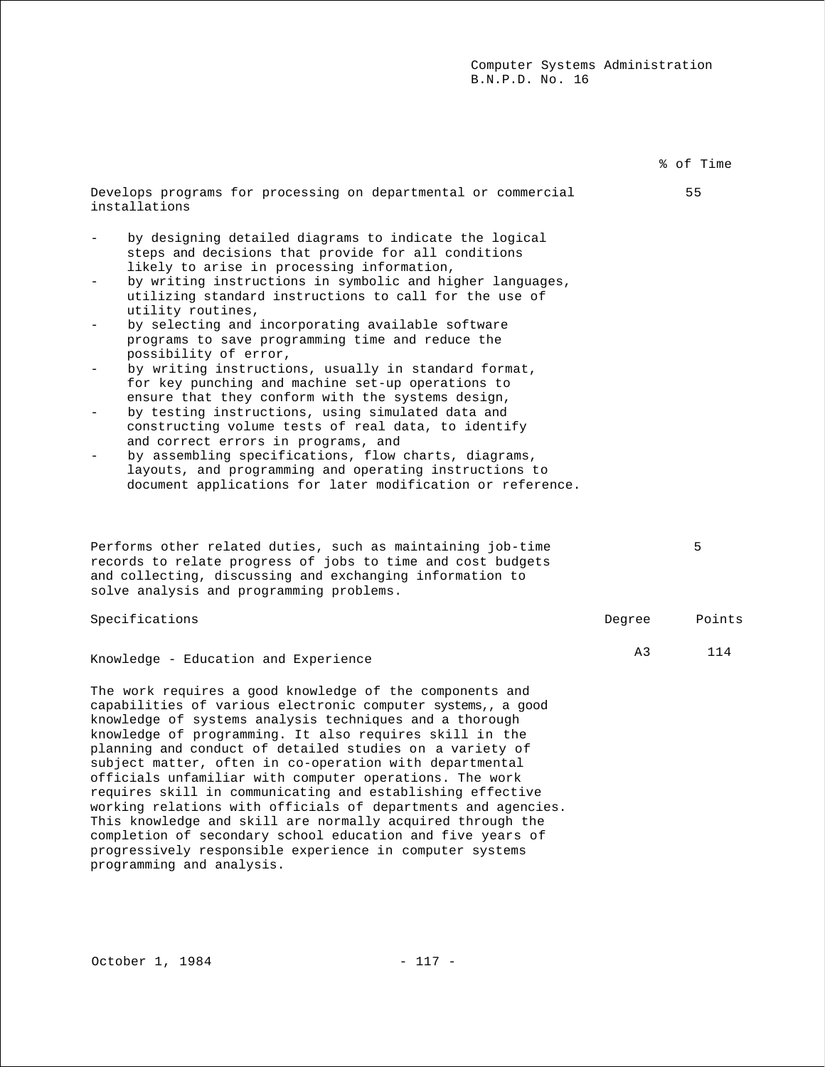| | % of Time |
|---|---|
| Develops programs for processing on departmental or commercial installations | 55 |

- by designing detailed diagrams to indicate the logical steps and decisions that provide for all conditions likely to arise in processing information,
- by writing instructions in symbolic and higher languages, utilizing standard instructions to call for the use of utility routines,
- by selecting and incorporating available software programs to save programming time and reduce the possibility of error,
- by writing instructions, usually in standard format, for key punching and machine set-up operations to ensure that they conform with the systems design,
- by testing instructions, using simulated data and constructing volume tests of real data, to identify and correct errors in programs, and
- by assembling specifications, flow charts, diagrams, layouts, and programming and operating instructions to document applications for later modification or reference.

| | |
|---|---|
| Performs other related duties, such as maintaining job-time records to relate progress of jobs to time and cost budgets and collecting, discussing and exchanging information to solve analysis and programming problems. | 5 |

| Specifications | Degree | Points |
|---|---|---|
| Knowledge - Education and Experience | A3 | 114 |

The work requires a good knowledge of the components and capabilities of various electronic computer systems,, a good knowledge of systems analysis techniques and a thorough knowledge of programming. It also requires skill in the planning and conduct of detailed studies on a variety of subject matter, often in co-operation with departmental officials unfamiliar with computer operations. The work requires skill in communicating and establishing effective working relations with officials of departments and agencies. This knowledge and skill are normally acquired through the completion of secondary school education and five years of progressively responsible experience in computer systems programming and analysis.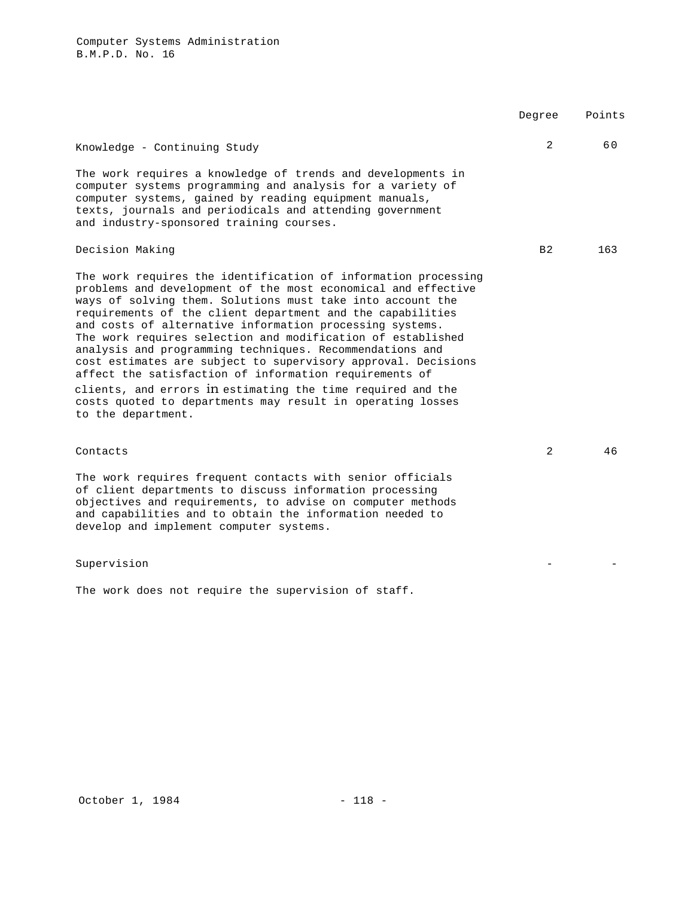| | Degree | Points |
|---|---|---|
| Knowledge - Continuing Study | 2 | 60 |

The work requires a knowledge of trends and developments in computer systems programming and analysis for a variety of computer systems, gained by reading equipment manuals, texts, journals and periodicals and attending government and industry-sponsored training courses.

| | Degree | Points |
|---|---|---|
| Decision Making | B2 | 163 |

The work requires the identification of information processing problems and development of the most economical and effective ways of solving them. Solutions must take into account the requirements of the client department and the capabilities and costs of alternative information processing systems. The work requires selection and modification of established analysis and programming techniques. Recommendations and cost estimates are subject to supervisory approval. Decisions affect the satisfaction of information requirements of clients, and errors in estimating the time required and the costs quoted to departments may result in operating losses to the department.

| | Degree | Points |
|---|---|---|
| Contacts | 2 | 46 |

The work requires frequent contacts with senior officials of client departments to discuss information processing objectives and requirements, to advise on computer methods and capabilities and to obtain the information needed to develop and implement computer systems.

| | Degree | Points |
|---|---|---|
| Supervision | - | - |

The work does not require the supervision of staff.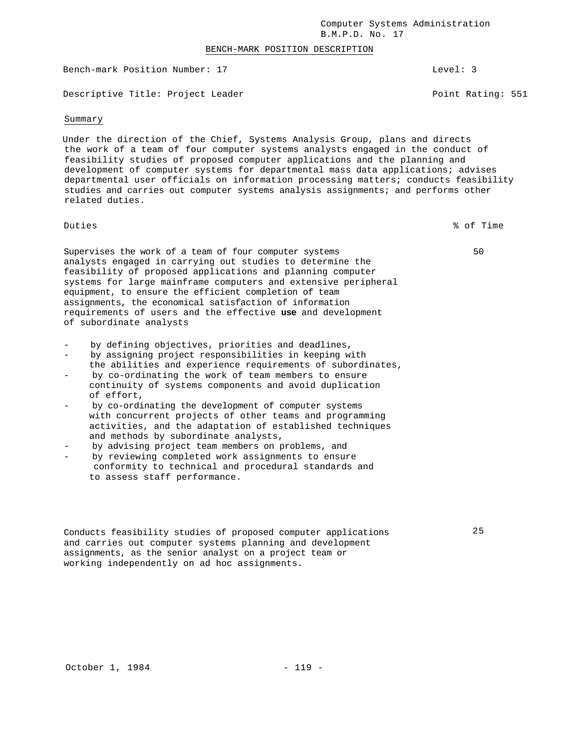Computer Systems Administration
B.M.P.D. No. 17

BENCH-MARK POSITION DESCRIPTION

Bench-mark Position Number: 17 | Level: 3

Descriptive Title: Project Leader | Point Rating: 551

## Summary

Under the direction of the Chief, Systems Analysis Group, plans and directs the work of a team of four computer systems analysts engaged in the conduct of feasibility studies of proposed computer applications and the planning and development of computer systems for departmental mass data applications; advises departmental user officials on information processing matters; conducts feasibility studies and carries out computer systems analysis assignments; and performs other related duties.

| Duties | % of Time |
|---|---|
| Supervises the work of a team of four computer systems analysts engaged in carrying out studies to determine the feasibility of proposed applications and planning computer systems for large mainframe computers and extensive peripheral equipment, to ensure the efficient completion of team assignments, the economical satisfaction of information requirements of users and the effective **use** and development of subordinate analysts | 50 |

- by defining objectives, priorities and deadlines,
- by assigning project responsibilities in keeping with the abilities and experience requirements of subordinates,
- by co-ordinating the work of team members to ensure continuity of systems components and avoid duplication of effort,
- by co-ordinating the development of computer systems with concurrent projects of other teams and programming activities, and the adaptation of established techniques and methods by subordinate analysts,
- by advising project team members on problems, and
- by reviewing completed work assignments to ensure conformity to technical and procedural standards and to assess staff performance.

| | |
|---|---|
| Conducts feasibility studies of proposed computer applications and carries out computer systems planning and development assignments, as the senior analyst on a project team or working independently on ad hoc assignments. | 25 |

October 1, 1984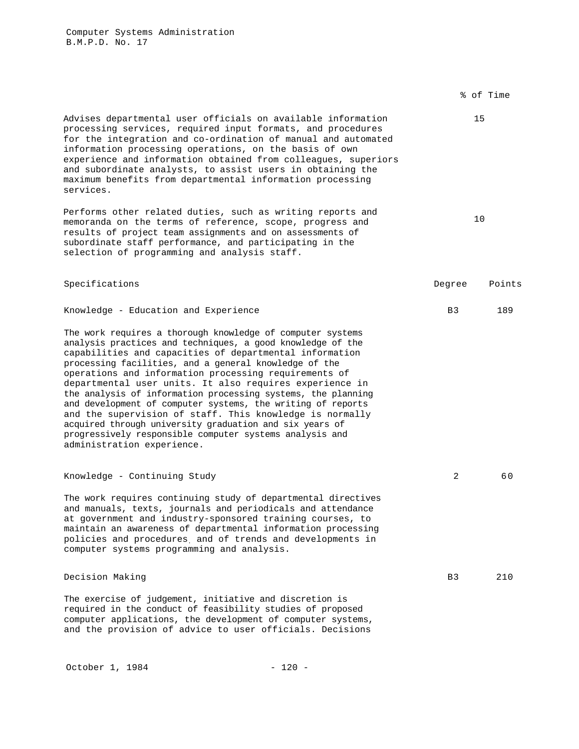| | % of Time |
|---|---|
| Advises departmental user officials on available information processing services, required input formats, and procedures for the integration and co-ordination of manual and automated information processing operations, on the basis of own experience and information obtained from colleagues, superiors and subordinate analysts, to assist users in obtaining the maximum benefits from departmental information processing services. | 15 |
| Performs other related duties, such as writing reports and memoranda on the terms of reference, scope, progress and results of project team assignments and on assessments of subordinate staff performance, and participating in the selection of programming and analysis staff. | 10 |

| Specifications | Degree | Points |
|---|---|---|
| Knowledge - Education and Experience | B3 | 189 |

The work requires a thorough knowledge of computer systems analysis practices and techniques, a good knowledge of the capabilities and capacities of departmental information processing facilities, and a general knowledge of the operations and information processing requirements of departmental user units. It also requires experience in the analysis of information processing systems, the planning and development of computer systems, the writing of reports and the supervision of staff. This knowledge is normally acquired through university graduation and six years of progressively responsible computer systems analysis and administration experience.

| | Degree | Points |
|---|---|---|
| Knowledge - Continuing Study | 2 | 60 |

The work requires continuing study of departmental directives and manuals, texts, journals and periodicals and attendance at government and industry-sponsored training courses, to maintain an awareness of departmental information processing policies and procedures and of trends and developments in computer systems programming and analysis.

| | Degree | Points |
|---|---|---|
| Decision Making | B3 | 210 |

The exercise of judgement, initiative and discretion is required in the conduct of feasibility studies of proposed computer applications, the development of computer systems, and the provision of advice to user officials. Decisions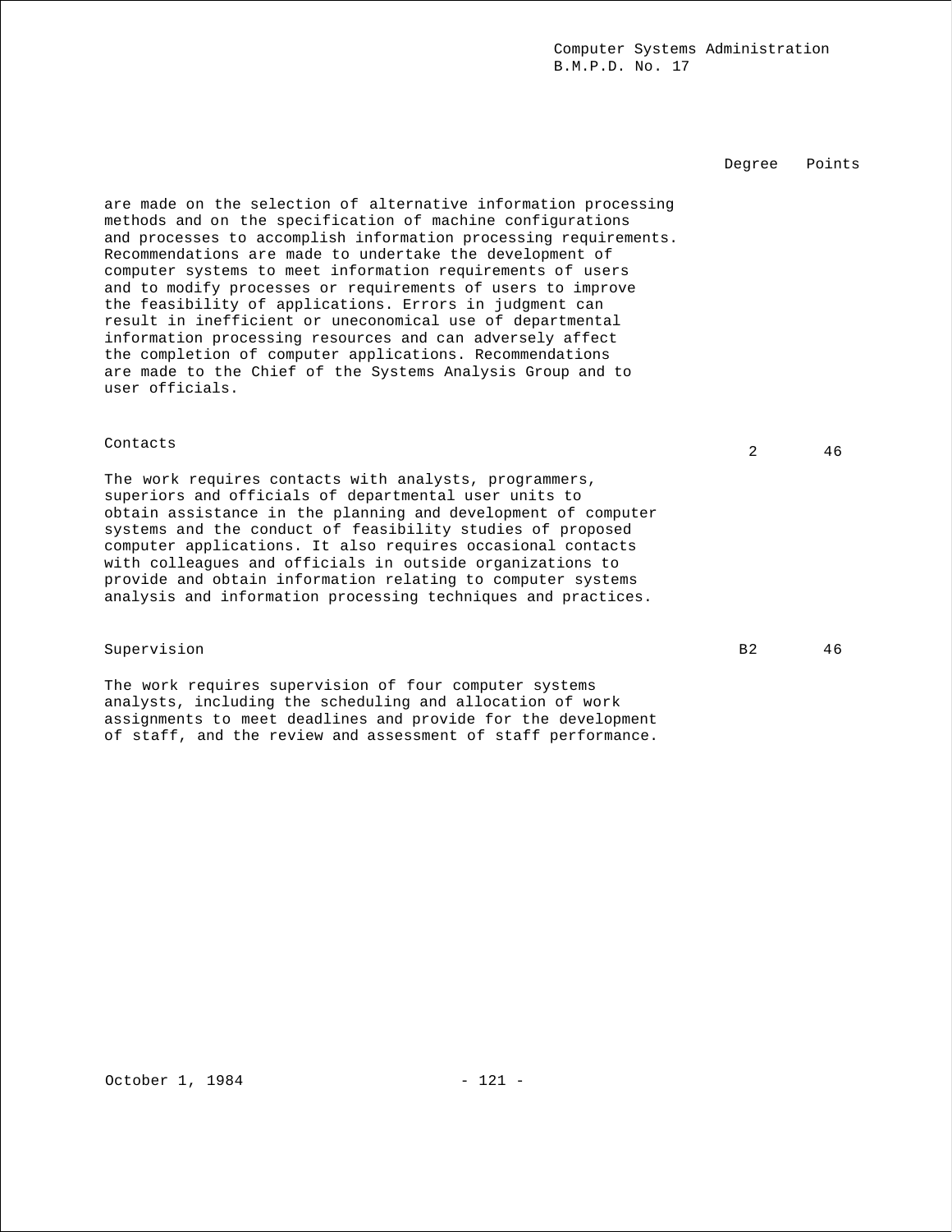| | Degree | Points |
|---|---|---|
| are made on the selection of alternative information processing methods and on the specification of machine configurations and processes to accomplish information processing requirements. Recommendations are made to undertake the development of computer systems to meet information requirements of users and to modify processes or requirements of users to improve the feasibility of applications. Errors in judgment can result in inefficient or uneconomical use of departmental information processing resources and can adversely affect the completion of computer applications. Recommendations are made to the Chief of the Systems Analysis Group and to user officials. | | |
| **Contacts** | 2 | 46 |
| The work requires contacts with analysts, programmers, superiors and officials of departmental user units to obtain assistance in the planning and development of computer systems and the conduct of feasibility studies of proposed computer applications. It also requires occasional contacts with colleagues and officials in outside organizations to provide and obtain information relating to computer systems analysis and information processing techniques and practices. | | |
| **Supervision** | B2 | 46 |
| The work requires supervision of four computer systems analysts, including the scheduling and allocation of work assignments to meet deadlines and provide for the development of staff, and the review and assessment of staff performance. | | |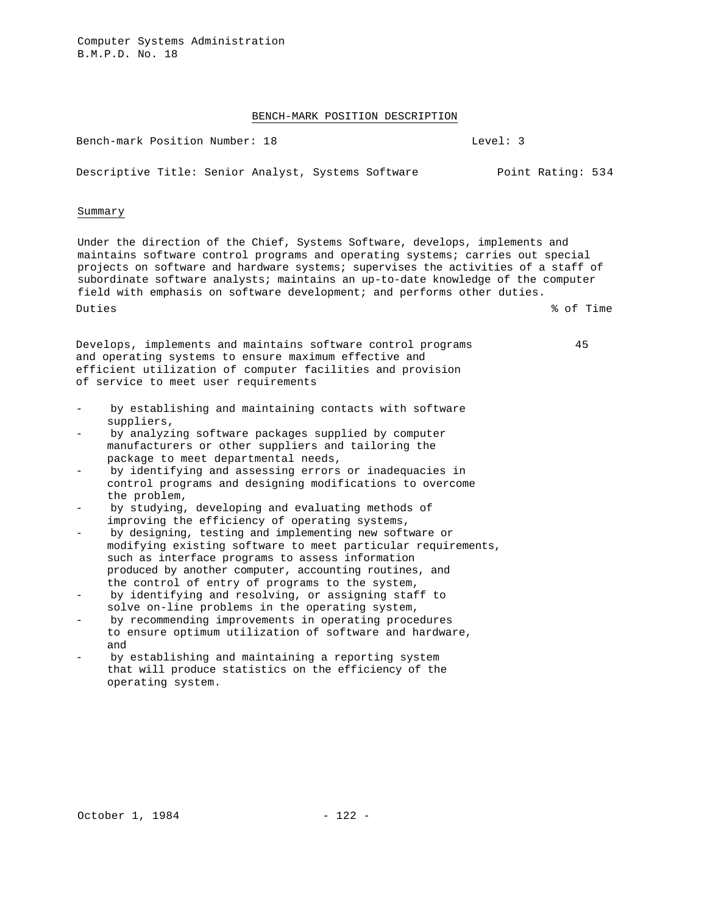Computer Systems Administration
B.M.P.D. No. 18

## BENCH-MARK POSITION DESCRIPTION

Bench-mark Position Number: 18 Level: 3

Descriptive Title: Senior Analyst, Systems Software Point Rating: 534

### Summary

Under the direction of the Chief, Systems Software, develops, implements and maintains software control programs and operating systems; carries out special projects on software and hardware systems; supervises the activities of a staff of subordinate software analysts; maintains an up-to-date knowledge of the computer field with emphasis on software development; and performs other duties.

| Duties | % of Time |
|---|---|
| Develops, implements and maintains software control programs and operating systems to ensure maximum effective and efficient utilization of computer facilities and provision of service to meet user requirements | 45 |

- by establishing and maintaining contacts with software suppliers,
- by analyzing software packages supplied by computer manufacturers or other suppliers and tailoring the package to meet departmental needs,
- by identifying and assessing errors or inadequacies in control programs and designing modifications to overcome the problem,
- by studying, developing and evaluating methods of improving the efficiency of operating systems,
- by designing, testing and implementing new software or modifying existing software to meet particular requirements, such as interface programs to assess information produced by another computer, accounting routines, and the control of entry of programs to the system,
- by identifying and resolving, or assigning staff to solve on-line problems in the operating system,
- by recommending improvements in operating procedures to ensure optimum utilization of software and hardware, and
- by establishing and maintaining a reporting system that will produce statistics on the efficiency of the operating system.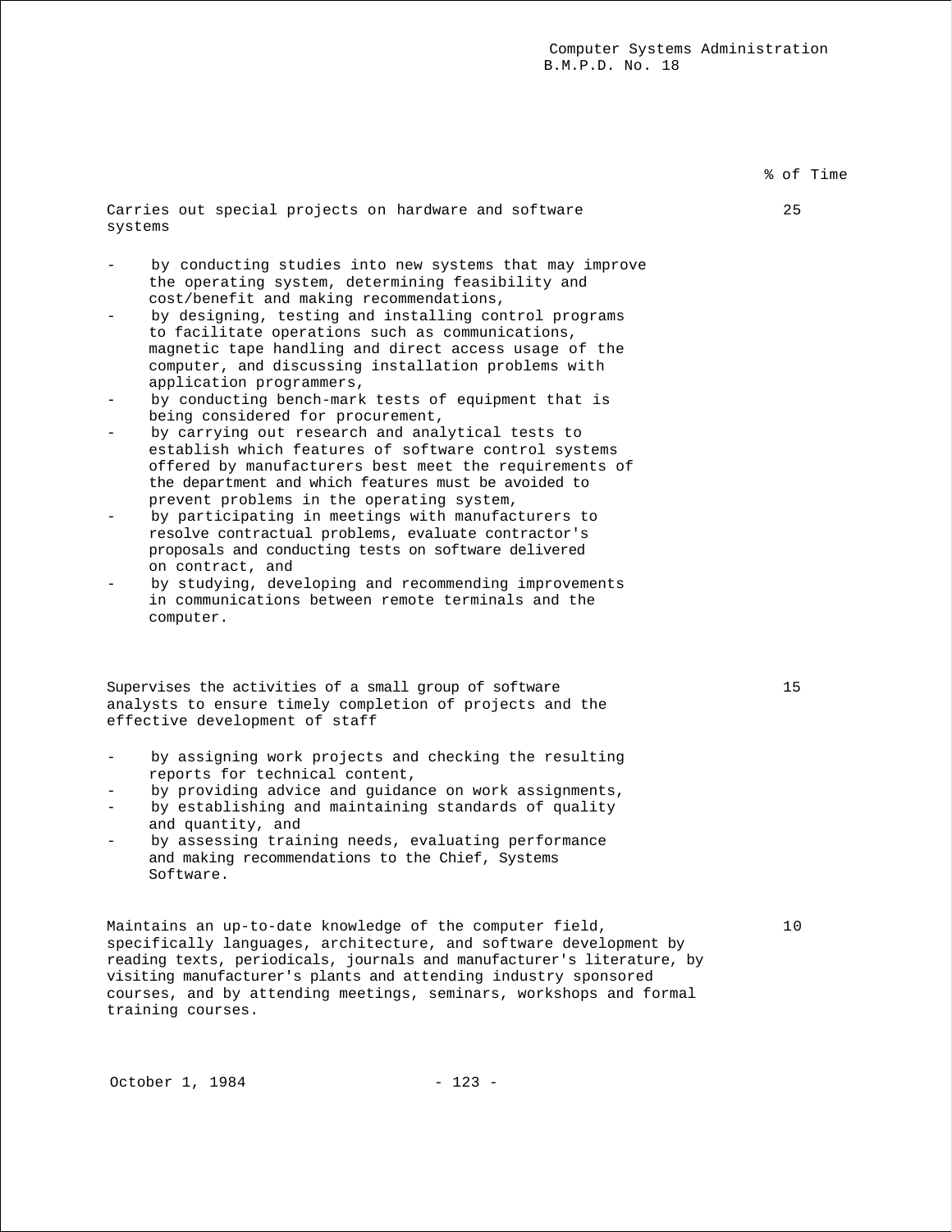| | % of Time |
|---|---|
| Carries out special projects on hardware and software systems | 25 |

- by conducting studies into new systems that may improve the operating system, determining feasibility and cost/benefit and making recommendations,
- by designing, testing and installing control programs to facilitate operations such as communications, magnetic tape handling and direct access usage of the computer, and discussing installation problems with application programmers,
- by conducting bench-mark tests of equipment that is being considered for procurement,
- by carrying out research and analytical tests to establish which features of software control systems offered by manufacturers best meet the requirements of the department and which features must be avoided to prevent problems in the operating system,
- by participating in meetings with manufacturers to resolve contractual problems, evaluate contractor's proposals and conducting tests on software delivered on contract, and
- by studying, developing and recommending improvements in communications between remote terminals and the computer.

| | |
|---|---|
| Supervises the activities of a small group of software analysts to ensure timely completion of projects and the effective development of staff | 15 |

- by assigning work projects and checking the resulting reports for technical content,
- by providing advice and guidance on work assignments,
- by establishing and maintaining standards of quality and quantity, and
- by assessing training needs, evaluating performance and making recommendations to the Chief, Systems Software.

| | |
|---|---|
| Maintains an up-to-date knowledge of the computer field, specifically languages, architecture, and software development by reading texts, periodicals, journals and manufacturer's literature, by visiting manufacturer's plants and attending industry sponsored courses, and by attending meetings, seminars, workshops and formal training courses. | 10 |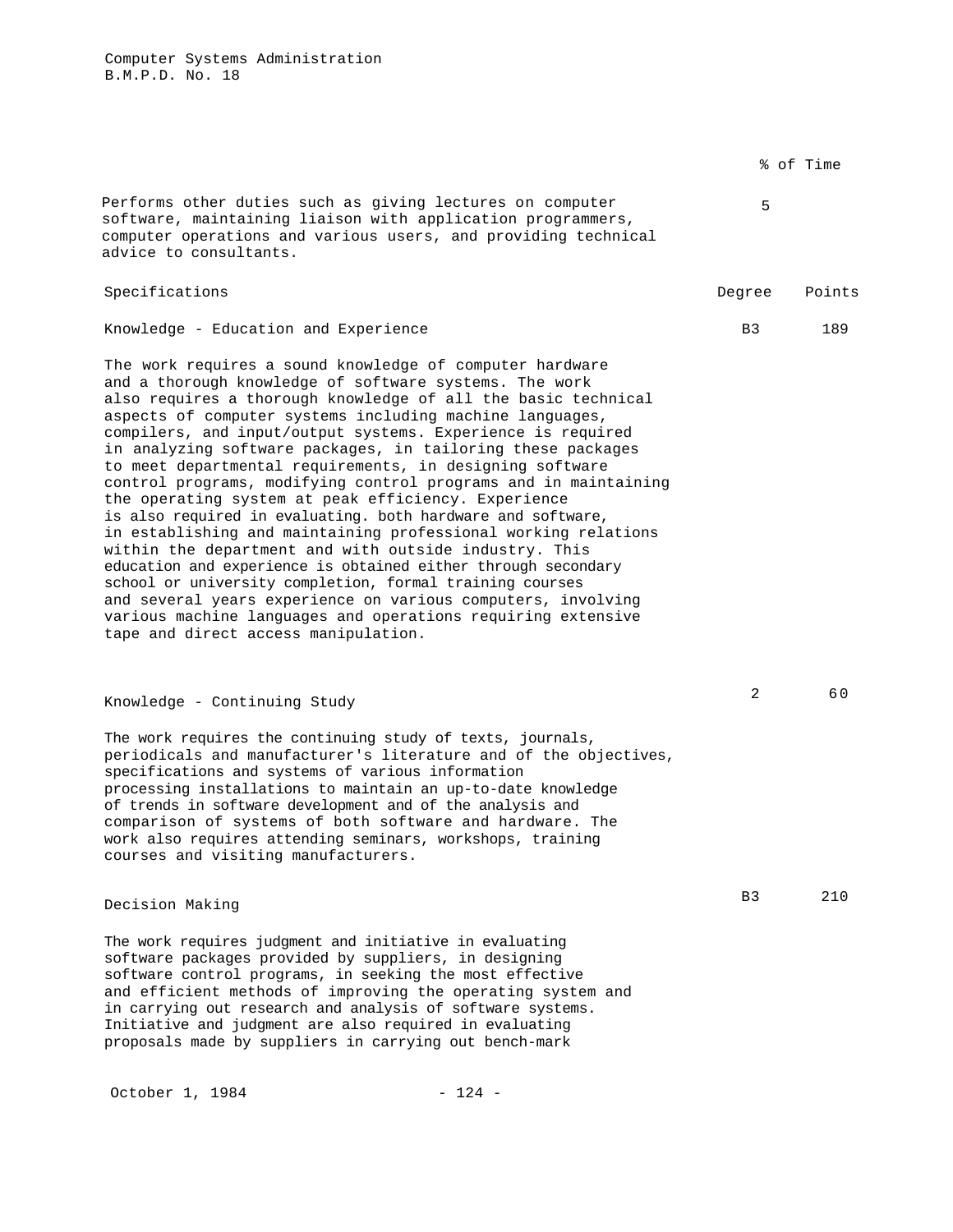| | % of Time |
|---|---|
| Performs other duties such as giving lectures on computer software, maintaining liaison with application programmers, computer operations and various users, and providing technical advice to consultants. | 5 |

| Specifications | Degree | Points |
|---|---|---|
| Knowledge - Education and Experience | B3 | 189 |

The work requires a sound knowledge of computer hardware and a thorough knowledge of software systems. The work also requires a thorough knowledge of all the basic technical aspects of computer systems including machine languages, compilers, and input/output systems. Experience is required in analyzing software packages, in tailoring these packages to meet departmental requirements, in designing software control programs, modifying control programs and in maintaining the operating system at peak efficiency. Experience is also required in evaluating. both hardware and software, in establishing and maintaining professional working relations within the department and with outside industry. This education and experience is obtained either through secondary school or university completion, formal training courses and several years experience on various computers, involving various machine languages and operations requiring extensive tape and direct access manipulation.

| | Degree | Points |
|---|---|---|
| Knowledge - Continuing Study | 2 | 60 |

The work requires the continuing study of texts, journals, periodicals and manufacturer's literature and of the objectives, specifications and systems of various information processing installations to maintain an up-to-date knowledge of trends in software development and of the analysis and comparison of systems of both software and hardware. The work also requires attending seminars, workshops, training courses and visiting manufacturers.

| | Degree | Points |
|---|---|---|
| Decision Making | B3 | 210 |

The work requires judgment and initiative in evaluating software packages provided by suppliers, in designing software control programs, in seeking the most effective and efficient methods of improving the operating system and in carrying out research and analysis of software systems. Initiative and judgment are also required in evaluating proposals made by suppliers in carrying out bench-mark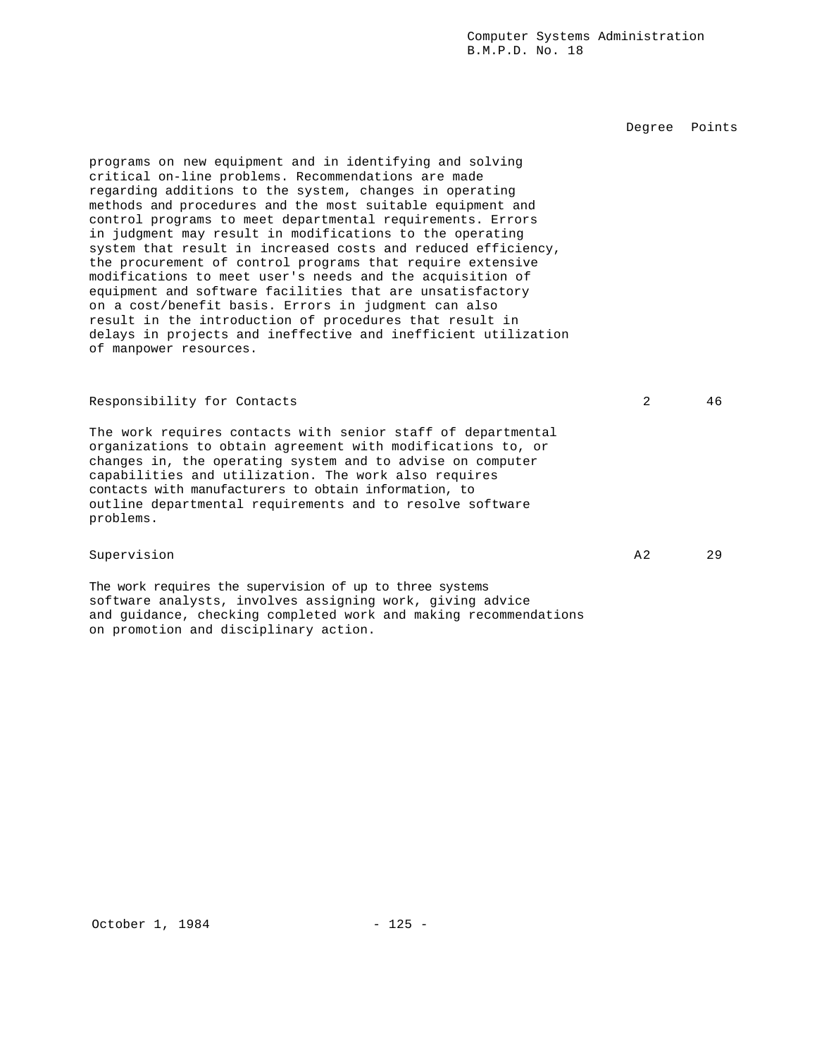| | Degree | Points |
|---|---|---|

programs on new equipment and in identifying and solving critical on-line problems. Recommendations are made regarding additions to the system, changes in operating methods and procedures and the most suitable equipment and control programs to meet departmental requirements. Errors in judgment may result in modifications to the operating system that result in increased costs and reduced efficiency, the procurement of control programs that require extensive modifications to meet user's needs and the acquisition of equipment and software facilities that are unsatisfactory on a cost/benefit basis. Errors in judgment can also result in the introduction of procedures that result in delays in projects and ineffective and inefficient utilization of manpower resources.

| | Degree | Points |
|---|---|---|
| Responsibility for Contacts | 2 | 46 |

The work requires contacts with senior staff of departmental organizations to obtain agreement with modifications to, or changes in, the operating system and to advise on computer capabilities and utilization. The work also requires contacts with manufacturers to obtain information, to outline departmental requirements and to resolve software problems.

| | Degree | Points |
|---|---|---|
| Supervision | A2 | 29 |

The work requires the supervision of up to three systems software analysts, involves assigning work, giving advice and guidance, checking completed work and making recommendations on promotion and disciplinary action.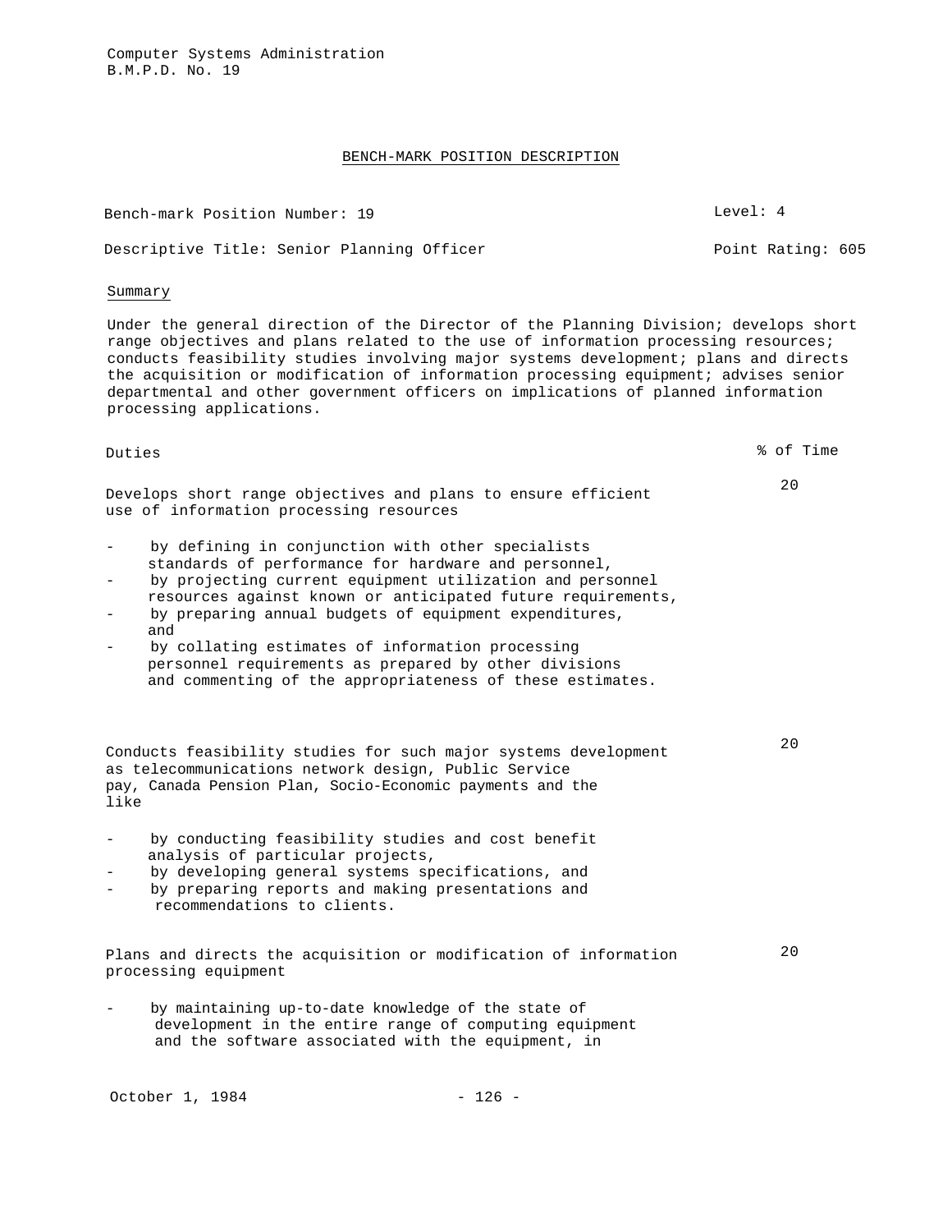# BENCH-MARK POSITION DESCRIPTION

Bench-mark Position Number: 19 — Level: 4

Descriptive Title: Senior Planning Officer — Point Rating: 605

## Summary

Under the general direction of the Director of the Planning Division; develops short range objectives and plans related to the use of information processing resources; conducts feasibility studies involving major systems development; plans and directs the acquisition or modification of information processing equipment; advises senior departmental and other government officers on implications of planned information processing applications.

## Duties

| Duties | % of Time |
|---|---|
| Develops short range objectives and plans to ensure efficient use of information processing resources | 20 |

- by defining in conjunction with other specialists standards of performance for hardware and personnel,
- by projecting current equipment utilization and personnel resources against known or anticipated future requirements,
- by preparing annual budgets of equipment expenditures, and
- by collating estimates of information processing personnel requirements as prepared by other divisions and commenting of the appropriateness of these estimates.

| Duties | % of Time |
|---|---|
| Conducts feasibility studies for such major systems development as telecommunications network design, Public Service pay, Canada Pension Plan, Socio-Economic payments and the like | 20 |

- by conducting feasibility studies and cost benefit analysis of particular projects,
- by developing general systems specifications, and
- by preparing reports and making presentations and recommendations to clients.

| Duties | % of Time |
|---|---|
| Plans and directs the acquisition or modification of information processing equipment | 20 |

- by maintaining up-to-date knowledge of the state of development in the entire range of computing equipment and the software associated with the equipment, in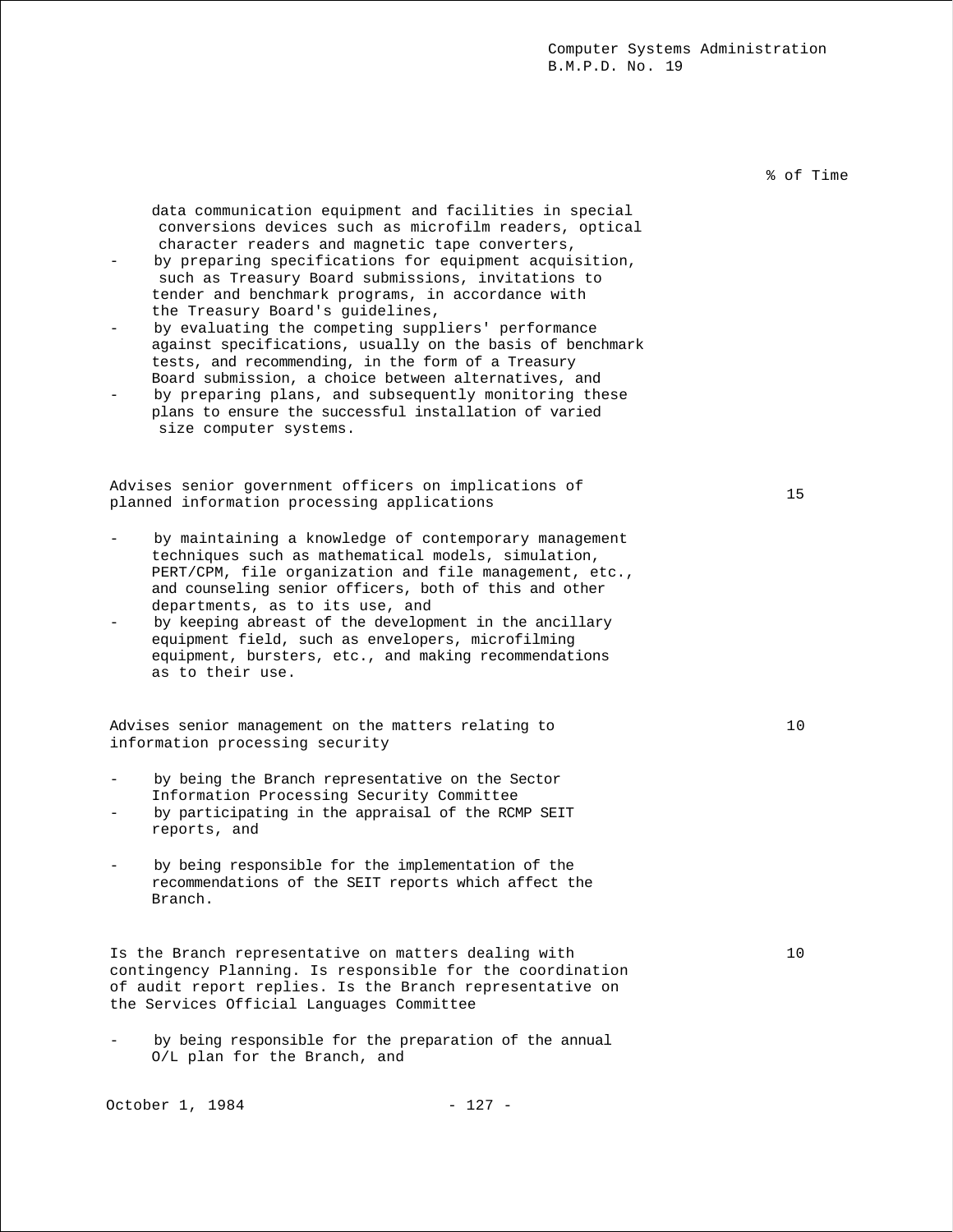| | % of Time |
|---|---|
| data communication equipment and facilities in special conversions devices such as microfilm readers, optical character readers and magnetic tape converters,<br>- by preparing specifications for equipment acquisition, such as Treasury Board submissions, invitations to tender and benchmark programs, in accordance with the Treasury Board's guidelines,<br>- by evaluating the competing suppliers' performance against specifications, usually on the basis of benchmark tests, and recommending, in the form of a Treasury Board submission, a choice between alternatives, and<br>- by preparing plans, and subsequently monitoring these plans to ensure the successful installation of varied size computer systems. | |
| Advises senior government officers on implications of planned information processing applications<br>- by maintaining a knowledge of contemporary management techniques such as mathematical models, simulation, PERT/CPM, file organization and file management, etc., and counseling senior officers, both of this and other departments, as to its use, and<br>- by keeping abreast of the development in the ancillary equipment field, such as envelopers, microfilming equipment, bursters, etc., and making recommendations as to their use. | 15 |
| Advises senior management on the matters relating to information processing security<br>- by being the Branch representative on the Sector Information Processing Security Committee<br>- by participating in the appraisal of the RCMP SEIT reports, and<br>- by being responsible for the implementation of the recommendations of the SEIT reports which affect the Branch. | 10 |
| Is the Branch representative on matters dealing with contingency Planning. Is responsible for the coordination of audit report replies. Is the Branch representative on the Services Official Languages Committee<br>- by being responsible for the preparation of the annual O/L plan for the Branch, and | 10 |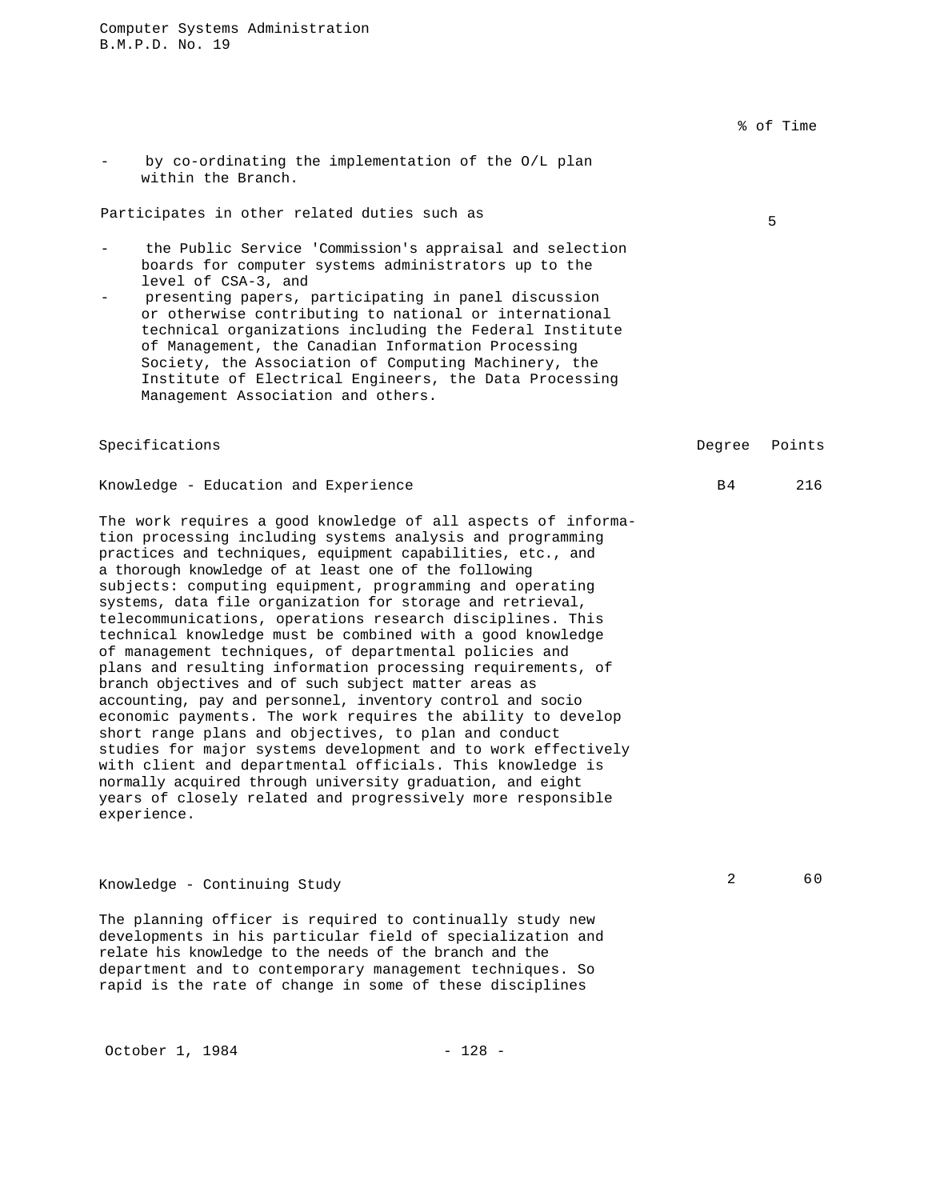% of Time

- by co-ordinating the implementation of the O/L plan within the Branch.

Participates in other related duties such as — 5

- the Public Service 'Commission's appraisal and selection boards for computer systems administrators up to the level of CSA-3, and
- presenting papers, participating in panel discussion or otherwise contributing to national or international technical organizations including the Federal Institute of Management, the Canadian Information Processing Society, the Association of Computing Machinery, the Institute of Electrical Engineers, the Data Processing Management Association and others.

| Specifications | Degree | Points |
|---|---|---|
| Knowledge - Education and Experience | B4 | 216 |

The work requires a good knowledge of all aspects of information processing including systems analysis and programming practices and techniques, equipment capabilities, etc., and a thorough knowledge of at least one of the following subjects: computing equipment, programming and operating systems, data file organization for storage and retrieval, telecommunications, operations research disciplines. This technical knowledge must be combined with a good knowledge of management techniques, of departmental policies and plans and resulting information processing requirements, of branch objectives and of such subject matter areas as accounting, pay and personnel, inventory control and socio economic payments. The work requires the ability to develop short range plans and objectives, to plan and conduct studies for major systems development and to work effectively with client and departmental officials. This knowledge is normally acquired through university graduation, and eight years of closely related and progressively more responsible experience.

| | Degree | Points |
|---|---|---|
| Knowledge - Continuing Study | 2 | 60 |

The planning officer is required to continually study new developments in his particular field of specialization and relate his knowledge to the needs of the branch and the department and to contemporary management techniques. So rapid is the rate of change in some of these disciplines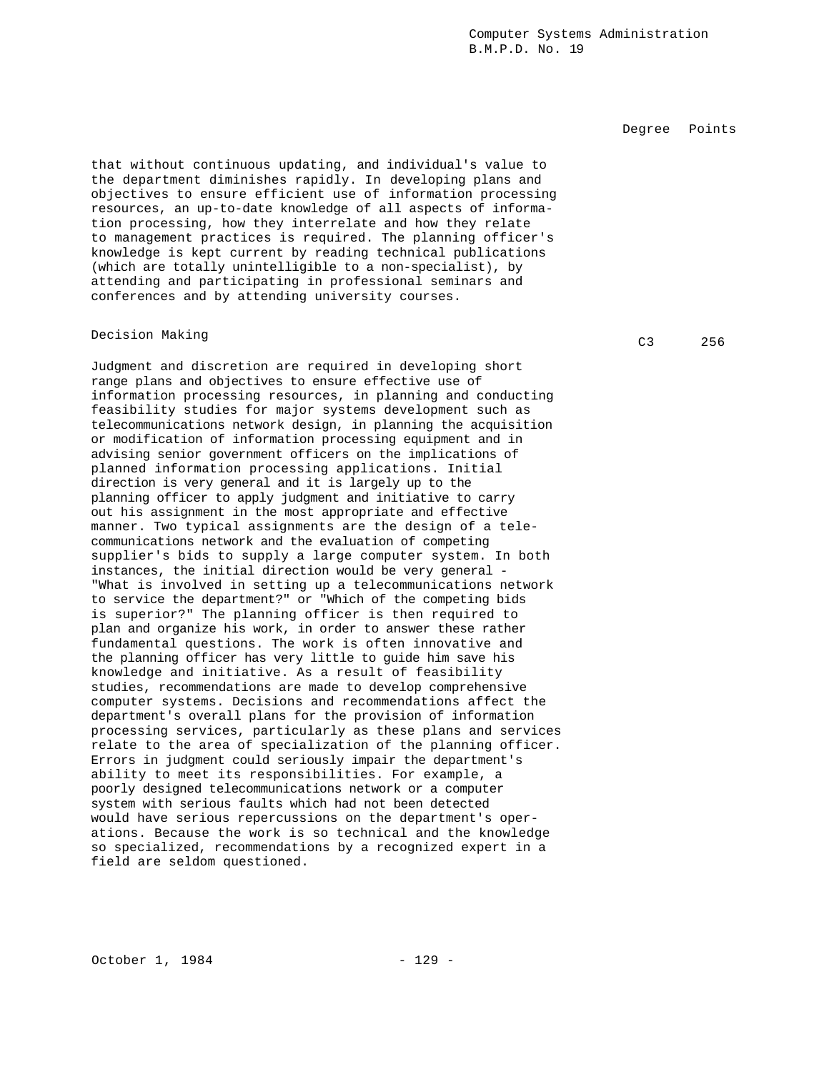| | Degree | Points |
|---|---|---|

that without continuous updating, and individual's value to the department diminishes rapidly. In developing plans and objectives to ensure efficient use of information processing resources, an up-to-date knowledge of all aspects of information processing, how they interrelate and how they relate to management practices is required. The planning officer's knowledge is kept current by reading technical publications (which are totally unintelligible to a non-specialist), by attending and participating in professional seminars and conferences and by attending university courses.

| Decision Making | C3 | 256 |
|---|---|---|

Judgment and discretion are required in developing short range plans and objectives to ensure effective use of information processing resources, in planning and conducting feasibility studies for major systems development such as telecommunications network design, in planning the acquisition or modification of information processing equipment and in advising senior government officers on the implications of planned information processing applications. Initial direction is very general and it is largely up to the planning officer to apply judgment and initiative to carry out his assignment in the most appropriate and effective manner. Two typical assignments are the design of a telecommunications network and the evaluation of competing supplier's bids to supply a large computer system. In both instances, the initial direction would be very general - "What is involved in setting up a telecommunications network to service the department?" or "Which of the competing bids is superior?" The planning officer is then required to plan and organize his work, in order to answer these rather fundamental questions. The work is often innovative and the planning officer has very little to guide him save his knowledge and initiative. As a result of feasibility studies, recommendations are made to develop comprehensive computer systems. Decisions and recommendations affect the department's overall plans for the provision of information processing services, particularly as these plans and services relate to the area of specialization of the planning officer. Errors in judgment could seriously impair the department's ability to meet its responsibilities. For example, a poorly designed telecommunications network or a computer system with serious faults which had not been detected would have serious repercussions on the department's operations. Because the work is so technical and the knowledge so specialized, recommendations by a recognized expert in a field are seldom questioned.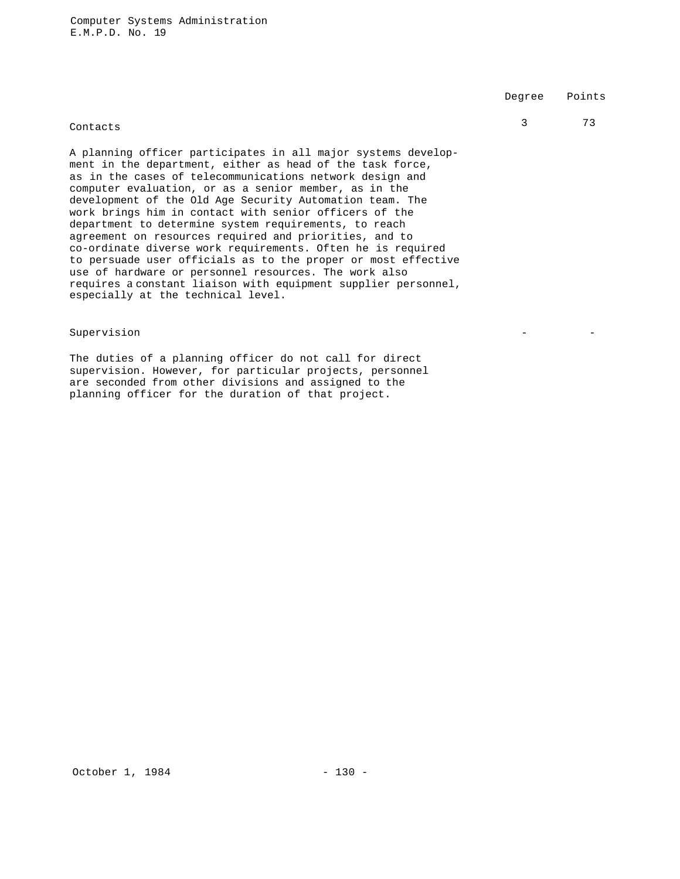| | Degree | Points |
|---|---|---|
| Contacts | 3 | 73 |

A planning officer participates in all major systems development in the department, either as head of the task force, as in the cases of telecommunications network design and computer evaluation, or as a senior member, as in the development of the Old Age Security Automation team. The work brings him in contact with senior officers of the department to determine system requirements, to reach agreement on resources required and priorities, and to co-ordinate diverse work requirements. Often he is required to persuade user officials as to the proper or most effective use of hardware or personnel resources. The work also requires a constant liaison with equipment supplier personnel, especially at the technical level.

| | Degree | Points |
|---|---|---|
| Supervision | - | - |

The duties of a planning officer do not call for direct supervision. However, for particular projects, personnel are seconded from other divisions and assigned to the planning officer for the duration of that project.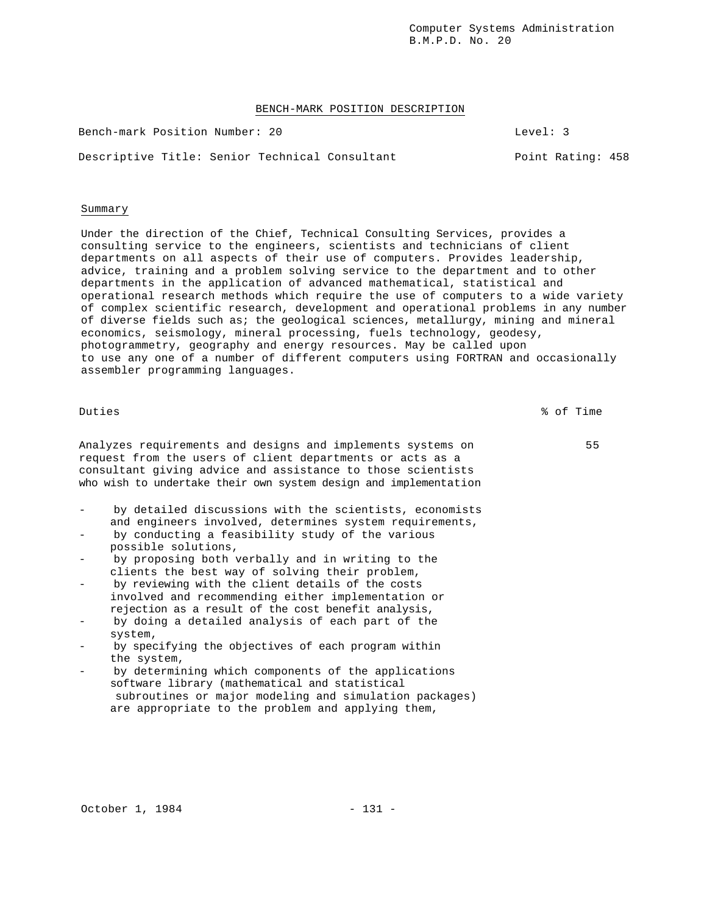## BENCH-MARK POSITION DESCRIPTION

Bench-mark Position Number: 20 | Level: 3

Descriptive Title: Senior Technical Consultant | Point Rating: 458

### Summary

Under the direction of the Chief, Technical Consulting Services, provides a consulting service to the engineers, scientists and technicians of client departments on all aspects of their use of computers. Provides leadership, advice, training and a problem solving service to the department and to other departments in the application of advanced mathematical, statistical and operational research methods which require the use of computers to a wide variety of complex scientific research, development and operational problems in any number of diverse fields such as; the geological sciences, metallurgy, mining and mineral economics, seismology, mineral processing, fuels technology, geodesy, photogrammetry, geography and energy resources. May be called upon to use any one of a number of different computers using FORTRAN and occasionally assembler programming languages.

| Duties | % of Time |
|---|---|
| Analyzes requirements and designs and implements systems on request from the users of client departments or acts as a consultant giving advice and assistance to those scientists who wish to undertake their own system design and implementation | 55 |

- by detailed discussions with the scientists, economists and engineers involved, determines system requirements,
- by conducting a feasibility study of the various possible solutions,
- by proposing both verbally and in writing to the clients the best way of solving their problem,
- by reviewing with the client details of the costs involved and recommending either implementation or rejection as a result of the cost benefit analysis,
- by doing a detailed analysis of each part of the system,
- by specifying the objectives of each program within the system,
- by determining which components of the applications software library (mathematical and statistical subroutines or major modeling and simulation packages) are appropriate to the problem and applying them,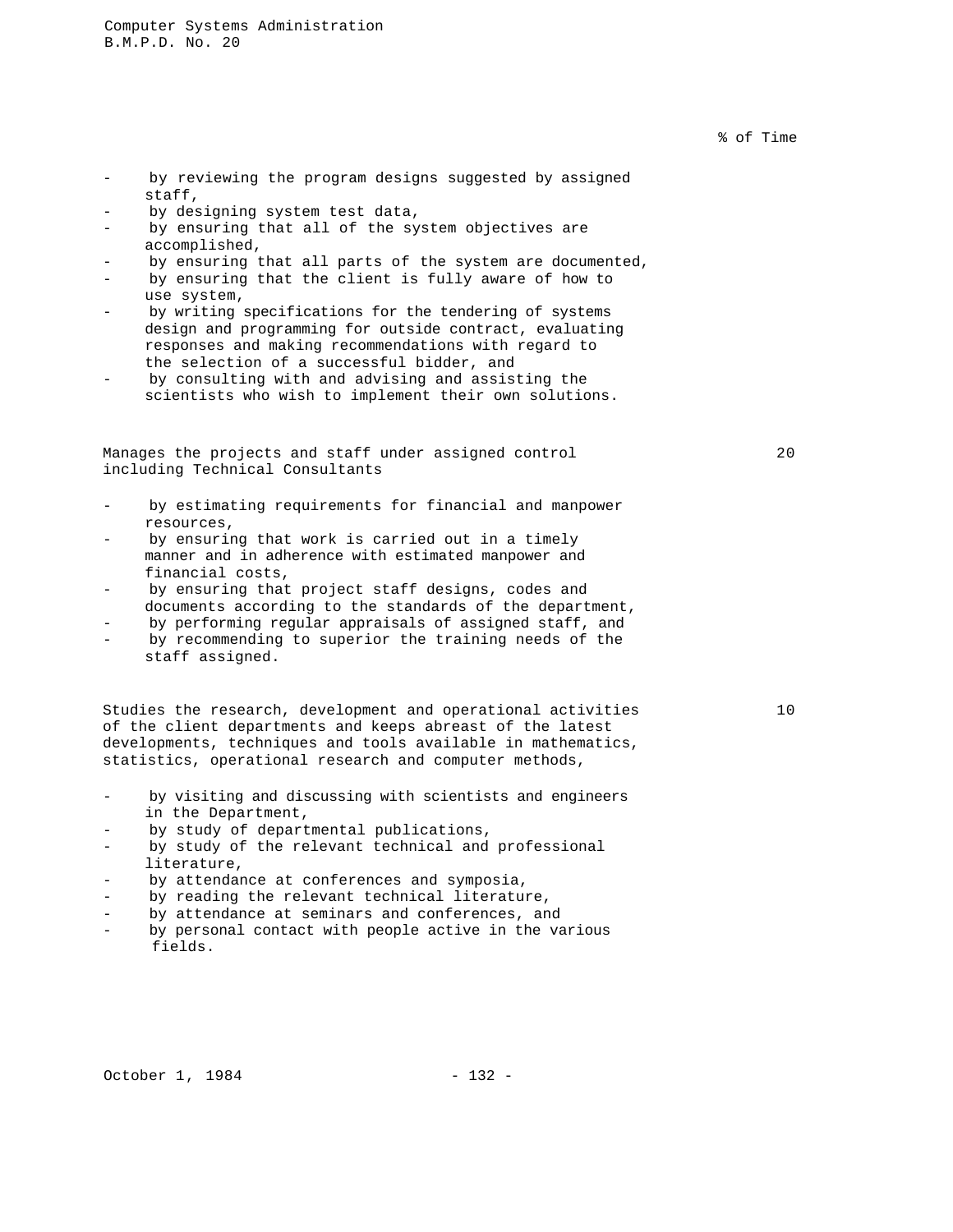% of Time

- by reviewing the program designs suggested by assigned staff,
- by designing system test data,
- by ensuring that all of the system objectives are accomplished,
- by ensuring that all parts of the system are documented,
- by ensuring that the client is fully aware of how to use system,
- by writing specifications for the tendering of systems design and programming for outside contract, evaluating responses and making recommendations with regard to the selection of a successful bidder, and
- by consulting with and advising and assisting the scientists who wish to implement their own solutions.

Manages the projects and staff under assigned control including Technical Consultants — 20

- by estimating requirements for financial and manpower resources,
- by ensuring that work is carried out in a timely manner and in adherence with estimated manpower and financial costs,
- by ensuring that project staff designs, codes and documents according to the standards of the department,
- by performing regular appraisals of assigned staff, and
- by recommending to superior the training needs of the staff assigned.

Studies the research, development and operational activities of the client departments and keeps abreast of the latest developments, techniques and tools available in mathematics, statistics, operational research and computer methods, — 10

- by visiting and discussing with scientists and engineers in the Department,
- by study of departmental publications,
- by study of the relevant technical and professional literature,
- by attendance at conferences and symposia,
- by reading the relevant technical literature,
- by attendance at seminars and conferences, and
- by personal contact with people active in the various fields.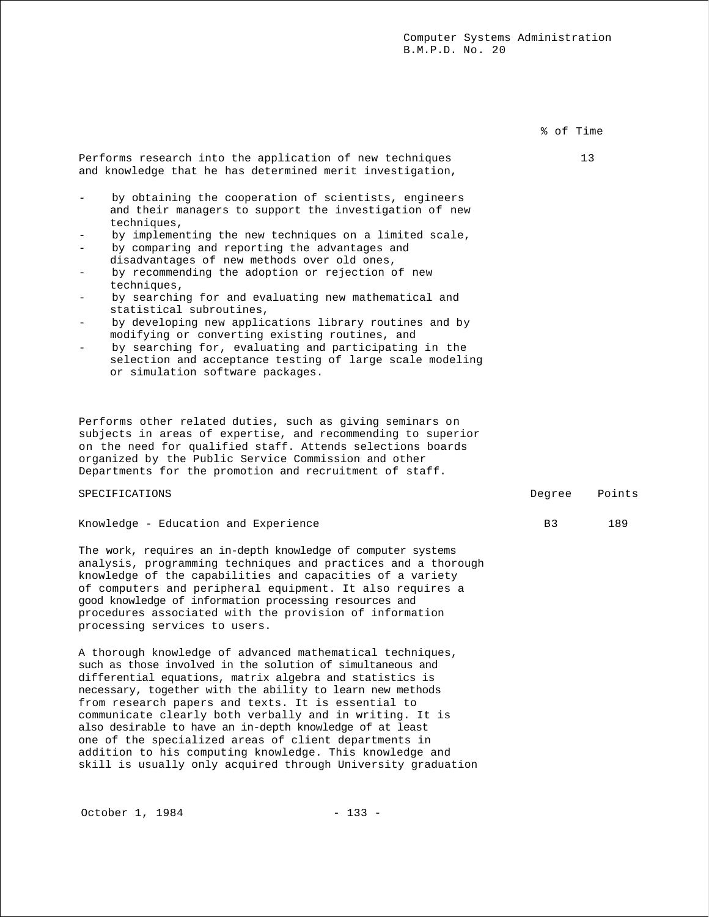| | % of Time |
|---|---|
| Performs research into the application of new techniques and knowledge that he has determined merit investigation, | 13 |

- by obtaining the cooperation of scientists, engineers and their managers to support the investigation of new techniques,
- by implementing the new techniques on a limited scale,
- by comparing and reporting the advantages and disadvantages of new methods over old ones,
- by recommending the adoption or rejection of new techniques,
- by searching for and evaluating new mathematical and statistical subroutines,
- by developing new applications library routines and by modifying or converting existing routines, and
- by searching for, evaluating and participating in the selection and acceptance testing of large scale modeling or simulation software packages.

Performs other related duties, such as giving seminars on subjects in areas of expertise, and recommending to superior on the need for qualified staff. Attends selections boards organized by the Public Service Commission and other Departments for the promotion and recruitment of staff.

| SPECIFICATIONS | Degree | Points |
|---|---|---|
| Knowledge - Education and Experience | B3 | 189 |

The work, requires an in-depth knowledge of computer systems analysis, programming techniques and practices and a thorough knowledge of the capabilities and capacities of a variety of computers and peripheral equipment. It also requires a good knowledge of information processing resources and procedures associated with the provision of information processing services to users.

A thorough knowledge of advanced mathematical techniques, such as those involved in the solution of simultaneous and differential equations, matrix algebra and statistics is necessary, together with the ability to learn new methods from research papers and texts. It is essential to communicate clearly both verbally and in writing. It is also desirable to have an in-depth knowledge of at least one of the specialized areas of client departments in addition to his computing knowledge. This knowledge and skill is usually only acquired through University graduation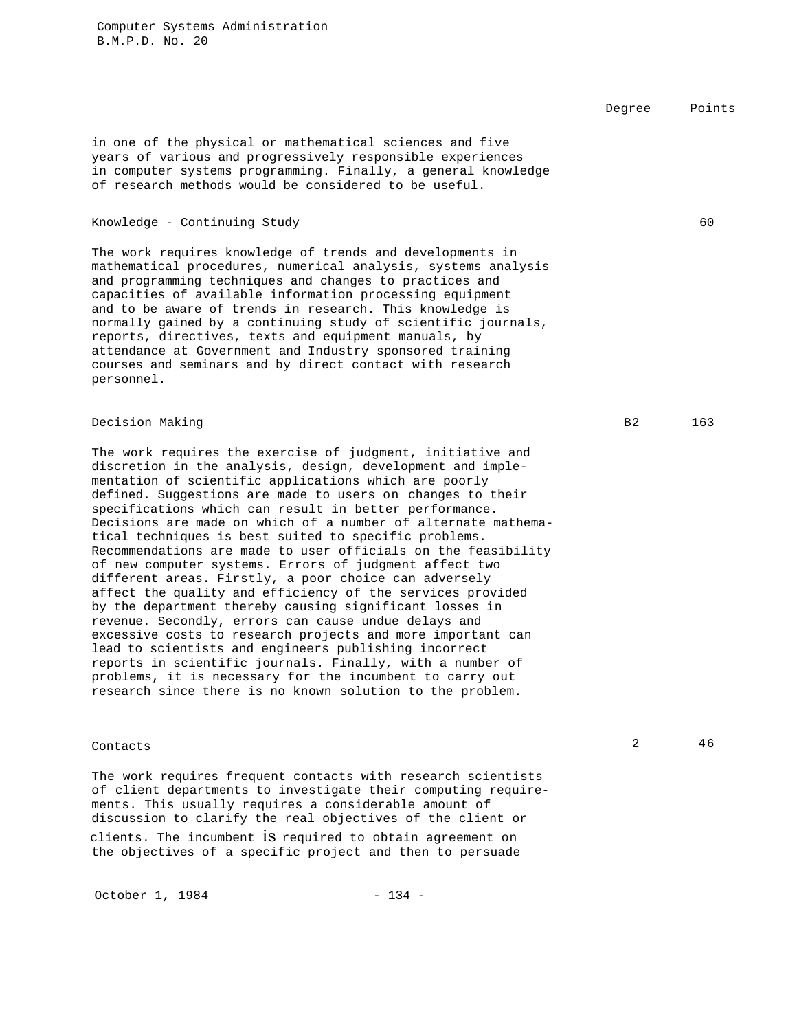| | Degree | Points |
|---|---|---|

in one of the physical or mathematical sciences and five years of various and progressively responsible experiences in computer systems programming. Finally, a general knowledge of research methods would be considered to be useful.

| Knowledge - Continuing Study | | 60 |
|---|---|---|

The work requires knowledge of trends and developments in mathematical procedures, numerical analysis, systems analysis and programming techniques and changes to practices and capacities of available information processing equipment and to be aware of trends in research. This knowledge is normally gained by a continuing study of scientific journals, reports, directives, texts and equipment manuals, by attendance at Government and Industry sponsored training courses and seminars and by direct contact with research personnel.

| Decision Making | B2 | 163 |
|---|---|---|

The work requires the exercise of judgment, initiative and discretion in the analysis, design, development and implementation of scientific applications which are poorly defined. Suggestions are made to users on changes to their specifications which can result in better performance. Decisions are made on which of a number of alternate mathematical techniques is best suited to specific problems. Recommendations are made to user officials on the feasibility of new computer systems. Errors of judgment affect two different areas. Firstly, a poor choice can adversely affect the quality and efficiency of the services provided by the department thereby causing significant losses in revenue. Secondly, errors can cause undue delays and excessive costs to research projects and more important can lead to scientists and engineers publishing incorrect reports in scientific journals. Finally, with a number of problems, it is necessary for the incumbent to carry out research since there is no known solution to the problem.

| Contacts | 2 | 46 |
|---|---|---|

The work requires frequent contacts with research scientists of client departments to investigate their computing requirements. This usually requires a considerable amount of discussion to clarify the real objectives of the client or clients. The incumbent is required to obtain agreement on the objectives of a specific project and then to persuade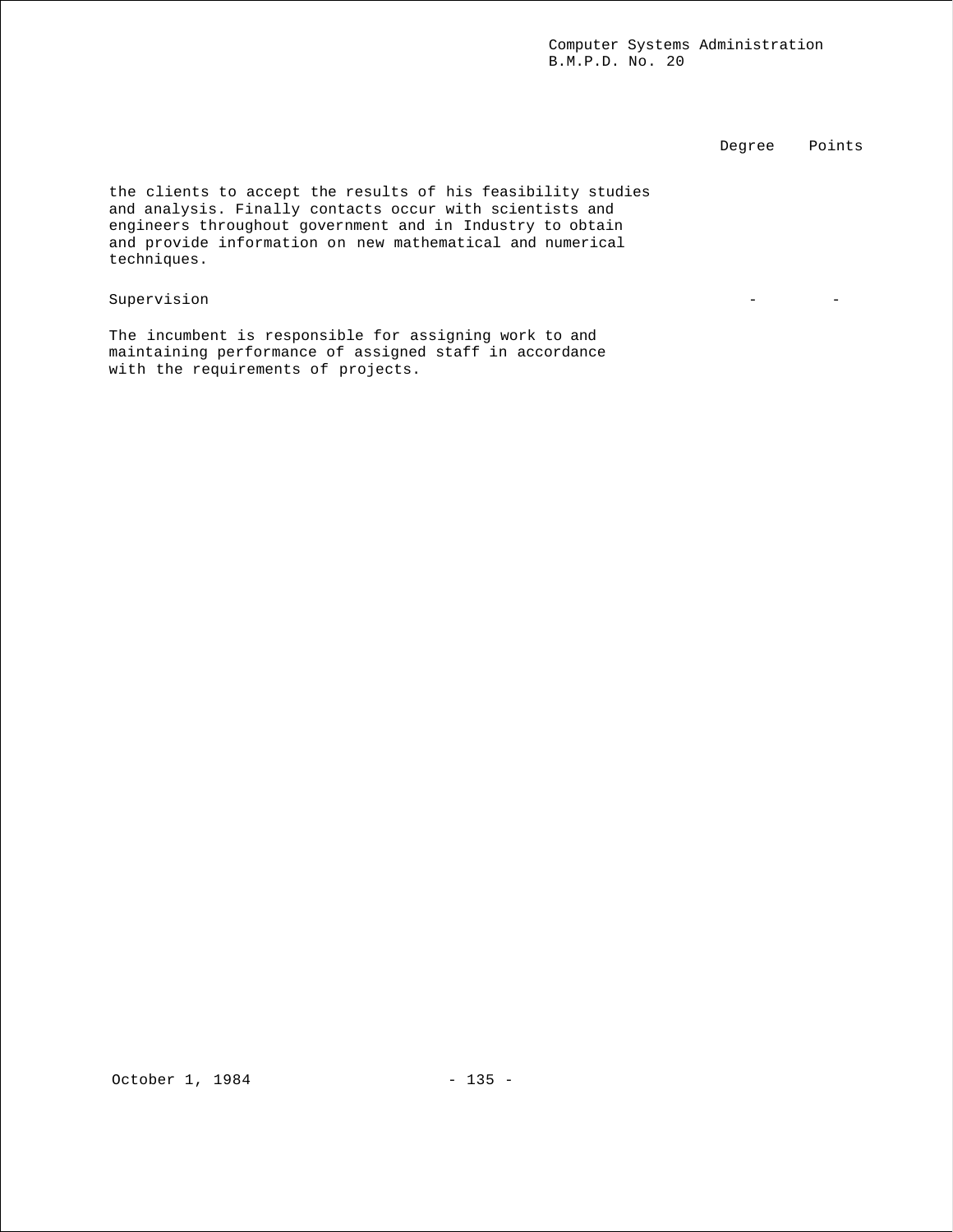| | Degree | Points |
|---|---|---|
| the clients to accept the results of his feasibility studies and analysis. Finally contacts occur with scientists and engineers throughout government and in Industry to obtain and provide information on new mathematical and numerical techniques. | | |
| Supervision | - | - |
| The incumbent is responsible for assigning work to and maintaining performance of assigned staff in accordance with the requirements of projects. | | |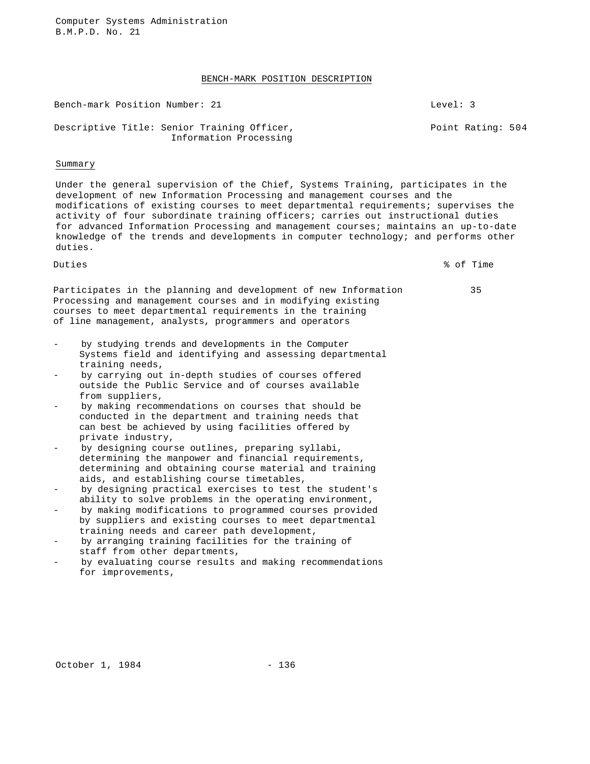Computer Systems Administration
B.M.P.D. No. 21

## BENCH-MARK POSITION DESCRIPTION

Bench-mark Position Number: 21 | Level: 3

Descriptive Title: Senior Training Officer, Information Processing | Point Rating: 504

### Summary

Under the general supervision of the Chief, Systems Training, participates in the development of new Information Processing and management courses and the modifications of existing courses to meet departmental requirements; supervises the activity of four subordinate training officers; carries out instructional duties for advanced Information Processing and management courses; maintains an up-to-date knowledge of the trends and developments in computer technology; and performs other duties.

| Duties | % of Time |
|---|---|
| Participates in the planning and development of new Information Processing and management courses and in modifying existing courses to meet departmental requirements in the training of line management, analysts, programmers and operators | 35 |

- by studying trends and developments in the Computer Systems field and identifying and assessing departmental training needs,
- by carrying out in-depth studies of courses offered outside the Public Service and of courses available from suppliers,
- by making recommendations on courses that should be conducted in the department and training needs that can best be achieved by using facilities offered by private industry,
- by designing course outlines, preparing syllabi, determining the manpower and financial requirements, determining and obtaining course material and training aids, and establishing course timetables,
- by designing practical exercises to test the student's ability to solve problems in the operating environment,
- by making modifications to programmed courses provided by suppliers and existing courses to meet departmental training needs and career path development,
- by arranging training facilities for the training of staff from other departments,
- by evaluating course results and making recommendations for improvements,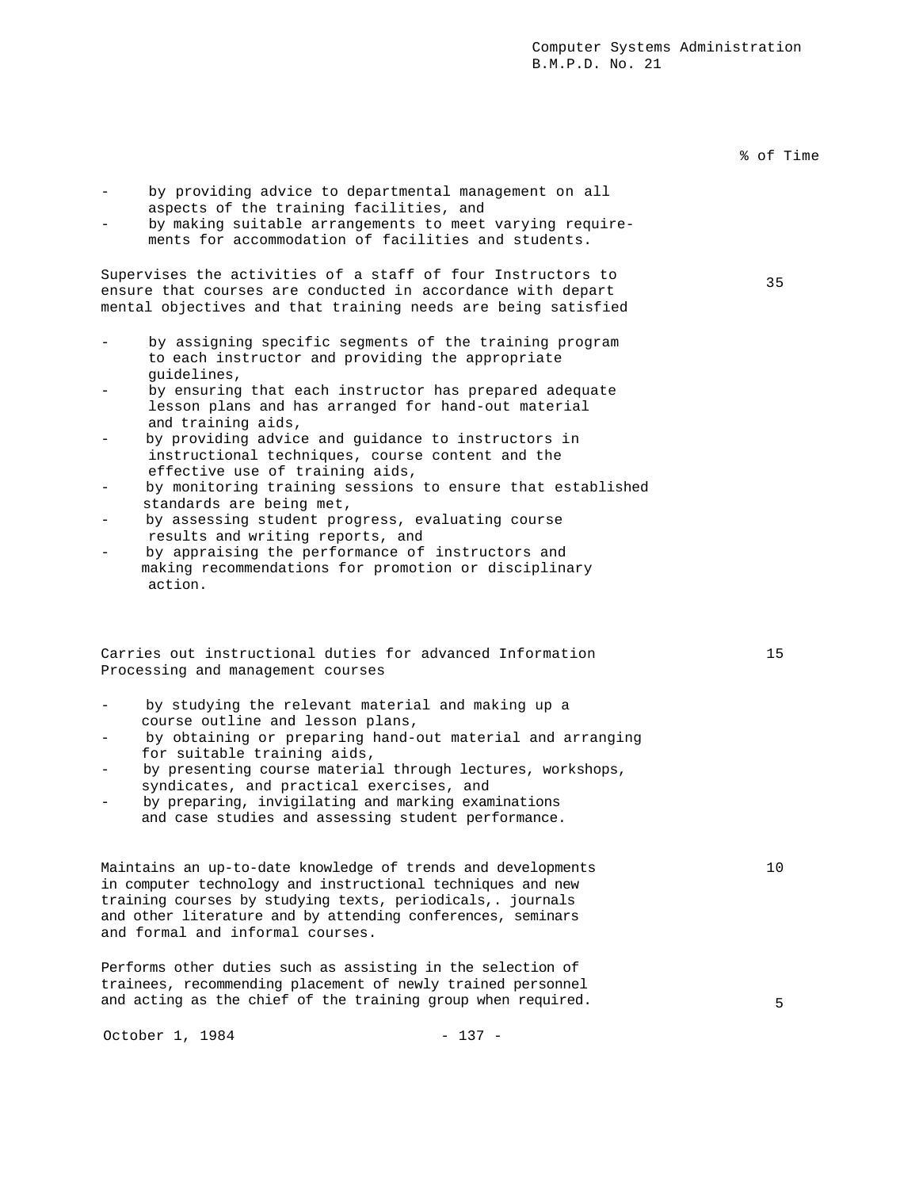| | % of Time |
|---|---|
| - by providing advice to departmental management on all aspects of the training facilities, and<br>- by making suitable arrangements to meet varying requirements for accommodation of facilities and students. | |
| Supervises the activities of a staff of four Instructors to ensure that courses are conducted in accordance with depart mental objectives and that training needs are being satisfied<br><br>- by assigning specific segments of the training program to each instructor and providing the appropriate guidelines,<br>- by ensuring that each instructor has prepared adequate lesson plans and has arranged for hand-out material and training aids,<br>- by providing advice and guidance to instructors in instructional techniques, course content and the effective use of training aids,<br>- by monitoring training sessions to ensure that established standards are being met,<br>- by assessing student progress, evaluating course results and writing reports, and<br>- by appraising the performance of instructors and making recommendations for promotion or disciplinary action. | 35 |
| Carries out instructional duties for advanced Information Processing and management courses<br><br>- by studying the relevant material and making up a course outline and lesson plans,<br>- by obtaining or preparing hand-out material and arranging for suitable training aids,<br>- by presenting course material through lectures, workshops, syndicates, and practical exercises, and<br>- by preparing, invigilating and marking examinations and case studies and assessing student performance. | 15 |
| Maintains an up-to-date knowledge of trends and developments in computer technology and instructional techniques and new training courses by studying texts, periodicals,. journals and other literature and by attending conferences, seminars and formal and informal courses. | 10 |
| Performs other duties such as assisting in the selection of trainees, recommending placement of newly trained personnel and acting as the chief of the training group when required. | 5 |

October 1, 1984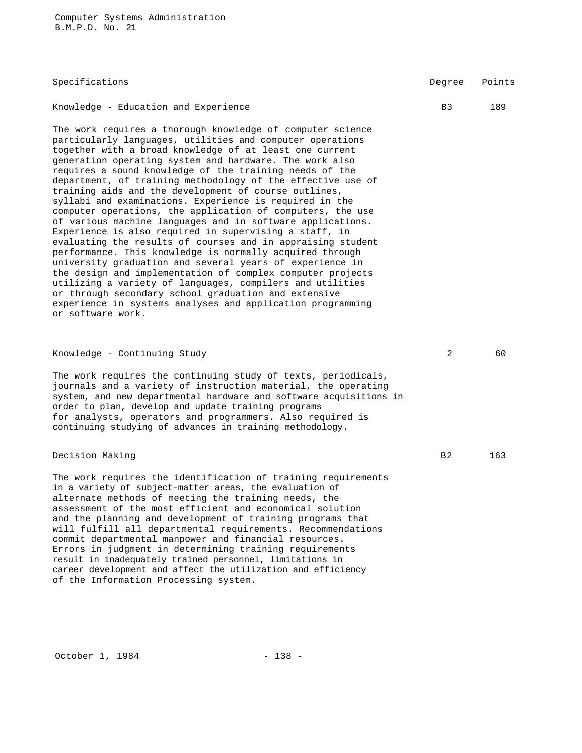| Specifications | Degree | Points |
|---|---|---|
| Knowledge - Education and Experience | B3 | 189 |

The work requires a thorough knowledge of computer science particularly languages, utilities and computer operations together with a broad knowledge of at least one current generation operating system and hardware. The work also requires a sound knowledge of the training needs of the department, of training methodology of the effective use of training aids and the development of course outlines, syllabi and examinations. Experience is required in the computer operations, the application of computers, the use of various machine languages and in software applications. Experience is also required in supervising a staff, in evaluating the results of courses and in appraising student performance. This knowledge is normally acquired through university graduation and several years of experience in the design and implementation of complex computer projects utilizing a variety of languages, compilers and utilities or through secondary school graduation and extensive experience in systems analyses and application programming or software work.

| | | |
|---|---|---|
| Knowledge - Continuing Study | 2 | 60 |

The work requires the continuing study of texts, periodicals, journals and a variety of instruction material, the operating system, and new departmental hardware and software acquisitions in order to plan, develop and update training programs for analysts, operators and programmers. Also required is continuing studying of advances in training methodology.

| | | |
|---|---|---|
| Decision Making | B2 | 163 |

The work requires the identification of training requirements in a variety of subject-matter areas, the evaluation of alternate methods of meeting the training needs, the assessment of the most efficient and economical solution and the planning and development of training programs that will fulfill all departmental requirements. Recommendations commit departmental manpower and financial resources. Errors in judgment in determining training requirements result in inadequately trained personnel, limitations in career development and affect the utilization and efficiency of the Information Processing system.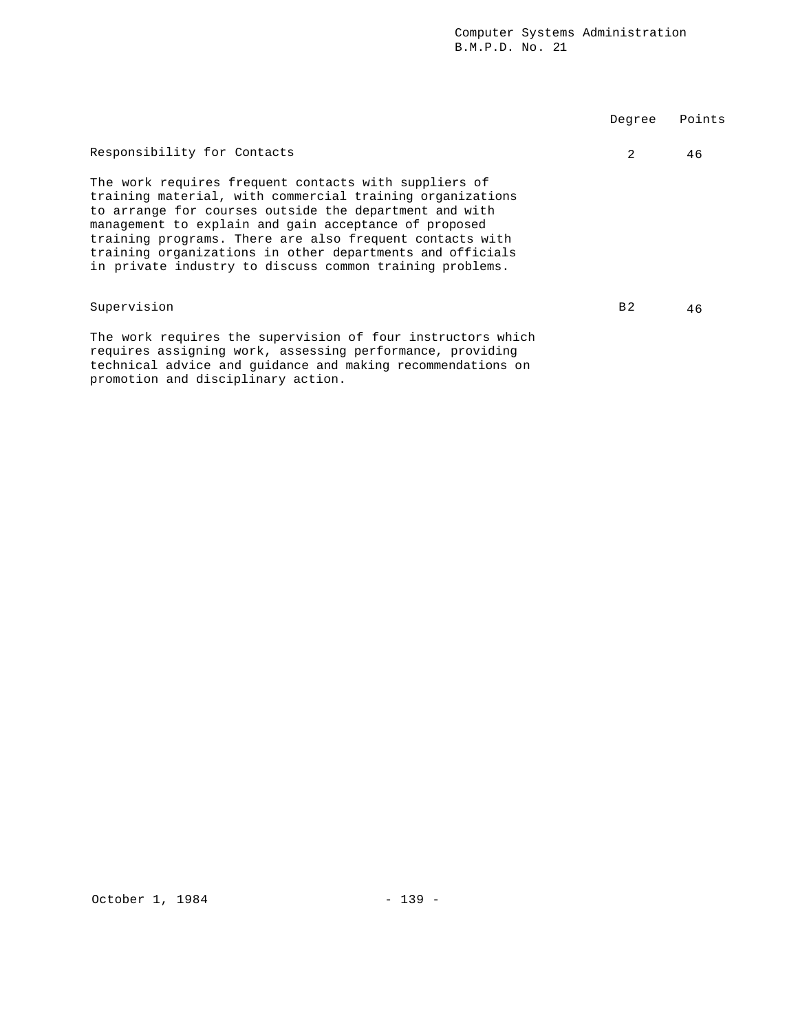| | Degree | Points |
|---|---|---|
| Responsibility for Contacts | 2 | 46 |

The work requires frequent contacts with suppliers of training material, with commercial training organizations to arrange for courses outside the department and with management to explain and gain acceptance of proposed training programs. There are also frequent contacts with training organizations in other departments and officials in private industry to discuss common training problems.

| | Degree | Points |
|---|---|---|
| Supervision | B2 | 46 |

The work requires the supervision of four instructors which requires assigning work, assessing performance, providing technical advice and guidance and making recommendations on promotion and disciplinary action.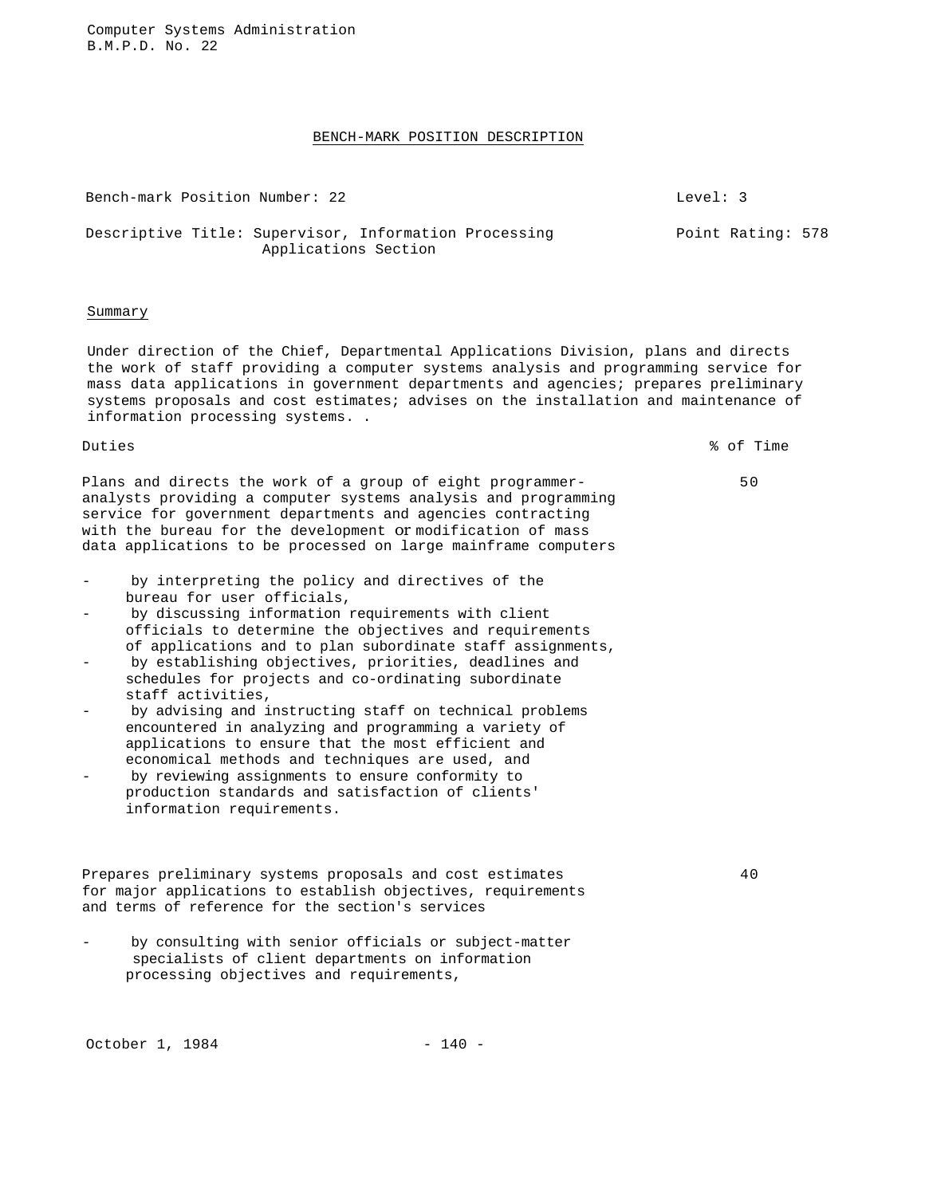Computer Systems Administration
B.M.P.D. No. 22

## BENCH-MARK POSITION DESCRIPTION

Bench-mark Position Number: 22 | Level: 3

Descriptive Title: Supervisor, Information Processing Applications Section | Point Rating: 578

### Summary

Under direction of the Chief, Departmental Applications Division, plans and directs the work of staff providing a computer systems analysis and programming service for mass data applications in government departments and agencies; prepares preliminary systems proposals and cost estimates; advises on the installation and maintenance of information processing systems. .

| Duties | % of Time |
|---|---|
| Plans and directs the work of a group of eight programmer-analysts providing a computer systems analysis and programming service for government departments and agencies contracting with the bureau for the development or modification of mass data applications to be processed on large mainframe computers | 50 |

- by interpreting the policy and directives of the bureau for user officials,
- by discussing information requirements with client officials to determine the objectives and requirements of applications and to plan subordinate staff assignments,
- by establishing objectives, priorities, deadlines and schedules for projects and co-ordinating subordinate staff activities,
- by advising and instructing staff on technical problems encountered in analyzing and programming a variety of applications to ensure that the most efficient and economical methods and techniques are used, and
- by reviewing assignments to ensure conformity to production standards and satisfaction of clients' information requirements.

| | |
|---|---|
| Prepares preliminary systems proposals and cost estimates for major applications to establish objectives, requirements and terms of reference for the section's services | 40 |

- by consulting with senior officials or subject-matter specialists of client departments on information processing objectives and requirements,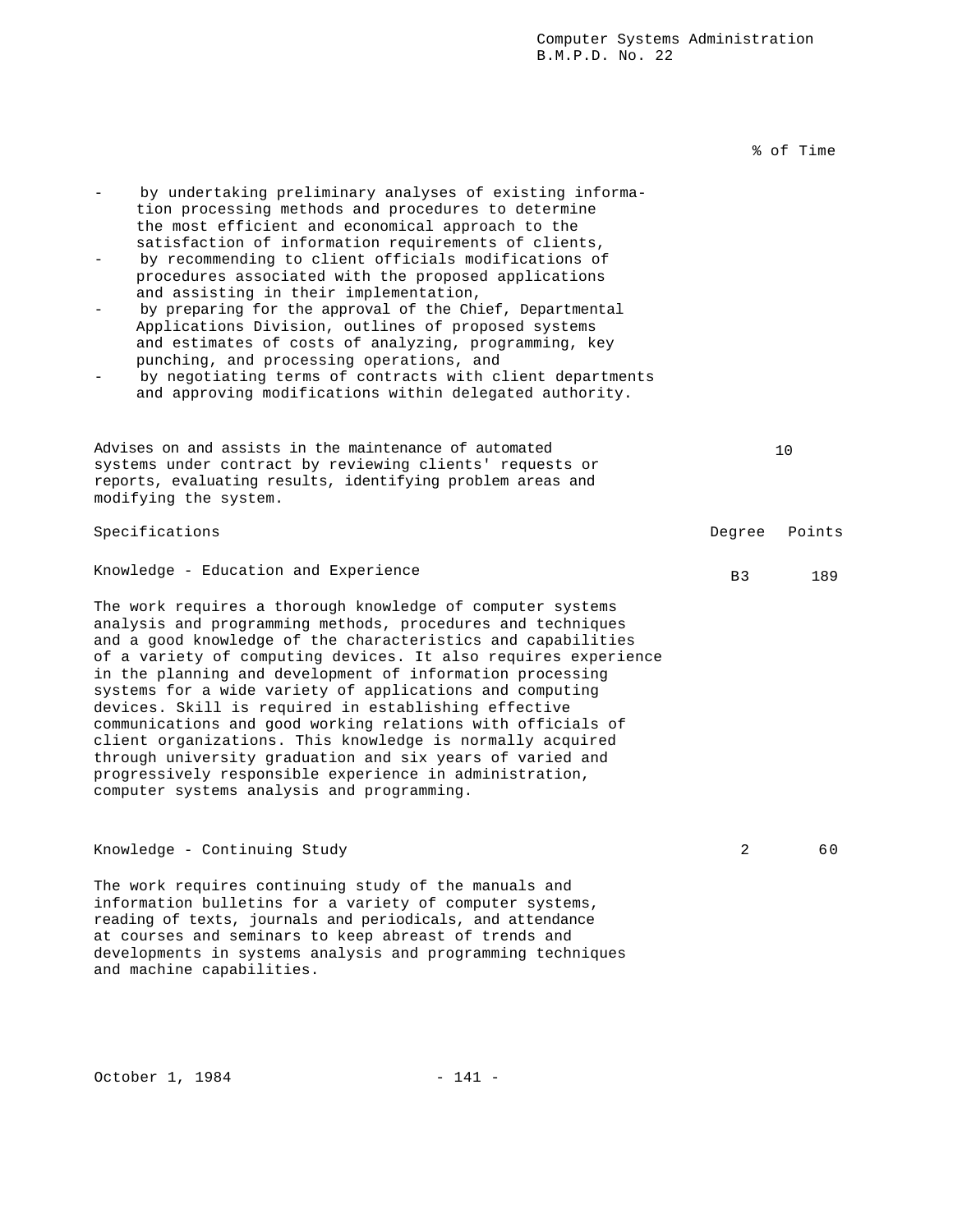% of Time

- by undertaking preliminary analyses of existing information processing methods and procedures to determine the most efficient and economical approach to the satisfaction of information requirements of clients,
- by recommending to client officials modifications of procedures associated with the proposed applications and assisting in their implementation,
- by preparing for the approval of the Chief, Departmental Applications Division, outlines of proposed systems and estimates of costs of analyzing, programming, key punching, and processing operations, and
- by negotiating terms of contracts with client departments and approving modifications within delegated authority.

Advises on and assists in the maintenance of automated systems under contract by reviewing clients' requests or reports, evaluating results, identifying problem areas and modifying the system. — 10

| Specifications | Degree | Points |
|---|---|---|
| Knowledge - Education and Experience | B3 | 189 |

The work requires a thorough knowledge of computer systems analysis and programming methods, procedures and techniques and a good knowledge of the characteristics and capabilities of a variety of computing devices. It also requires experience in the planning and development of information processing systems for a wide variety of applications and computing devices. Skill is required in establishing effective communications and good working relations with officials of client organizations. This knowledge is normally acquired through university graduation and six years of varied and progressively responsible experience in administration, computer systems analysis and programming.

| | Degree | Points |
|---|---|---|
| Knowledge - Continuing Study | 2 | 60 |

The work requires continuing study of the manuals and information bulletins for a variety of computer systems, reading of texts, journals and periodicals, and attendance at courses and seminars to keep abreast of trends and developments in systems analysis and programming techniques and machine capabilities.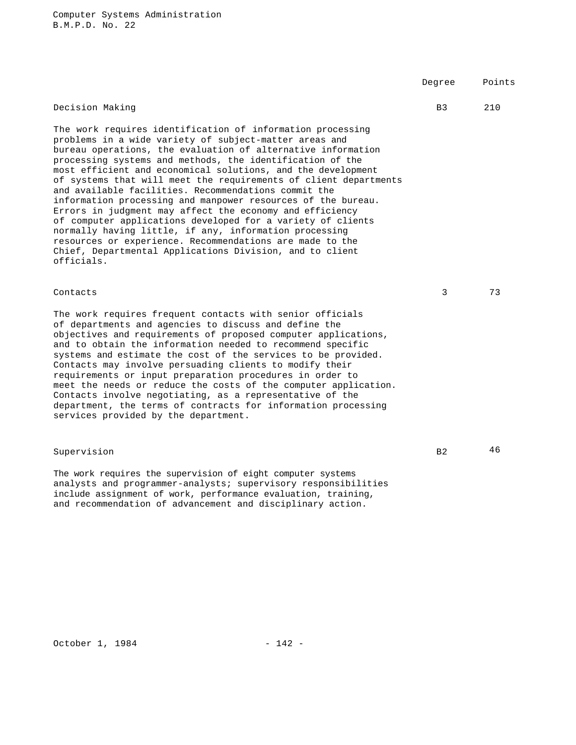| | Degree | Points |
|---|---|---|
| Decision Making | B3 | 210 |

The work requires identification of information processing problems in a wide variety of subject-matter areas and bureau operations, the evaluation of alternative information processing systems and methods, the identification of the most efficient and economical solutions, and the development of systems that will meet the requirements of client departments and available facilities. Recommendations commit the information processing and manpower resources of the bureau. Errors in judgment may affect the economy and efficiency of computer applications developed for a variety of clients normally having little, if any, information processing resources or experience. Recommendations are made to the Chief, Departmental Applications Division, and to client officials.

| | Degree | Points |
|---|---|---|
| Contacts | 3 | 73 |

The work requires frequent contacts with senior officials of departments and agencies to discuss and define the objectives and requirements of proposed computer applications, and to obtain the information needed to recommend specific systems and estimate the cost of the services to be provided. Contacts may involve persuading clients to modify their requirements or input preparation procedures in order to meet the needs or reduce the costs of the computer application. Contacts involve negotiating, as a representative of the department, the terms of contracts for information processing services provided by the department.

| | Degree | Points |
|---|---|---|
| Supervision | B2 | 46 |

The work requires the supervision of eight computer systems analysts and programmer-analysts; supervisory responsibilities include assignment of work, performance evaluation, training, and recommendation of advancement and disciplinary action.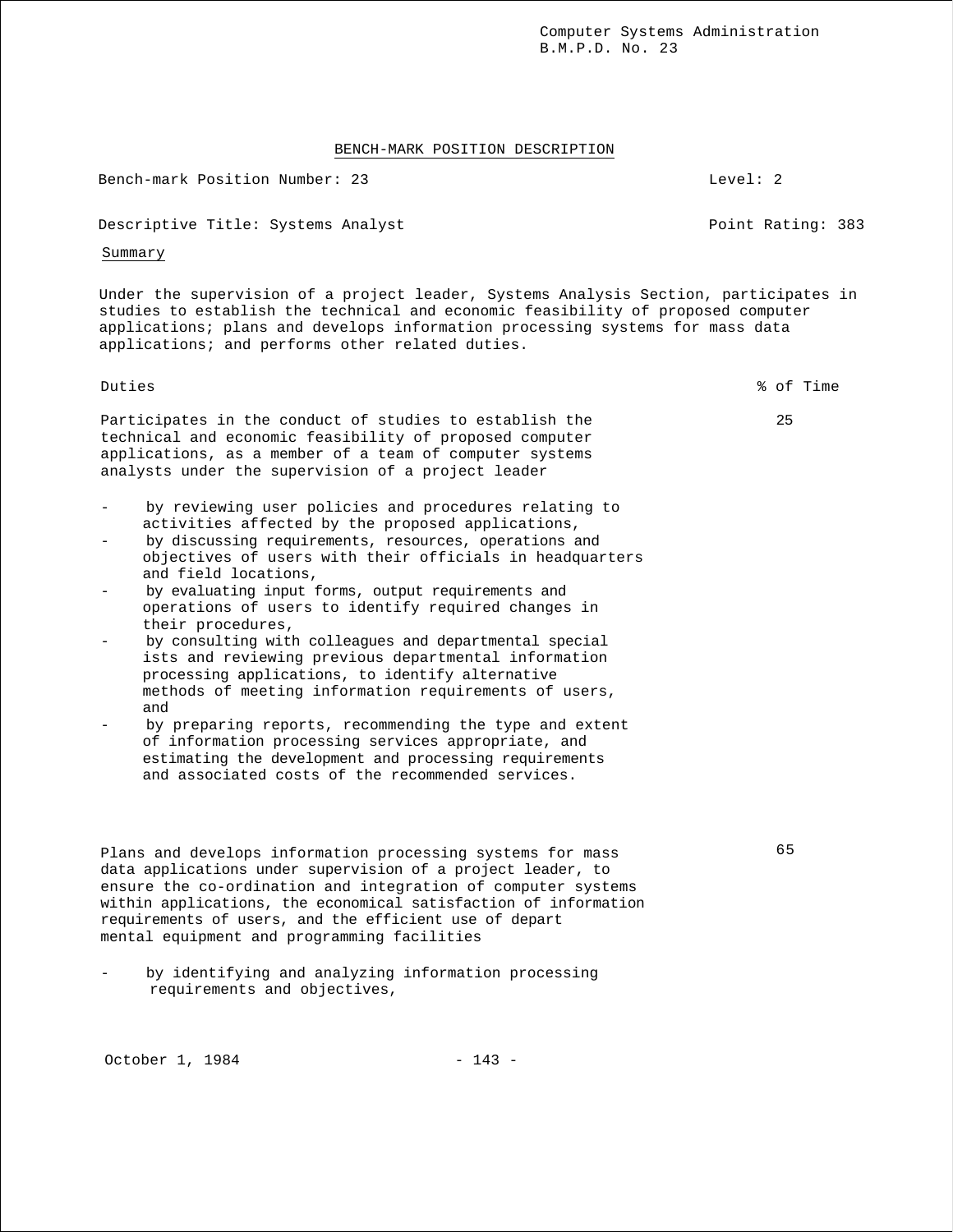## BENCH-MARK POSITION DESCRIPTION

Bench-mark Position Number: 23 — Level: 2

Descriptive Title: Systems Analyst — Point Rating: 383

### Summary

Under the supervision of a project leader, Systems Analysis Section, participates in studies to establish the technical and economic feasibility of proposed computer applications; plans and develops information processing systems for mass data applications; and performs other related duties.

| Duties | % of Time |
|---|---|
| Participates in the conduct of studies to establish the technical and economic feasibility of proposed computer applications, as a member of a team of computer systems analysts under the supervision of a project leader | 25 |

- by reviewing user policies and procedures relating to activities affected by the proposed applications,
- by discussing requirements, resources, operations and objectives of users with their officials in headquarters and field locations,
- by evaluating input forms, output requirements and operations of users to identify required changes in their procedures,
- by consulting with colleagues and departmental specialists and reviewing previous departmental information processing applications, to identify alternative methods of meeting information requirements of users, and
- by preparing reports, recommending the type and extent of information processing services appropriate, and estimating the development and processing requirements and associated costs of the recommended services.

| Duties | % of Time |
|---|---|
| Plans and develops information processing systems for mass data applications under supervision of a project leader, to ensure the co-ordination and integration of computer systems within applications, the economical satisfaction of information requirements of users, and the efficient use of departmental equipment and programming facilities | 65 |

- by identifying and analyzing information processing requirements and objectives,

October 1, 1984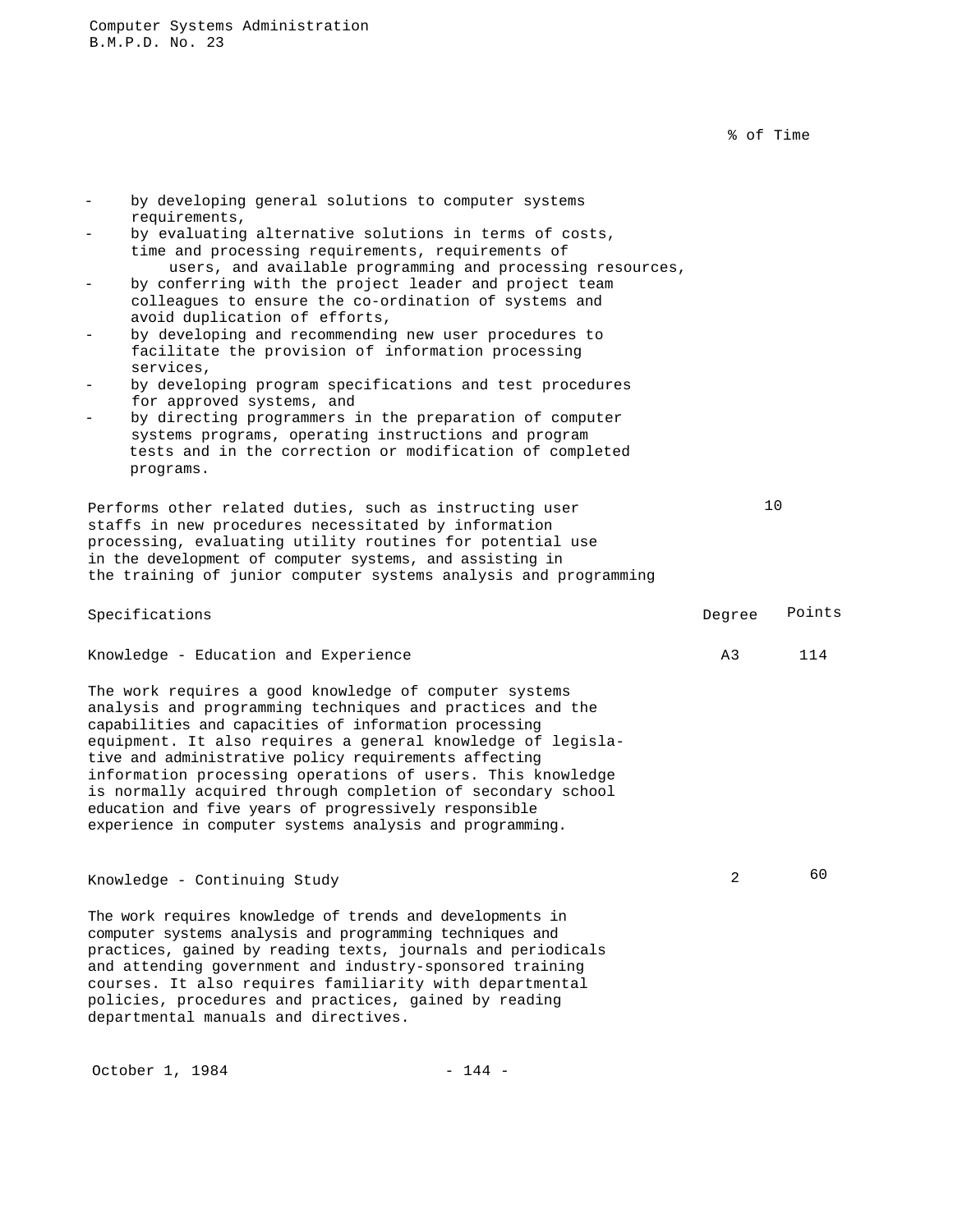% of Time

- by developing general solutions to computer systems requirements,
- by evaluating alternative solutions in terms of costs, time and processing requirements, requirements of users, and available programming and processing resources,
- by conferring with the project leader and project team colleagues to ensure the co-ordination of systems and avoid duplication of efforts,
- by developing and recommending new user procedures to facilitate the provision of information processing services,
- by developing program specifications and test procedures for approved systems, and
- by directing programmers in the preparation of computer systems programs, operating instructions and program tests and in the correction or modification of completed programs.

Performs other related duties, such as instructing user staffs in new procedures necessitated by information processing, evaluating utility routines for potential use in the development of computer systems, and assisting in the training of junior computer systems analysis and programming — 10

| Specifications | Degree | Points |
|---|---|---|
| Knowledge - Education and Experience | A3 | 114 |

The work requires a good knowledge of computer systems analysis and programming techniques and practices and the capabilities and capacities of information processing equipment. It also requires a general knowledge of legislative and administrative policy requirements affecting information processing operations of users. This knowledge is normally acquired through completion of secondary school education and five years of progressively responsible experience in computer systems analysis and programming.

| Specifications | Degree | Points |
|---|---|---|
| Knowledge - Continuing Study | 2 | 60 |

The work requires knowledge of trends and developments in computer systems analysis and programming techniques and practices, gained by reading texts, journals and periodicals and attending government and industry-sponsored training courses. It also requires familiarity with departmental policies, procedures and practices, gained by reading departmental manuals and directives.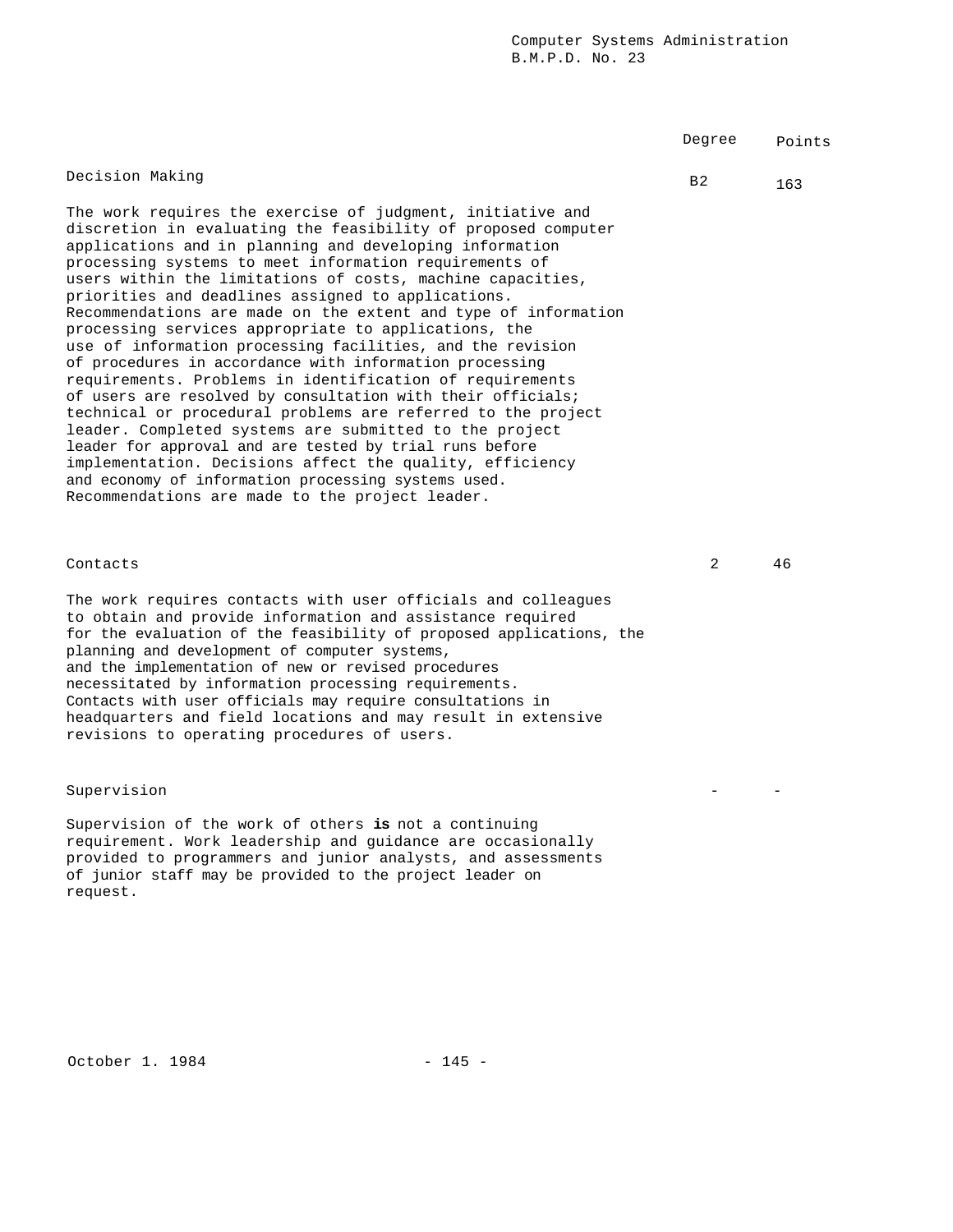| | Degree | Points |
|---|---|---|
| **Decision Making** | B2 | 163 |

The work requires the exercise of judgment, initiative and discretion in evaluating the feasibility of proposed computer applications and in planning and developing information processing systems to meet information requirements of users within the limitations of costs, machine capacities, priorities and deadlines assigned to applications. Recommendations are made on the extent and type of information processing services appropriate to applications, the use of information processing facilities, and the revision of procedures in accordance with information processing requirements. Problems in identification of requirements of users are resolved by consultation with their officials; technical or procedural problems are referred to the project leader. Completed systems are submitted to the project leader for approval and are tested by trial runs before implementation. Decisions affect the quality, efficiency and economy of information processing systems used. Recommendations are made to the project leader.

| | Degree | Points |
|---|---|---|
| **Contacts** | 2 | 46 |

The work requires contacts with user officials and colleagues to obtain and provide information and assistance required for the evaluation of the feasibility of proposed applications, the planning and development of computer systems, and the implementation of new or revised procedures necessitated by information processing requirements. Contacts with user officials may require consultations in headquarters and field locations and may result in extensive revisions to operating procedures of users.

| | Degree | Points |
|---|---|---|
| **Supervision** | - | - |

Supervision of the work of others **is** not a continuing requirement. Work leadership and guidance are occasionally provided to programmers and junior analysts, and assessments of junior staff may be provided to the project leader on request.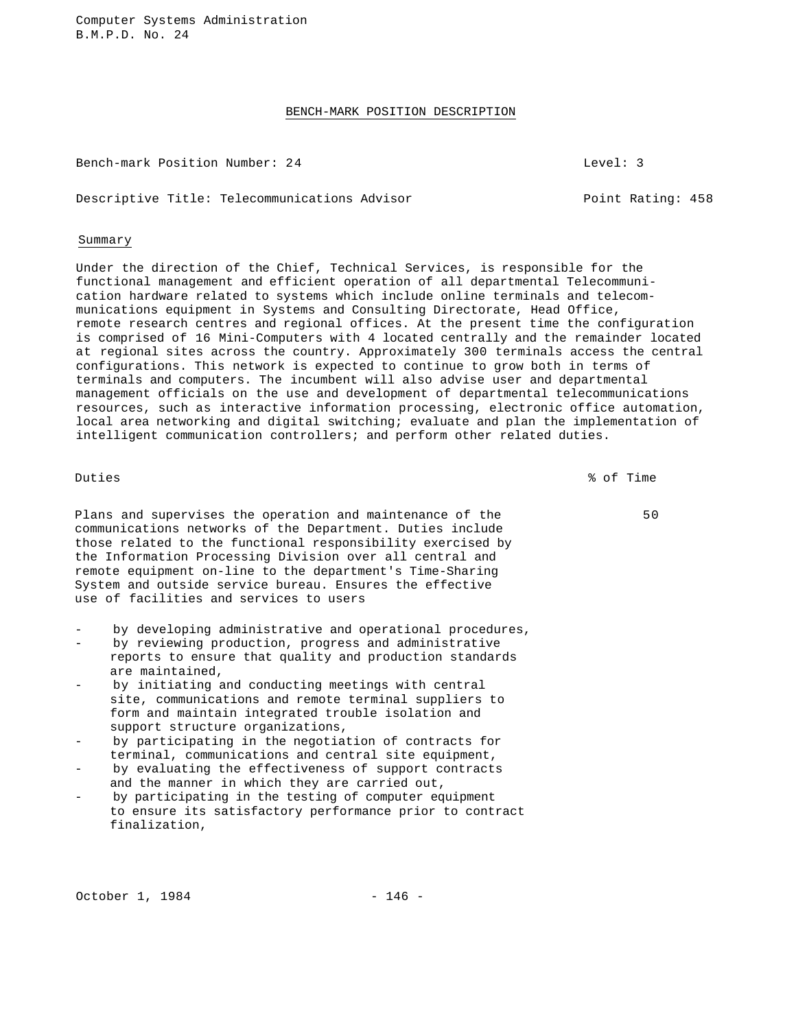# BENCH-MARK POSITION DESCRIPTION

Bench-mark Position Number: 24 Level: 3

Descriptive Title: Telecommunications Advisor Point Rating: 458

## Summary

Under the direction of the Chief, Technical Services, is responsible for the functional management and efficient operation of all departmental Telecommunication hardware related to systems which include online terminals and telecommunications equipment in Systems and Consulting Directorate, Head Office, remote research centres and regional offices. At the present time the configuration is comprised of 16 Mini-Computers with 4 located centrally and the remainder located at regional sites across the country. Approximately 300 terminals access the central configurations. This network is expected to continue to grow both in terms of terminals and computers. The incumbent will also advise user and departmental management officials on the use and development of departmental telecommunications resources, such as interactive information processing, electronic office automation, local area networking and digital switching; evaluate and plan the implementation of intelligent communication controllers; and perform other related duties.

| Duties | % of Time |
|---|---|
| Plans and supervises the operation and maintenance of the communications networks of the Department. Duties include those related to the functional responsibility exercised by the Information Processing Division over all central and remote equipment on-line to the department's Time-Sharing System and outside service bureau. Ensures the effective use of facilities and services to users | 50 |

- by developing administrative and operational procedures,
- by reviewing production, progress and administrative reports to ensure that quality and production standards are maintained,
- by initiating and conducting meetings with central site, communications and remote terminal suppliers to form and maintain integrated trouble isolation and support structure organizations,
- by participating in the negotiation of contracts for terminal, communications and central site equipment,
- by evaluating the effectiveness of support contracts and the manner in which they are carried out,
- by participating in the testing of computer equipment to ensure its satisfactory performance prior to contract finalization,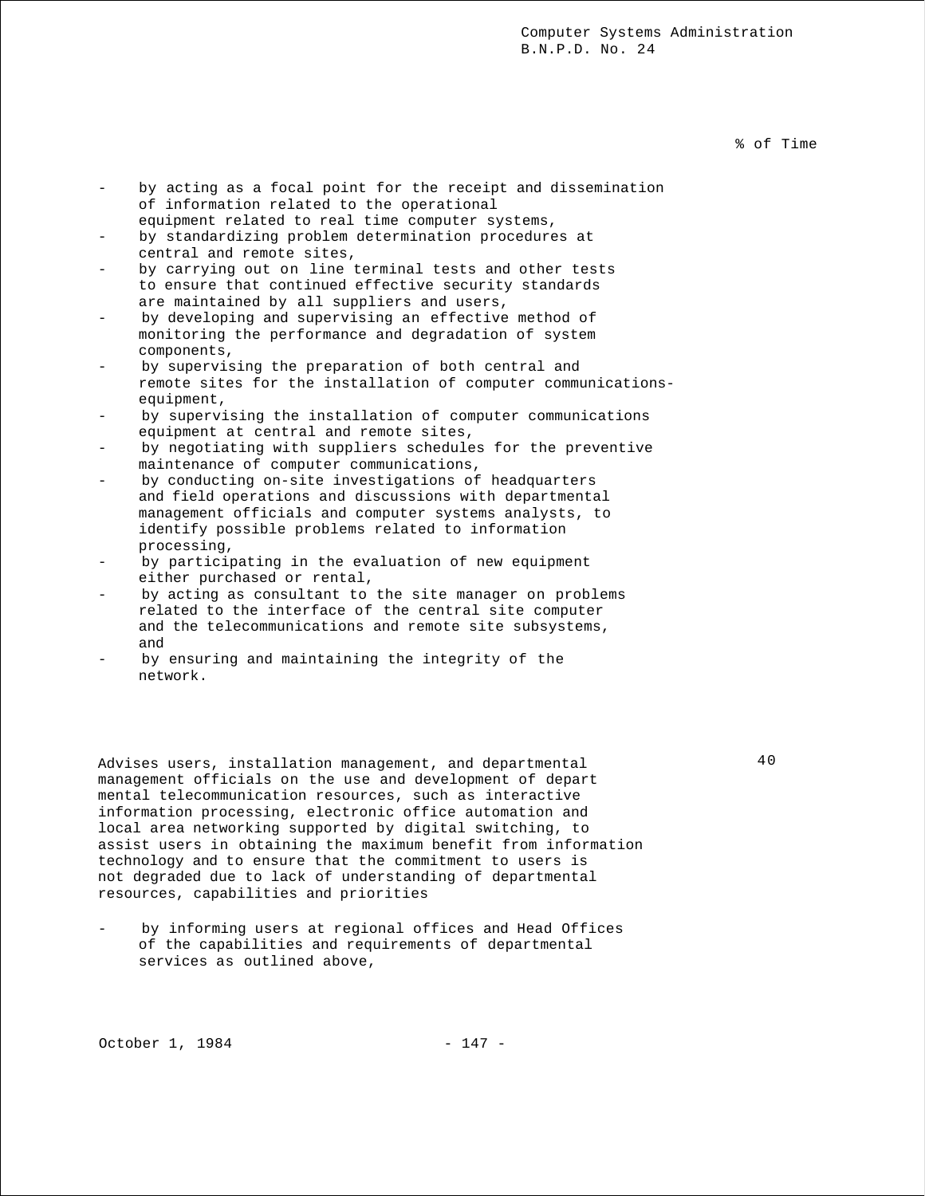% of Time

- by acting as a focal point for the receipt and dissemination of information related to the operational equipment related to real time computer systems,
- by standardizing problem determination procedures at central and remote sites,
- by carrying out on line terminal tests and other tests to ensure that continued effective security standards are maintained by all suppliers and users,
- by developing and supervising an effective method of monitoring the performance and degradation of system components,
- by supervising the preparation of both central and remote sites for the installation of computer communications-equipment,
- by supervising the installation of computer communications equipment at central and remote sites,
- by negotiating with suppliers schedules for the preventive maintenance of computer communications,
- by conducting on-site investigations of headquarters and field operations and discussions with departmental management officials and computer systems analysts, to identify possible problems related to information processing,
- by participating in the evaluation of new equipment either purchased or rental,
- by acting as consultant to the site manager on problems related to the interface of the central site computer and the telecommunications and remote site subsystems, and
- by ensuring and maintaining the integrity of the network.

Advises users, installation management, and departmental management officials on the use and development of depart mental telecommunication resources, such as interactive information processing, electronic office automation and local area networking supported by digital switching, to assist users in obtaining the maximum benefit from information technology and to ensure that the commitment to users is not degraded due to lack of understanding of departmental resources, capabilities and priorities — 40

- by informing users at regional offices and Head Offices of the capabilities and requirements of departmental services as outlined above,

October 1, 1984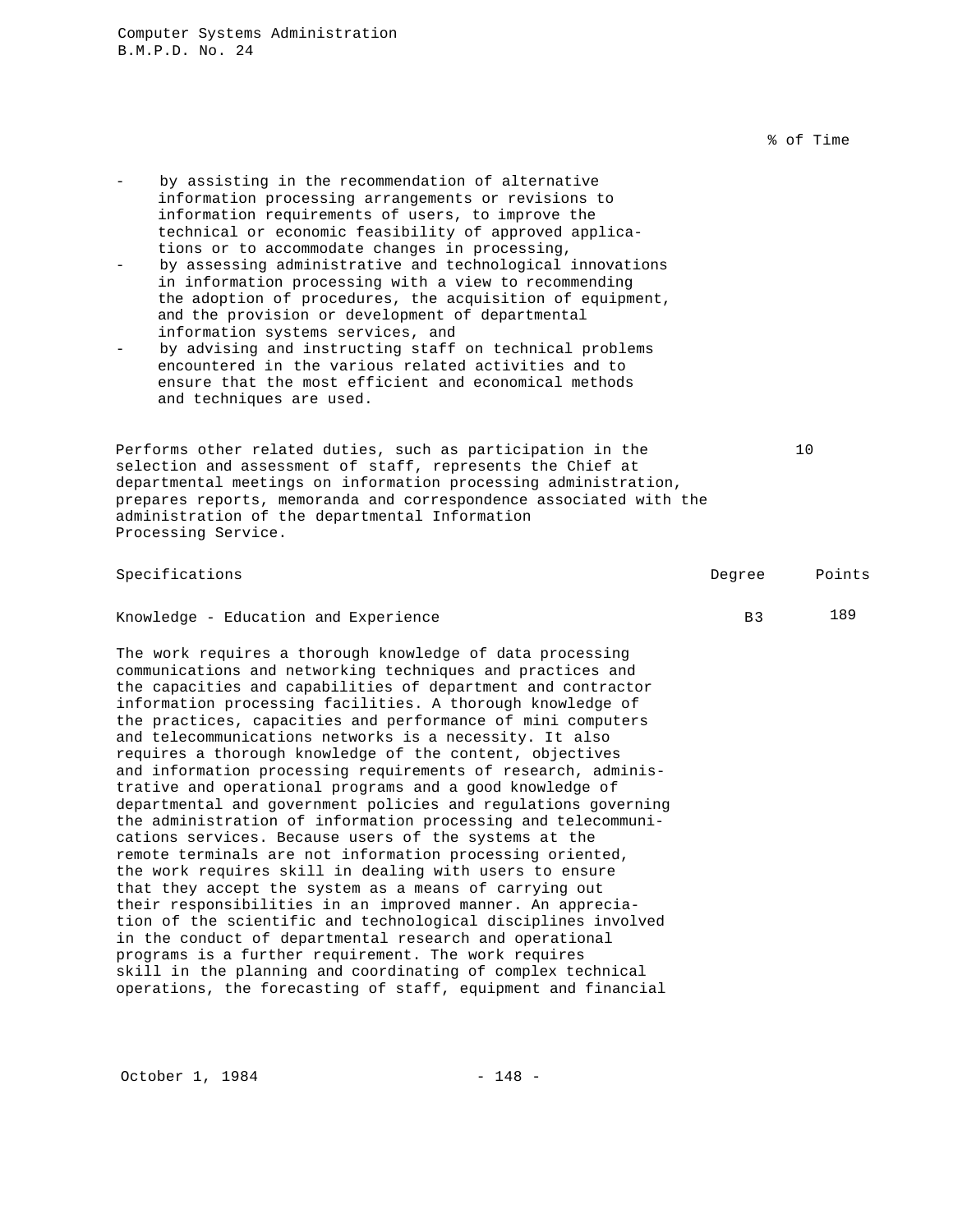% of Time

- by assisting in the recommendation of alternative information processing arrangements or revisions to information requirements of users, to improve the technical or economic feasibility of approved applications or to accommodate changes in processing,
- by assessing administrative and technological innovations in information processing with a view to recommending the adoption of procedures, the acquisition of equipment, and the provision or development of departmental information systems services, and
- by advising and instructing staff on technical problems encountered in the various related activities and to ensure that the most efficient and economical methods and techniques are used.

| | % of Time |
|---|---|
| Performs other related duties, such as participation in the selection and assessment of staff, represents the Chief at departmental meetings on information processing administration, prepares reports, memoranda and correspondence associated with the administration of the departmental Information Processing Service. | 10 |

| Specifications | Degree | Points |
|---|---|---|
| Knowledge - Education and Experience | B3 | 189 |

The work requires a thorough knowledge of data processing communications and networking techniques and practices and the capacities and capabilities of department and contractor information processing facilities. A thorough knowledge of the practices, capacities and performance of mini computers and telecommunications networks is a necessity. It also requires a thorough knowledge of the content, objectives and information processing requirements of research, administrative and operational programs and a good knowledge of departmental and government policies and regulations governing the administration of information processing and telecommunications services. Because users of the systems at the remote terminals are not information processing oriented, the work requires skill in dealing with users to ensure that they accept the system as a means of carrying out their responsibilities in an improved manner. An appreciation of the scientific and technological disciplines involved in the conduct of departmental research and operational programs is a further requirement. The work requires skill in the planning and coordinating of complex technical operations, the forecasting of staff, equipment and financial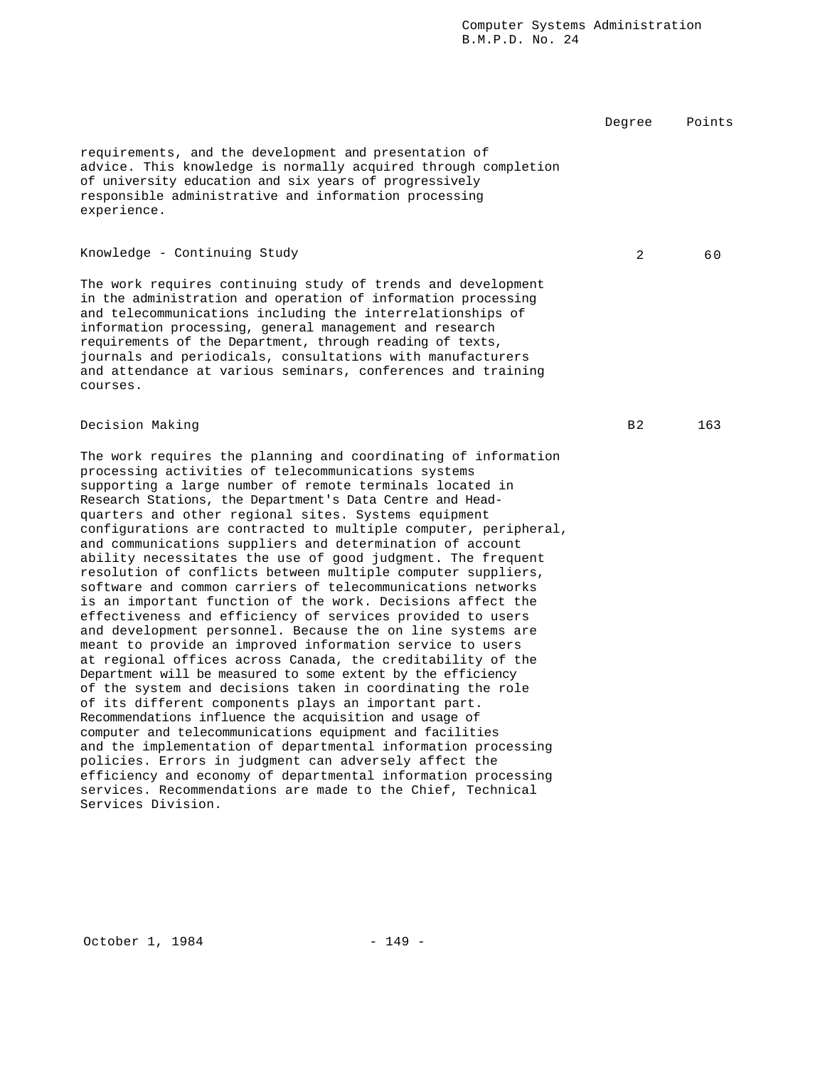| | Degree | Points |
|---|---|---|
| requirements, and the development and presentation of advice. This knowledge is normally acquired through completion of university education and six years of progressively responsible administrative and information processing experience. | | |

**Knowledge - Continuing Study** — Degree 2 — Points 60

The work requires continuing study of trends and development in the administration and operation of information processing and telecommunications including the interrelationships of information processing, general management and research requirements of the Department, through reading of texts, journals and periodicals, consultations with manufacturers and attendance at various seminars, conferences and training courses.

**Decision Making** — Degree B2 — Points 163

The work requires the planning and coordinating of information processing activities of telecommunications systems supporting a large number of remote terminals located in Research Stations, the Department's Data Centre and Head-quarters and other regional sites. Systems equipment configurations are contracted to multiple computer, peripheral, and communications suppliers and determination of account ability necessitates the use of good judgment. The frequent resolution of conflicts between multiple computer suppliers, software and common carriers of telecommunications networks is an important function of the work. Decisions affect the effectiveness and efficiency of services provided to users and development personnel. Because the on line systems are meant to provide an improved information service to users at regional offices across Canada, the creditability of the Department will be measured to some extent by the efficiency of the system and decisions taken in coordinating the role of its different components plays an important part. Recommendations influence the acquisition and usage of computer and telecommunications equipment and facilities and the implementation of departmental information processing policies. Errors in judgment can adversely affect the efficiency and economy of departmental information processing services. Recommendations are made to the Chief, Technical Services Division.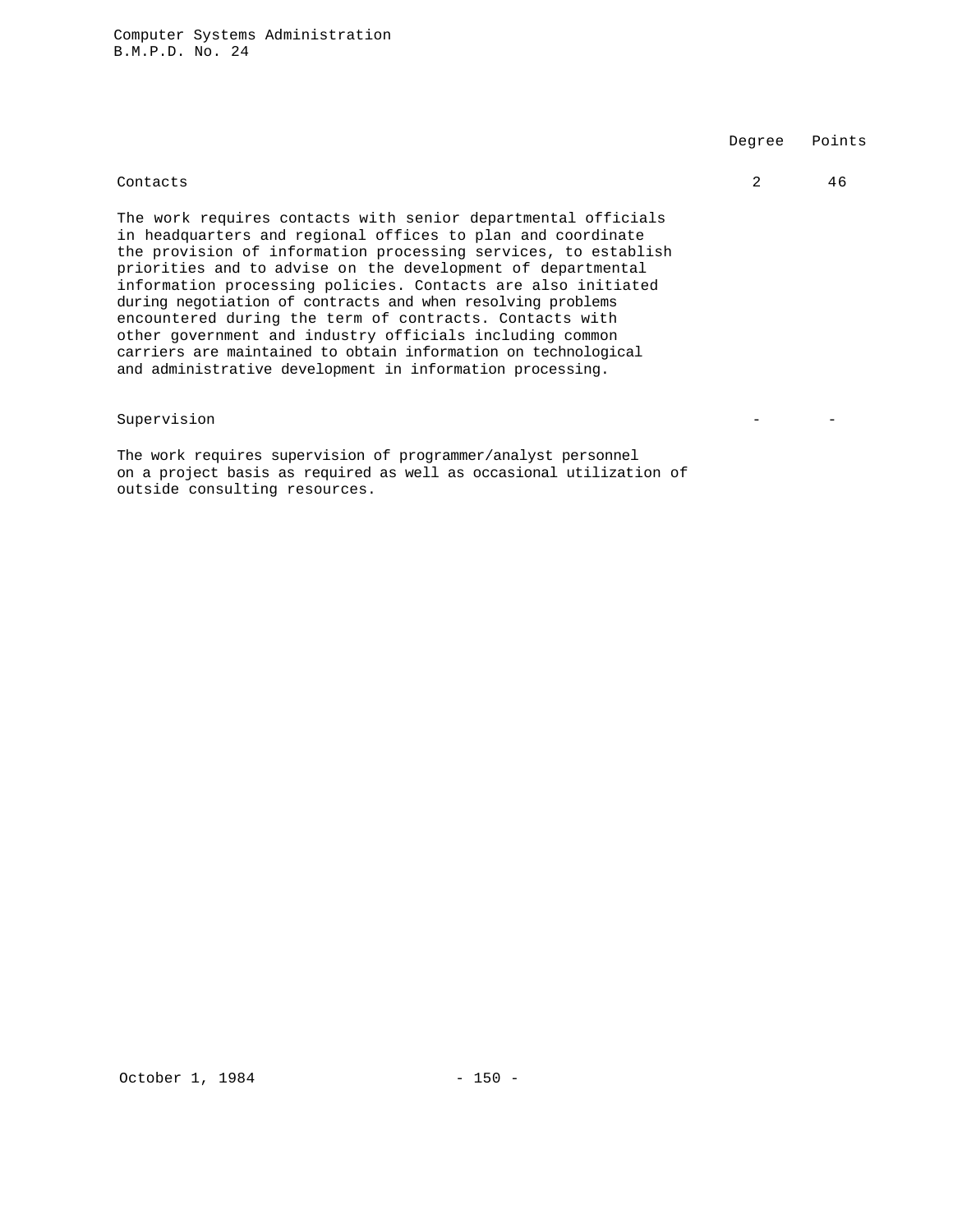| | Degree | Points |
|---|---|---|
| Contacts | 2 | 46 |

The work requires contacts with senior departmental officials in headquarters and regional offices to plan and coordinate the provision of information processing services, to establish priorities and to advise on the development of departmental information processing policies. Contacts are also initiated during negotiation of contracts and when resolving problems encountered during the term of contracts. Contacts with other government and industry officials including common carriers are maintained to obtain information on technological and administrative development in information processing.

| | Degree | Points |
|---|---|---|
| Supervision | - | - |

The work requires supervision of programmer/analyst personnel on a project basis as required as well as occasional utilization of outside consulting resources.